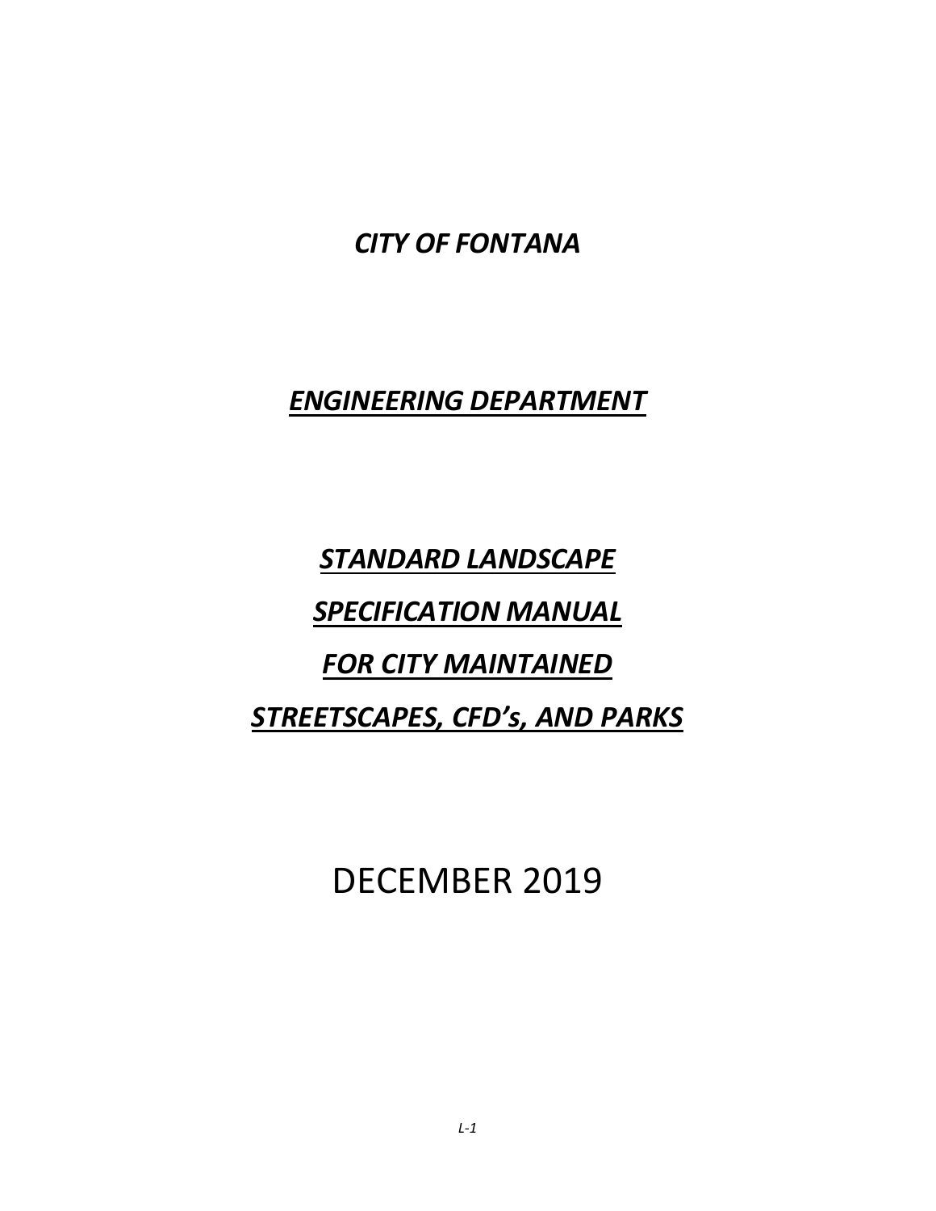***CITY OF FONTANA***

***ENGINEERING DEPARTMENT***

# ***STANDARD LANDSCAPE SPECIFICATION MANUAL FOR CITY MAINTAINED STREETSCAPES, CFD's, AND PARKS***

DECEMBER 2019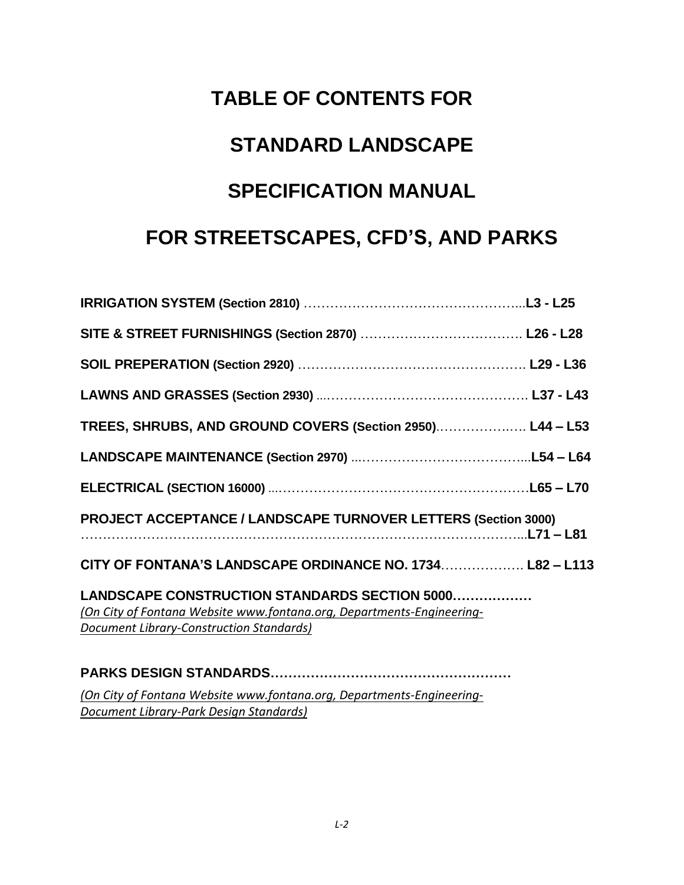# TABLE OF CONTENTS FOR

# STANDARD LANDSCAPE

# SPECIFICATION MANUAL

# FOR STREETSCAPES, CFD'S, AND PARKS

**IRRIGATION SYSTEM (Section 2810)** ……………………………………………...**L3 - L25**

**SITE & STREET FURNISHINGS (Section 2870)** ………………………………. **L26 - L28**

**SOIL PREPERATION (Section 2920)** ……………………………………………. **L29 - L36**

**LAWNS AND GRASSES (Section 2930)** ...……………………………………… **L37 - L43**

**TREES, SHRUBS, AND GROUND COVERS (Section 2950)**………………..…. **L44 – L53**

**LANDSCAPE MAINTENANCE (Section 2970)** ..………………………………...**L54 – L64**

**ELECTRICAL (SECTION 16000)** ...…………………………………………………**L65 – L70**

**PROJECT ACCEPTANCE / LANDSCAPE TURNOVER LETTERS (Section 3000)** ……………………………………………………………………………………...**L71 – L81**

**CITY OF FONTANA'S LANDSCAPE ORDINANCE NO. 1734**………………. **L82 – L113**

**LANDSCAPE CONSTRUCTION STANDARDS SECTION 5000………………**
*(On City of Fontana Website www.fontana.org, Departments-Engineering-Document Library-Construction Standards)*

**PARKS DESIGN STANDARDS………………………………………………**

*(On City of Fontana Website www.fontana.org, Departments-Engineering-Document Library-Park Design Standards)*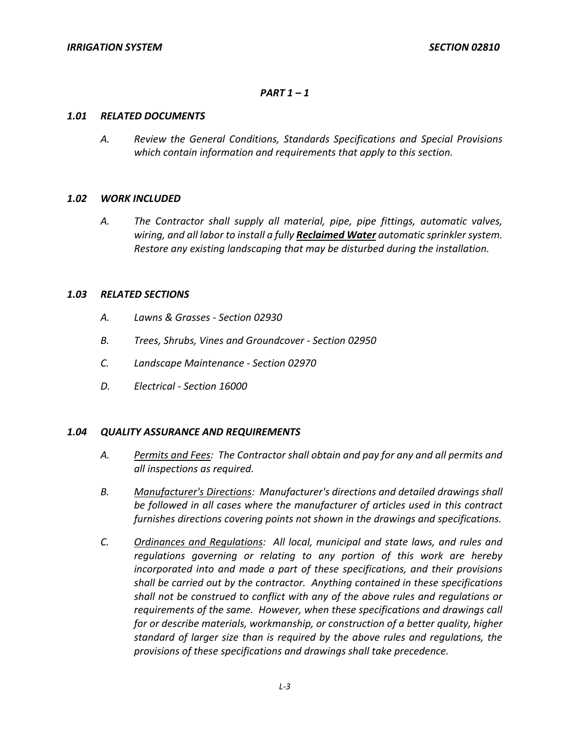## *PART 1 – 1*

### *1.01 RELATED DOCUMENTS*

*A. Review the General Conditions, Standards Specifications and Special Provisions which contain information and requirements that apply to this section.*

### *1.02 WORK INCLUDED*

*A. The Contractor shall supply all material, pipe, pipe fittings, automatic valves, wiring, and all labor to install a fully* ***Reclaimed Water*** *automatic sprinkler system. Restore any existing landscaping that may be disturbed during the installation.*

### *1.03 RELATED SECTIONS*

*A. Lawns & Grasses - Section 02930*

*B. Trees, Shrubs, Vines and Groundcover - Section 02950*

*C. Landscape Maintenance - Section 02970*

*D. Electrical - Section 16000*

### *1.04 QUALITY ASSURANCE AND REQUIREMENTS*

*A. Permits and Fees: The Contractor shall obtain and pay for any and all permits and all inspections as required.*

*B. Manufacturer's Directions: Manufacturer's directions and detailed drawings shall be followed in all cases where the manufacturer of articles used in this contract furnishes directions covering points not shown in the drawings and specifications.*

*C. Ordinances and Regulations: All local, municipal and state laws, and rules and regulations governing or relating to any portion of this work are hereby incorporated into and made a part of these specifications, and their provisions shall be carried out by the contractor. Anything contained in these specifications shall not be construed to conflict with any of the above rules and regulations or requirements of the same. However, when these specifications and drawings call for or describe materials, workmanship, or construction of a better quality, higher standard of larger size than is required by the above rules and regulations, the provisions of these specifications and drawings shall take precedence.*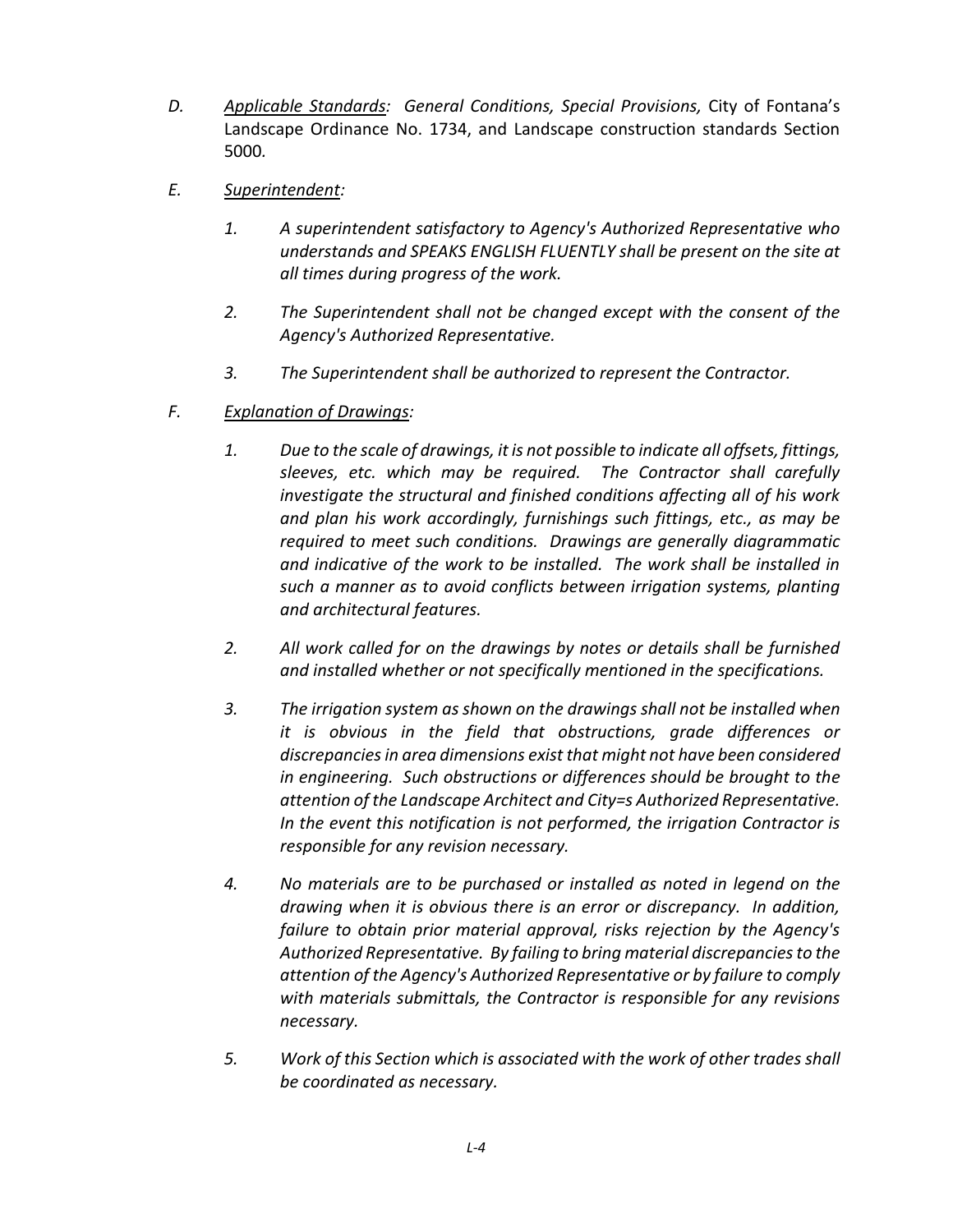*D.* *Applicable Standards: General Conditions, Special Provisions,* City of Fontana's Landscape Ordinance No. 1734, and Landscape construction standards Section 5000.

*E.* *Superintendent:*

*1. A superintendent satisfactory to Agency's Authorized Representative who understands and SPEAKS ENGLISH FLUENTLY shall be present on the site at all times during progress of the work.*

*2. The Superintendent shall not be changed except with the consent of the Agency's Authorized Representative.*

*3. The Superintendent shall be authorized to represent the Contractor.*

*F.* *Explanation of Drawings:*

*1. Due to the scale of drawings, it is not possible to indicate all offsets, fittings, sleeves, etc. which may be required. The Contractor shall carefully investigate the structural and finished conditions affecting all of his work and plan his work accordingly, furnishings such fittings, etc., as may be required to meet such conditions. Drawings are generally diagrammatic and indicative of the work to be installed. The work shall be installed in such a manner as to avoid conflicts between irrigation systems, planting and architectural features.*

*2. All work called for on the drawings by notes or details shall be furnished and installed whether or not specifically mentioned in the specifications.*

*3. The irrigation system as shown on the drawings shall not be installed when it is obvious in the field that obstructions, grade differences or discrepancies in area dimensions exist that might not have been considered in engineering. Such obstructions or differences should be brought to the attention of the Landscape Architect and City=s Authorized Representative. In the event this notification is not performed, the irrigation Contractor is responsible for any revision necessary.*

*4. No materials are to be purchased or installed as noted in legend on the drawing when it is obvious there is an error or discrepancy. In addition, failure to obtain prior material approval, risks rejection by the Agency's Authorized Representative. By failing to bring material discrepancies to the attention of the Agency's Authorized Representative or by failure to comply with materials submittals, the Contractor is responsible for any revisions necessary.*

*5. Work of this Section which is associated with the work of other trades shall be coordinated as necessary.*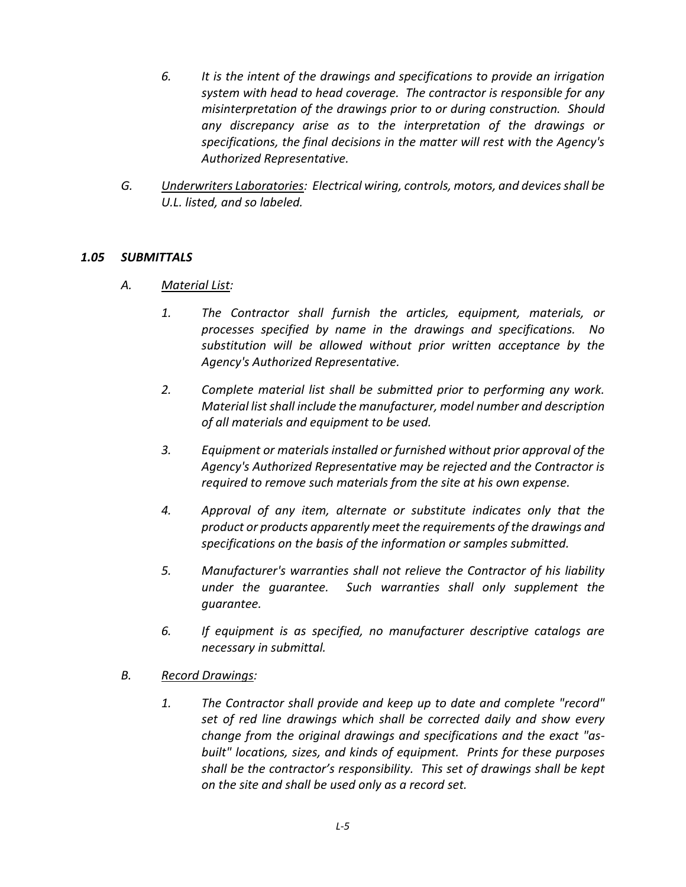6. *It is the intent of the drawings and specifications to provide an irrigation system with head to head coverage. The contractor is responsible for any misinterpretation of the drawings prior to or during construction. Should any discrepancy arise as to the interpretation of the drawings or specifications, the final decisions in the matter will rest with the Agency's Authorized Representative.*

G. *Underwriters Laboratories: Electrical wiring, controls, motors, and devices shall be U.L. listed, and so labeled.*

### *1.05 SUBMITTALS*

A. *Material List:*

1. *The Contractor shall furnish the articles, equipment, materials, or processes specified by name in the drawings and specifications. No substitution will be allowed without prior written acceptance by the Agency's Authorized Representative.*

2. *Complete material list shall be submitted prior to performing any work. Material list shall include the manufacturer, model number and description of all materials and equipment to be used.*

3. *Equipment or materials installed or furnished without prior approval of the Agency's Authorized Representative may be rejected and the Contractor is required to remove such materials from the site at his own expense.*

4. *Approval of any item, alternate or substitute indicates only that the product or products apparently meet the requirements of the drawings and specifications on the basis of the information or samples submitted.*

5. *Manufacturer's warranties shall not relieve the Contractor of his liability under the guarantee. Such warranties shall only supplement the guarantee.*

6. *If equipment is as specified, no manufacturer descriptive catalogs are necessary in submittal.*

B. *Record Drawings:*

1. *The Contractor shall provide and keep up to date and complete "record" set of red line drawings which shall be corrected daily and show every change from the original drawings and specifications and the exact "as-built" locations, sizes, and kinds of equipment. Prints for these purposes shall be the contractor's responsibility. This set of drawings shall be kept on the site and shall be used only as a record set.*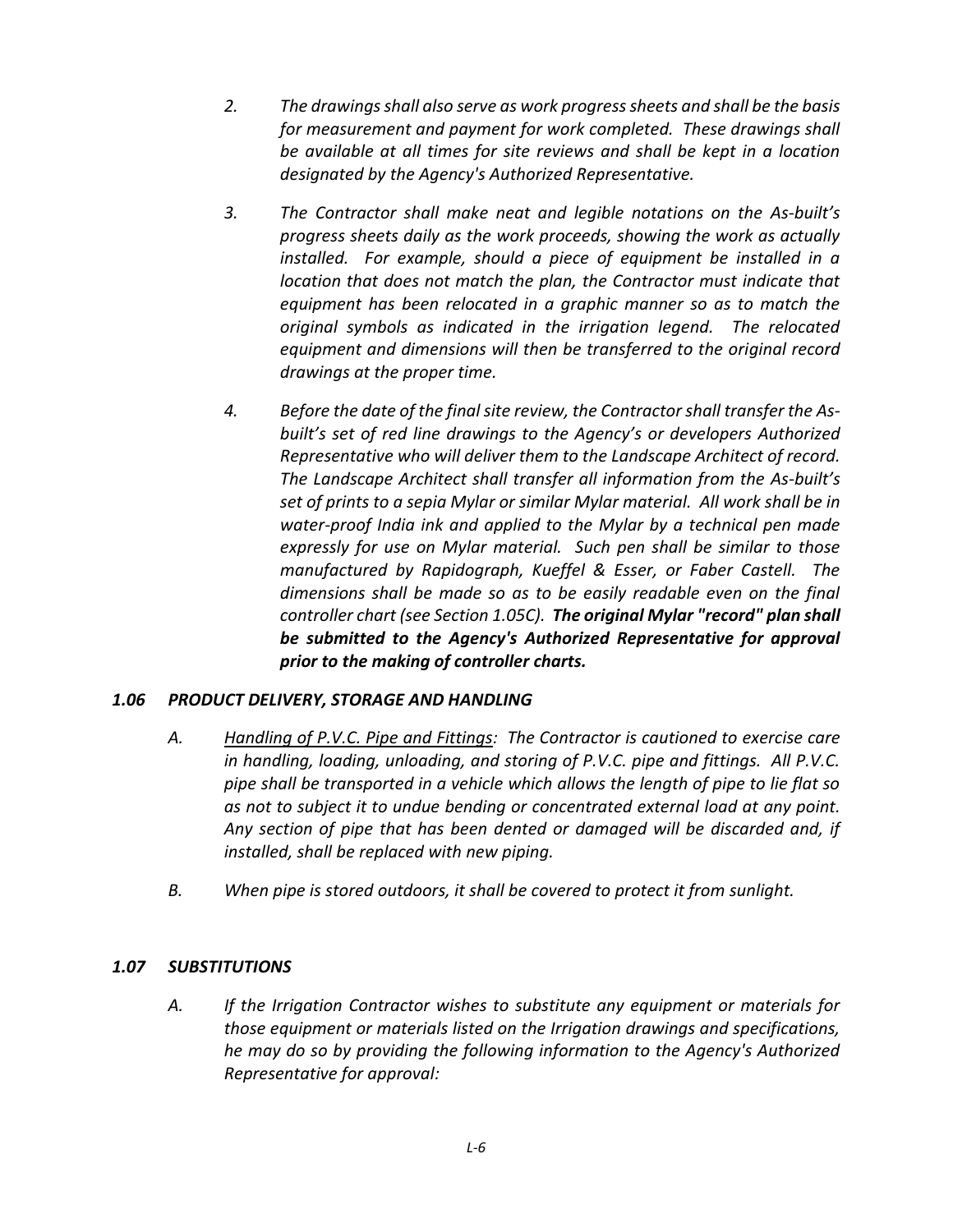2. *The drawings shall also serve as work progress sheets and shall be the basis for measurement and payment for work completed. These drawings shall be available at all times for site reviews and shall be kept in a location designated by the Agency's Authorized Representative.*

3. *The Contractor shall make neat and legible notations on the As-built's progress sheets daily as the work proceeds, showing the work as actually installed. For example, should a piece of equipment be installed in a location that does not match the plan, the Contractor must indicate that equipment has been relocated in a graphic manner so as to match the original symbols as indicated in the irrigation legend. The relocated equipment and dimensions will then be transferred to the original record drawings at the proper time.*

4. *Before the date of the final site review, the Contractor shall transfer the As-built's set of red line drawings to the Agency's or developers Authorized Representative who will deliver them to the Landscape Architect of record. The Landscape Architect shall transfer all information from the As-built's set of prints to a sepia Mylar or similar Mylar material. All work shall be in water-proof India ink and applied to the Mylar by a technical pen made expressly for use on Mylar material. Such pen shall be similar to those manufactured by Rapidograph, Kueffel & Esser, or Faber Castell. The dimensions shall be made so as to be easily readable even on the final controller chart (see Section 1.05C). **The original Mylar "record" plan shall be submitted to the Agency's Authorized Representative for approval prior to the making of controller charts.***

### *1.06 PRODUCT DELIVERY, STORAGE AND HANDLING*

A. *Handling of P.V.C. Pipe and Fittings: The Contractor is cautioned to exercise care in handling, loading, unloading, and storing of P.V.C. pipe and fittings. All P.V.C. pipe shall be transported in a vehicle which allows the length of pipe to lie flat so as not to subject it to undue bending or concentrated external load at any point. Any section of pipe that has been dented or damaged will be discarded and, if installed, shall be replaced with new piping.*

B. *When pipe is stored outdoors, it shall be covered to protect it from sunlight.*

### *1.07 SUBSTITUTIONS*

A. *If the Irrigation Contractor wishes to substitute any equipment or materials for those equipment or materials listed on the Irrigation drawings and specifications, he may do so by providing the following information to the Agency's Authorized Representative for approval:*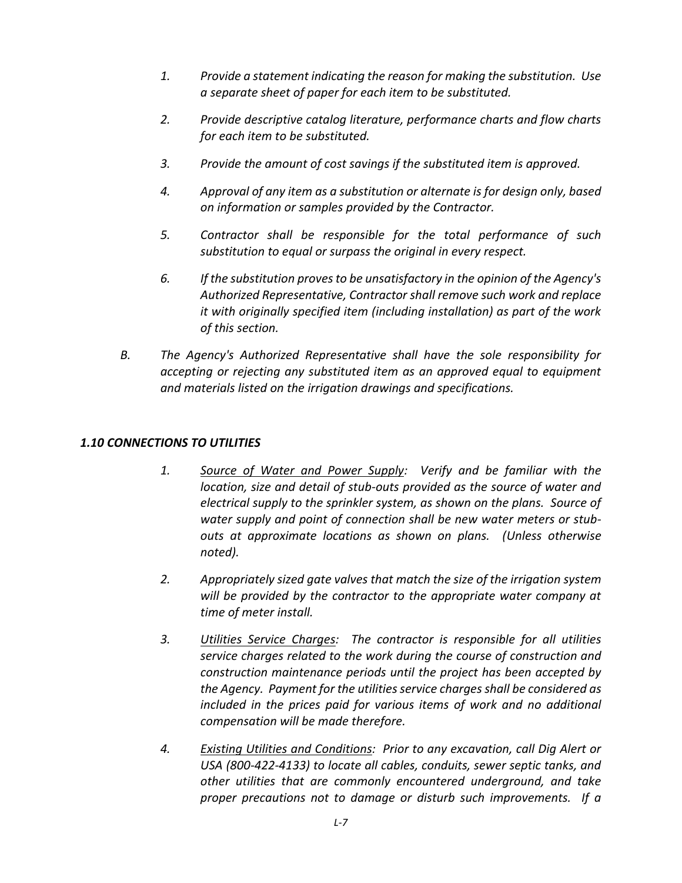*1. Provide a statement indicating the reason for making the substitution. Use a separate sheet of paper for each item to be substituted.*

*2. Provide descriptive catalog literature, performance charts and flow charts for each item to be substituted.*

*3. Provide the amount of cost savings if the substituted item is approved.*

*4. Approval of any item as a substitution or alternate is for design only, based on information or samples provided by the Contractor.*

*5. Contractor shall be responsible for the total performance of such substitution to equal or surpass the original in every respect.*

*6. If the substitution proves to be unsatisfactory in the opinion of the Agency's Authorized Representative, Contractor shall remove such work and replace it with originally specified item (including installation) as part of the work of this section.*

*B. The Agency's Authorized Representative shall have the sole responsibility for accepting or rejecting any substituted item as an approved equal to equipment and materials listed on the irrigation drawings and specifications.*

### *1.10 CONNECTIONS TO UTILITIES*

*1. Source of Water and Power Supply: Verify and be familiar with the location, size and detail of stub-outs provided as the source of water and electrical supply to the sprinkler system, as shown on the plans. Source of water supply and point of connection shall be new water meters or stub-outs at approximate locations as shown on plans. (Unless otherwise noted).*

*2. Appropriately sized gate valves that match the size of the irrigation system will be provided by the contractor to the appropriate water company at time of meter install.*

*3. Utilities Service Charges: The contractor is responsible for all utilities service charges related to the work during the course of construction and construction maintenance periods until the project has been accepted by the Agency. Payment for the utilities service charges shall be considered as included in the prices paid for various items of work and no additional compensation will be made therefore.*

*4. Existing Utilities and Conditions: Prior to any excavation, call Dig Alert or USA (800-422-4133) to locate all cables, conduits, sewer septic tanks, and other utilities that are commonly encountered underground, and take proper precautions not to damage or disturb such improvements. If a*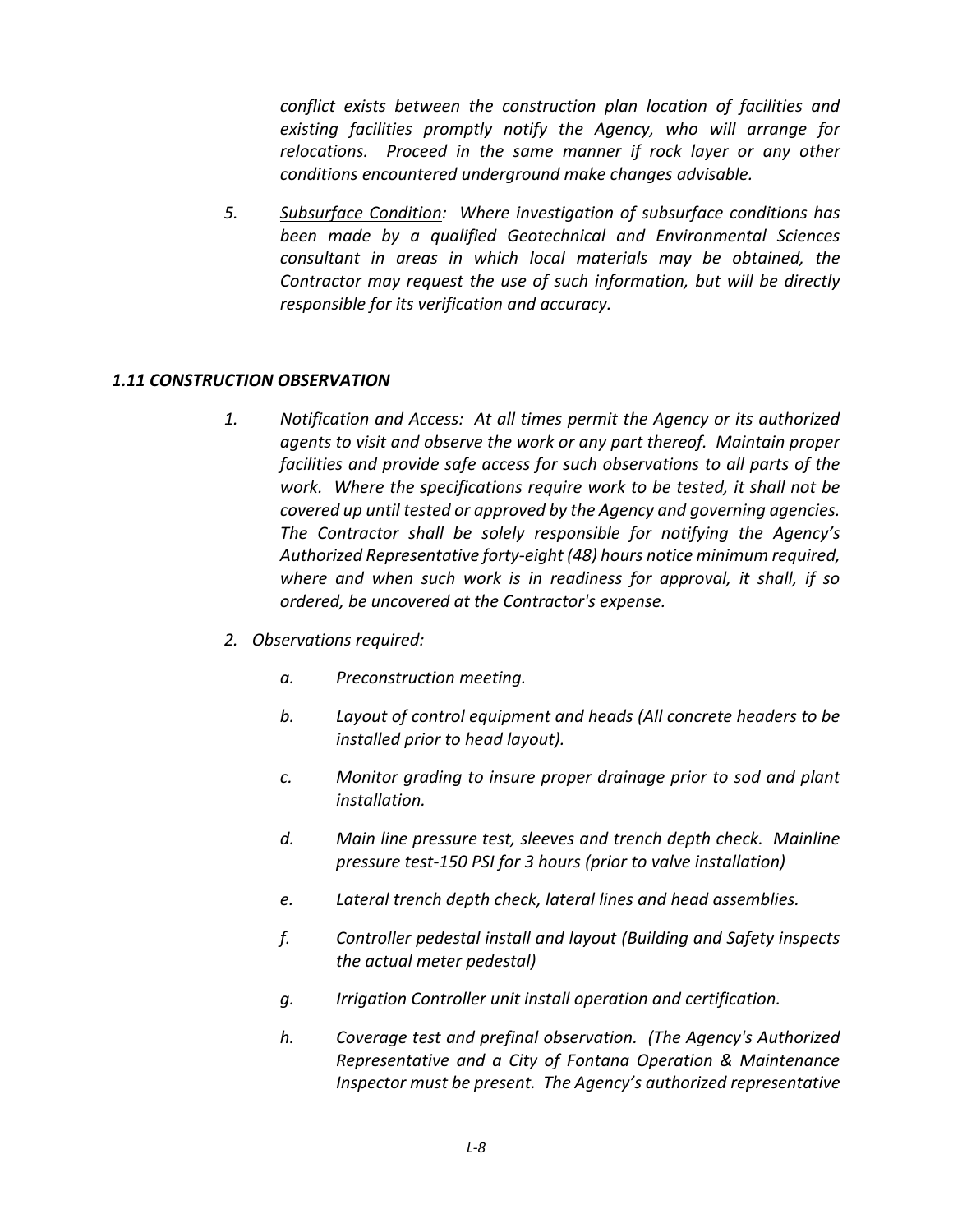*conflict exists between the construction plan location of facilities and existing facilities promptly notify the Agency, who will arrange for relocations. Proceed in the same manner if rock layer or any other conditions encountered underground make changes advisable.*

5. *Subsurface Condition: Where investigation of subsurface conditions has been made by a qualified Geotechnical and Environmental Sciences consultant in areas in which local materials may be obtained, the Contractor may request the use of such information, but will be directly responsible for its verification and accuracy.*

### *1.11 CONSTRUCTION OBSERVATION*

1. *Notification and Access: At all times permit the Agency or its authorized agents to visit and observe the work or any part thereof. Maintain proper facilities and provide safe access for such observations to all parts of the work. Where the specifications require work to be tested, it shall not be covered up until tested or approved by the Agency and governing agencies. The Contractor shall be solely responsible for notifying the Agency's Authorized Representative forty-eight (48) hours notice minimum required, where and when such work is in readiness for approval, it shall, if so ordered, be uncovered at the Contractor's expense.*

2. *Observations required:*

   a. *Preconstruction meeting.*

   b. *Layout of control equipment and heads (All concrete headers to be installed prior to head layout).*

   c. *Monitor grading to insure proper drainage prior to sod and plant installation.*

   d. *Main line pressure test, sleeves and trench depth check. Mainline pressure test-150 PSI for 3 hours (prior to valve installation)*

   e. *Lateral trench depth check, lateral lines and head assemblies.*

   f. *Controller pedestal install and layout (Building and Safety inspects the actual meter pedestal)*

   g. *Irrigation Controller unit install operation and certification.*

   h. *Coverage test and prefinal observation. (The Agency's Authorized Representative and a City of Fontana Operation & Maintenance Inspector must be present. The Agency's authorized representative*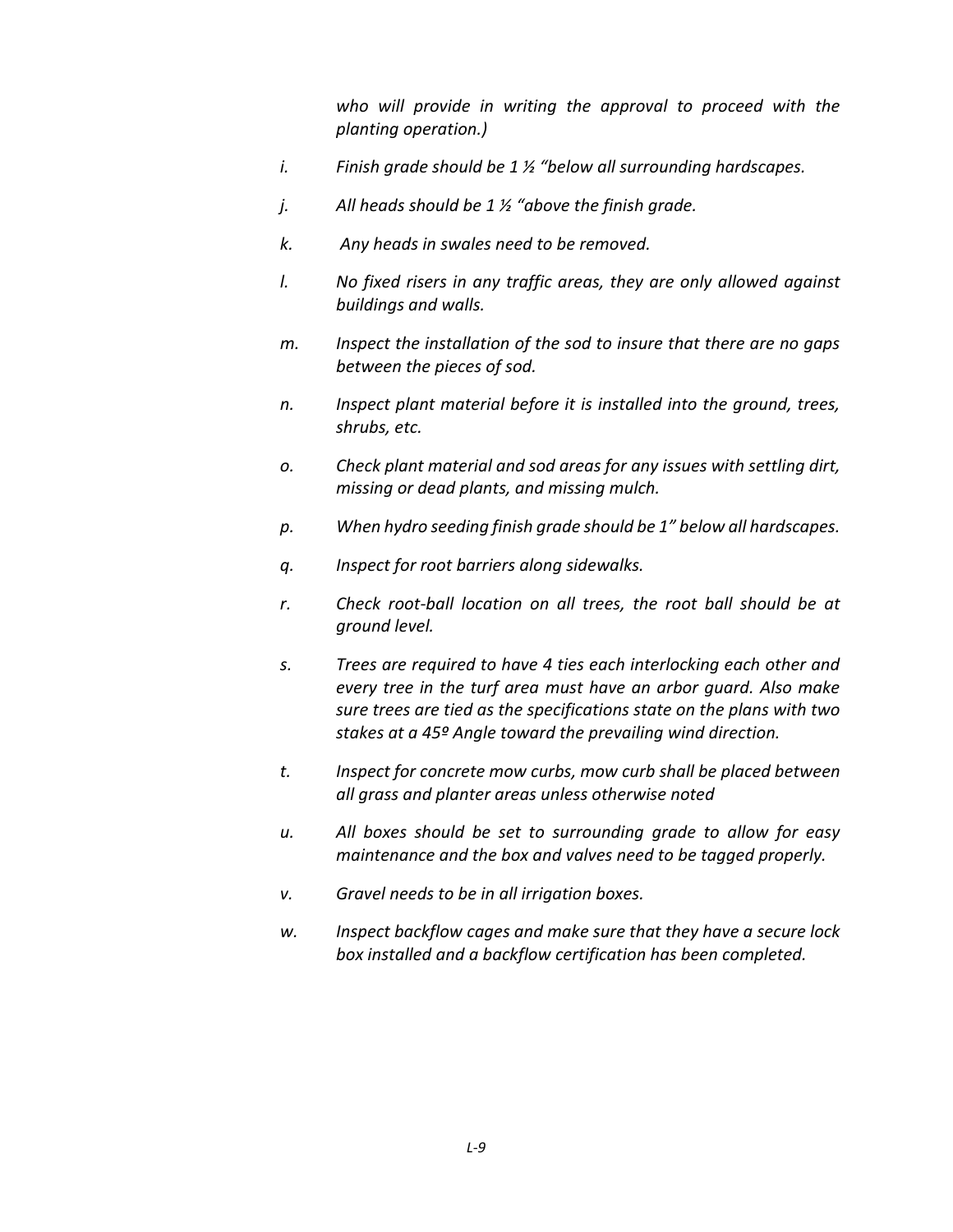*who will provide in writing the approval to proceed with the planting operation.)*

- *i.* *Finish grade should be 1 ½ "below all surrounding hardscapes.*
- *j.* *All heads should be 1 ½ "above the finish grade.*
- *k.* *Any heads in swales need to be removed.*
- *l.* *No fixed risers in any traffic areas, they are only allowed against buildings and walls.*
- *m.* *Inspect the installation of the sod to insure that there are no gaps between the pieces of sod.*
- *n.* *Inspect plant material before it is installed into the ground, trees, shrubs, etc.*
- *o.* *Check plant material and sod areas for any issues with settling dirt, missing or dead plants, and missing mulch.*
- *p.* *When hydro seeding finish grade should be 1" below all hardscapes.*
- *q.* *Inspect for root barriers along sidewalks.*
- *r.* *Check root-ball location on all trees, the root ball should be at ground level.*
- *s.* *Trees are required to have 4 ties each interlocking each other and every tree in the turf area must have an arbor guard. Also make sure trees are tied as the specifications state on the plans with two stakes at a 45º Angle toward the prevailing wind direction.*
- *t.* *Inspect for concrete mow curbs, mow curb shall be placed between all grass and planter areas unless otherwise noted*
- *u.* *All boxes should be set to surrounding grade to allow for easy maintenance and the box and valves need to be tagged properly.*
- *v.* *Gravel needs to be in all irrigation boxes.*
- *w.* *Inspect backflow cages and make sure that they have a secure lock box installed and a backflow certification has been completed.*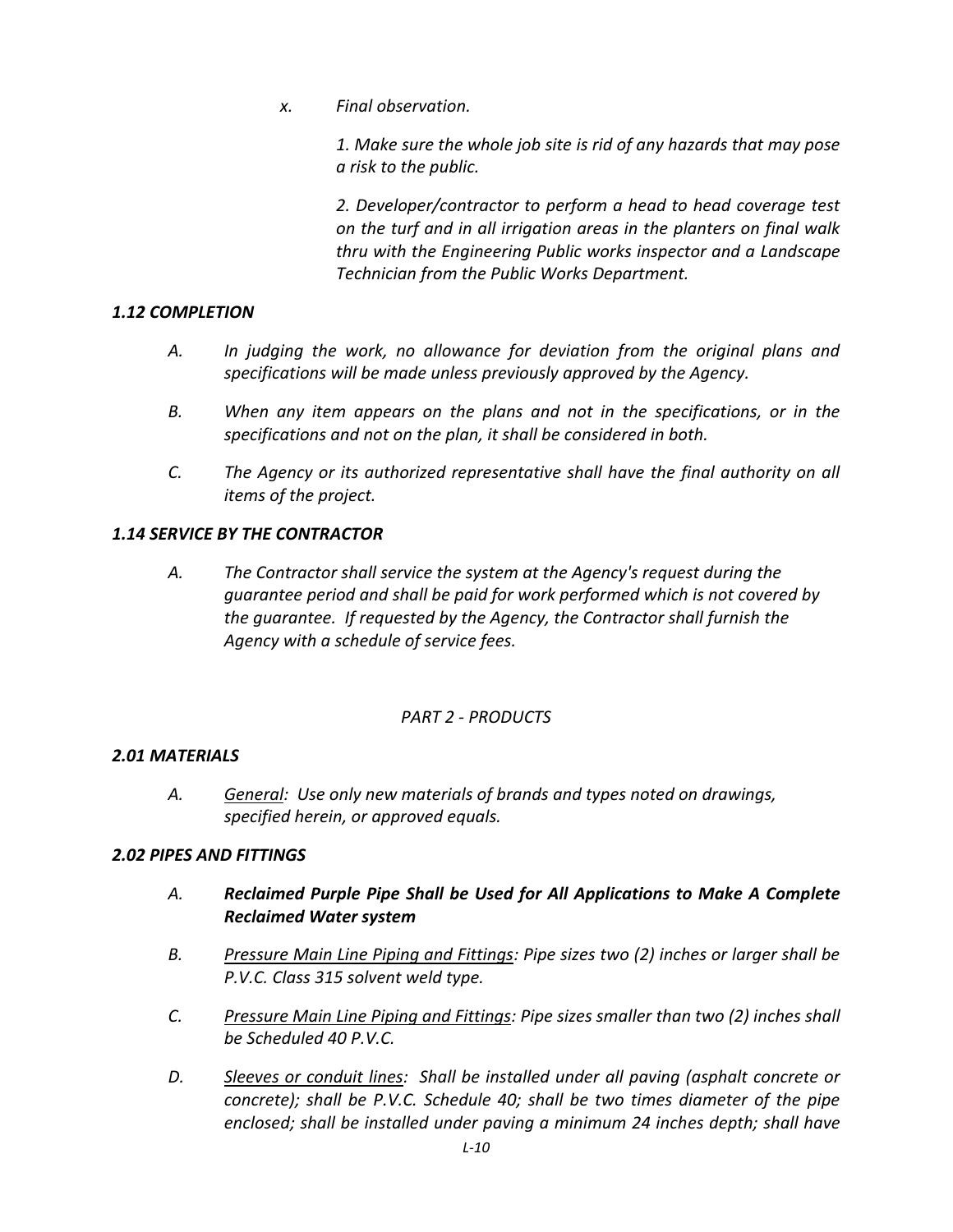*x. Final observation.*

*1. Make sure the whole job site is rid of any hazards that may pose a risk to the public.*

*2. Developer/contractor to perform a head to head coverage test on the turf and in all irrigation areas in the planters on final walk thru with the Engineering Public works inspector and a Landscape Technician from the Public Works Department.*

### *1.12 COMPLETION*

*A. In judging the work, no allowance for deviation from the original plans and specifications will be made unless previously approved by the Agency.*

*B. When any item appears on the plans and not in the specifications, or in the specifications and not on the plan, it shall be considered in both.*

*C. The Agency or its authorized representative shall have the final authority on all items of the project.*

### *1.14 SERVICE BY THE CONTRACTOR*

*A. The Contractor shall service the system at the Agency's request during the guarantee period and shall be paid for work performed which is not covered by the guarantee. If requested by the Agency, the Contractor shall furnish the Agency with a schedule of service fees.*

## *PART 2 - PRODUCTS*

### *2.01 MATERIALS*

*A. General: Use only new materials of brands and types noted on drawings, specified herein, or approved equals.*

### *2.02 PIPES AND FITTINGS*

*A. **Reclaimed Purple Pipe Shall be Used for All Applications to Make A Complete Reclaimed Water system***

*B. Pressure Main Line Piping and Fittings: Pipe sizes two (2) inches or larger shall be P.V.C. Class 315 solvent weld type.*

*C. Pressure Main Line Piping and Fittings: Pipe sizes smaller than two (2) inches shall be Scheduled 40 P.V.C.*

*D. Sleeves or conduit lines: Shall be installed under all paving (asphalt concrete or concrete); shall be P.V.C. Schedule 40; shall be two times diameter of the pipe enclosed; shall be installed under paving a minimum 24 inches depth; shall have*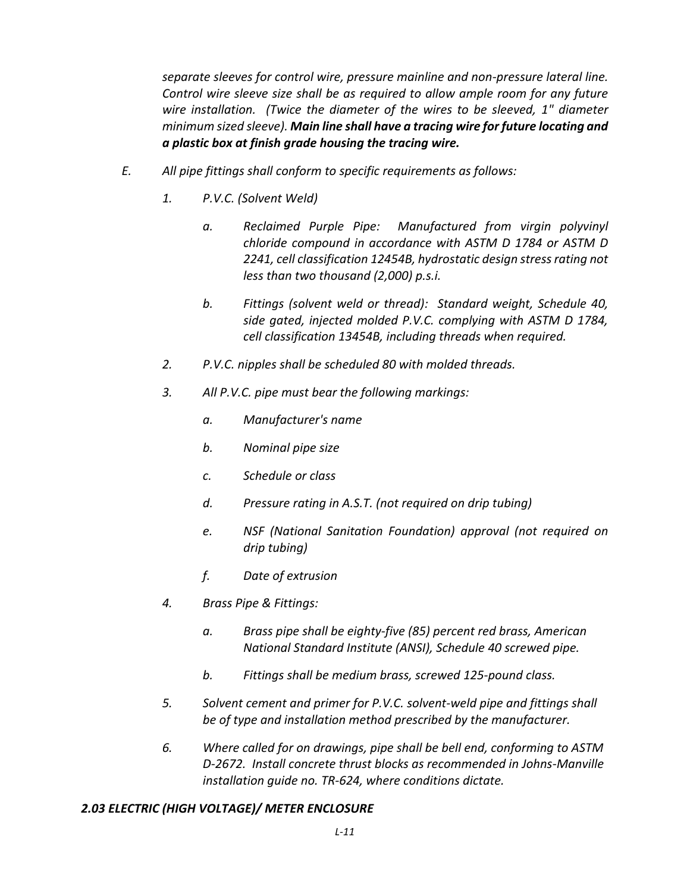*separate sleeves for control wire, pressure mainline and non-pressure lateral line. Control wire sleeve size shall be as required to allow ample room for any future wire installation. (Twice the diameter of the wires to be sleeved, 1" diameter minimum sized sleeve).* ***Main line shall have a tracing wire for future locating and a plastic box at finish grade housing the tracing wire.***

*E. All pipe fittings shall conform to specific requirements as follows:*

*1. P.V.C. (Solvent Weld)*

*a. Reclaimed Purple Pipe: Manufactured from virgin polyvinyl chloride compound in accordance with ASTM D 1784 or ASTM D 2241, cell classification 12454B, hydrostatic design stress rating not less than two thousand (2,000) p.s.i.*

*b. Fittings (solvent weld or thread): Standard weight, Schedule 40, side gated, injected molded P.V.C. complying with ASTM D 1784, cell classification 13454B, including threads when required.*

*2. P.V.C. nipples shall be scheduled 80 with molded threads.*

*3. All P.V.C. pipe must bear the following markings:*

*a. Manufacturer's name*

*b. Nominal pipe size*

*c. Schedule or class*

*d. Pressure rating in A.S.T. (not required on drip tubing)*

*e. NSF (National Sanitation Foundation) approval (not required on drip tubing)*

*f. Date of extrusion*

*4. Brass Pipe & Fittings:*

*a. Brass pipe shall be eighty-five (85) percent red brass, American National Standard Institute (ANSI), Schedule 40 screwed pipe.*

*b. Fittings shall be medium brass, screwed 125-pound class.*

*5. Solvent cement and primer for P.V.C. solvent-weld pipe and fittings shall be of type and installation method prescribed by the manufacturer.*

*6. Where called for on drawings, pipe shall be bell end, conforming to ASTM D-2672. Install concrete thrust blocks as recommended in Johns-Manville installation guide no. TR-624, where conditions dictate.*

### *2.03 ELECTRIC (HIGH VOLTAGE)/ METER ENCLOSURE*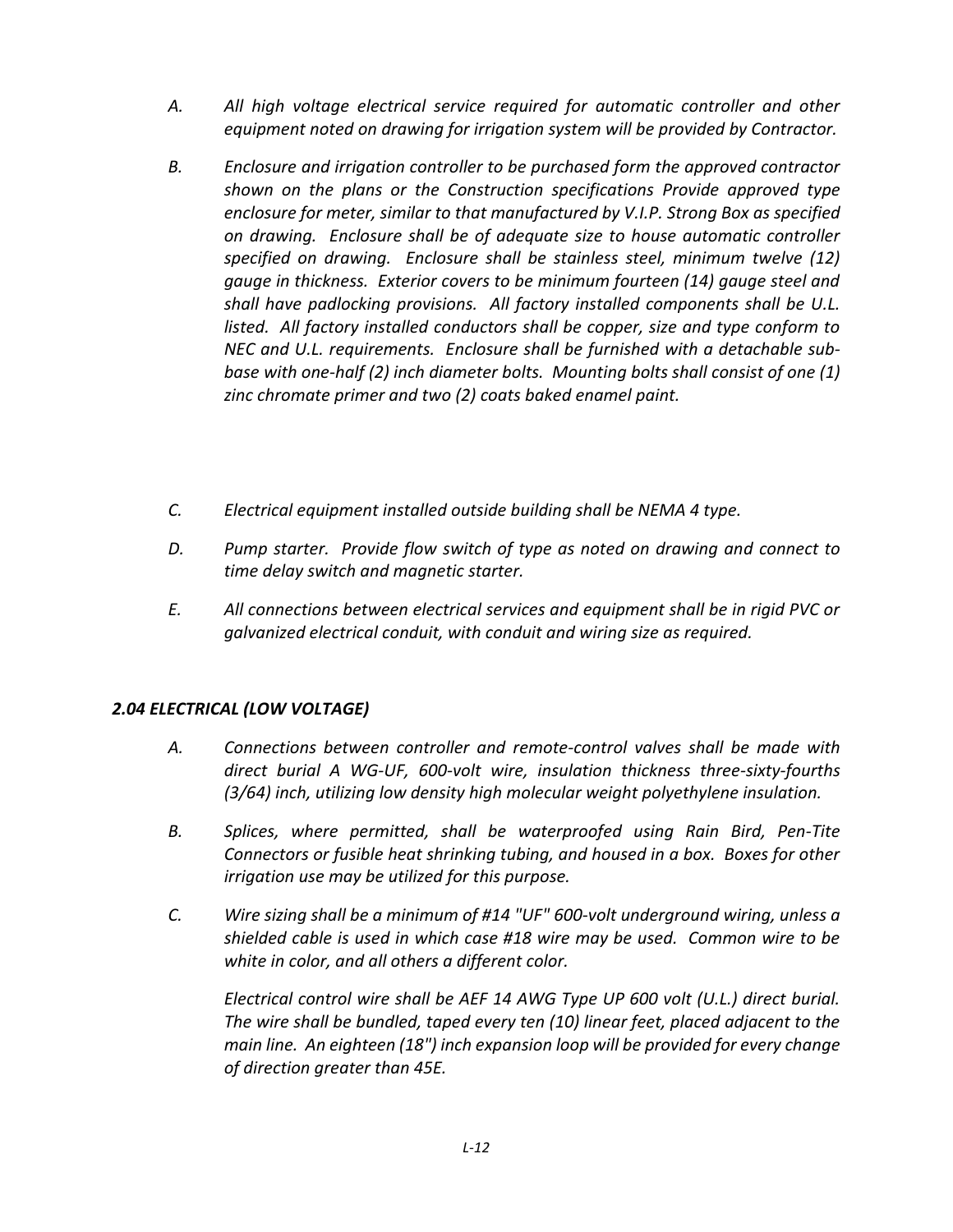*A. All high voltage electrical service required for automatic controller and other equipment noted on drawing for irrigation system will be provided by Contractor.*

*B. Enclosure and irrigation controller to be purchased form the approved contractor shown on the plans or the Construction specifications Provide approved type enclosure for meter, similar to that manufactured by V.I.P. Strong Box as specified on drawing. Enclosure shall be of adequate size to house automatic controller specified on drawing. Enclosure shall be stainless steel, minimum twelve (12) gauge in thickness. Exterior covers to be minimum fourteen (14) gauge steel and shall have padlocking provisions. All factory installed components shall be U.L. listed. All factory installed conductors shall be copper, size and type conform to NEC and U.L. requirements. Enclosure shall be furnished with a detachable sub-base with one-half (2) inch diameter bolts. Mounting bolts shall consist of one (1) zinc chromate primer and two (2) coats baked enamel paint.*

*C. Electrical equipment installed outside building shall be NEMA 4 type.*

*D. Pump starter. Provide flow switch of type as noted on drawing and connect to time delay switch and magnetic starter.*

*E. All connections between electrical services and equipment shall be in rigid PVC or galvanized electrical conduit, with conduit and wiring size as required.*

### *2.04 ELECTRICAL (LOW VOLTAGE)*

*A. Connections between controller and remote-control valves shall be made with direct burial A WG-UF, 600-volt wire, insulation thickness three-sixty-fourths (3/64) inch, utilizing low density high molecular weight polyethylene insulation.*

*B. Splices, where permitted, shall be waterproofed using Rain Bird, Pen-Tite Connectors or fusible heat shrinking tubing, and housed in a box. Boxes for other irrigation use may be utilized for this purpose.*

*C. Wire sizing shall be a minimum of #14 "UF" 600-volt underground wiring, unless a shielded cable is used in which case #18 wire may be used. Common wire to be white in color, and all others a different color.*

*Electrical control wire shall be AEF 14 AWG Type UP 600 volt (U.L.) direct burial. The wire shall be bundled, taped every ten (10) linear feet, placed adjacent to the main line. An eighteen (18") inch expansion loop will be provided for every change of direction greater than 45E.*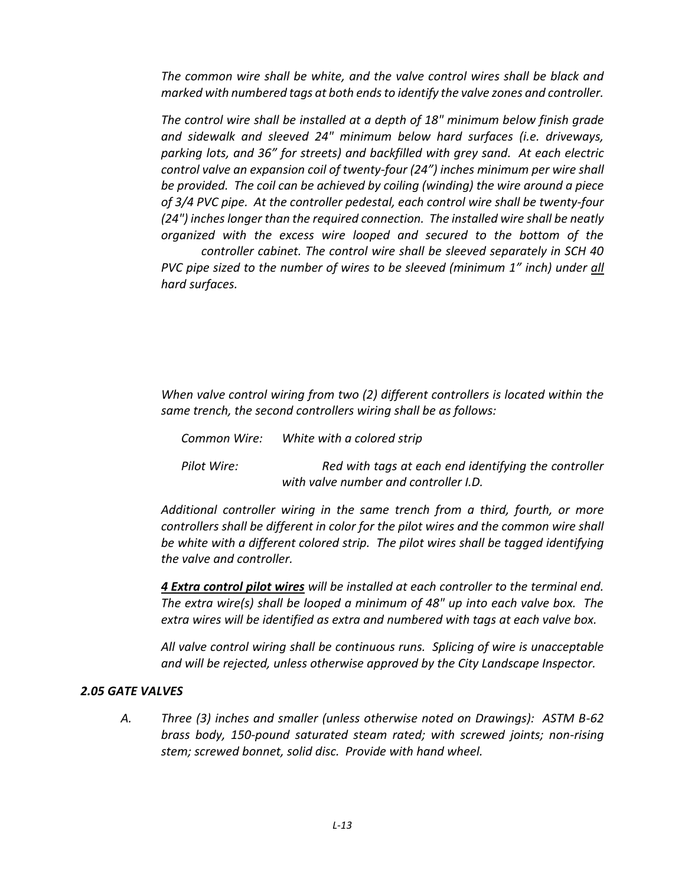*The common wire shall be white, and the valve control wires shall be black and marked with numbered tags at both ends to identify the valve zones and controller.*

*The control wire shall be installed at a depth of 18" minimum below finish grade and sidewalk and sleeved 24" minimum below hard surfaces (i.e. driveways, parking lots, and 36" for streets) and backfilled with grey sand. At each electric control valve an expansion coil of twenty-four (24") inches minimum per wire shall be provided. The coil can be achieved by coiling (winding) the wire around a piece of 3/4 PVC pipe. At the controller pedestal, each control wire shall be twenty-four (24") inches longer than the required connection. The installed wire shall be neatly organized with the excess wire looped and secured to the bottom of the controller cabinet. The control wire shall be sleeved separately in SCH 40 PVC pipe sized to the number of wires to be sleeved (minimum 1" inch) under all hard surfaces.*

*When valve control wiring from two (2) different controllers is located within the same trench, the second controllers wiring shall be as follows:*

*Common Wire: White with a colored strip*

*Pilot Wire: Red with tags at each end identifying the controller with valve number and controller I.D.*

*Additional controller wiring in the same trench from a third, fourth, or more controllers shall be different in color for the pilot wires and the common wire shall be white with a different colored strip. The pilot wires shall be tagged identifying the valve and controller.*

***4 Extra control pilot wires*** *will be installed at each controller to the terminal end. The extra wire(s) shall be looped a minimum of 48" up into each valve box. The extra wires will be identified as extra and numbered with tags at each valve box.*

*All valve control wiring shall be continuous runs. Splicing of wire is unacceptable and will be rejected, unless otherwise approved by the City Landscape Inspector.*

### *2.05 GATE VALVES*

*A. Three (3) inches and smaller (unless otherwise noted on Drawings): ASTM B-62 brass body, 150-pound saturated steam rated; with screwed joints; non-rising stem; screwed bonnet, solid disc. Provide with hand wheel.*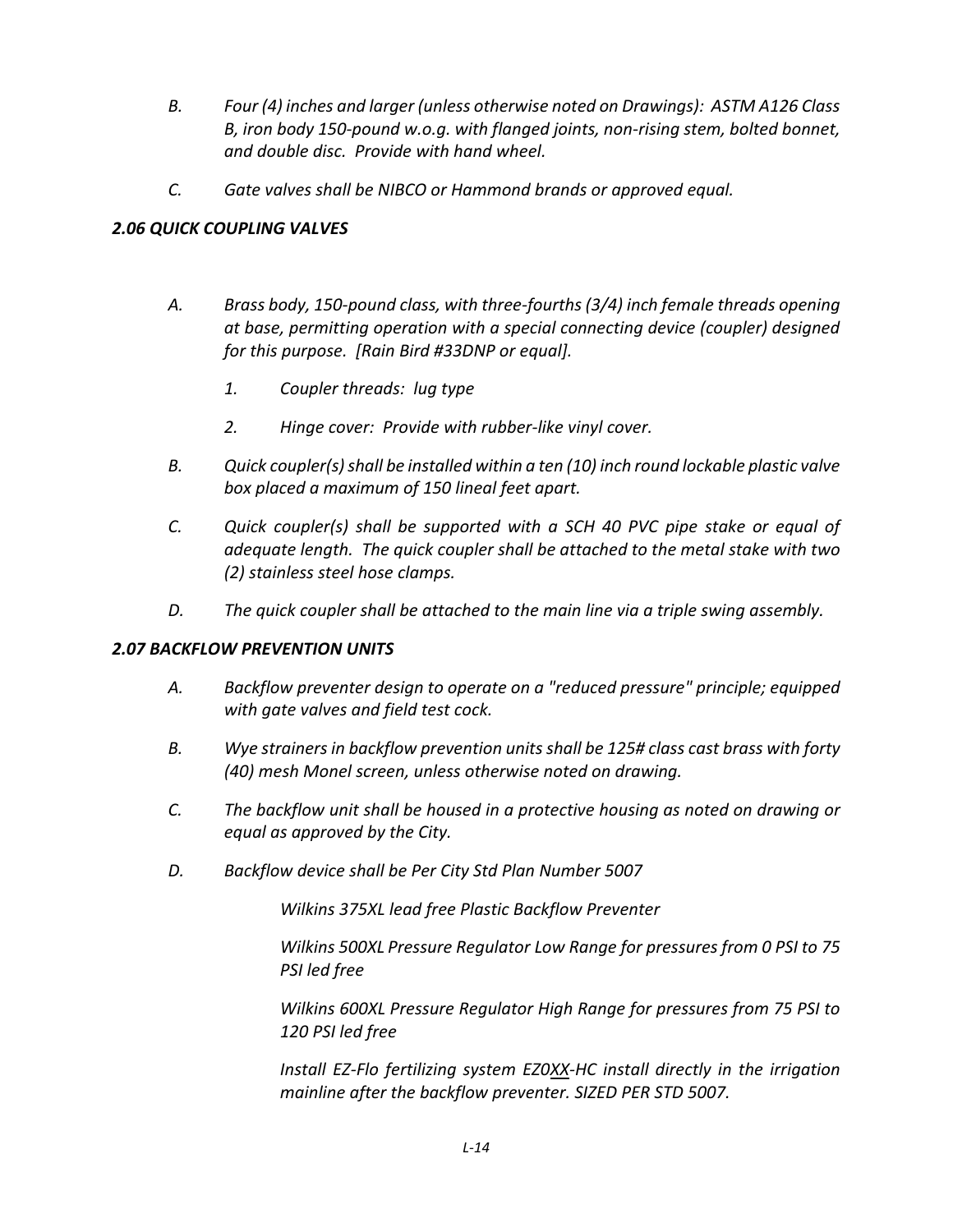*B. Four (4) inches and larger (unless otherwise noted on Drawings): ASTM A126 Class B, iron body 150-pound w.o.g. with flanged joints, non-rising stem, bolted bonnet, and double disc. Provide with hand wheel.*

*C. Gate valves shall be NIBCO or Hammond brands or approved equal.*

### *2.06 QUICK COUPLING VALVES*

*A. Brass body, 150-pound class, with three-fourths (3/4) inch female threads opening at base, permitting operation with a special connecting device (coupler) designed for this purpose. [Rain Bird #33DNP or equal].*

*1. Coupler threads: lug type*

*2. Hinge cover: Provide with rubber-like vinyl cover.*

*B. Quick coupler(s) shall be installed within a ten (10) inch round lockable plastic valve box placed a maximum of 150 lineal feet apart.*

*C. Quick coupler(s) shall be supported with a SCH 40 PVC pipe stake or equal of adequate length. The quick coupler shall be attached to the metal stake with two (2) stainless steel hose clamps.*

*D. The quick coupler shall be attached to the main line via a triple swing assembly.*

### *2.07 BACKFLOW PREVENTION UNITS*

*A. Backflow preventer design to operate on a "reduced pressure" principle; equipped with gate valves and field test cock.*

*B. Wye strainers in backflow prevention units shall be 125# class cast brass with forty (40) mesh Monel screen, unless otherwise noted on drawing.*

*C. The backflow unit shall be housed in a protective housing as noted on drawing or equal as approved by the City.*

*D. Backflow device shall be Per City Std Plan Number 5007*

*Wilkins 375XL lead free Plastic Backflow Preventer*

*Wilkins 500XL Pressure Regulator Low Range for pressures from 0 PSI to 75 PSI led free*

*Wilkins 600XL Pressure Regulator High Range for pressures from 75 PSI to 120 PSI led free*

*Install EZ-Flo fertilizing system EZ0XX-HC install directly in the irrigation mainline after the backflow preventer. SIZED PER STD 5007.*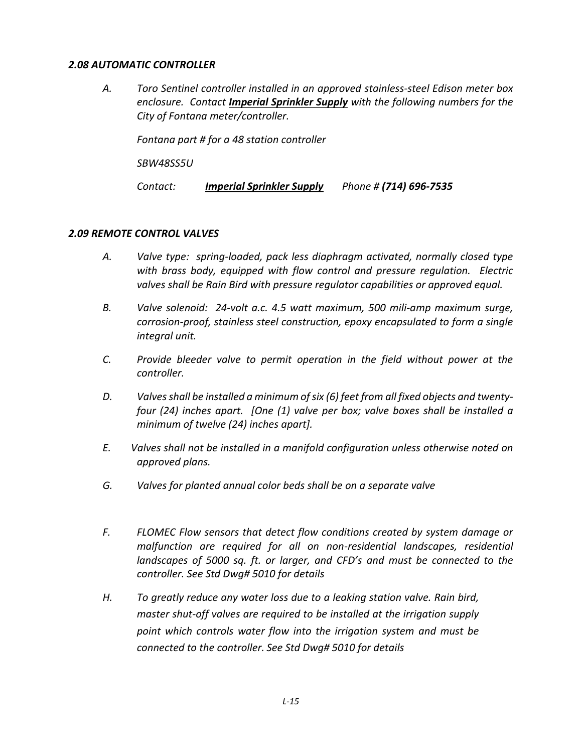### *2.08 AUTOMATIC CONTROLLER*

*A. Toro Sentinel controller installed in an approved stainless-steel Edison meter box enclosure. Contact **Imperial Sprinkler Supply** with the following numbers for the City of Fontana meter/controller.*

*Fontana part # for a 48 station controller*

*SBW48SS5U*

*Contact: **Imperial Sprinkler Supply** Phone # **(714) 696-7535***

### *2.09 REMOTE CONTROL VALVES*

*A. Valve type: spring-loaded, pack less diaphragm activated, normally closed type with brass body, equipped with flow control and pressure regulation. Electric valves shall be Rain Bird with pressure regulator capabilities or approved equal.*

*B. Valve solenoid: 24-volt a.c. 4.5 watt maximum, 500 mili-amp maximum surge, corrosion-proof, stainless steel construction, epoxy encapsulated to form a single integral unit.*

*C. Provide bleeder valve to permit operation in the field without power at the controller.*

*D. Valves shall be installed a minimum of six (6) feet from all fixed objects and twenty-four (24) inches apart. [One (1) valve per box; valve boxes shall be installed a minimum of twelve (24) inches apart].*

*E. Valves shall not be installed in a manifold configuration unless otherwise noted on approved plans.*

*G. Valves for planted annual color beds shall be on a separate valve*

*F. FLOMEC Flow sensors that detect flow conditions created by system damage or malfunction are required for all on non-residential landscapes, residential landscapes of 5000 sq. ft. or larger, and CFD's and must be connected to the controller. See Std Dwg# 5010 for details*

*H. To greatly reduce any water loss due to a leaking station valve. Rain bird, master shut-off valves are required to be installed at the irrigation supply point which controls water flow into the irrigation system and must be connected to the controller. See Std Dwg# 5010 for details*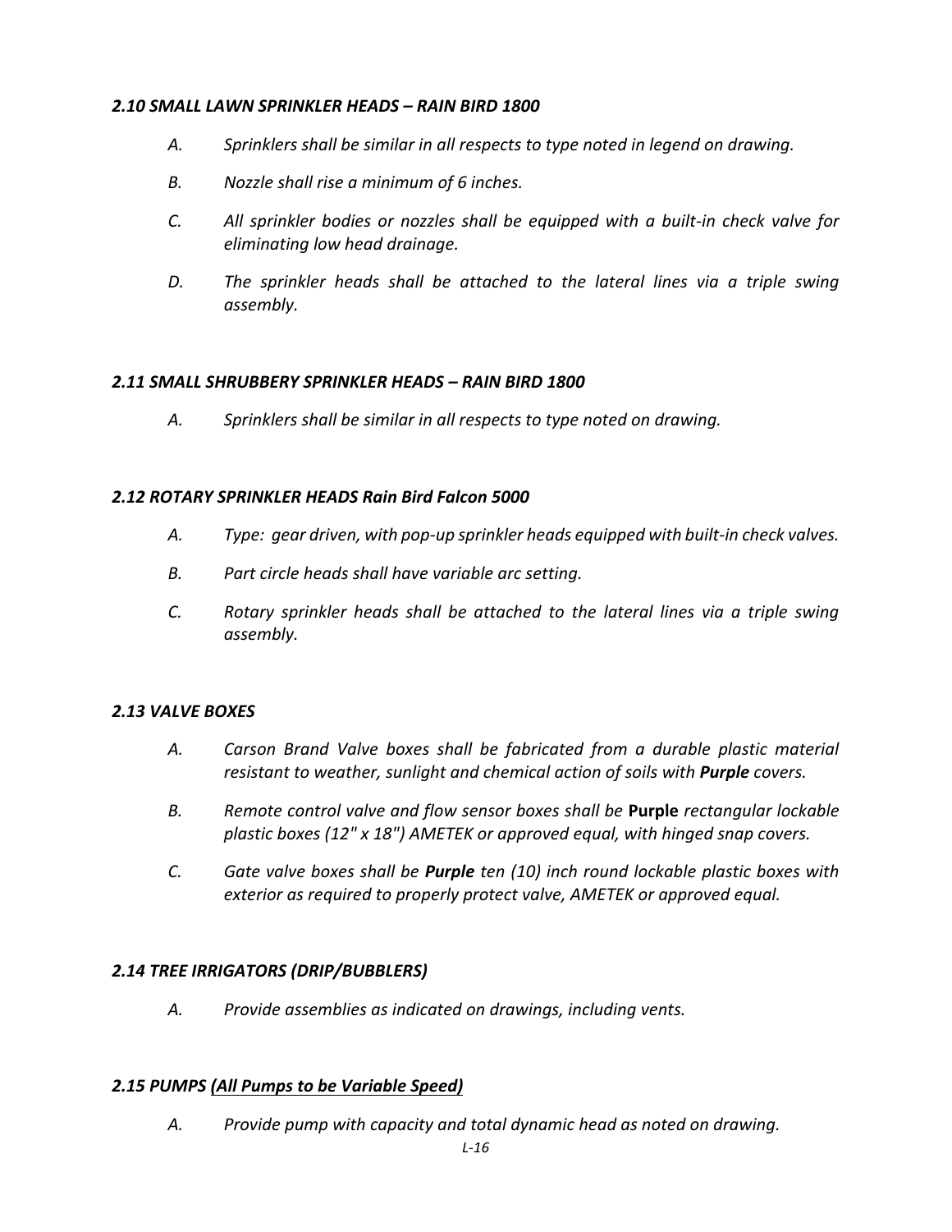### *2.10 SMALL LAWN SPRINKLER HEADS – RAIN BIRD 1800*

*A. Sprinklers shall be similar in all respects to type noted in legend on drawing.*

*B. Nozzle shall rise a minimum of 6 inches.*

*C. All sprinkler bodies or nozzles shall be equipped with a built-in check valve for eliminating low head drainage.*

*D. The sprinkler heads shall be attached to the lateral lines via a triple swing assembly.*

### *2.11 SMALL SHRUBBERY SPRINKLER HEADS – RAIN BIRD 1800*

*A. Sprinklers shall be similar in all respects to type noted on drawing.*

### *2.12 ROTARY SPRINKLER HEADS Rain Bird Falcon 5000*

*A. Type: gear driven, with pop-up sprinkler heads equipped with built-in check valves.*

*B. Part circle heads shall have variable arc setting.*

*C. Rotary sprinkler heads shall be attached to the lateral lines via a triple swing assembly.*

### *2.13 VALVE BOXES*

*A. Carson Brand Valve boxes shall be fabricated from a durable plastic material resistant to weather, sunlight and chemical action of soils with* ***Purple*** *covers.*

*B. Remote control valve and flow sensor boxes shall be* **Purple** *rectangular lockable plastic boxes (12" x 18") AMETEK or approved equal, with hinged snap covers.*

*C. Gate valve boxes shall be* ***Purple*** *ten (10) inch round lockable plastic boxes with exterior as required to properly protect valve, AMETEK or approved equal.*

### *2.14 TREE IRRIGATORS (DRIP/BUBBLERS)*

*A. Provide assemblies as indicated on drawings, including vents.*

### *2.15 PUMPS (<u>All Pumps to be Variable Speed</u>)*

*A. Provide pump with capacity and total dynamic head as noted on drawing.*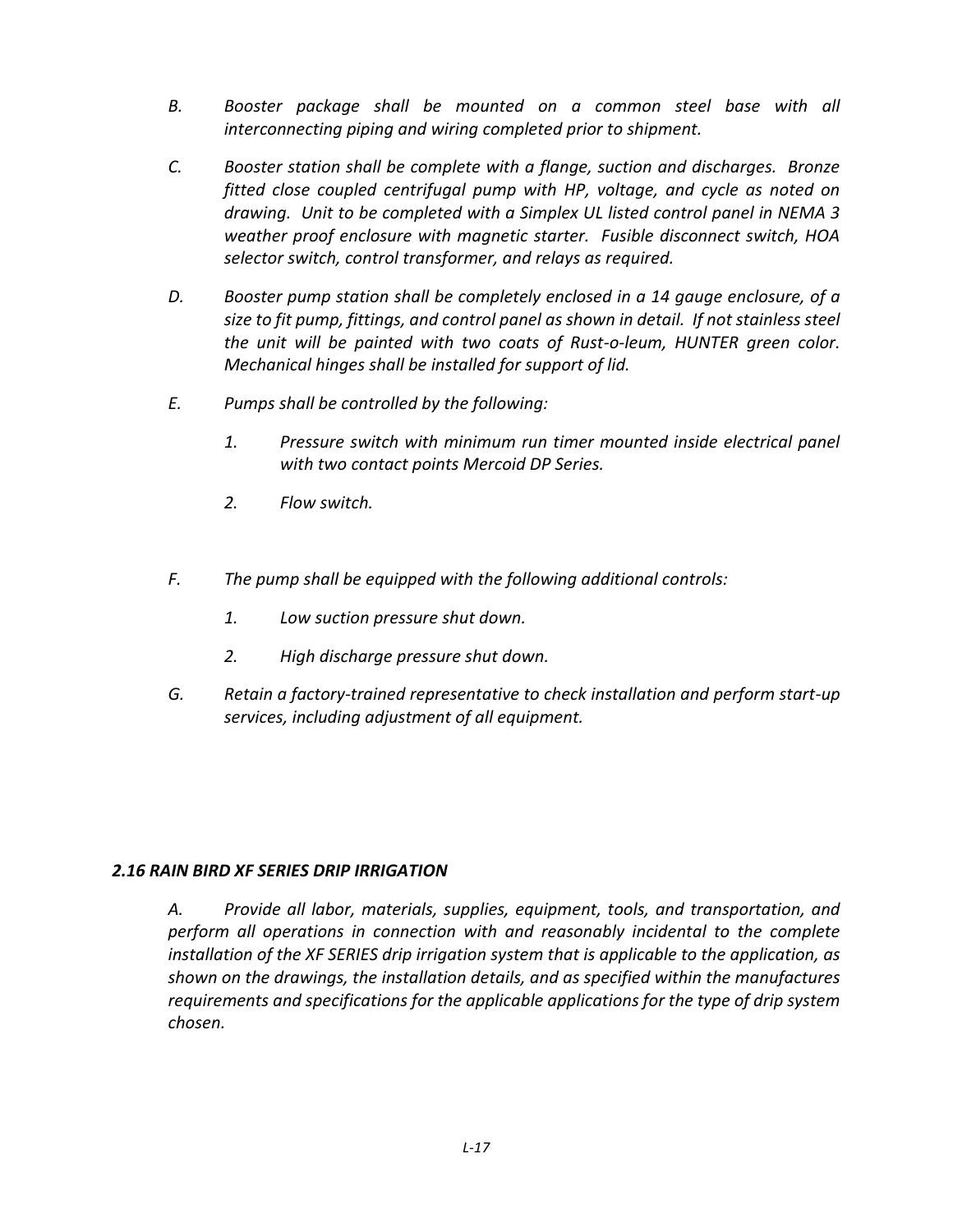*B. Booster package shall be mounted on a common steel base with all interconnecting piping and wiring completed prior to shipment.*

*C. Booster station shall be complete with a flange, suction and discharges. Bronze fitted close coupled centrifugal pump with HP, voltage, and cycle as noted on drawing. Unit to be completed with a Simplex UL listed control panel in NEMA 3 weather proof enclosure with magnetic starter. Fusible disconnect switch, HOA selector switch, control transformer, and relays as required.*

*D. Booster pump station shall be completely enclosed in a 14 gauge enclosure, of a size to fit pump, fittings, and control panel as shown in detail. If not stainless steel the unit will be painted with two coats of Rust-o-leum, HUNTER green color. Mechanical hinges shall be installed for support of lid.*

*E. Pumps shall be controlled by the following:*

*1. Pressure switch with minimum run timer mounted inside electrical panel with two contact points Mercoid DP Series.*

*2. Flow switch.*

*F. The pump shall be equipped with the following additional controls:*

*1. Low suction pressure shut down.*

*2. High discharge pressure shut down.*

*G. Retain a factory-trained representative to check installation and perform start-up services, including adjustment of all equipment.*

### *2.16 RAIN BIRD XF SERIES DRIP IRRIGATION*

*A. Provide all labor, materials, supplies, equipment, tools, and transportation, and perform all operations in connection with and reasonably incidental to the complete installation of the XF SERIES drip irrigation system that is applicable to the application, as shown on the drawings, the installation details, and as specified within the manufactures requirements and specifications for the applicable applications for the type of drip system chosen.*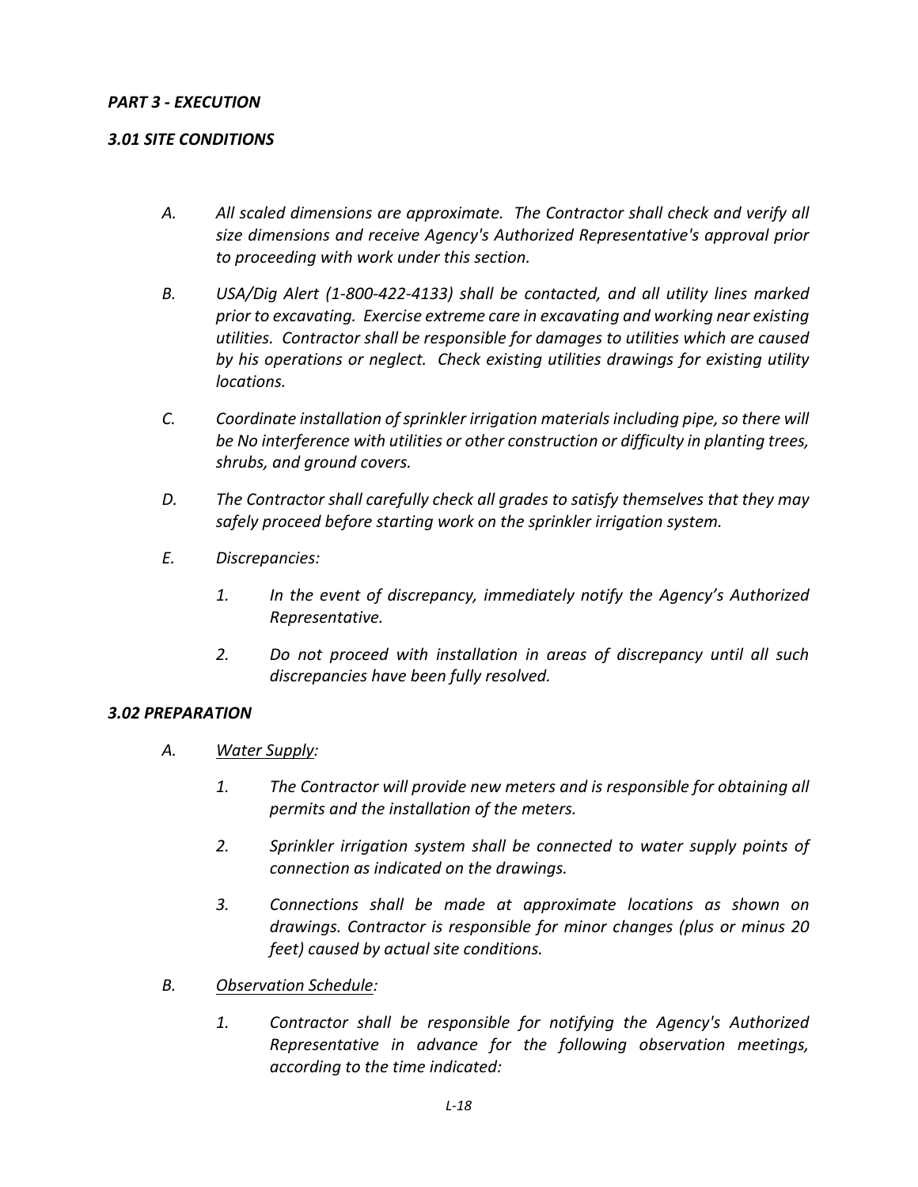*PART 3 - EXECUTION*

*3.01 SITE CONDITIONS*

- A. *All scaled dimensions are approximate. The Contractor shall check and verify all size dimensions and receive Agency's Authorized Representative's approval prior to proceeding with work under this section.*

- B. *USA/Dig Alert (1-800-422-4133) shall be contacted, and all utility lines marked prior to excavating. Exercise extreme care in excavating and working near existing utilities. Contractor shall be responsible for damages to utilities which are caused by his operations or neglect. Check existing utilities drawings for existing utility locations.*

- C. *Coordinate installation of sprinkler irrigation materials including pipe, so there will be No interference with utilities or other construction or difficulty in planting trees, shrubs, and ground covers.*

- D. *The Contractor shall carefully check all grades to satisfy themselves that they may safely proceed before starting work on the sprinkler irrigation system.*

- E. *Discrepancies:*

  1. *In the event of discrepancy, immediately notify the Agency's Authorized Representative.*

  2. *Do not proceed with installation in areas of discrepancy until all such discrepancies have been fully resolved.*

*3.02 PREPARATION*

- A. *Water Supply:*

  1. *The Contractor will provide new meters and is responsible for obtaining all permits and the installation of the meters.*

  2. *Sprinkler irrigation system shall be connected to water supply points of connection as indicated on the drawings.*

  3. *Connections shall be made at approximate locations as shown on drawings. Contractor is responsible for minor changes (plus or minus 20 feet) caused by actual site conditions.*

- B. *Observation Schedule:*

  1. *Contractor shall be responsible for notifying the Agency's Authorized Representative in advance for the following observation meetings, according to the time indicated:*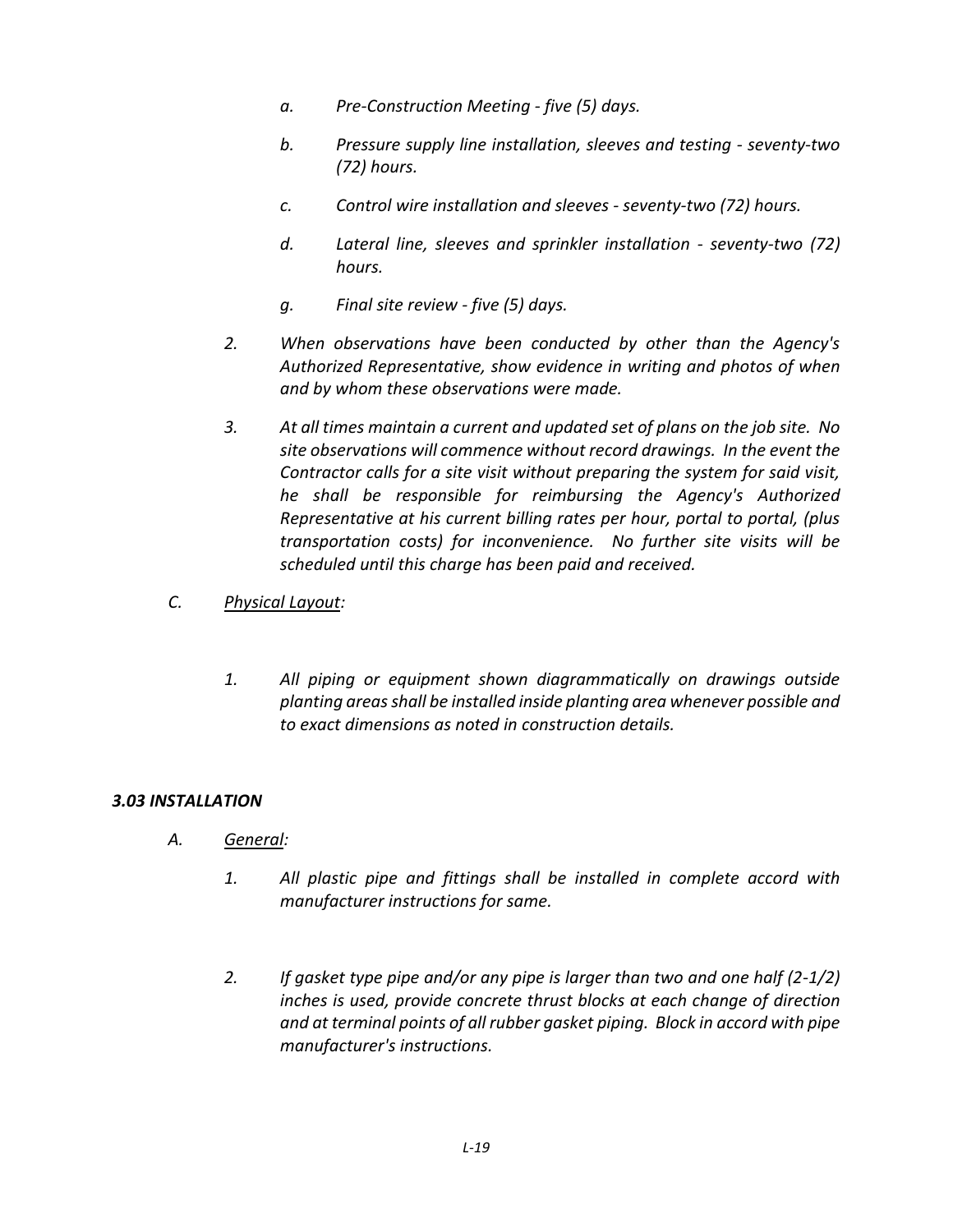*a. Pre-Construction Meeting - five (5) days.*

*b. Pressure supply line installation, sleeves and testing - seventy-two (72) hours.*

*c. Control wire installation and sleeves - seventy-two (72) hours.*

*d. Lateral line, sleeves and sprinkler installation - seventy-two (72) hours.*

*g. Final site review - five (5) days.*

*2. When observations have been conducted by other than the Agency's Authorized Representative, show evidence in writing and photos of when and by whom these observations were made.*

*3. At all times maintain a current and updated set of plans on the job site. No site observations will commence without record drawings. In the event the Contractor calls for a site visit without preparing the system for said visit, he shall be responsible for reimbursing the Agency's Authorized Representative at his current billing rates per hour, portal to portal, (plus transportation costs) for inconvenience. No further site visits will be scheduled until this charge has been paid and received.*

*C. <u>Physical Layout</u>:*

*1. All piping or equipment shown diagrammatically on drawings outside planting areas shall be installed inside planting area whenever possible and to exact dimensions as noted in construction details.*

### *3.03 INSTALLATION*

*A. <u>General</u>:*

*1. All plastic pipe and fittings shall be installed in complete accord with manufacturer instructions for same.*

*2. If gasket type pipe and/or any pipe is larger than two and one half (2-1/2) inches is used, provide concrete thrust blocks at each change of direction and at terminal points of all rubber gasket piping. Block in accord with pipe manufacturer's instructions.*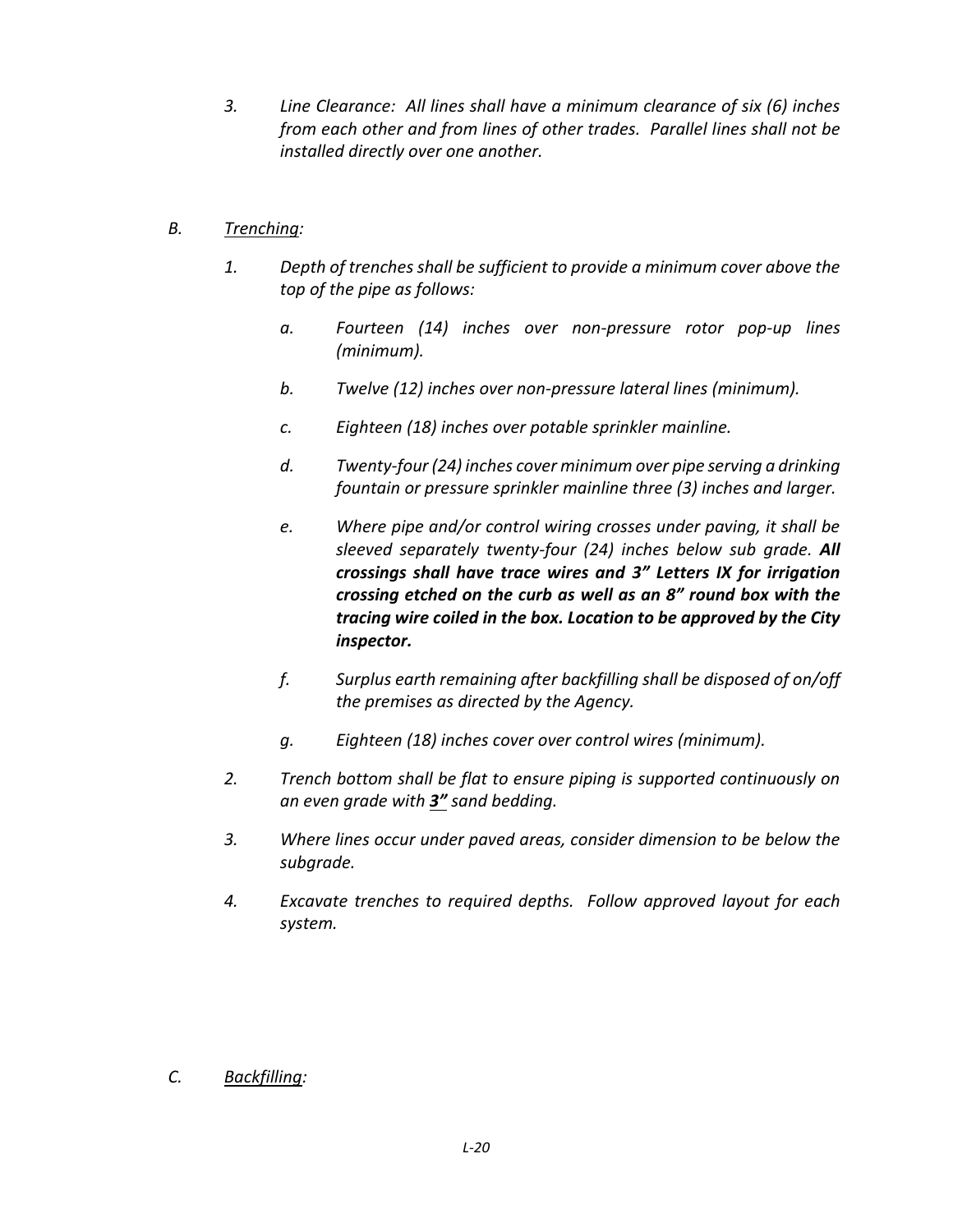3. *Line Clearance: All lines shall have a minimum clearance of six (6) inches from each other and from lines of other trades. Parallel lines shall not be installed directly over one another.*

B. *Trenching:*

1. *Depth of trenches shall be sufficient to provide a minimum cover above the top of the pipe as follows:*

    a. *Fourteen (14) inches over non-pressure rotor pop-up lines (minimum).*

    b. *Twelve (12) inches over non-pressure lateral lines (minimum).*

    c. *Eighteen (18) inches over potable sprinkler mainline.*

    d. *Twenty-four (24) inches cover minimum over pipe serving a drinking fountain or pressure sprinkler mainline three (3) inches and larger.*

    e. *Where pipe and/or control wiring crosses under paving, it shall be sleeved separately twenty-four (24) inches below sub grade.* ***All crossings shall have trace wires and 3" Letters IX for irrigation crossing etched on the curb as well as an 8" round box with the tracing wire coiled in the box. Location to be approved by the City inspector.***

    f. *Surplus earth remaining after backfilling shall be disposed of on/off the premises as directed by the Agency.*

    g. *Eighteen (18) inches cover over control wires (minimum).*

2. *Trench bottom shall be flat to ensure piping is supported continuously on an even grade with* ***3"*** *sand bedding.*

3. *Where lines occur under paved areas, consider dimension to be below the subgrade.*

4. *Excavate trenches to required depths. Follow approved layout for each system.*

C. *Backfilling:*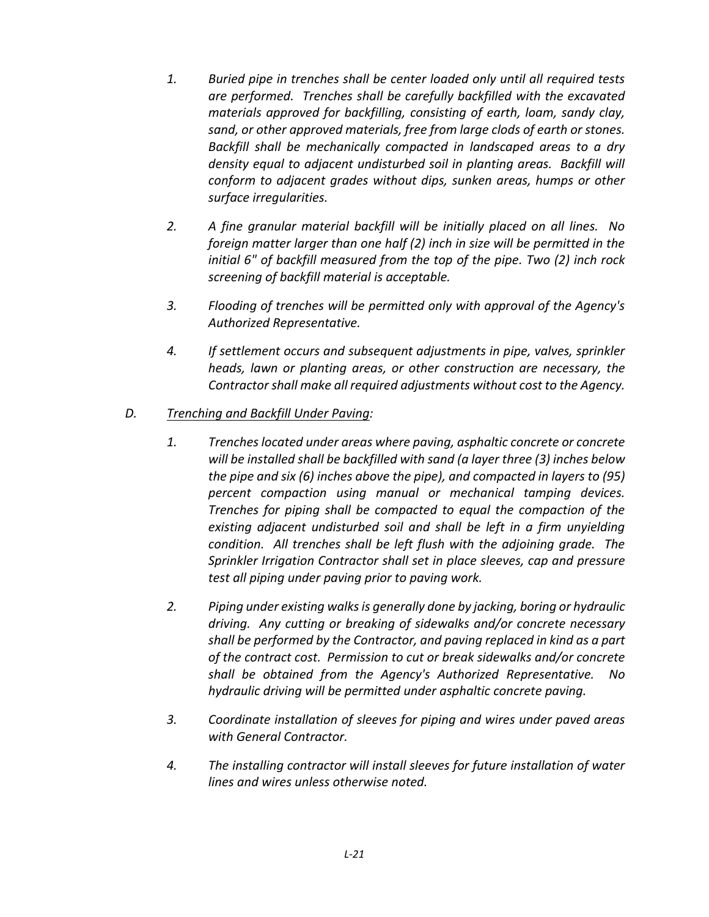*1. Buried pipe in trenches shall be center loaded only until all required tests are performed. Trenches shall be carefully backfilled with the excavated materials approved for backfilling, consisting of earth, loam, sandy clay, sand, or other approved materials, free from large clods of earth or stones. Backfill shall be mechanically compacted in landscaped areas to a dry density equal to adjacent undisturbed soil in planting areas. Backfill will conform to adjacent grades without dips, sunken areas, humps or other surface irregularities.*

*2. A fine granular material backfill will be initially placed on all lines. No foreign matter larger than one half (2) inch in size will be permitted in the initial 6" of backfill measured from the top of the pipe. Two (2) inch rock screening of backfill material is acceptable.*

*3. Flooding of trenches will be permitted only with approval of the Agency's Authorized Representative.*

*4. If settlement occurs and subsequent adjustments in pipe, valves, sprinkler heads, lawn or planting areas, or other construction are necessary, the Contractor shall make all required adjustments without cost to the Agency.*

*D. <u>Trenching and Backfill Under Paving</u>:*

*1. Trenches located under areas where paving, asphaltic concrete or concrete will be installed shall be backfilled with sand (a layer three (3) inches below the pipe and six (6) inches above the pipe), and compacted in layers to (95) percent compaction using manual or mechanical tamping devices. Trenches for piping shall be compacted to equal the compaction of the existing adjacent undisturbed soil and shall be left in a firm unyielding condition. All trenches shall be left flush with the adjoining grade. The Sprinkler Irrigation Contractor shall set in place sleeves, cap and pressure test all piping under paving prior to paving work.*

*2. Piping under existing walks is generally done by jacking, boring or hydraulic driving. Any cutting or breaking of sidewalks and/or concrete necessary shall be performed by the Contractor, and paving replaced in kind as a part of the contract cost. Permission to cut or break sidewalks and/or concrete shall be obtained from the Agency's Authorized Representative. No hydraulic driving will be permitted under asphaltic concrete paving.*

*3. Coordinate installation of sleeves for piping and wires under paved areas with General Contractor.*

*4. The installing contractor will install sleeves for future installation of water lines and wires unless otherwise noted.*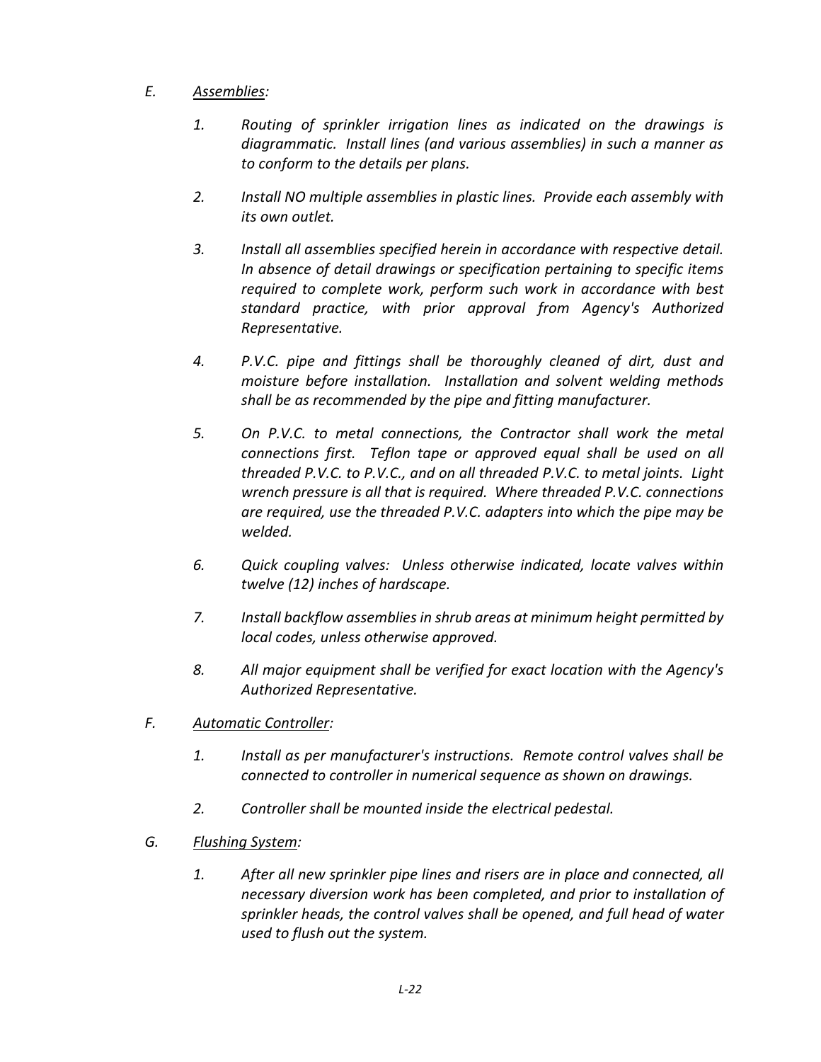*E.* *<u>Assemblies</u>:*

1. *Routing of sprinkler irrigation lines as indicated on the drawings is diagrammatic. Install lines (and various assemblies) in such a manner as to conform to the details per plans.*

2. *Install NO multiple assemblies in plastic lines. Provide each assembly with its own outlet.*

3. *Install all assemblies specified herein in accordance with respective detail. In absence of detail drawings or specification pertaining to specific items required to complete work, perform such work in accordance with best standard practice, with prior approval from Agency's Authorized Representative.*

4. *P.V.C. pipe and fittings shall be thoroughly cleaned of dirt, dust and moisture before installation. Installation and solvent welding methods shall be as recommended by the pipe and fitting manufacturer.*

5. *On P.V.C. to metal connections, the Contractor shall work the metal connections first. Teflon tape or approved equal shall be used on all threaded P.V.C. to P.V.C., and on all threaded P.V.C. to metal joints. Light wrench pressure is all that is required. Where threaded P.V.C. connections are required, use the threaded P.V.C. adapters into which the pipe may be welded.*

6. *Quick coupling valves: Unless otherwise indicated, locate valves within twelve (12) inches of hardscape.*

7. *Install backflow assemblies in shrub areas at minimum height permitted by local codes, unless otherwise approved.*

8. *All major equipment shall be verified for exact location with the Agency's Authorized Representative.*

*F.* *<u>Automatic Controller</u>:*

1. *Install as per manufacturer's instructions. Remote control valves shall be connected to controller in numerical sequence as shown on drawings.*

2. *Controller shall be mounted inside the electrical pedestal.*

*G.* *<u>Flushing System</u>:*

1. *After all new sprinkler pipe lines and risers are in place and connected, all necessary diversion work has been completed, and prior to installation of sprinkler heads, the control valves shall be opened, and full head of water used to flush out the system.*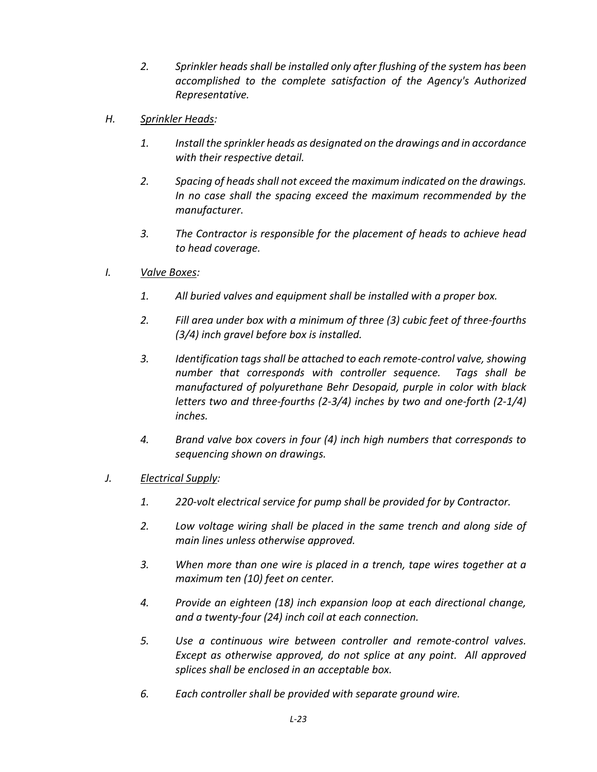2. *Sprinkler heads shall be installed only after flushing of the system has been accomplished to the complete satisfaction of the Agency's Authorized Representative.*

H. *<u>Sprinkler Heads</u>:*

1. *Install the sprinkler heads as designated on the drawings and in accordance with their respective detail.*

2. *Spacing of heads shall not exceed the maximum indicated on the drawings. In no case shall the spacing exceed the maximum recommended by the manufacturer.*

3. *The Contractor is responsible for the placement of heads to achieve head to head coverage.*

I. *<u>Valve Boxes</u>:*

1. *All buried valves and equipment shall be installed with a proper box.*

2. *Fill area under box with a minimum of three (3) cubic feet of three-fourths (3/4) inch gravel before box is installed.*

3. *Identification tags shall be attached to each remote-control valve, showing number that corresponds with controller sequence. Tags shall be manufactured of polyurethane Behr Desopaid, purple in color with black letters two and three-fourths (2-3/4) inches by two and one-forth (2-1/4) inches.*

4. *Brand valve box covers in four (4) inch high numbers that corresponds to sequencing shown on drawings.*

J. *<u>Electrical Supply</u>:*

1. *220-volt electrical service for pump shall be provided for by Contractor.*

2. *Low voltage wiring shall be placed in the same trench and along side of main lines unless otherwise approved.*

3. *When more than one wire is placed in a trench, tape wires together at a maximum ten (10) feet on center.*

4. *Provide an eighteen (18) inch expansion loop at each directional change, and a twenty-four (24) inch coil at each connection.*

5. *Use a continuous wire between controller and remote-control valves. Except as otherwise approved, do not splice at any point. All approved splices shall be enclosed in an acceptable box.*

6. *Each controller shall be provided with separate ground wire.*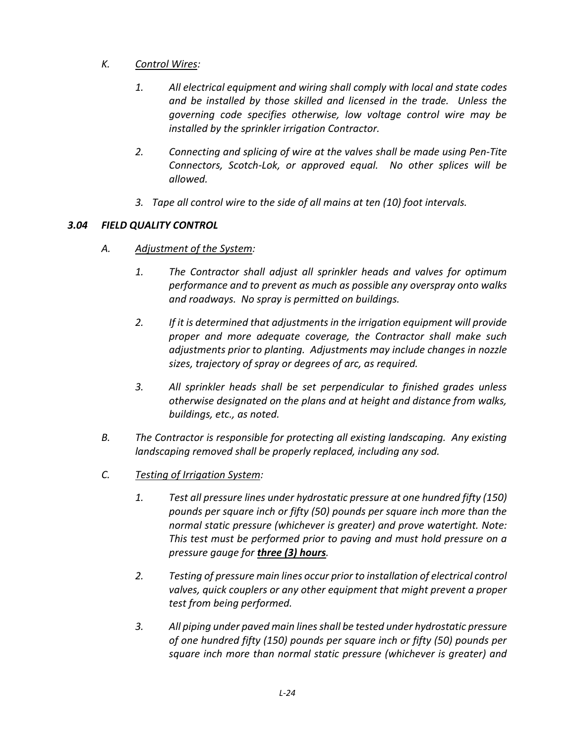*K. Control Wires:*

1. *All electrical equipment and wiring shall comply with local and state codes and be installed by those skilled and licensed in the trade. Unless the governing code specifies otherwise, low voltage control wire may be installed by the sprinkler irrigation Contractor.*

2. *Connecting and splicing of wire at the valves shall be made using Pen-Tite Connectors, Scotch-Lok, or approved equal. No other splices will be allowed.*

3. *Tape all control wire to the side of all mains at ten (10) foot intervals.*

### *3.04 FIELD QUALITY CONTROL*

*A. Adjustment of the System:*

1. *The Contractor shall adjust all sprinkler heads and valves for optimum performance and to prevent as much as possible any overspray onto walks and roadways. No spray is permitted on buildings.*

2. *If it is determined that adjustments in the irrigation equipment will provide proper and more adequate coverage, the Contractor shall make such adjustments prior to planting. Adjustments may include changes in nozzle sizes, trajectory of spray or degrees of arc, as required.*

3. *All sprinkler heads shall be set perpendicular to finished grades unless otherwise designated on the plans and at height and distance from walks, buildings, etc., as noted.*

*B. The Contractor is responsible for protecting all existing landscaping. Any existing landscaping removed shall be properly replaced, including any sod.*

*C. Testing of Irrigation System:*

1. *Test all pressure lines under hydrostatic pressure at one hundred fifty (150) pounds per square inch or fifty (50) pounds per square inch more than the normal static pressure (whichever is greater) and prove watertight. Note: This test must be performed prior to paving and must hold pressure on a pressure gauge for **three (3) hours**.*

2. *Testing of pressure main lines occur prior to installation of electrical control valves, quick couplers or any other equipment that might prevent a proper test from being performed.*

3. *All piping under paved main lines shall be tested under hydrostatic pressure of one hundred fifty (150) pounds per square inch or fifty (50) pounds per square inch more than normal static pressure (whichever is greater) and*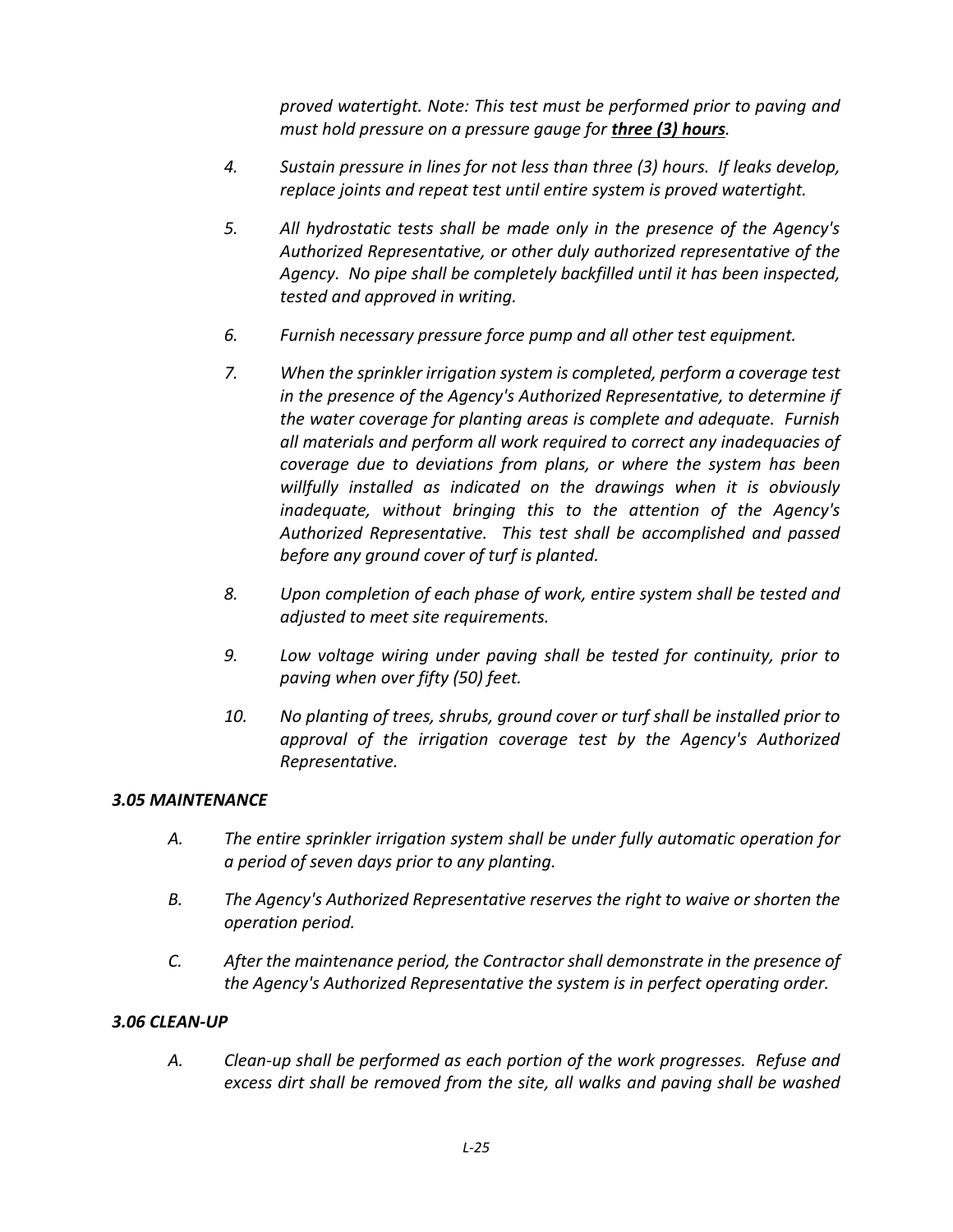*proved watertight. Note: This test must be performed prior to paving and must hold pressure on a pressure gauge for* ***three (3) hours****.*

4. *Sustain pressure in lines for not less than three (3) hours. If leaks develop, replace joints and repeat test until entire system is proved watertight.*

5. *All hydrostatic tests shall be made only in the presence of the Agency's Authorized Representative, or other duly authorized representative of the Agency. No pipe shall be completely backfilled until it has been inspected, tested and approved in writing.*

6. *Furnish necessary pressure force pump and all other test equipment.*

7. *When the sprinkler irrigation system is completed, perform a coverage test in the presence of the Agency's Authorized Representative, to determine if the water coverage for planting areas is complete and adequate. Furnish all materials and perform all work required to correct any inadequacies of coverage due to deviations from plans, or where the system has been willfully installed as indicated on the drawings when it is obviously inadequate, without bringing this to the attention of the Agency's Authorized Representative. This test shall be accomplished and passed before any ground cover of turf is planted.*

8. *Upon completion of each phase of work, entire system shall be tested and adjusted to meet site requirements.*

9. *Low voltage wiring under paving shall be tested for continuity, prior to paving when over fifty (50) feet.*

10. *No planting of trees, shrubs, ground cover or turf shall be installed prior to approval of the irrigation coverage test by the Agency's Authorized Representative.*

### *3.05 MAINTENANCE*

A. *The entire sprinkler irrigation system shall be under fully automatic operation for a period of seven days prior to any planting.*

B. *The Agency's Authorized Representative reserves the right to waive or shorten the operation period.*

C. *After the maintenance period, the Contractor shall demonstrate in the presence of the Agency's Authorized Representative the system is in perfect operating order.*

### *3.06 CLEAN-UP*

A. *Clean-up shall be performed as each portion of the work progresses. Refuse and excess dirt shall be removed from the site, all walks and paving shall be washed*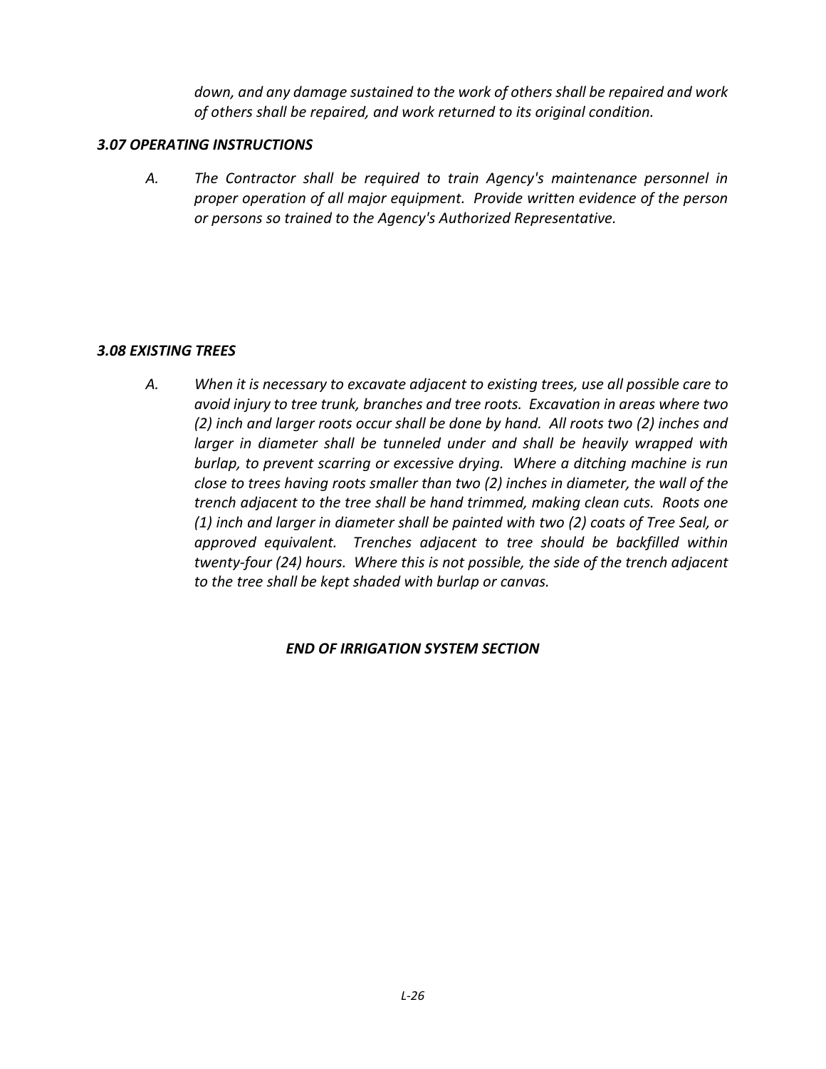*down, and any damage sustained to the work of others shall be repaired and work of others shall be repaired, and work returned to its original condition.*

### *3.07 OPERATING INSTRUCTIONS*

*A. The Contractor shall be required to train Agency's maintenance personnel in proper operation of all major equipment. Provide written evidence of the person or persons so trained to the Agency's Authorized Representative.*

### *3.08 EXISTING TREES*

*A. When it is necessary to excavate adjacent to existing trees, use all possible care to avoid injury to tree trunk, branches and tree roots. Excavation in areas where two (2) inch and larger roots occur shall be done by hand. All roots two (2) inches and larger in diameter shall be tunneled under and shall be heavily wrapped with burlap, to prevent scarring or excessive drying. Where a ditching machine is run close to trees having roots smaller than two (2) inches in diameter, the wall of the trench adjacent to the tree shall be hand trimmed, making clean cuts. Roots one (1) inch and larger in diameter shall be painted with two (2) coats of Tree Seal, or approved equivalent. Trenches adjacent to tree should be backfilled within twenty-four (24) hours. Where this is not possible, the side of the trench adjacent to the tree shall be kept shaded with burlap or canvas.*

***END OF IRRIGATION SYSTEM SECTION***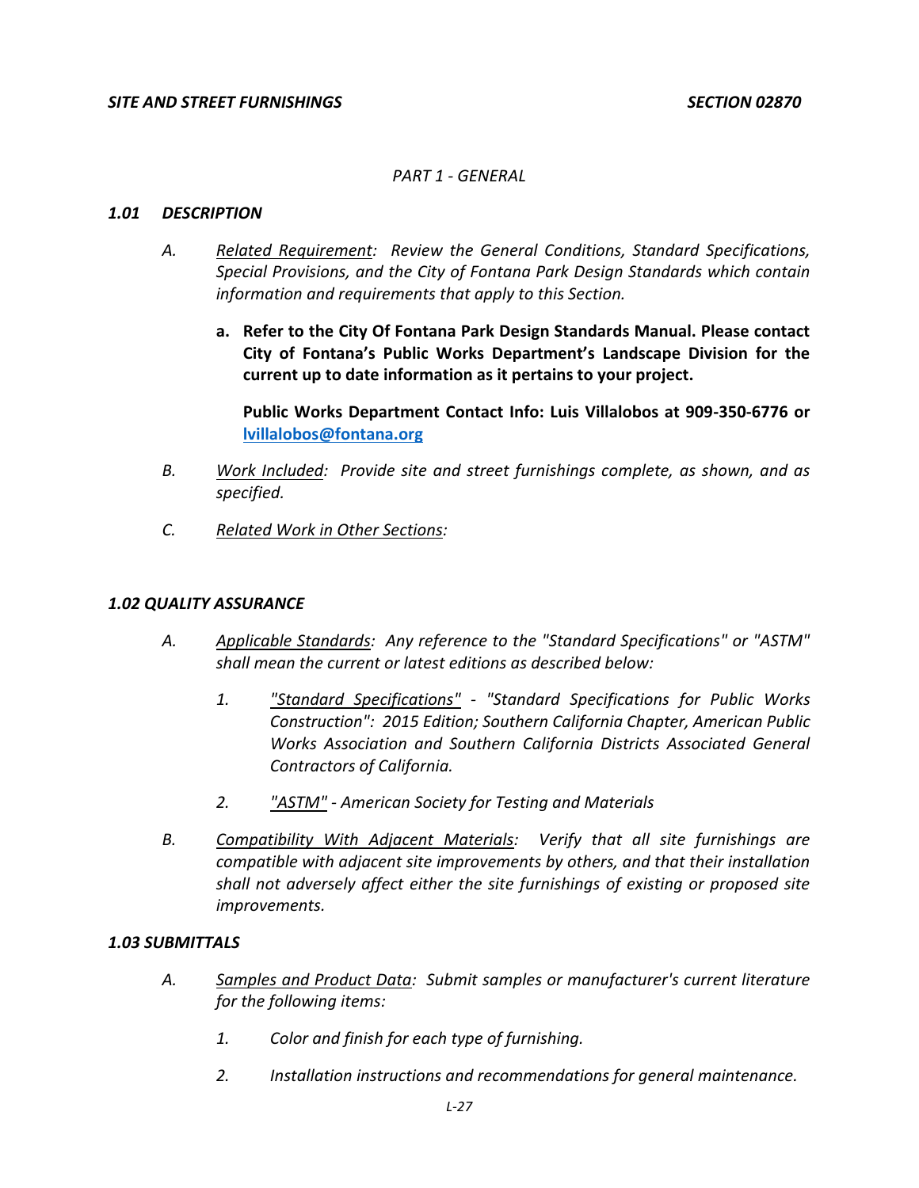*SITE AND STREET FURNISHINGS* *SECTION 02870*

*PART 1 - GENERAL*

### *1.01 DESCRIPTION*

A. *Related Requirement: Review the General Conditions, Standard Specifications, Special Provisions, and the City of Fontana Park Design Standards which contain information and requirements that apply to this Section.*

   a. **Refer to the City Of Fontana Park Design Standards Manual. Please contact City of Fontana's Public Works Department's Landscape Division for the current up to date information as it pertains to your project.**

   **Public Works Department Contact Info: Luis Villalobos at 909-350-6776 or lvillalobos@fontana.org**

B. *Work Included: Provide site and street furnishings complete, as shown, and as specified.*

C. *Related Work in Other Sections:*

### *1.02 QUALITY ASSURANCE*

A. *Applicable Standards: Any reference to the "Standard Specifications" or "ASTM" shall mean the current or latest editions as described below:*

   1. *"Standard Specifications" - "Standard Specifications for Public Works Construction": 2015 Edition; Southern California Chapter, American Public Works Association and Southern California Districts Associated General Contractors of California.*

   2. *"ASTM" - American Society for Testing and Materials*

B. *Compatibility With Adjacent Materials: Verify that all site furnishings are compatible with adjacent site improvements by others, and that their installation shall not adversely affect either the site furnishings of existing or proposed site improvements.*

### *1.03 SUBMITTALS*

A. *Samples and Product Data: Submit samples or manufacturer's current literature for the following items:*

   1. *Color and finish for each type of furnishing.*

   2. *Installation instructions and recommendations for general maintenance.*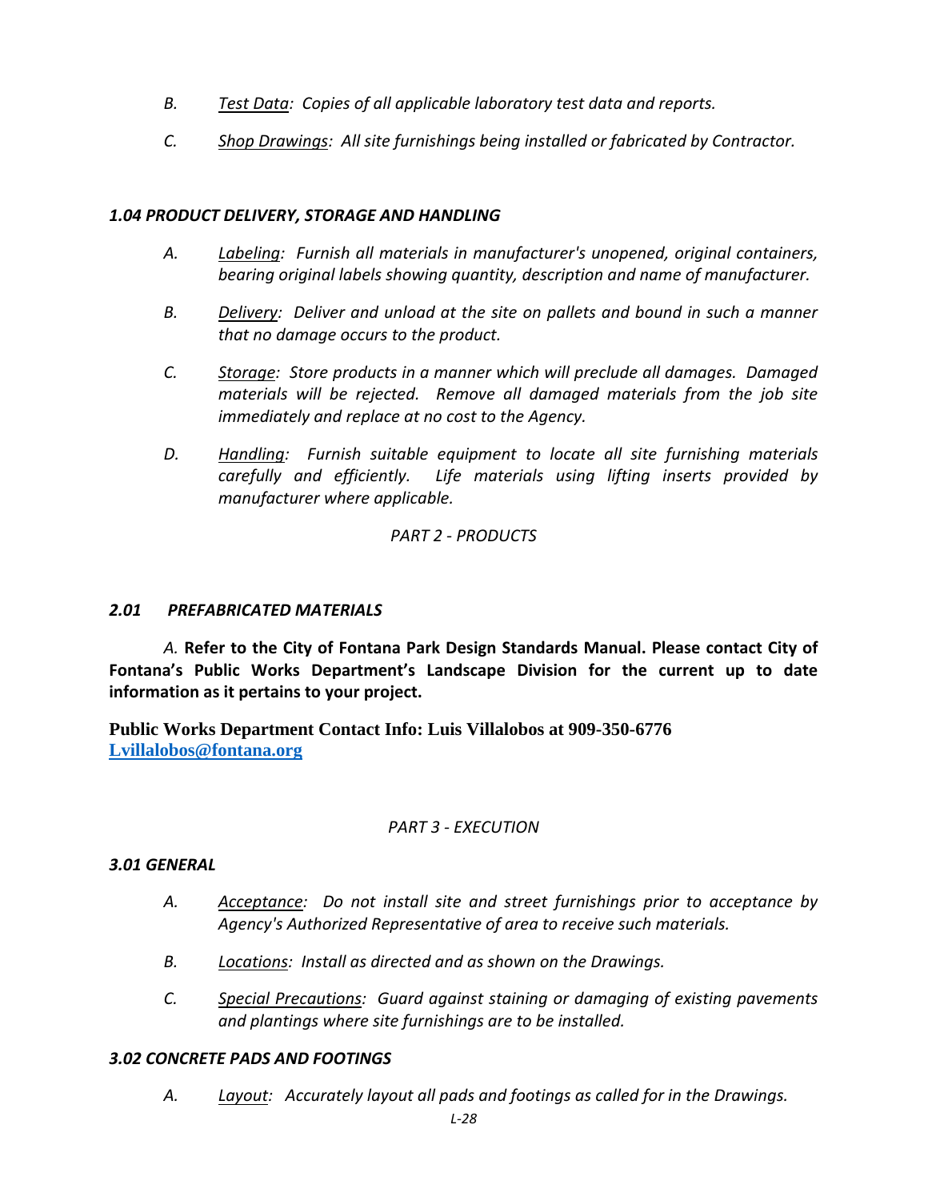B. *Test Data: Copies of all applicable laboratory test data and reports.*

C. *Shop Drawings: All site furnishings being installed or fabricated by Contractor.*

### *1.04 PRODUCT DELIVERY, STORAGE AND HANDLING*

A. *Labeling: Furnish all materials in manufacturer's unopened, original containers, bearing original labels showing quantity, description and name of manufacturer.*

B. *Delivery: Deliver and unload at the site on pallets and bound in such a manner that no damage occurs to the product.*

C. *Storage: Store products in a manner which will preclude all damages. Damaged materials will be rejected. Remove all damaged materials from the job site immediately and replace at no cost to the Agency.*

D. *Handling: Furnish suitable equipment to locate all site furnishing materials carefully and efficiently. Life materials using lifting inserts provided by manufacturer where applicable.*

## *PART 2 - PRODUCTS*

### *2.01 PREFABRICATED MATERIALS*

*A.* **Refer to the City of Fontana Park Design Standards Manual. Please contact City of Fontana's Public Works Department's Landscape Division for the current up to date information as it pertains to your project.**

**Public Works Department Contact Info: Luis Villalobos at 909-350-6776**
**Lvillalobos@fontana.org**

## *PART 3 - EXECUTION*

### *3.01 GENERAL*

A. *Acceptance: Do not install site and street furnishings prior to acceptance by Agency's Authorized Representative of area to receive such materials.*

B. *Locations: Install as directed and as shown on the Drawings.*

C. *Special Precautions: Guard against staining or damaging of existing pavements and plantings where site furnishings are to be installed.*

### *3.02 CONCRETE PADS AND FOOTINGS*

A. *Layout: Accurately layout all pads and footings as called for in the Drawings.*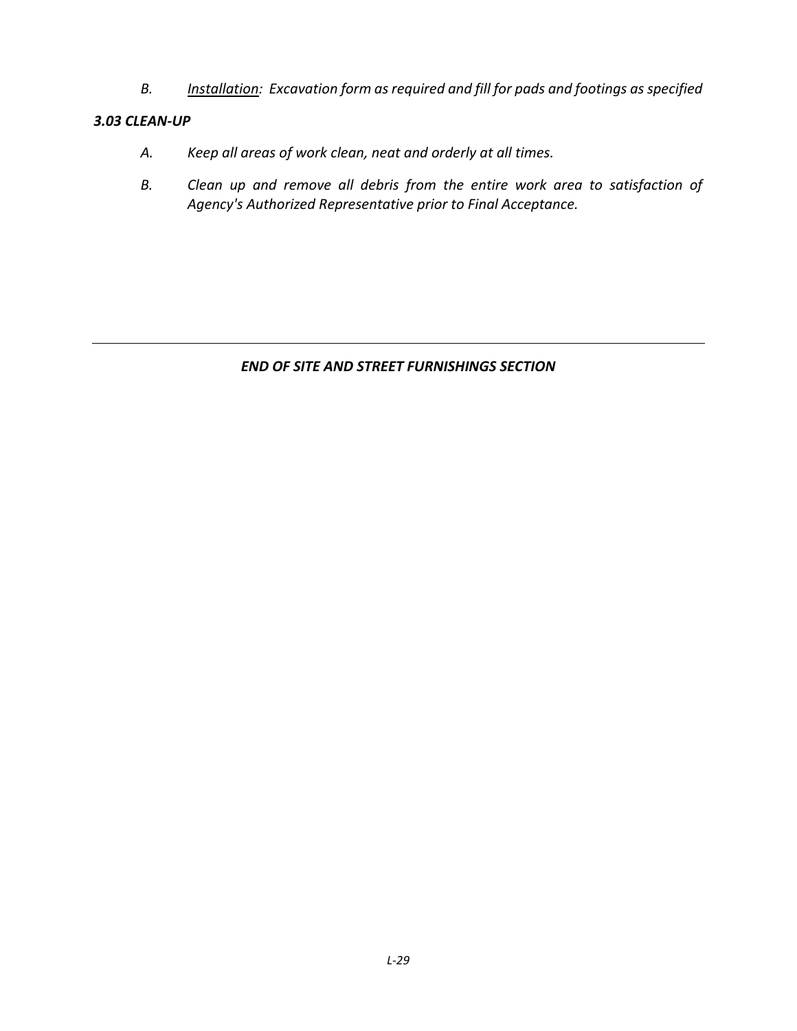*B.* *Installation: Excavation form as required and fill for pads and footings as specified*

### *3.03 CLEAN-UP*

*A.* *Keep all areas of work clean, neat and orderly at all times.*

*B.* *Clean up and remove all debris from the entire work area to satisfaction of Agency's Authorized Representative prior to Final Acceptance.*

---

***END OF SITE AND STREET FURNISHINGS SECTION***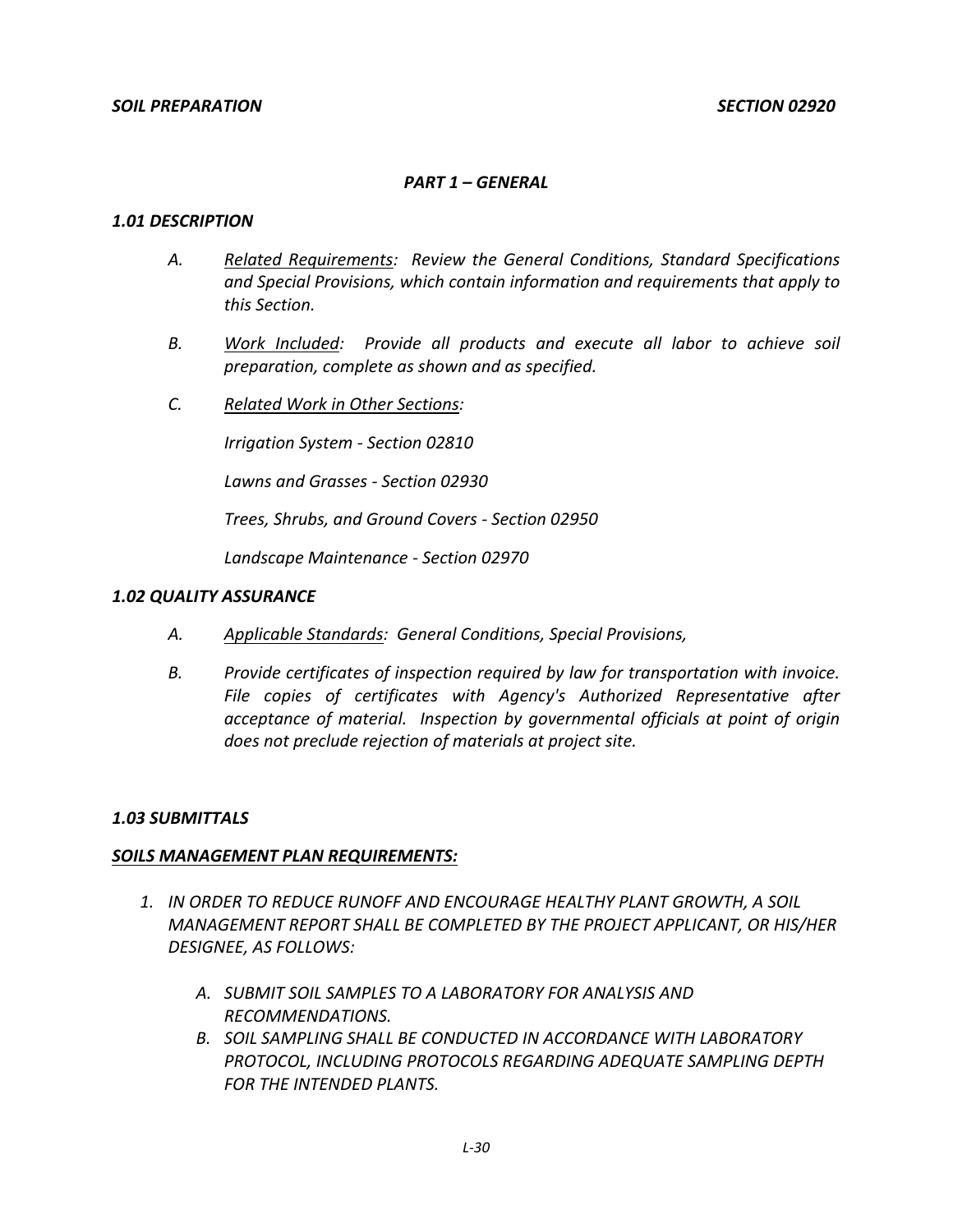***SOIL PREPARATION*** ***SECTION 02920***

## *PART 1 – GENERAL*

### *1.01 DESCRIPTION*

*A. Related Requirements: Review the General Conditions, Standard Specifications and Special Provisions, which contain information and requirements that apply to this Section.*

*B. Work Included: Provide all products and execute all labor to achieve soil preparation, complete as shown and as specified.*

*C. Related Work in Other Sections:*

*Irrigation System - Section 02810*

*Lawns and Grasses - Section 02930*

*Trees, Shrubs, and Ground Covers - Section 02950*

*Landscape Maintenance - Section 02970*

### *1.02 QUALITY ASSURANCE*

*A. Applicable Standards: General Conditions, Special Provisions,*

*B. Provide certificates of inspection required by law for transportation with invoice. File copies of certificates with Agency's Authorized Representative after acceptance of material. Inspection by governmental officials at point of origin does not preclude rejection of materials at project site.*

### *1.03 SUBMITTALS*

***SOILS MANAGEMENT PLAN REQUIREMENTS:***

1. *IN ORDER TO REDUCE RUNOFF AND ENCOURAGE HEALTHY PLANT GROWTH, A SOIL MANAGEMENT REPORT SHALL BE COMPLETED BY THE PROJECT APPLICANT, OR HIS/HER DESIGNEE, AS FOLLOWS:*

   A. *SUBMIT SOIL SAMPLES TO A LABORATORY FOR ANALYSIS AND RECOMMENDATIONS.*
   B. *SOIL SAMPLING SHALL BE CONDUCTED IN ACCORDANCE WITH LABORATORY PROTOCOL, INCLUDING PROTOCOLS REGARDING ADEQUATE SAMPLING DEPTH FOR THE INTENDED PLANTS.*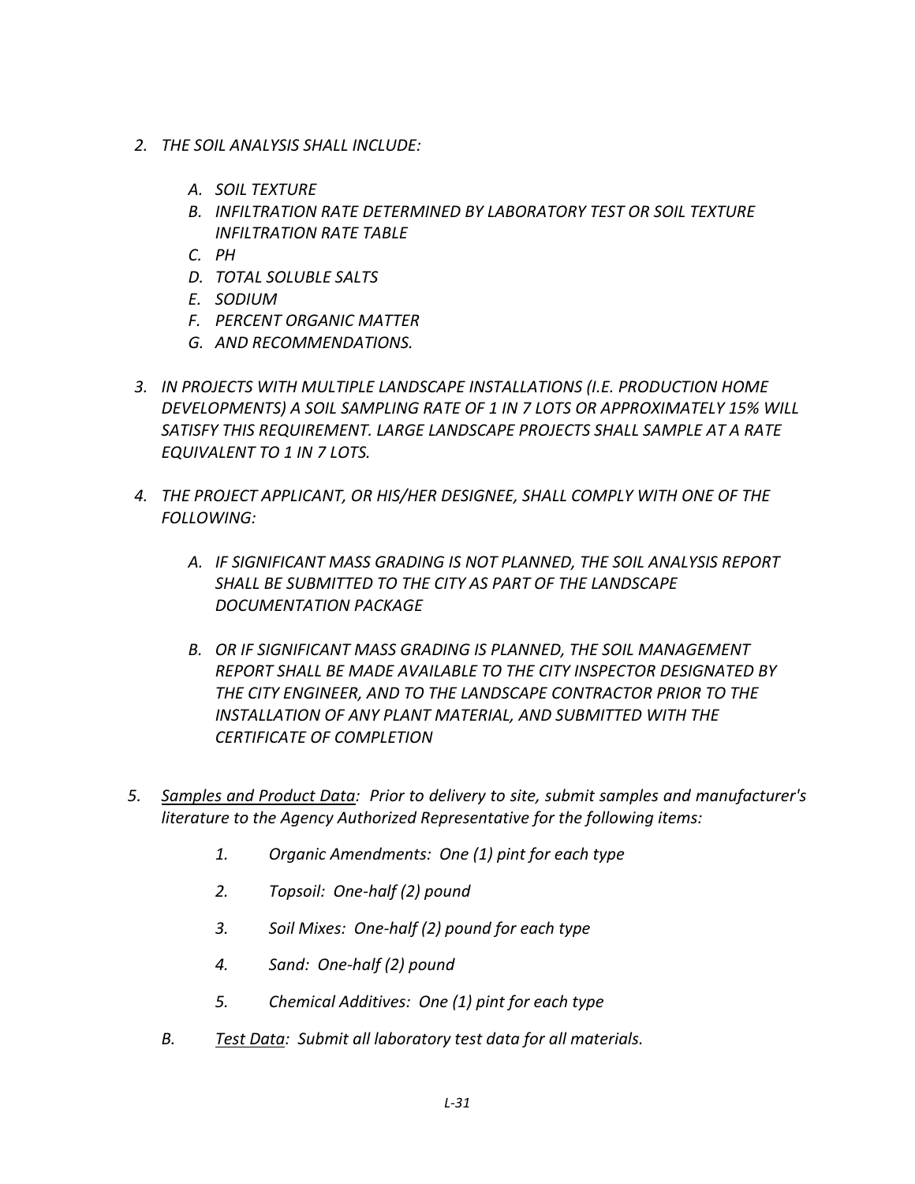2. *THE SOIL ANALYSIS SHALL INCLUDE:*

    A. *SOIL TEXTURE*
    B. *INFILTRATION RATE DETERMINED BY LABORATORY TEST OR SOIL TEXTURE INFILTRATION RATE TABLE*
    C. *PH*
    D. *TOTAL SOLUBLE SALTS*
    E. *SODIUM*
    F. *PERCENT ORGANIC MATTER*
    G. *AND RECOMMENDATIONS.*

3. *IN PROJECTS WITH MULTIPLE LANDSCAPE INSTALLATIONS (I.E. PRODUCTION HOME DEVELOPMENTS) A SOIL SAMPLING RATE OF 1 IN 7 LOTS OR APPROXIMATELY 15% WILL SATISFY THIS REQUIREMENT. LARGE LANDSCAPE PROJECTS SHALL SAMPLE AT A RATE EQUIVALENT TO 1 IN 7 LOTS.*

4. *THE PROJECT APPLICANT, OR HIS/HER DESIGNEE, SHALL COMPLY WITH ONE OF THE FOLLOWING:*

    A. *IF SIGNIFICANT MASS GRADING IS NOT PLANNED, THE SOIL ANALYSIS REPORT SHALL BE SUBMITTED TO THE CITY AS PART OF THE LANDSCAPE DOCUMENTATION PACKAGE*

    B. *OR IF SIGNIFICANT MASS GRADING IS PLANNED, THE SOIL MANAGEMENT REPORT SHALL BE MADE AVAILABLE TO THE CITY INSPECTOR DESIGNATED BY THE CITY ENGINEER, AND TO THE LANDSCAPE CONTRACTOR PRIOR TO THE INSTALLATION OF ANY PLANT MATERIAL, AND SUBMITTED WITH THE CERTIFICATE OF COMPLETION*

5. *<u>Samples and Product Data</u>: Prior to delivery to site, submit samples and manufacturer's literature to the Agency Authorized Representative for the following items:*

    1. *Organic Amendments: One (1) pint for each type*

    2. *Topsoil: One-half (2) pound*

    3. *Soil Mixes: One-half (2) pound for each type*

    4. *Sand: One-half (2) pound*

    5. *Chemical Additives: One (1) pint for each type*

B. *<u>Test Data</u>: Submit all laboratory test data for all materials.*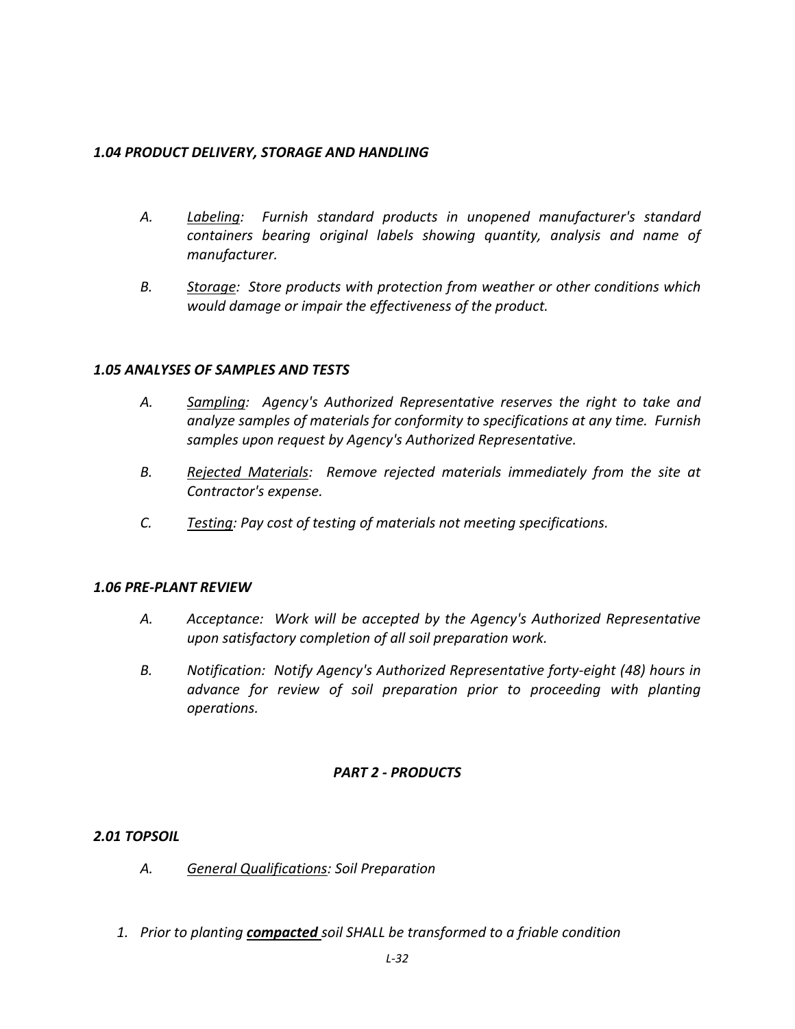### *1.04 PRODUCT DELIVERY, STORAGE AND HANDLING*

*A. <u>Labeling</u>: Furnish standard products in unopened manufacturer's standard containers bearing original labels showing quantity, analysis and name of manufacturer.*

*B. <u>Storage</u>: Store products with protection from weather or other conditions which would damage or impair the effectiveness of the product.*

### *1.05 ANALYSES OF SAMPLES AND TESTS*

*A. <u>Sampling</u>: Agency's Authorized Representative reserves the right to take and analyze samples of materials for conformity to specifications at any time. Furnish samples upon request by Agency's Authorized Representative.*

*B. <u>Rejected Materials</u>: Remove rejected materials immediately from the site at Contractor's expense.*

*C. <u>Testing</u>: Pay cost of testing of materials not meeting specifications.*

### *1.06 PRE-PLANT REVIEW*

*A. Acceptance: Work will be accepted by the Agency's Authorized Representative upon satisfactory completion of all soil preparation work.*

*B. Notification: Notify Agency's Authorized Representative forty-eight (48) hours in advance for review of soil preparation prior to proceeding with planting operations.*

## *PART 2 - PRODUCTS*

### *2.01 TOPSOIL*

*A. <u>General Qualifications</u>: Soil Preparation*

*1. Prior to planting **<u>compacted</u>** soil SHALL be transformed to a friable condition*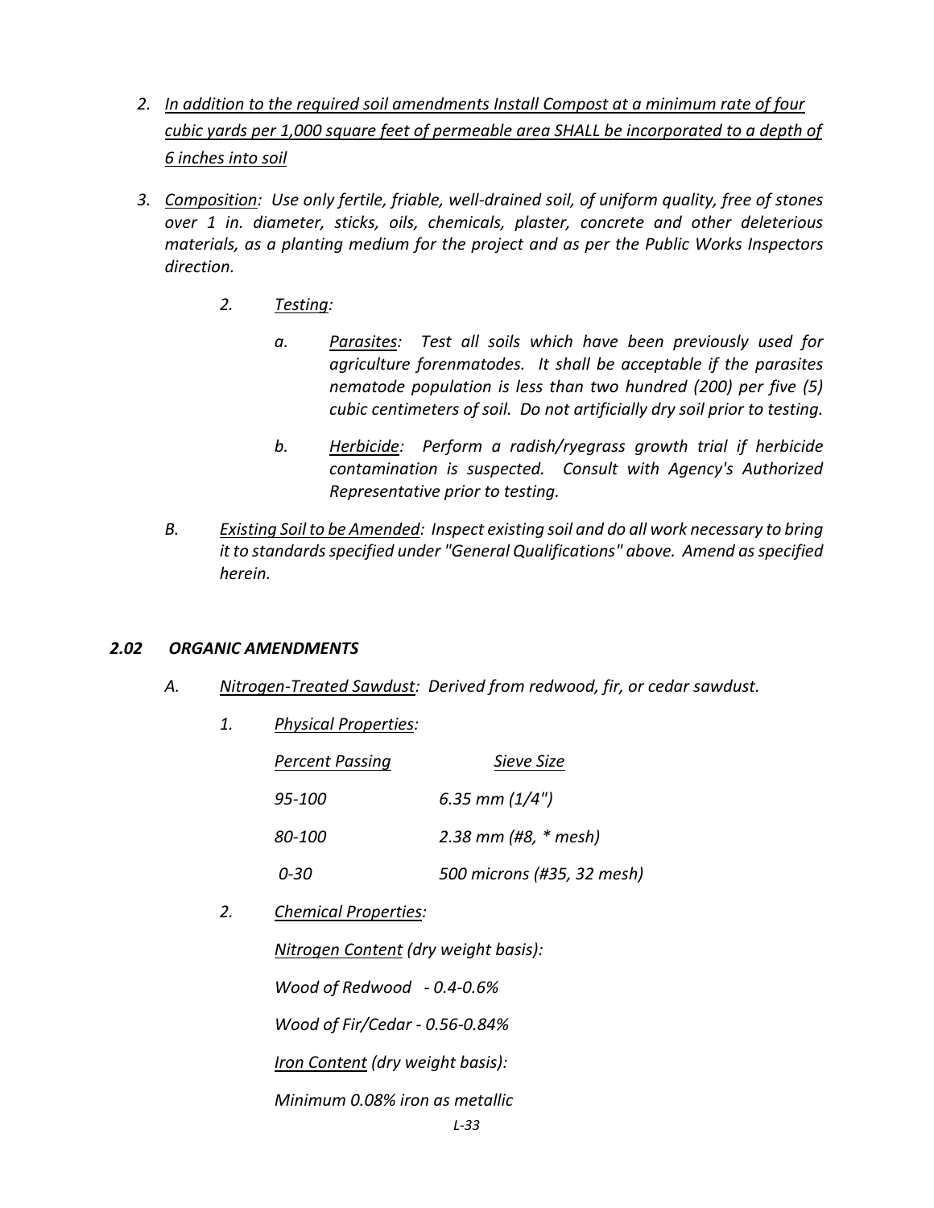2. *In addition to the required soil amendments Install Compost at a minimum rate of four cubic yards per 1,000 square feet of permeable area SHALL be incorporated to a depth of 6 inches into soil*

3. *Composition: Use only fertile, friable, well-drained soil, of uniform quality, free of stones over 1 in. diameter, sticks, oils, chemicals, plaster, concrete and other deleterious materials, as a planting medium for the project and as per the Public Works Inspectors direction.*

   2. *Testing:*

      a. *Parasites: Test all soils which have been previously used for agriculture forenmatodes. It shall be acceptable if the parasites nematode population is less than two hundred (200) per five (5) cubic centimeters of soil. Do not artificially dry soil prior to testing.*

      b. *Herbicide: Perform a radish/ryegrass growth trial if herbicide contamination is suspected. Consult with Agency's Authorized Representative prior to testing.*

B. *Existing Soil to be Amended: Inspect existing soil and do all work necessary to bring it to standards specified under "General Qualifications" above. Amend as specified herein.*

### *2.02 ORGANIC AMENDMENTS*

A. *Nitrogen-Treated Sawdust: Derived from redwood, fir, or cedar sawdust.*

   1. *Physical Properties:*

| *Percent Passing* | *Sieve Size* |
|---|---|
| *95-100* | *6.35 mm (1/4")* |
| *80-100* | *2.38 mm (#8, * mesh)* |
| *0-30* | *500 microns (#35, 32 mesh)* |

   2. *Chemical Properties:*

      *Nitrogen Content (dry weight basis):*

      *Wood of Redwood - 0.4-0.6%*

      *Wood of Fir/Cedar - 0.56-0.84%*

      *Iron Content (dry weight basis):*

      *Minimum 0.08% iron as metallic*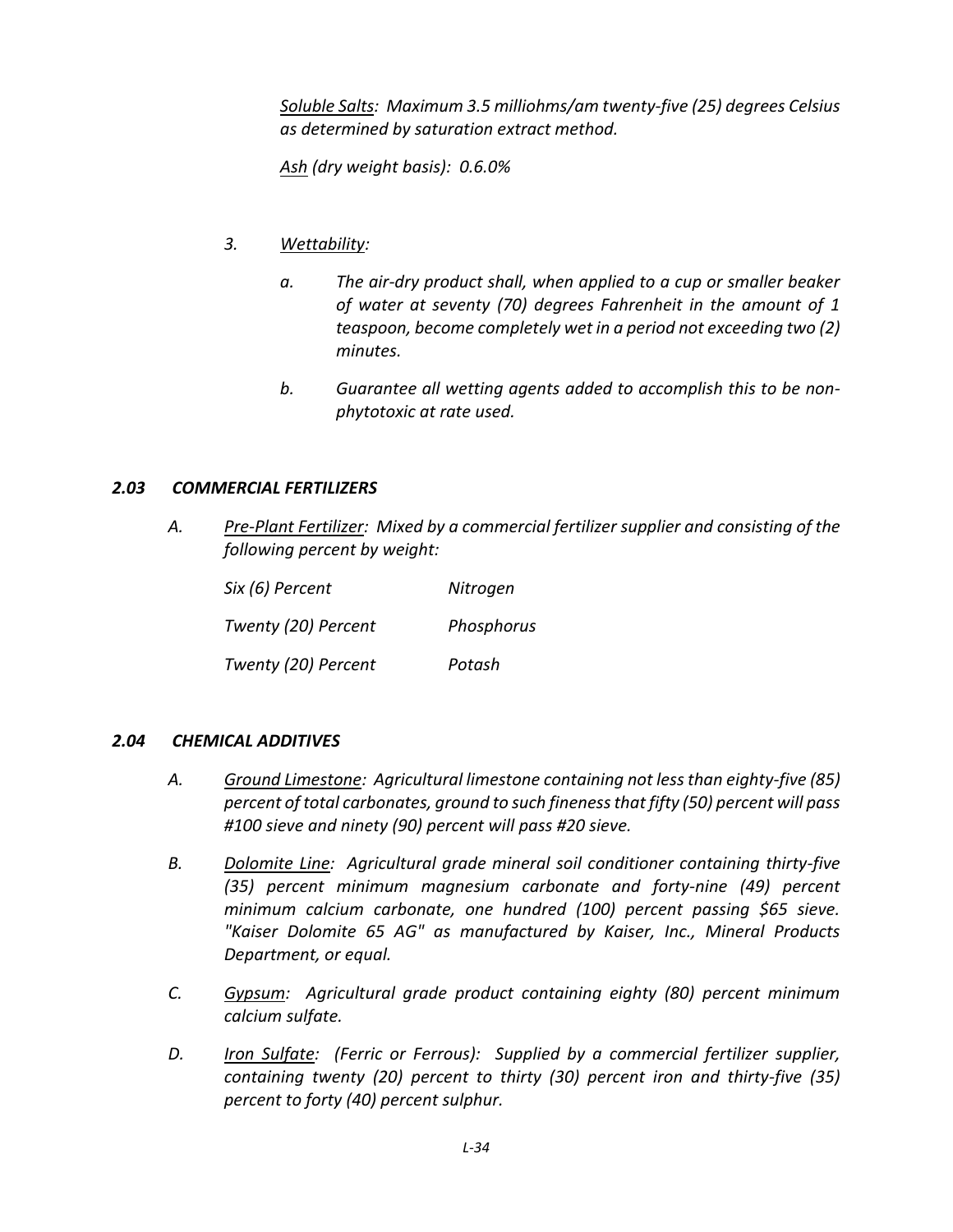*<u>Soluble Salts</u>: Maximum 3.5 milliohms/am twenty-five (25) degrees Celsius as determined by saturation extract method.*

*<u>Ash</u> (dry weight basis): 0.6.0%*

3. *<u>Wettability</u>:*

   a. *The air-dry product shall, when applied to a cup or smaller beaker of water at seventy (70) degrees Fahrenheit in the amount of 1 teaspoon, become completely wet in a period not exceeding two (2) minutes.*

   b. *Guarantee all wetting agents added to accomplish this to be non-phytotoxic at rate used.*

### *2.03 COMMERCIAL FERTILIZERS*

A. *<u>Pre-Plant Fertilizer</u>: Mixed by a commercial fertilizer supplier and consisting of the following percent by weight:*

| | |
|---|---|
| *Six (6) Percent* | *Nitrogen* |
| *Twenty (20) Percent* | *Phosphorus* |
| *Twenty (20) Percent* | *Potash* |

### *2.04 CHEMICAL ADDITIVES*

A. *<u>Ground Limestone</u>: Agricultural limestone containing not less than eighty-five (85) percent of total carbonates, ground to such fineness that fifty (50) percent will pass #100 sieve and ninety (90) percent will pass #20 sieve.*

B. *<u>Dolomite Line</u>: Agricultural grade mineral soil conditioner containing thirty-five (35) percent minimum magnesium carbonate and forty-nine (49) percent minimum calcium carbonate, one hundred (100) percent passing $65 sieve. "Kaiser Dolomite 65 AG" as manufactured by Kaiser, Inc., Mineral Products Department, or equal.*

C. *<u>Gypsum</u>: Agricultural grade product containing eighty (80) percent minimum calcium sulfate.*

D. *<u>Iron Sulfate</u>: (Ferric or Ferrous): Supplied by a commercial fertilizer supplier, containing twenty (20) percent to thirty (30) percent iron and thirty-five (35) percent to forty (40) percent sulphur.*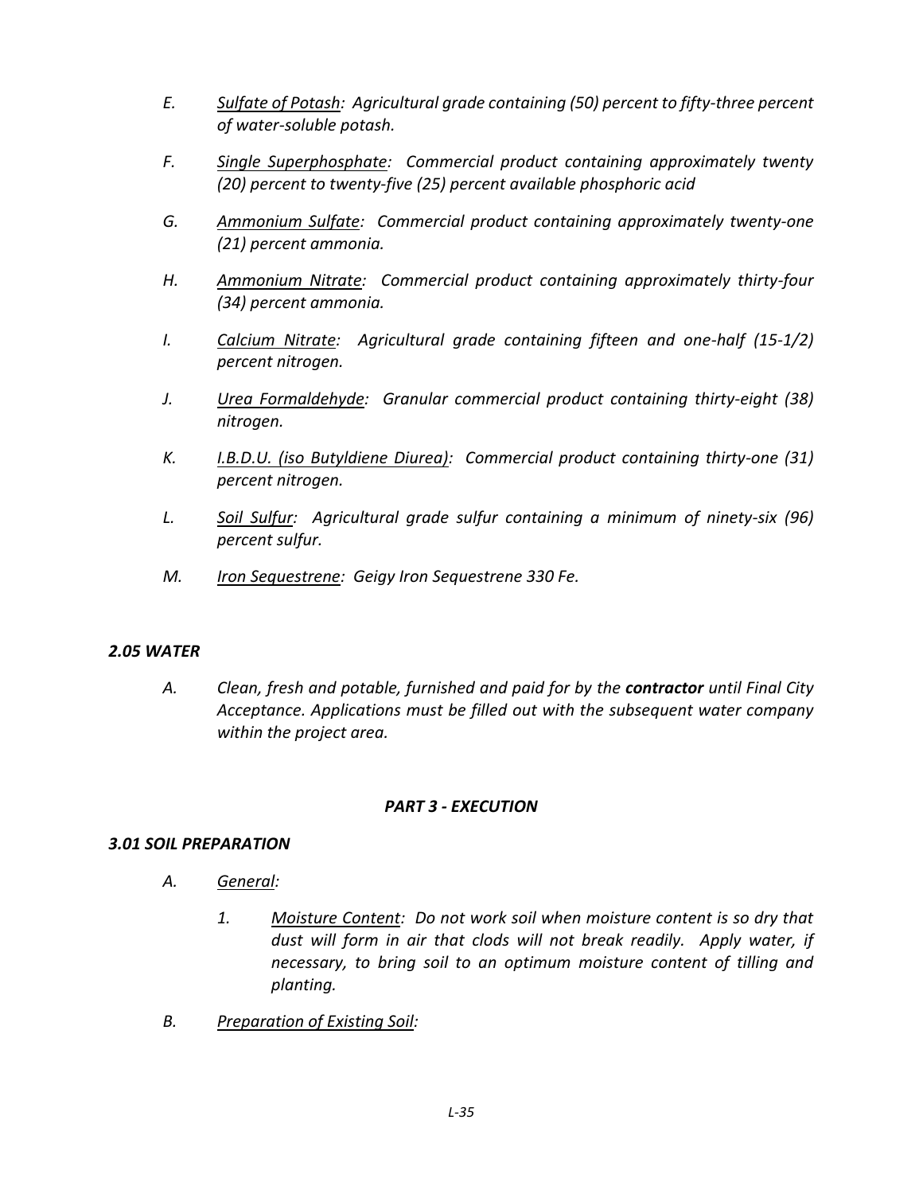E. *Sulfate of Potash: Agricultural grade containing (50) percent to fifty-three percent of water-soluble potash.*

F. *Single Superphosphate: Commercial product containing approximately twenty (20) percent to twenty-five (25) percent available phosphoric acid*

G. *Ammonium Sulfate: Commercial product containing approximately twenty-one (21) percent ammonia.*

H. *Ammonium Nitrate: Commercial product containing approximately thirty-four (34) percent ammonia.*

I. *Calcium Nitrate: Agricultural grade containing fifteen and one-half (15-1/2) percent nitrogen.*

J. *Urea Formaldehyde: Granular commercial product containing thirty-eight (38) nitrogen.*

K. *I.B.D.U. (iso Butyldiene Diurea): Commercial product containing thirty-one (31) percent nitrogen.*

L. *Soil Sulfur: Agricultural grade sulfur containing a minimum of ninety-six (96) percent sulfur.*

M. *Iron Sequestrene: Geigy Iron Sequestrene 330 Fe.*

### *2.05 WATER*

A. *Clean, fresh and potable, furnished and paid for by the **contractor** until Final City Acceptance. Applications must be filled out with the subsequent water company within the project area.*

## *PART 3 - EXECUTION*

### *3.01 SOIL PREPARATION*

A. *General:*

1. *Moisture Content: Do not work soil when moisture content is so dry that dust will form in air that clods will not break readily. Apply water, if necessary, to bring soil to an optimum moisture content of tilling and planting.*

B. *Preparation of Existing Soil:*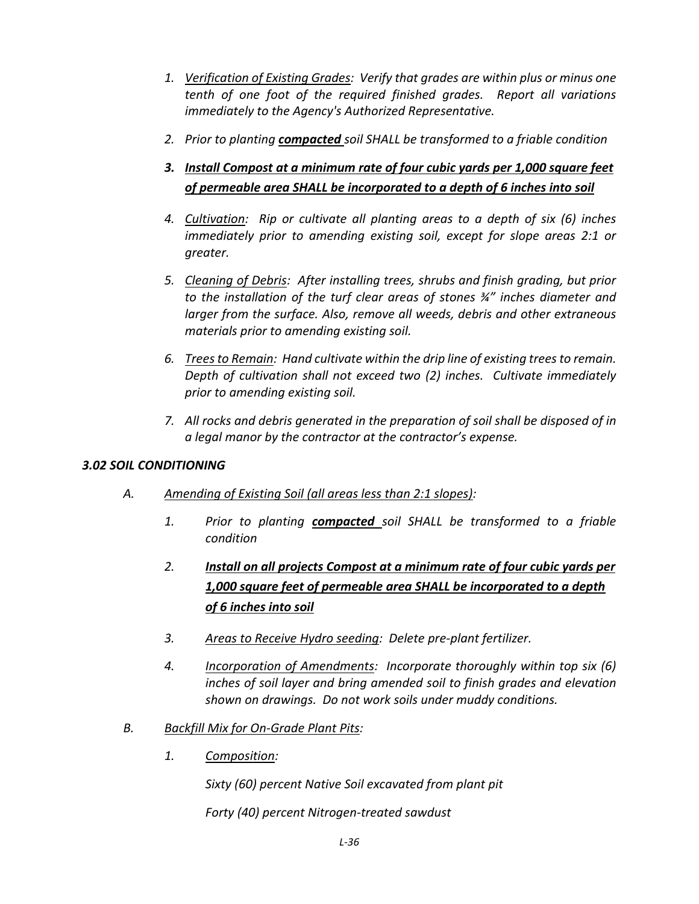1. *Verification of Existing Grades: Verify that grades are within plus or minus one tenth of one foot of the required finished grades. Report all variations immediately to the Agency's Authorized Representative.*

2. *Prior to planting **compacted** soil SHALL be transformed to a friable condition*

3. ***Install Compost at a minimum rate of four cubic yards per 1,000 square feet of permeable area SHALL be incorporated to a depth of 6 inches into soil***

4. *Cultivation: Rip or cultivate all planting areas to a depth of six (6) inches immediately prior to amending existing soil, except for slope areas 2:1 or greater.*

5. *Cleaning of Debris: After installing trees, shrubs and finish grading, but prior to the installation of the turf clear areas of stones ¾" inches diameter and larger from the surface. Also, remove all weeds, debris and other extraneous materials prior to amending existing soil.*

6. *Trees to Remain: Hand cultivate within the drip line of existing trees to remain. Depth of cultivation shall not exceed two (2) inches. Cultivate immediately prior to amending existing soil.*

7. *All rocks and debris generated in the preparation of soil shall be disposed of in a legal manor by the contractor at the contractor's expense.*

### *3.02 SOIL CONDITIONING*

A. *Amending of Existing Soil (all areas less than 2:1 slopes):*

   1. *Prior to planting **compacted** soil SHALL be transformed to a friable condition*

   2. ***Install on all projects Compost at a minimum rate of four cubic yards per 1,000 square feet of permeable area SHALL be incorporated to a depth of 6 inches into soil***

   3. *Areas to Receive Hydro seeding: Delete pre-plant fertilizer.*

   4. *Incorporation of Amendments: Incorporate thoroughly within top six (6) inches of soil layer and bring amended soil to finish grades and elevation shown on drawings. Do not work soils under muddy conditions.*

B. *Backfill Mix for On-Grade Plant Pits:*

   1. *Composition:*

      *Sixty (60) percent Native Soil excavated from plant pit*

      *Forty (40) percent Nitrogen-treated sawdust*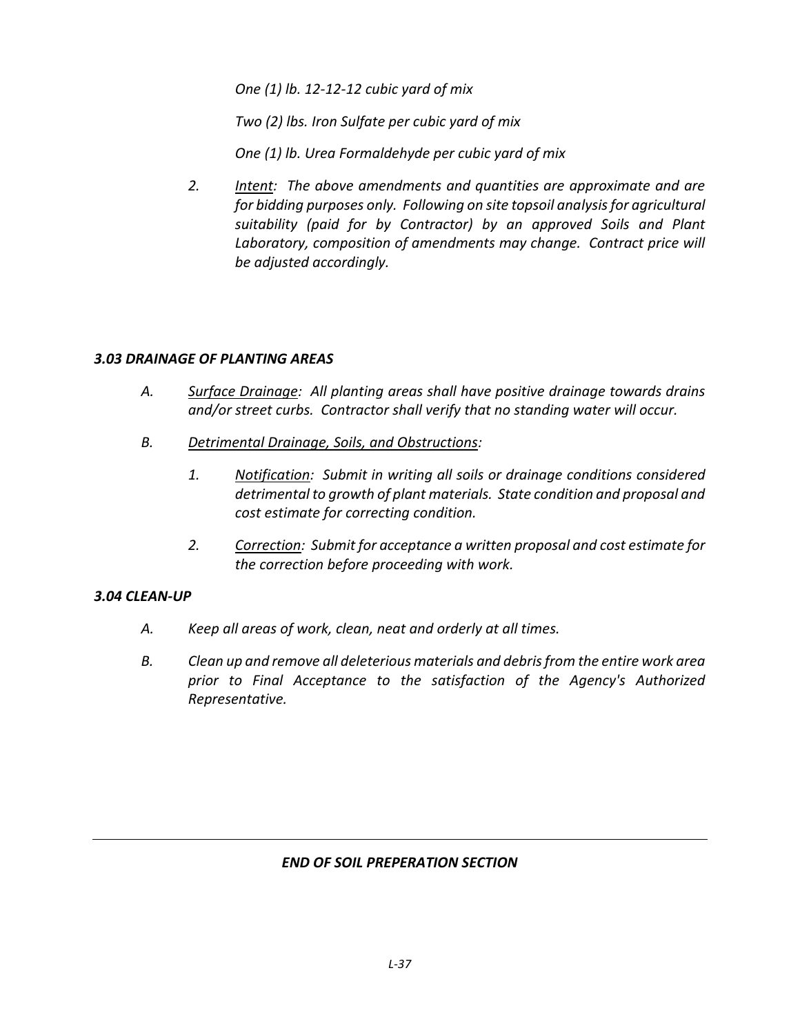*One (1) lb. 12-12-12 cubic yard of mix*

*Two (2) lbs. Iron Sulfate per cubic yard of mix*

*One (1) lb. Urea Formaldehyde per cubic yard of mix*

2. *Intent: The above amendments and quantities are approximate and are for bidding purposes only. Following on site topsoil analysis for agricultural suitability (paid for by Contractor) by an approved Soils and Plant Laboratory, composition of amendments may change. Contract price will be adjusted accordingly.*

### *3.03 DRAINAGE OF PLANTING AREAS*

A. *Surface Drainage: All planting areas shall have positive drainage towards drains and/or street curbs. Contractor shall verify that no standing water will occur.*

B. *Detrimental Drainage, Soils, and Obstructions:*

   1. *Notification: Submit in writing all soils or drainage conditions considered detrimental to growth of plant materials. State condition and proposal and cost estimate for correcting condition.*

   2. *Correction: Submit for acceptance a written proposal and cost estimate for the correction before proceeding with work.*

### *3.04 CLEAN-UP*

A. *Keep all areas of work, clean, neat and orderly at all times.*

B. *Clean up and remove all deleterious materials and debris from the entire work area prior to Final Acceptance to the satisfaction of the Agency's Authorized Representative.*

---

***END OF SOIL PREPERATION SECTION***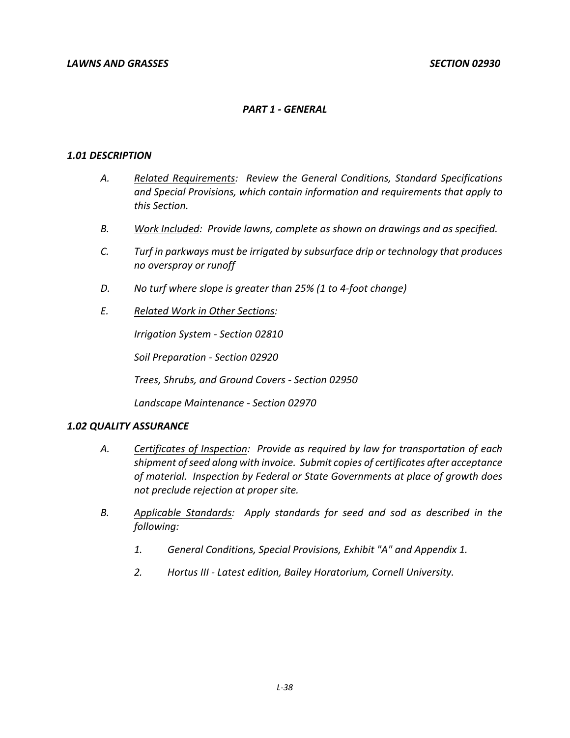*LAWNS AND GRASSES* *SECTION 02930*

## *PART 1 - GENERAL*

### *1.01 DESCRIPTION*

A. *Related Requirements: Review the General Conditions, Standard Specifications and Special Provisions, which contain information and requirements that apply to this Section.*

B. *Work Included: Provide lawns, complete as shown on drawings and as specified.*

C. *Turf in parkways must be irrigated by subsurface drip or technology that produces no overspray or runoff*

D. *No turf where slope is greater than 25% (1 to 4-foot change)*

E. *Related Work in Other Sections:*

   *Irrigation System - Section 02810*

   *Soil Preparation - Section 02920*

   *Trees, Shrubs, and Ground Covers - Section 02950*

   *Landscape Maintenance - Section 02970*

### *1.02 QUALITY ASSURANCE*

A. *Certificates of Inspection: Provide as required by law for transportation of each shipment of seed along with invoice. Submit copies of certificates after acceptance of material. Inspection by Federal or State Governments at place of growth does not preclude rejection at proper site.*

B. *Applicable Standards: Apply standards for seed and sod as described in the following:*

   1. *General Conditions, Special Provisions, Exhibit "A" and Appendix 1.*

   2. *Hortus III - Latest edition, Bailey Horatorium, Cornell University.*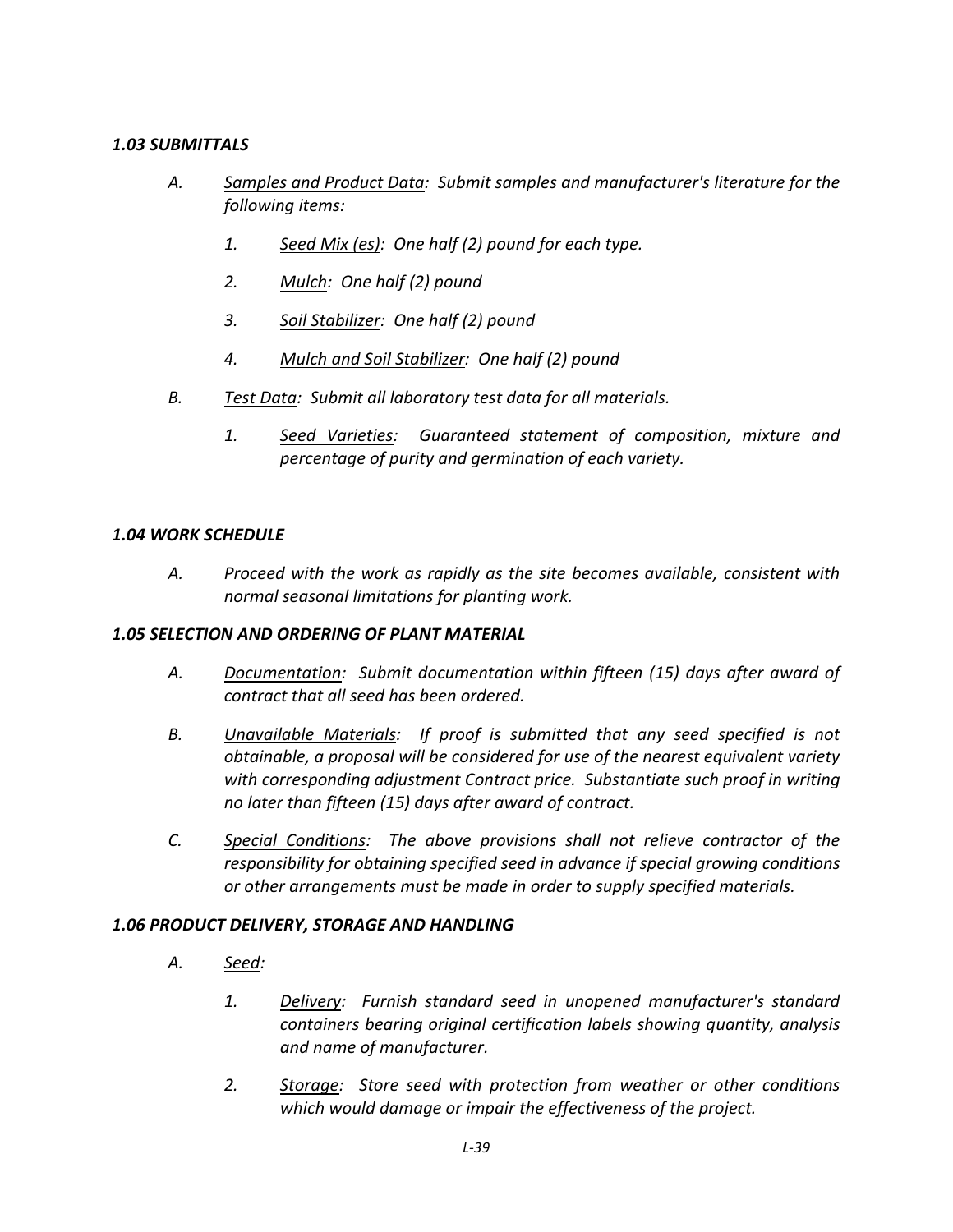### *1.03 SUBMITTALS*

*A. Samples and Product Data: Submit samples and manufacturer's literature for the following items:*

   *1. Seed Mix (es): One half (2) pound for each type.*

   *2. Mulch: One half (2) pound*

   *3. Soil Stabilizer: One half (2) pound*

   *4. Mulch and Soil Stabilizer: One half (2) pound*

*B. Test Data: Submit all laboratory test data for all materials.*

   *1. Seed Varieties: Guaranteed statement of composition, mixture and percentage of purity and germination of each variety.*

### *1.04 WORK SCHEDULE*

*A. Proceed with the work as rapidly as the site becomes available, consistent with normal seasonal limitations for planting work.*

### *1.05 SELECTION AND ORDERING OF PLANT MATERIAL*

*A. Documentation: Submit documentation within fifteen (15) days after award of contract that all seed has been ordered.*

*B. Unavailable Materials: If proof is submitted that any seed specified is not obtainable, a proposal will be considered for use of the nearest equivalent variety with corresponding adjustment Contract price. Substantiate such proof in writing no later than fifteen (15) days after award of contract.*

*C. Special Conditions: The above provisions shall not relieve contractor of the responsibility for obtaining specified seed in advance if special growing conditions or other arrangements must be made in order to supply specified materials.*

### *1.06 PRODUCT DELIVERY, STORAGE AND HANDLING*

*A. Seed:*

   *1. Delivery: Furnish standard seed in unopened manufacturer's standard containers bearing original certification labels showing quantity, analysis and name of manufacturer.*

   *2. Storage: Store seed with protection from weather or other conditions which would damage or impair the effectiveness of the project.*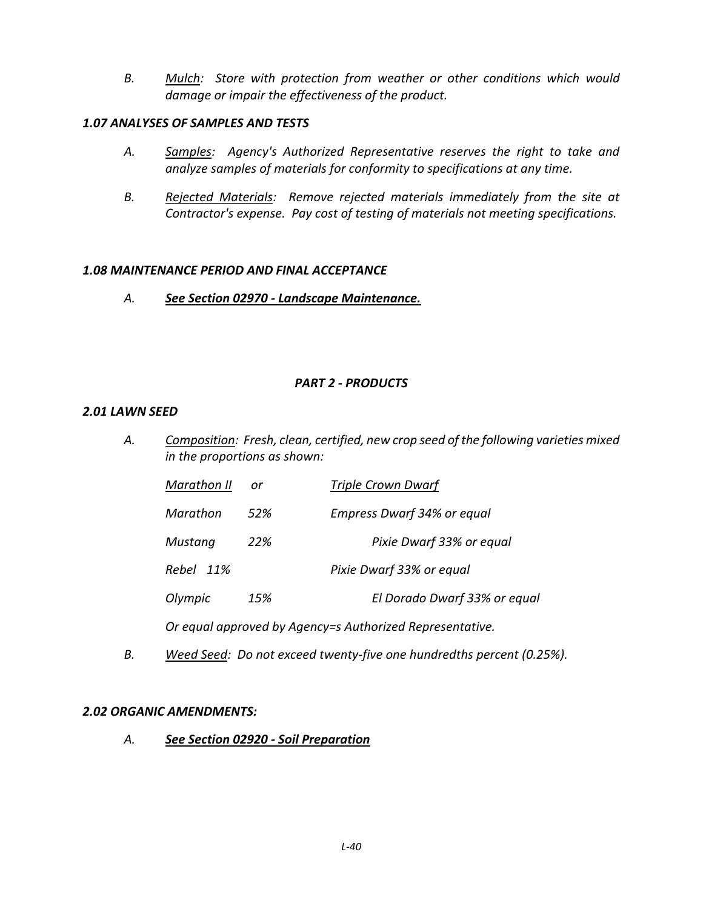*B. Mulch: Store with protection from weather or other conditions which would damage or impair the effectiveness of the product.*

### *1.07 ANALYSES OF SAMPLES AND TESTS*

*A. Samples: Agency's Authorized Representative reserves the right to take and analyze samples of materials for conformity to specifications at any time.*

*B. Rejected Materials: Remove rejected materials immediately from the site at Contractor's expense. Pay cost of testing of materials not meeting specifications.*

### *1.08 MAINTENANCE PERIOD AND FINAL ACCEPTANCE*

*A. **See Section 02970 - Landscape Maintenance.***

## *PART 2 - PRODUCTS*

### *2.01 LAWN SEED*

*A. Composition: Fresh, clean, certified, new crop seed of the following varieties mixed in the proportions as shown:*

| | | |
|---|---|---|
| *Marathon II* | *or* | *Triple Crown Dwarf* |
| *Marathon* | *52%* | *Empress Dwarf 34% or equal* |
| *Mustang* | *22%* | *Pixie Dwarf 33% or equal* |
| *Rebel 11%* | | *Pixie Dwarf 33% or equal* |
| *Olympic* | *15%* | *El Dorado Dwarf 33% or equal* |

*Or equal approved by Agency=s Authorized Representative.*

*B. Weed Seed: Do not exceed twenty-five one hundredths percent (0.25%).*

### *2.02 ORGANIC AMENDMENTS:*

*A. **See Section 02920 - Soil Preparation***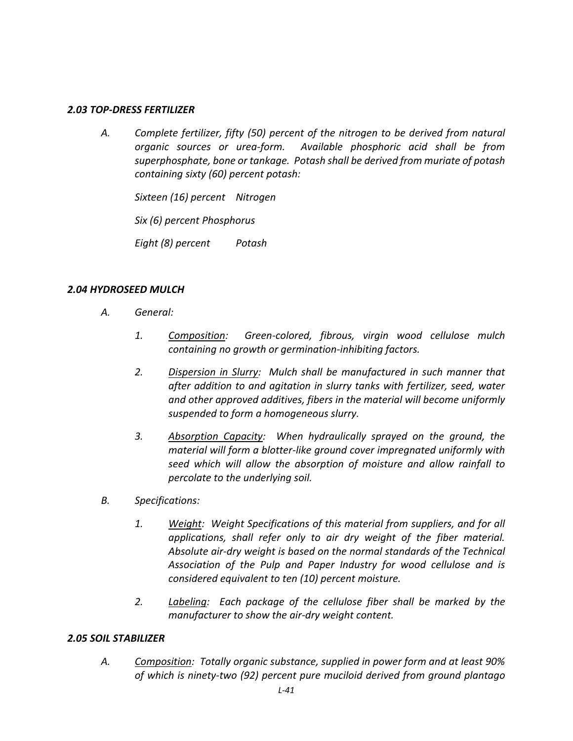### *2.03 TOP-DRESS FERTILIZER*

*A. Complete fertilizer, fifty (50) percent of the nitrogen to be derived from natural organic sources or urea-form. Available phosphoric acid shall be from superphosphate, bone or tankage. Potash shall be derived from muriate of potash containing sixty (60) percent potash:*

*Sixteen (16) percent Nitrogen*

*Six (6) percent Phosphorus*

*Eight (8) percent Potash*

### *2.04 HYDROSEED MULCH*

*A. General:*

1. *Composition: Green-colored, fibrous, virgin wood cellulose mulch containing no growth or germination-inhibiting factors.*
2. *Dispersion in Slurry: Mulch shall be manufactured in such manner that after addition to and agitation in slurry tanks with fertilizer, seed, water and other approved additives, fibers in the material will become uniformly suspended to form a homogeneous slurry.*
3. *Absorption Capacity: When hydraulically sprayed on the ground, the material will form a blotter-like ground cover impregnated uniformly with seed which will allow the absorption of moisture and allow rainfall to percolate to the underlying soil.*

*B. Specifications:*

1. *Weight: Weight Specifications of this material from suppliers, and for all applications, shall refer only to air dry weight of the fiber material. Absolute air-dry weight is based on the normal standards of the Technical Association of the Pulp and Paper Industry for wood cellulose and is considered equivalent to ten (10) percent moisture.*
2. *Labeling: Each package of the cellulose fiber shall be marked by the manufacturer to show the air-dry weight content.*

### *2.05 SOIL STABILIZER*

*A. Composition: Totally organic substance, supplied in power form and at least 90% of which is ninety-two (92) percent pure muciloid derived from ground plantago*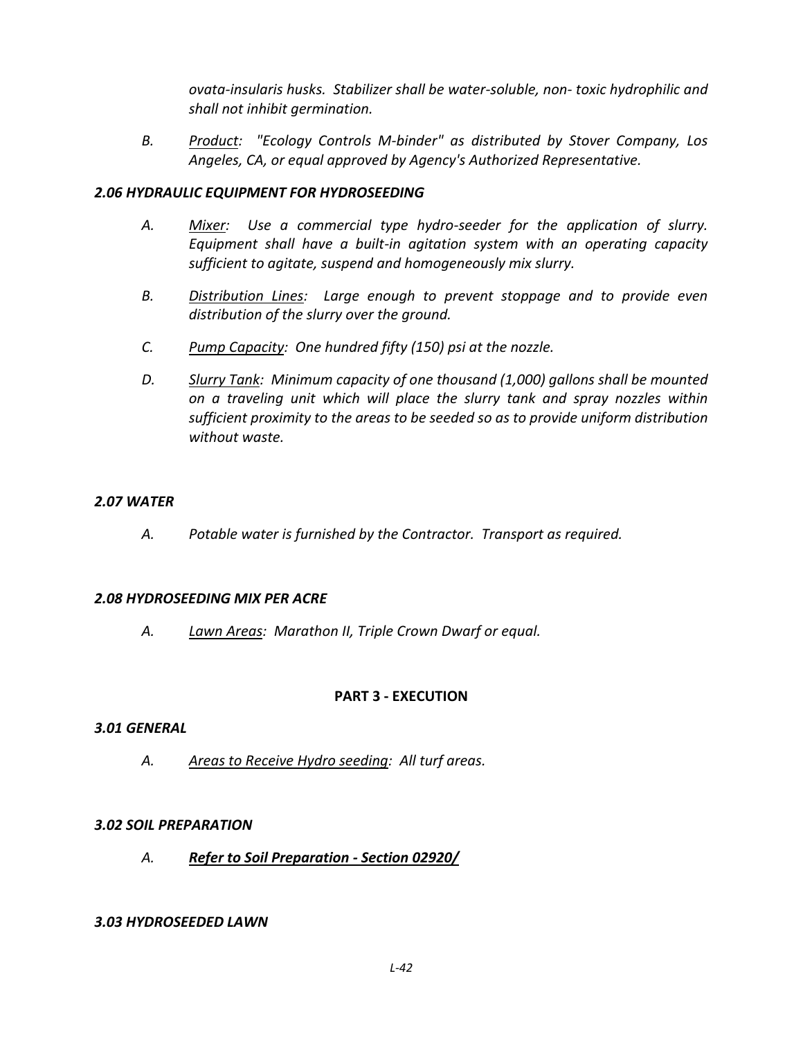*ovata-insularis husks. Stabilizer shall be water-soluble, non- toxic hydrophilic and shall not inhibit germination.*

B. *Product: "Ecology Controls M-binder" as distributed by Stover Company, Los Angeles, CA, or equal approved by Agency's Authorized Representative.*

### *2.06 HYDRAULIC EQUIPMENT FOR HYDROSEEDING*

A. *Mixer: Use a commercial type hydro-seeder for the application of slurry. Equipment shall have a built-in agitation system with an operating capacity sufficient to agitate, suspend and homogeneously mix slurry.*

B. *Distribution Lines: Large enough to prevent stoppage and to provide even distribution of the slurry over the ground.*

C. *Pump Capacity: One hundred fifty (150) psi at the nozzle.*

D. *Slurry Tank: Minimum capacity of one thousand (1,000) gallons shall be mounted on a traveling unit which will place the slurry tank and spray nozzles within sufficient proximity to the areas to be seeded so as to provide uniform distribution without waste.*

### *2.07 WATER*

A. *Potable water is furnished by the Contractor. Transport as required.*

### *2.08 HYDROSEEDING MIX PER ACRE*

A. *Lawn Areas: Marathon II, Triple Crown Dwarf or equal.*

## PART 3 - EXECUTION

### *3.01 GENERAL*

A. *Areas to Receive Hydro seeding: All turf areas.*

### *3.02 SOIL PREPARATION*

A. ***Refer to Soil Preparation - Section 02920/***

### *3.03 HYDROSEEDED LAWN*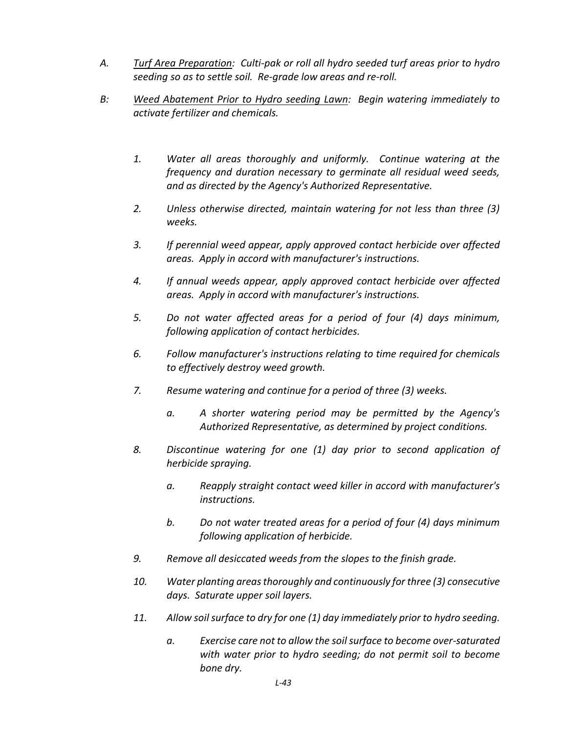*A. <u>Turf Area Preparation</u>: Culti-pak or roll all hydro seeded turf areas prior to hydro seeding so as to settle soil. Re-grade low areas and re-roll.*

*B: <u>Weed Abatement Prior to Hydro seeding Lawn</u>: Begin watering immediately to activate fertilizer and chemicals.*

1. *Water all areas thoroughly and uniformly. Continue watering at the frequency and duration necessary to germinate all residual weed seeds, and as directed by the Agency's Authorized Representative.*
2. *Unless otherwise directed, maintain watering for not less than three (3) weeks.*
3. *If perennial weed appear, apply approved contact herbicide over affected areas. Apply in accord with manufacturer's instructions.*
4. *If annual weeds appear, apply approved contact herbicide over affected areas. Apply in accord with manufacturer's instructions.*
5. *Do not water affected areas for a period of four (4) days minimum, following application of contact herbicides.*
6. *Follow manufacturer's instructions relating to time required for chemicals to effectively destroy weed growth.*
7. *Resume watering and continue for a period of three (3) weeks.*
   a. *A shorter watering period may be permitted by the Agency's Authorized Representative, as determined by project conditions.*
8. *Discontinue watering for one (1) day prior to second application of herbicide spraying.*
   a. *Reapply straight contact weed killer in accord with manufacturer's instructions.*
   b. *Do not water treated areas for a period of four (4) days minimum following application of herbicide.*
9. *Remove all desiccated weeds from the slopes to the finish grade.*
10. *Water planting areas thoroughly and continuously for three (3) consecutive days. Saturate upper soil layers.*
11. *Allow soil surface to dry for one (1) day immediately prior to hydro seeding.*
    a. *Exercise care not to allow the soil surface to become over-saturated with water prior to hydro seeding; do not permit soil to become bone dry.*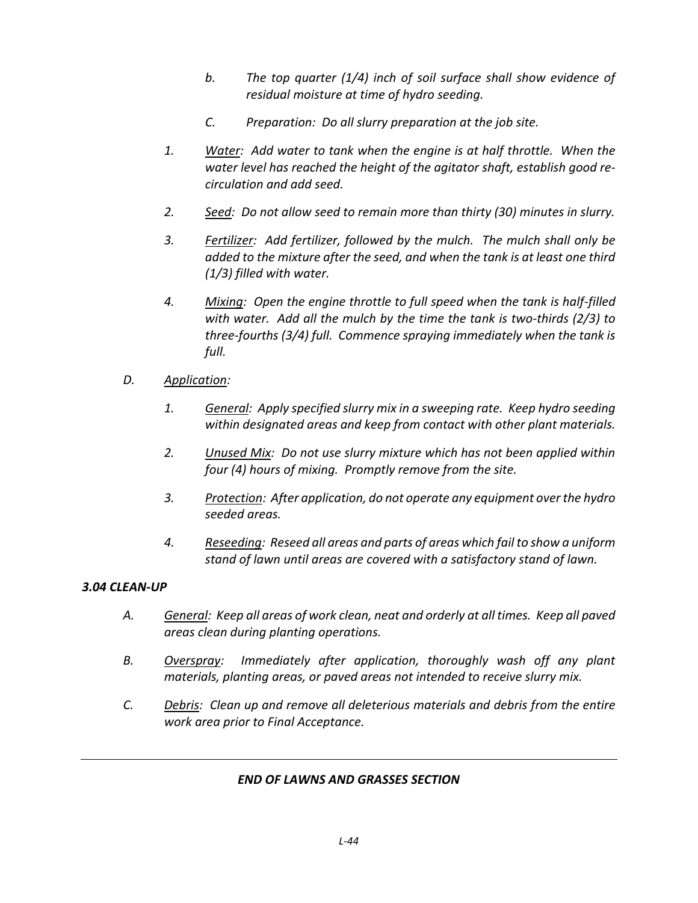*b. The top quarter (1/4) inch of soil surface shall show evidence of residual moisture at time of hydro seeding.*

*C. Preparation: Do all slurry preparation at the job site.*

*1. Water: Add water to tank when the engine is at half throttle. When the water level has reached the height of the agitator shaft, establish good re-circulation and add seed.*

*2. Seed: Do not allow seed to remain more than thirty (30) minutes in slurry.*

*3. Fertilizer: Add fertilizer, followed by the mulch. The mulch shall only be added to the mixture after the seed, and when the tank is at least one third (1/3) filled with water.*

*4. Mixing: Open the engine throttle to full speed when the tank is half-filled with water. Add all the mulch by the time the tank is two-thirds (2/3) to three-fourths (3/4) full. Commence spraying immediately when the tank is full.*

*D. Application:*

*1. General: Apply specified slurry mix in a sweeping rate. Keep hydro seeding within designated areas and keep from contact with other plant materials.*

*2. Unused Mix: Do not use slurry mixture which has not been applied within four (4) hours of mixing. Promptly remove from the site.*

*3. Protection: After application, do not operate any equipment over the hydro seeded areas.*

*4. Reseeding: Reseed all areas and parts of areas which fail to show a uniform stand of lawn until areas are covered with a satisfactory stand of lawn.*

### *3.04 CLEAN-UP*

*A. General: Keep all areas of work clean, neat and orderly at all times. Keep all paved areas clean during planting operations.*

*B. Overspray: Immediately after application, thoroughly wash off any plant materials, planting areas, or paved areas not intended to receive slurry mix.*

*C. Debris: Clean up and remove all deleterious materials and debris from the entire work area prior to Final Acceptance.*

---

***END OF LAWNS AND GRASSES SECTION***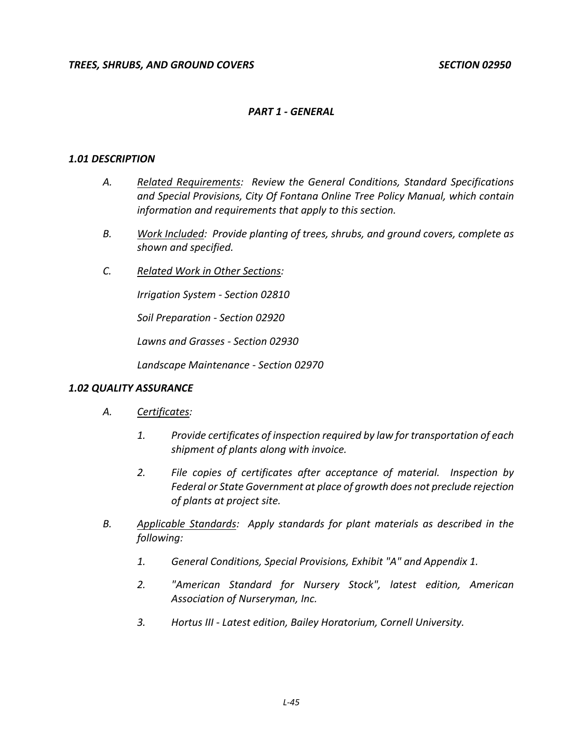*TREES, SHRUBS, AND GROUND COVERS* *SECTION 02950*

## *PART 1 - GENERAL*

### *1.01 DESCRIPTION*

A. *Related Requirements: Review the General Conditions, Standard Specifications and Special Provisions, City Of Fontana Online Tree Policy Manual, which contain information and requirements that apply to this section.*

B. *Work Included: Provide planting of trees, shrubs, and ground covers, complete as shown and specified.*

C. *Related Work in Other Sections:*

   *Irrigation System - Section 02810*

   *Soil Preparation - Section 02920*

   *Lawns and Grasses - Section 02930*

   *Landscape Maintenance - Section 02970*

### *1.02 QUALITY ASSURANCE*

A. *Certificates:*

   1. *Provide certificates of inspection required by law for transportation of each shipment of plants along with invoice.*

   2. *File copies of certificates after acceptance of material. Inspection by Federal or State Government at place of growth does not preclude rejection of plants at project site.*

B. *Applicable Standards: Apply standards for plant materials as described in the following:*

   1. *General Conditions, Special Provisions, Exhibit "A" and Appendix 1.*

   2. *"American Standard for Nursery Stock", latest edition, American Association of Nurseryman, Inc.*

   3. *Hortus III - Latest edition, Bailey Horatorium, Cornell University.*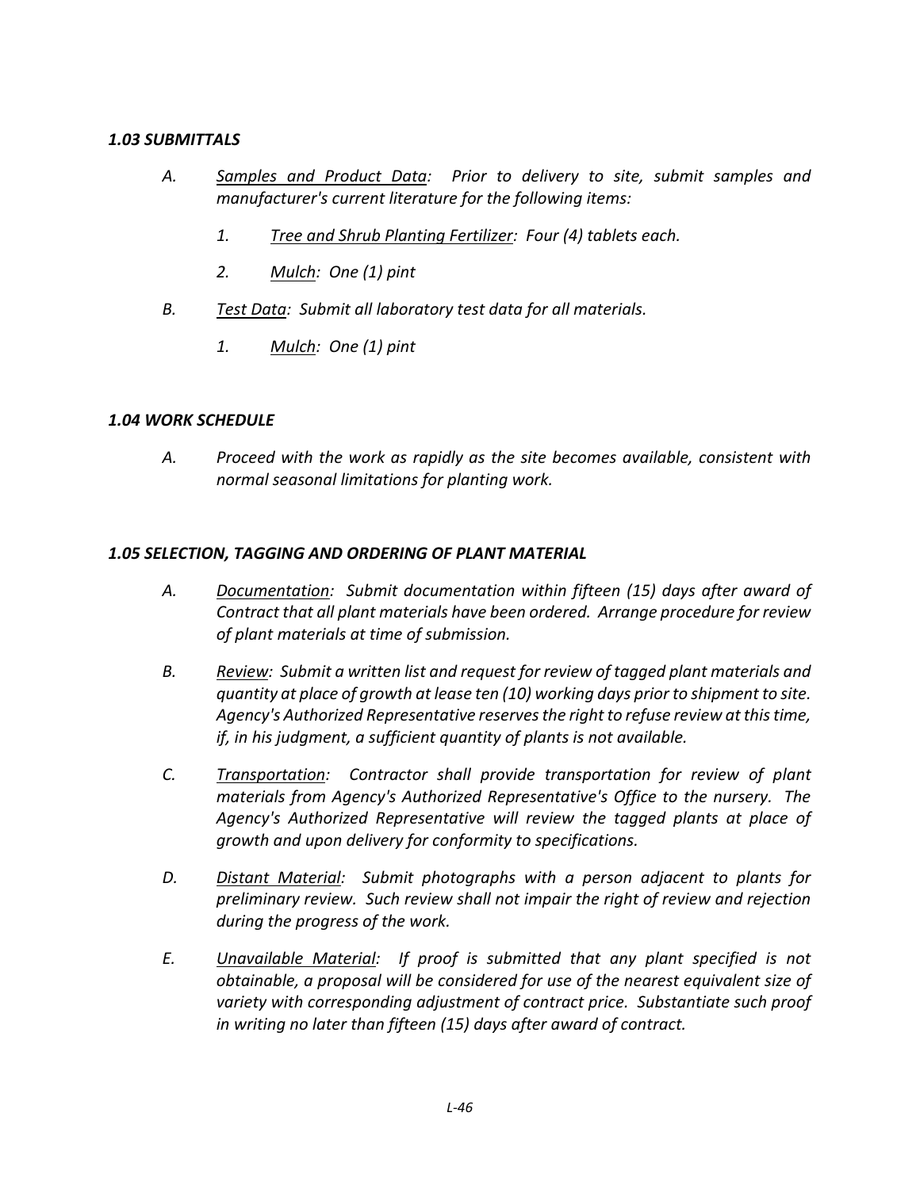### *1.03 SUBMITTALS*

*A. <u>Samples and Product Data</u>: Prior to delivery to site, submit samples and manufacturer's current literature for the following items:*

*1. <u>Tree and Shrub Planting Fertilizer</u>: Four (4) tablets each.*

*2. <u>Mulch</u>: One (1) pint*

*B. <u>Test Data</u>: Submit all laboratory test data for all materials.*

*1. <u>Mulch</u>: One (1) pint*

### *1.04 WORK SCHEDULE*

*A. Proceed with the work as rapidly as the site becomes available, consistent with normal seasonal limitations for planting work.*

### *1.05 SELECTION, TAGGING AND ORDERING OF PLANT MATERIAL*

*A. <u>Documentation</u>: Submit documentation within fifteen (15) days after award of Contract that all plant materials have been ordered. Arrange procedure for review of plant materials at time of submission.*

*B. <u>Review</u>: Submit a written list and request for review of tagged plant materials and quantity at place of growth at lease ten (10) working days prior to shipment to site. Agency's Authorized Representative reserves the right to refuse review at this time, if, in his judgment, a sufficient quantity of plants is not available.*

*C. <u>Transportation</u>: Contractor shall provide transportation for review of plant materials from Agency's Authorized Representative's Office to the nursery. The Agency's Authorized Representative will review the tagged plants at place of growth and upon delivery for conformity to specifications.*

*D. <u>Distant Material</u>: Submit photographs with a person adjacent to plants for preliminary review. Such review shall not impair the right of review and rejection during the progress of the work.*

*E. <u>Unavailable Material</u>: If proof is submitted that any plant specified is not obtainable, a proposal will be considered for use of the nearest equivalent size of variety with corresponding adjustment of contract price. Substantiate such proof in writing no later than fifteen (15) days after award of contract.*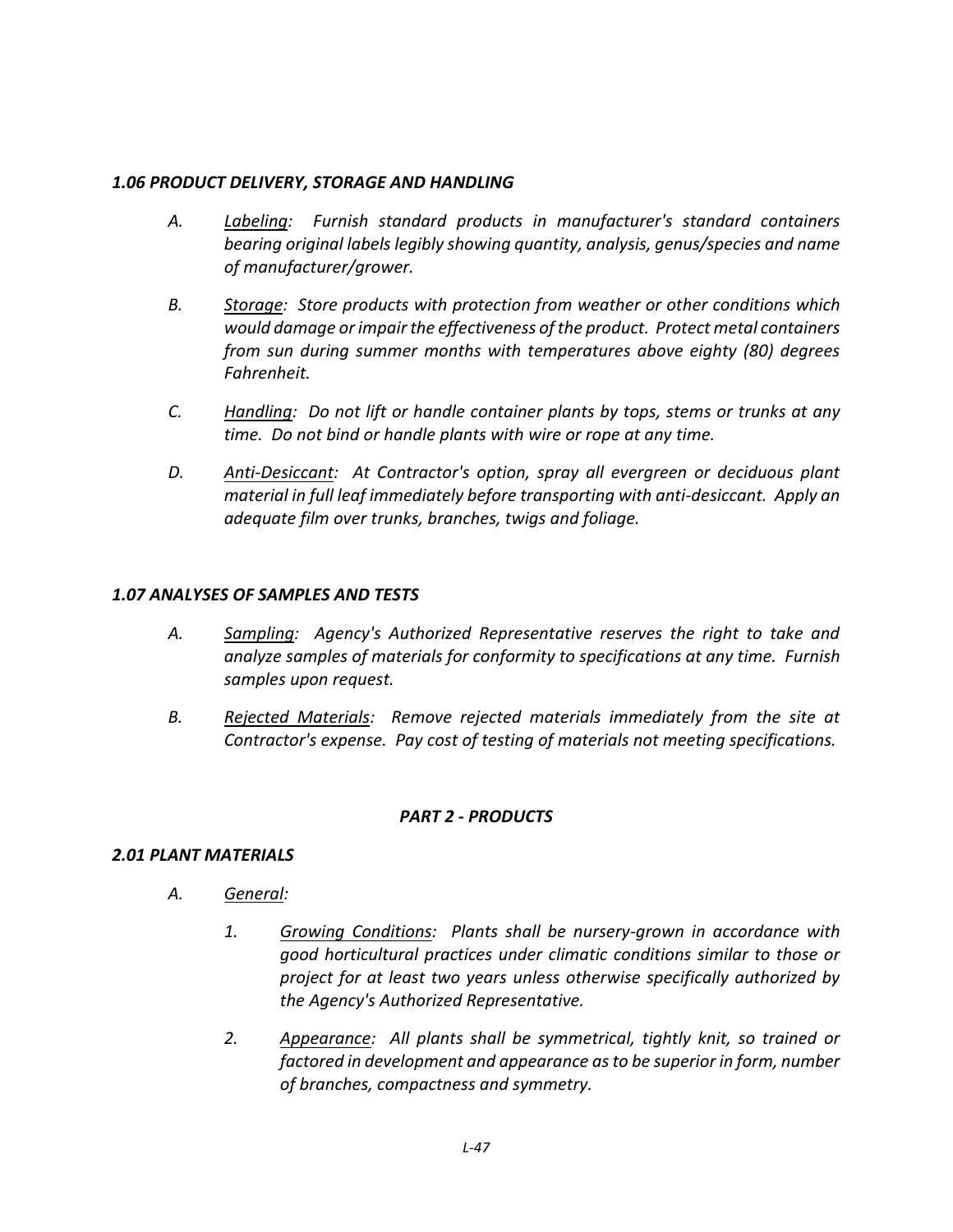### *1.06 PRODUCT DELIVERY, STORAGE AND HANDLING*

*A. Labeling: Furnish standard products in manufacturer's standard containers bearing original labels legibly showing quantity, analysis, genus/species and name of manufacturer/grower.*

*B. Storage: Store products with protection from weather or other conditions which would damage or impair the effectiveness of the product. Protect metal containers from sun during summer months with temperatures above eighty (80) degrees Fahrenheit.*

*C. Handling: Do not lift or handle container plants by tops, stems or trunks at any time. Do not bind or handle plants with wire or rope at any time.*

*D. Anti-Desiccant: At Contractor's option, spray all evergreen or deciduous plant material in full leaf immediately before transporting with anti-desiccant. Apply an adequate film over trunks, branches, twigs and foliage.*

### *1.07 ANALYSES OF SAMPLES AND TESTS*

*A. Sampling: Agency's Authorized Representative reserves the right to take and analyze samples of materials for conformity to specifications at any time. Furnish samples upon request.*

*B. Rejected Materials: Remove rejected materials immediately from the site at Contractor's expense. Pay cost of testing of materials not meeting specifications.*

## *PART 2 - PRODUCTS*

### *2.01 PLANT MATERIALS*

*A. General:*

*1. Growing Conditions: Plants shall be nursery-grown in accordance with good horticultural practices under climatic conditions similar to those or project for at least two years unless otherwise specifically authorized by the Agency's Authorized Representative.*

*2. Appearance: All plants shall be symmetrical, tightly knit, so trained or factored in development and appearance as to be superior in form, number of branches, compactness and symmetry.*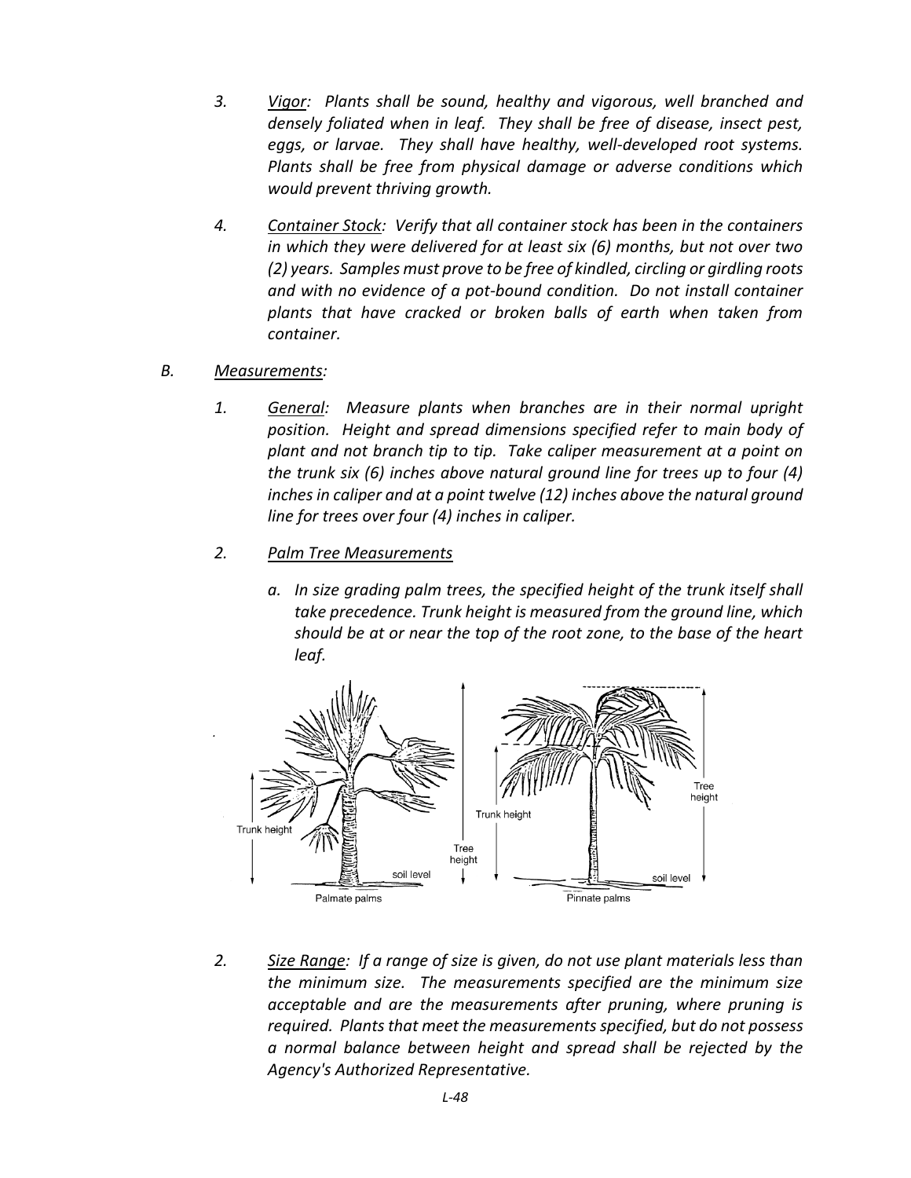3. *Vigor: Plants shall be sound, healthy and vigorous, well branched and densely foliated when in leaf. They shall be free of disease, insect pest, eggs, or larvae. They shall have healthy, well-developed root systems. Plants shall be free from physical damage or adverse conditions which would prevent thriving growth.*

4. *Container Stock: Verify that all container stock has been in the containers in which they were delivered for at least six (6) months, but not over two (2) years. Samples must prove to be free of kindled, circling or girdling roots and with no evidence of a pot-bound condition. Do not install container plants that have cracked or broken balls of earth when taken from container.*

B. *Measurements:*

1. *General: Measure plants when branches are in their normal upright position. Height and spread dimensions specified refer to main body of plant and not branch tip to tip. Take caliper measurement at a point on the trunk six (6) inches above natural ground line for trees up to four (4) inches in caliper and at a point twelve (12) inches above the natural ground line for trees over four (4) inches in caliper.*

2. *Palm Tree Measurements*

   a. *In size grading palm trees, the specified height of the trunk itself shall take precedence. Trunk height is measured from the ground line, which should be at or near the top of the root zone, to the base of the heart leaf.*

Trunk height
Tree height
soil level
Palmate palms

Trunk height
Tree height
soil level
Pinnate palms

2. *Size Range: If a range of size is given, do not use plant materials less than the minimum size. The measurements specified are the minimum size acceptable and are the measurements after pruning, where pruning is required. Plants that meet the measurements specified, but do not possess a normal balance between height and spread shall be rejected by the Agency's Authorized Representative.*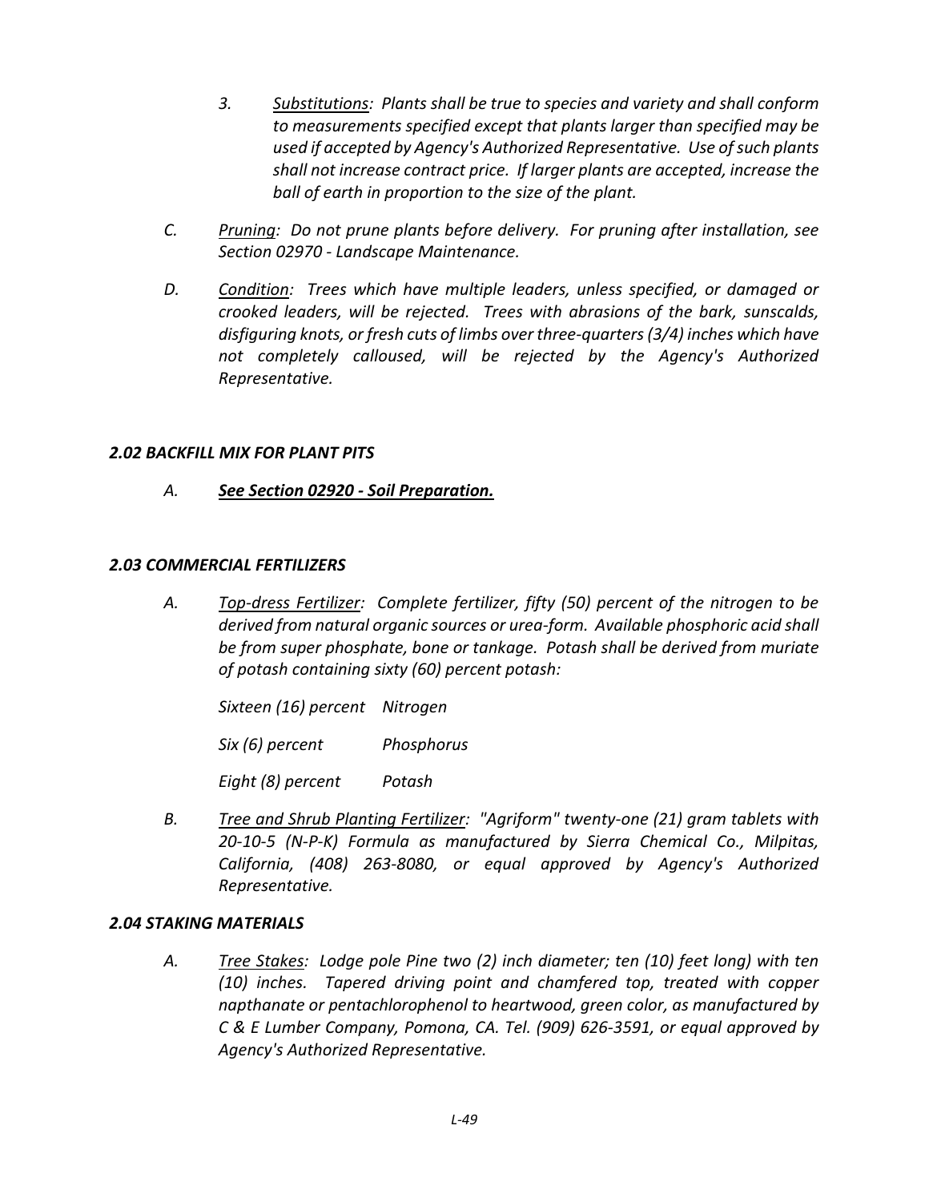3. *Substitutions: Plants shall be true to species and variety and shall conform to measurements specified except that plants larger than specified may be used if accepted by Agency's Authorized Representative. Use of such plants shall not increase contract price. If larger plants are accepted, increase the ball of earth in proportion to the size of the plant.*

C. *Pruning: Do not prune plants before delivery. For pruning after installation, see Section 02970 - Landscape Maintenance.*

D. *Condition: Trees which have multiple leaders, unless specified, or damaged or crooked leaders, will be rejected. Trees with abrasions of the bark, sunscalds, disfiguring knots, or fresh cuts of limbs over three-quarters (3/4) inches which have not completely calloused, will be rejected by the Agency's Authorized Representative.*

### *2.02 BACKFILL MIX FOR PLANT PITS*

A. ***See Section 02920 - Soil Preparation.***

### *2.03 COMMERCIAL FERTILIZERS*

A. *Top-dress Fertilizer: Complete fertilizer, fifty (50) percent of the nitrogen to be derived from natural organic sources or urea-form. Available phosphoric acid shall be from super phosphate, bone or tankage. Potash shall be derived from muriate of potash containing sixty (60) percent potash:*

| | |
|---|---|
| *Sixteen (16) percent* | *Nitrogen* |
| *Six (6) percent* | *Phosphorus* |
| *Eight (8) percent* | *Potash* |

B. *Tree and Shrub Planting Fertilizer: "Agriform" twenty-one (21) gram tablets with 20-10-5 (N-P-K) Formula as manufactured by Sierra Chemical Co., Milpitas, California, (408) 263-8080, or equal approved by Agency's Authorized Representative.*

### *2.04 STAKING MATERIALS*

A. *Tree Stakes: Lodge pole Pine two (2) inch diameter; ten (10) feet long) with ten (10) inches. Tapered driving point and chamfered top, treated with copper napthanate or pentachlorophenol to heartwood, green color, as manufactured by C & E Lumber Company, Pomona, CA. Tel. (909) 626-3591, or equal approved by Agency's Authorized Representative.*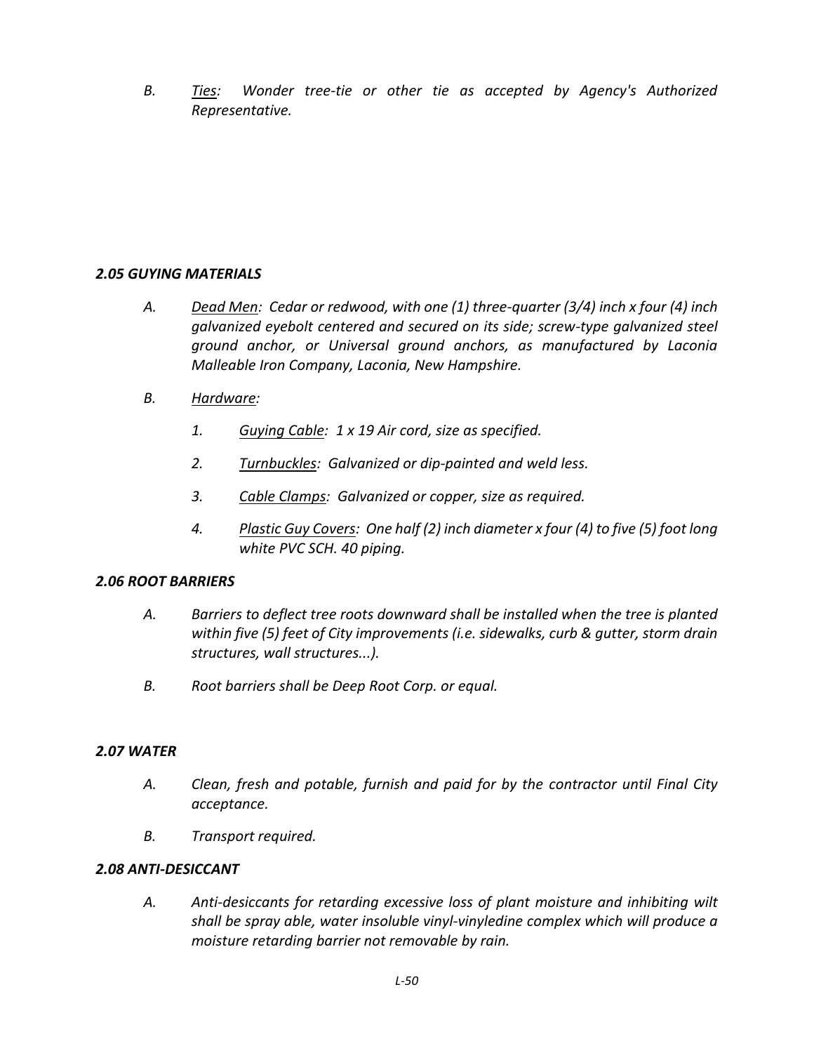*B. <u>Ties</u>: Wonder tree-tie or other tie as accepted by Agency's Authorized Representative.*

### *2.05 GUYING MATERIALS*

*A. <u>Dead Men</u>: Cedar or redwood, with one (1) three-quarter (3/4) inch x four (4) inch galvanized eyebolt centered and secured on its side; screw-type galvanized steel ground anchor, or Universal ground anchors, as manufactured by Laconia Malleable Iron Company, Laconia, New Hampshire.*

*B. <u>Hardware</u>:*

*1. <u>Guying Cable</u>: 1 x 19 Air cord, size as specified.*

*2. <u>Turnbuckles</u>: Galvanized or dip-painted and weld less.*

*3. <u>Cable Clamps</u>: Galvanized or copper, size as required.*

*4. <u>Plastic Guy Covers</u>: One half (2) inch diameter x four (4) to five (5) foot long white PVC SCH. 40 piping.*

### *2.06 ROOT BARRIERS*

*A. Barriers to deflect tree roots downward shall be installed when the tree is planted within five (5) feet of City improvements (i.e. sidewalks, curb & gutter, storm drain structures, wall structures...).*

*B. Root barriers shall be Deep Root Corp. or equal.*

### *2.07 WATER*

*A. Clean, fresh and potable, furnish and paid for by the contractor until Final City acceptance.*

*B. Transport required.*

### *2.08 ANTI-DESICCANT*

*A. Anti-desiccants for retarding excessive loss of plant moisture and inhibiting wilt shall be spray able, water insoluble vinyl-vinyledine complex which will produce a moisture retarding barrier not removable by rain.*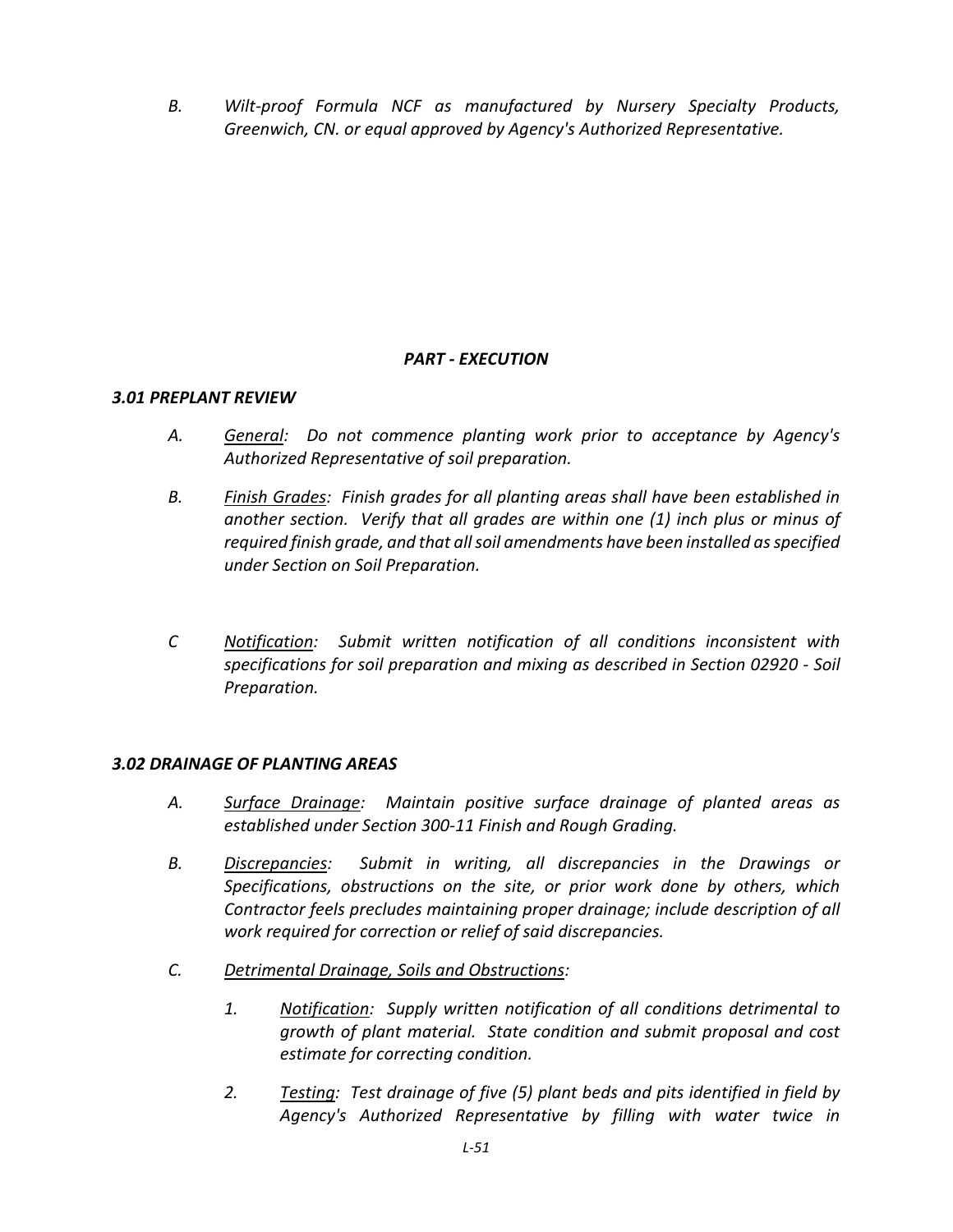*B. Wilt-proof Formula NCF as manufactured by Nursery Specialty Products, Greenwich, CN. or equal approved by Agency's Authorized Representative.*

## *PART - EXECUTION*

### *3.01 PREPLANT REVIEW*

*A. <u>General</u>: Do not commence planting work prior to acceptance by Agency's Authorized Representative of soil preparation.*

*B. <u>Finish Grades</u>: Finish grades for all planting areas shall have been established in another section. Verify that all grades are within one (1) inch plus or minus of required finish grade, and that all soil amendments have been installed as specified under Section on Soil Preparation.*

*C <u>Notification</u>: Submit written notification of all conditions inconsistent with specifications for soil preparation and mixing as described in Section 02920 - Soil Preparation.*

### *3.02 DRAINAGE OF PLANTING AREAS*

*A. <u>Surface Drainage</u>: Maintain positive surface drainage of planted areas as established under Section 300-11 Finish and Rough Grading.*

*B. <u>Discrepancies</u>: Submit in writing, all discrepancies in the Drawings or Specifications, obstructions on the site, or prior work done by others, which Contractor feels precludes maintaining proper drainage; include description of all work required for correction or relief of said discrepancies.*

*C. <u>Detrimental Drainage, Soils and Obstructions</u>:*

*1. <u>Notification</u>: Supply written notification of all conditions detrimental to growth of plant material. State condition and submit proposal and cost estimate for correcting condition.*

*2. <u>Testing</u>: Test drainage of five (5) plant beds and pits identified in field by Agency's Authorized Representative by filling with water twice in*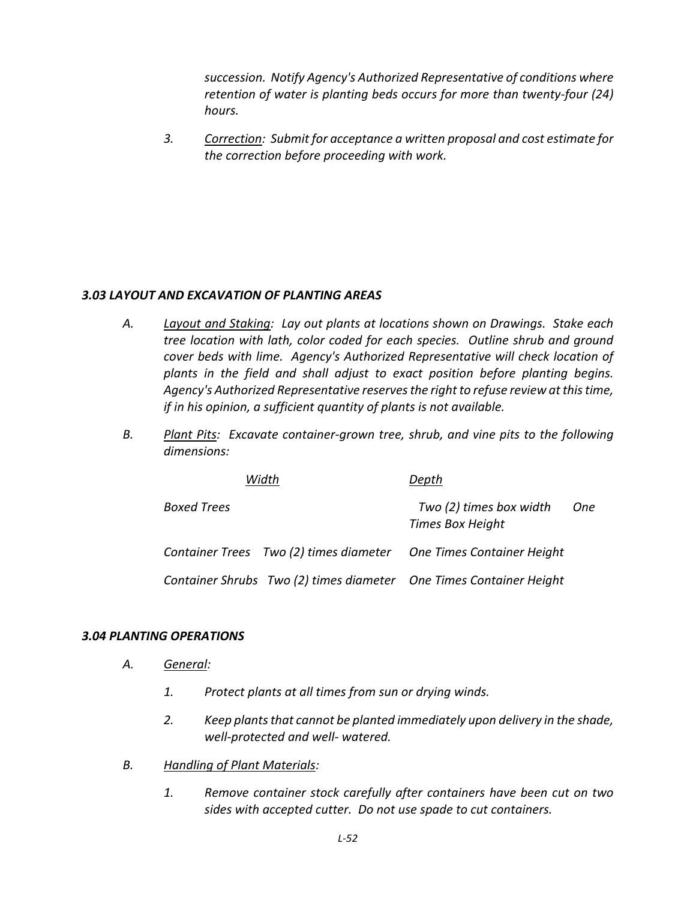*succession. Notify Agency's Authorized Representative of conditions where retention of water is planting beds occurs for more than twenty-four (24) hours.*

3. *Correction: Submit for acceptance a written proposal and cost estimate for the correction before proceeding with work.*

### *3.03 LAYOUT AND EXCAVATION OF PLANTING AREAS*

A. *Layout and Staking: Lay out plants at locations shown on Drawings. Stake each tree location with lath, color coded for each species. Outline shrub and ground cover beds with lime. Agency's Authorized Representative will check location of plants in the field and shall adjust to exact position before planting begins. Agency's Authorized Representative reserves the right to refuse review at this time, if in his opinion, a sufficient quantity of plants is not available.*

B. *Plant Pits: Excavate container-grown tree, shrub, and vine pits to the following dimensions:*

| | Width | Depth |
|---|---|---|
| *Boxed Trees* | *Two (2) times box width* | *One Times Box Height* |
| *Container Trees* | *Two (2) times diameter* | *One Times Container Height* |
| *Container Shrubs* | *Two (2) times diameter* | *One Times Container Height* |

### *3.04 PLANTING OPERATIONS*

A. *General:*

1. *Protect plants at all times from sun or drying winds.*
2. *Keep plants that cannot be planted immediately upon delivery in the shade, well-protected and well- watered.*

B. *Handling of Plant Materials:*

1. *Remove container stock carefully after containers have been cut on two sides with accepted cutter. Do not use spade to cut containers.*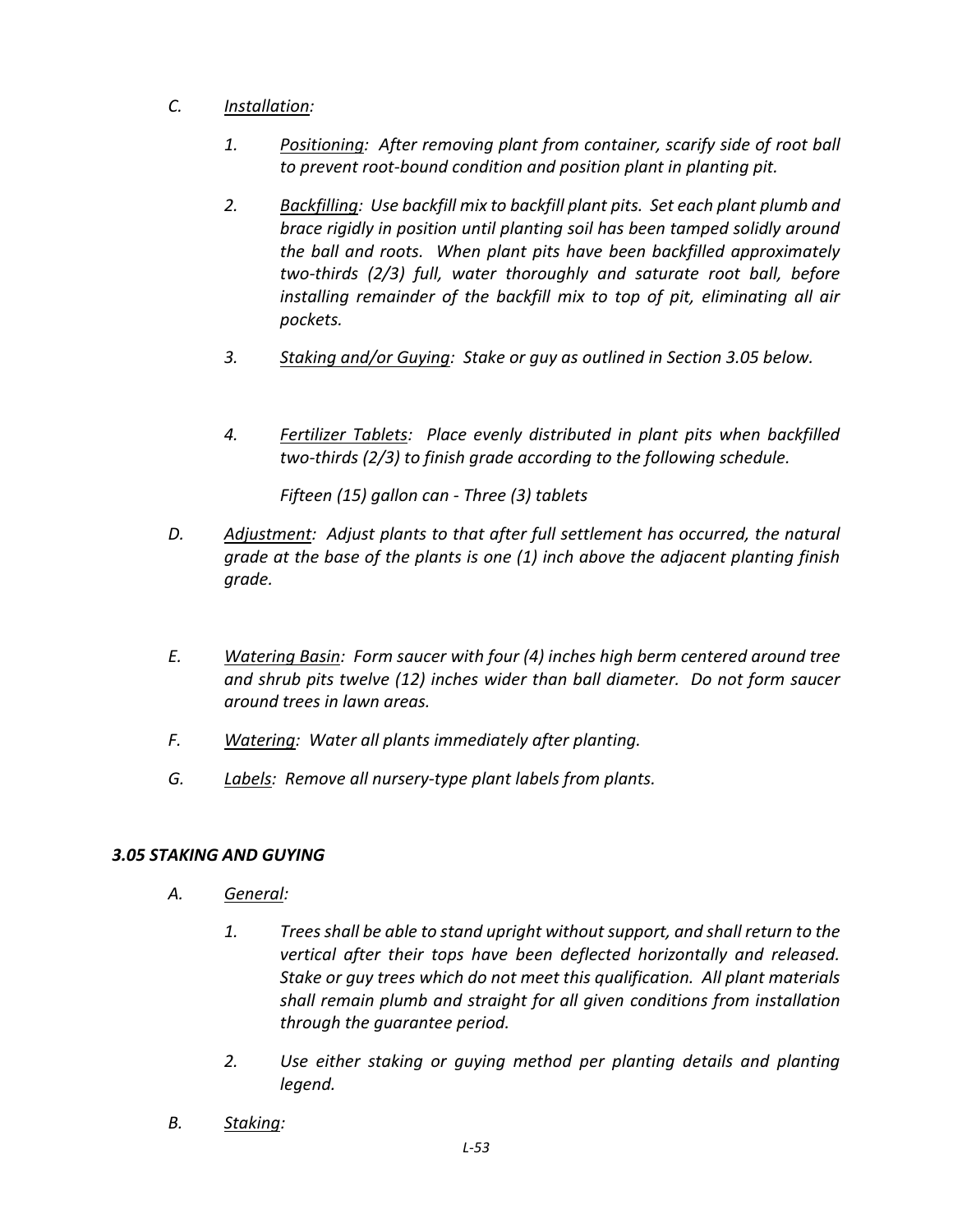*C.* *<u>Installation</u>:*

1. *<u>Positioning</u>: After removing plant from container, scarify side of root ball to prevent root-bound condition and position plant in planting pit.*

2. *<u>Backfilling</u>: Use backfill mix to backfill plant pits. Set each plant plumb and brace rigidly in position until planting soil has been tamped solidly around the ball and roots. When plant pits have been backfilled approximately two-thirds (2/3) full, water thoroughly and saturate root ball, before installing remainder of the backfill mix to top of pit, eliminating all air pockets.*

3. *<u>Staking and/or Guying</u>: Stake or guy as outlined in Section 3.05 below.*

4. *<u>Fertilizer Tablets</u>: Place evenly distributed in plant pits when backfilled two-thirds (2/3) to finish grade according to the following schedule.*

   *Fifteen (15) gallon can - Three (3) tablets*

*D.* *<u>Adjustment</u>: Adjust plants to that after full settlement has occurred, the natural grade at the base of the plants is one (1) inch above the adjacent planting finish grade.*

*E.* *<u>Watering Basin</u>: Form saucer with four (4) inches high berm centered around tree and shrub pits twelve (12) inches wider than ball diameter. Do not form saucer around trees in lawn areas.*

*F.* *<u>Watering</u>: Water all plants immediately after planting.*

*G.* *<u>Labels</u>: Remove all nursery-type plant labels from plants.*

### *3.05 STAKING AND GUYING*

*A.* *<u>General</u>:*

1. *Trees shall be able to stand upright without support, and shall return to the vertical after their tops have been deflected horizontally and released. Stake or guy trees which do not meet this qualification. All plant materials shall remain plumb and straight for all given conditions from installation through the guarantee period.*

2. *Use either staking or guying method per planting details and planting legend.*

*B.* *<u>Staking</u>:*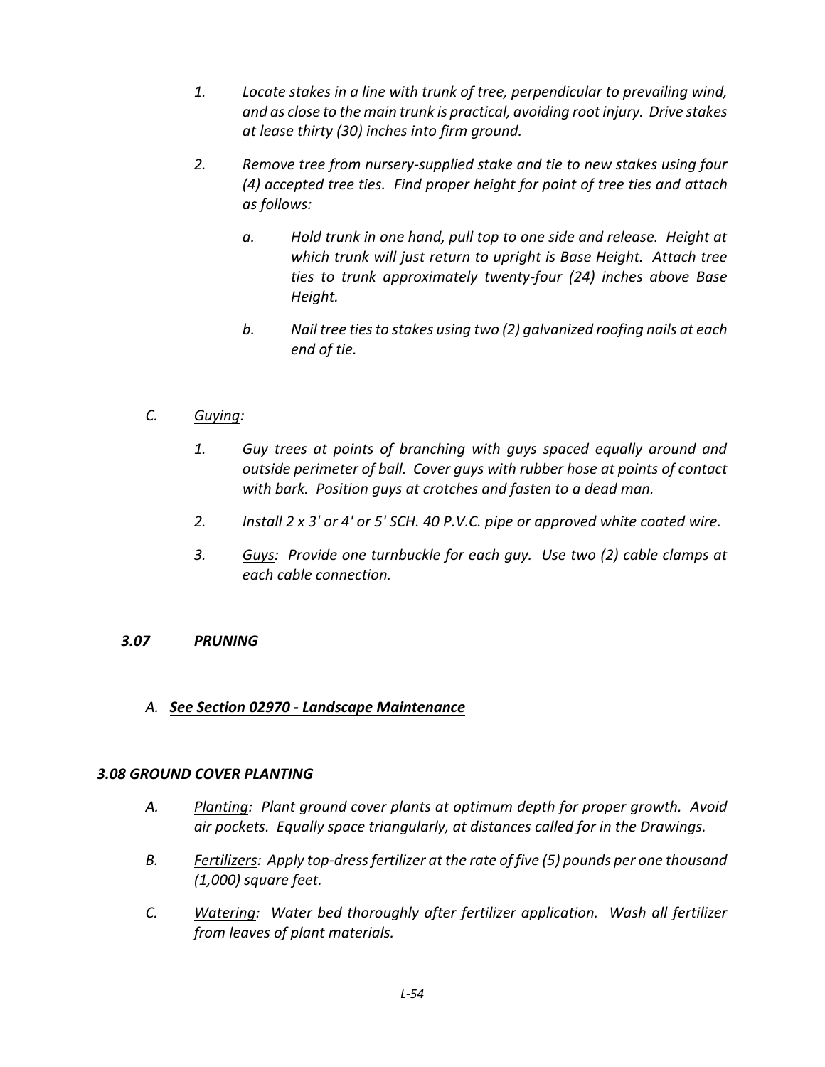1. *Locate stakes in a line with trunk of tree, perpendicular to prevailing wind, and as close to the main trunk is practical, avoiding root injury. Drive stakes at lease thirty (30) inches into firm ground.*

2. *Remove tree from nursery-supplied stake and tie to new stakes using four (4) accepted tree ties. Find proper height for point of tree ties and attach as follows:*

   a. *Hold trunk in one hand, pull top to one side and release. Height at which trunk will just return to upright is Base Height. Attach tree ties to trunk approximately twenty-four (24) inches above Base Height.*

   b. *Nail tree ties to stakes using two (2) galvanized roofing nails at each end of tie.*

C. *Guying:*

1. *Guy trees at points of branching with guys spaced equally around and outside perimeter of ball. Cover guys with rubber hose at points of contact with bark. Position guys at crotches and fasten to a dead man.*

2. *Install 2 x 3' or 4' or 5' SCH. 40 P.V.C. pipe or approved white coated wire.*

3. *Guys: Provide one turnbuckle for each guy. Use two (2) cable clamps at each cable connection.*

### *3.07 PRUNING*

A. ***See Section 02970 - Landscape Maintenance***

### *3.08 GROUND COVER PLANTING*

A. *Planting: Plant ground cover plants at optimum depth for proper growth. Avoid air pockets. Equally space triangularly, at distances called for in the Drawings.*

B. *Fertilizers: Apply top-dress fertilizer at the rate of five (5) pounds per one thousand (1,000) square feet.*

C. *Watering: Water bed thoroughly after fertilizer application. Wash all fertilizer from leaves of plant materials.*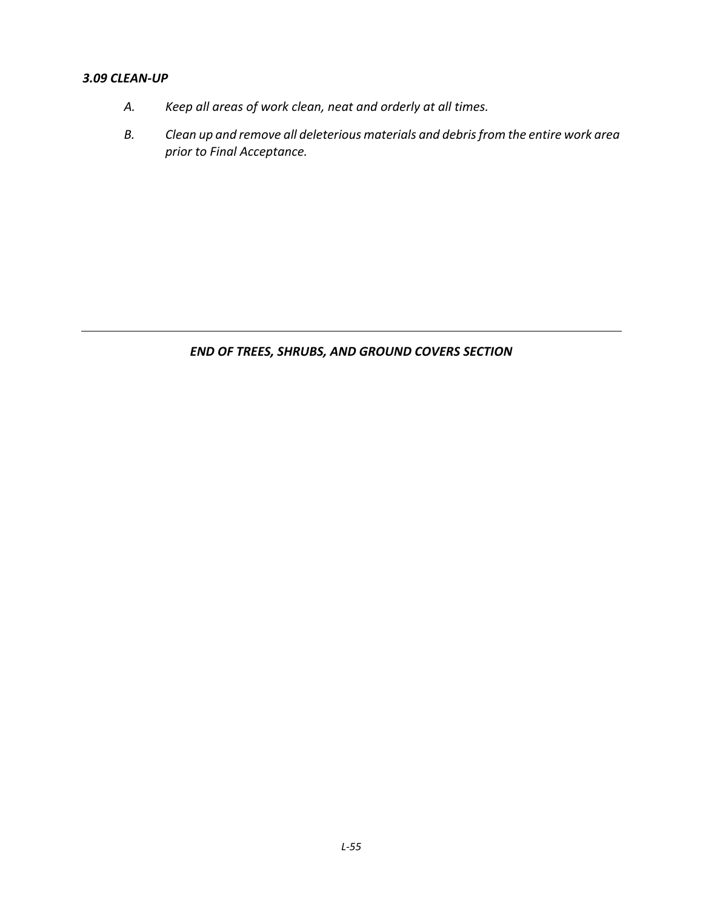### *3.09 CLEAN-UP*

*A. Keep all areas of work clean, neat and orderly at all times.*

*B. Clean up and remove all deleterious materials and debris from the entire work area prior to Final Acceptance.*

---

***END OF TREES, SHRUBS, AND GROUND COVERS SECTION***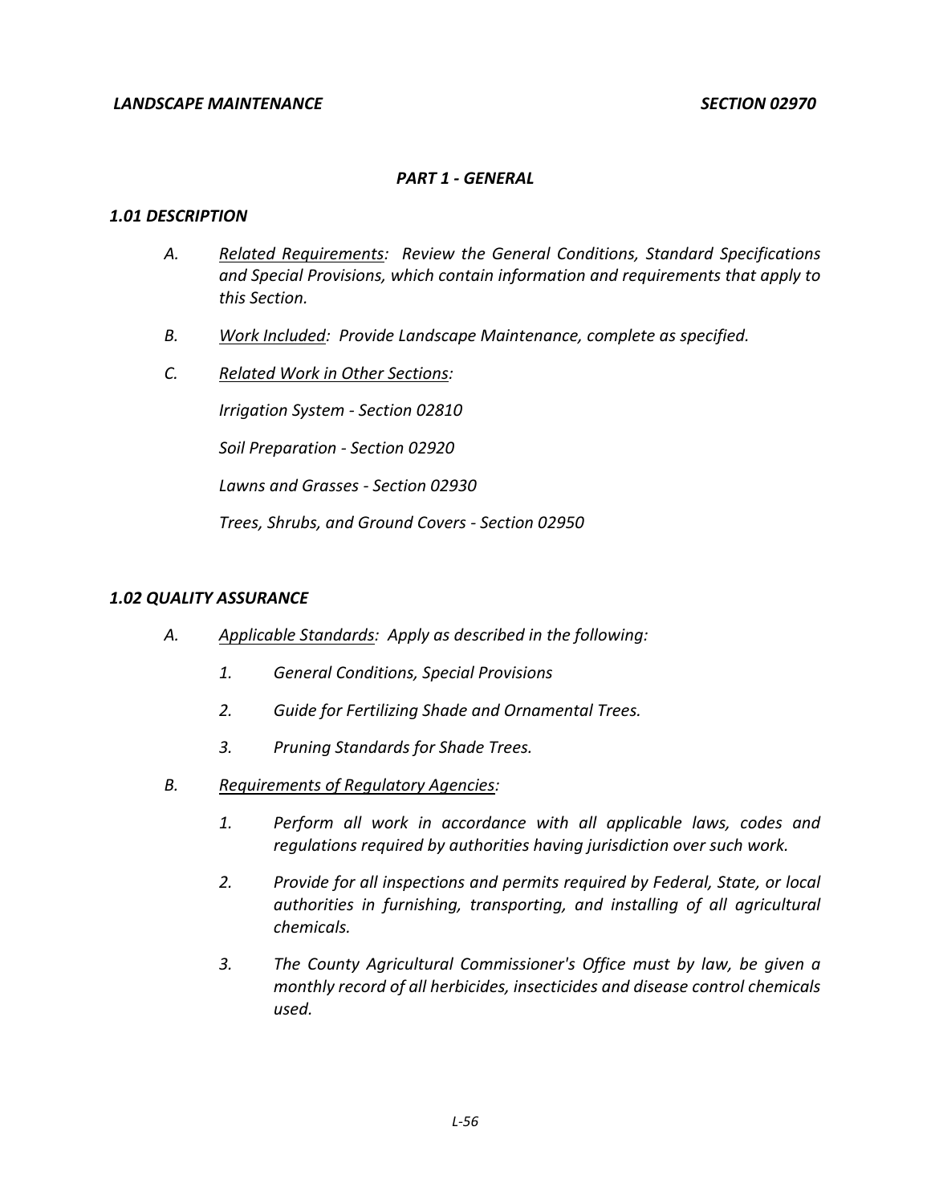*LANDSCAPE MAINTENANCE* *SECTION 02970*

## *PART 1 - GENERAL*

### *1.01 DESCRIPTION*

*A. Related Requirements: Review the General Conditions, Standard Specifications and Special Provisions, which contain information and requirements that apply to this Section.*

*B. Work Included: Provide Landscape Maintenance, complete as specified.*

*C. Related Work in Other Sections:*

*Irrigation System - Section 02810*

*Soil Preparation - Section 02920*

*Lawns and Grasses - Section 02930*

*Trees, Shrubs, and Ground Covers - Section 02950*

### *1.02 QUALITY ASSURANCE*

*A. Applicable Standards: Apply as described in the following:*

*1. General Conditions, Special Provisions*

*2. Guide for Fertilizing Shade and Ornamental Trees.*

*3. Pruning Standards for Shade Trees.*

*B. Requirements of Regulatory Agencies:*

*1. Perform all work in accordance with all applicable laws, codes and regulations required by authorities having jurisdiction over such work.*

*2. Provide for all inspections and permits required by Federal, State, or local authorities in furnishing, transporting, and installing of all agricultural chemicals.*

*3. The County Agricultural Commissioner's Office must by law, be given a monthly record of all herbicides, insecticides and disease control chemicals used.*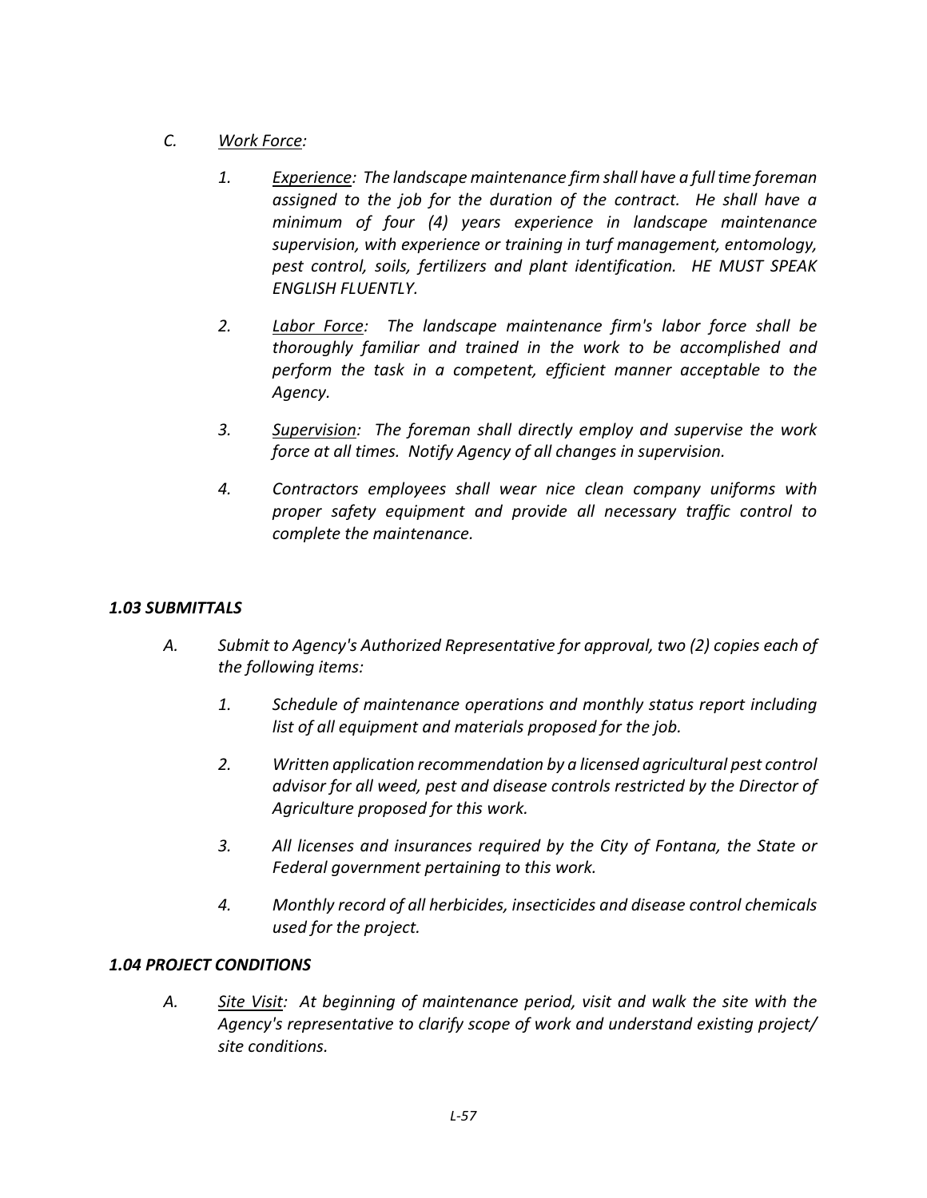*C. <u>Work Force</u>:*

*1. <u>Experience</u>: The landscape maintenance firm shall have a full time foreman assigned to the job for the duration of the contract. He shall have a minimum of four (4) years experience in landscape maintenance supervision, with experience or training in turf management, entomology, pest control, soils, fertilizers and plant identification. HE MUST SPEAK ENGLISH FLUENTLY.*

*2. <u>Labor Force</u>: The landscape maintenance firm's labor force shall be thoroughly familiar and trained in the work to be accomplished and perform the task in a competent, efficient manner acceptable to the Agency.*

*3. <u>Supervision</u>: The foreman shall directly employ and supervise the work force at all times. Notify Agency of all changes in supervision.*

*4. Contractors employees shall wear nice clean company uniforms with proper safety equipment and provide all necessary traffic control to complete the maintenance.*

### *1.03 SUBMITTALS*

*A. Submit to Agency's Authorized Representative for approval, two (2) copies each of the following items:*

*1. Schedule of maintenance operations and monthly status report including list of all equipment and materials proposed for the job.*

*2. Written application recommendation by a licensed agricultural pest control advisor for all weed, pest and disease controls restricted by the Director of Agriculture proposed for this work.*

*3. All licenses and insurances required by the City of Fontana, the State or Federal government pertaining to this work.*

*4. Monthly record of all herbicides, insecticides and disease control chemicals used for the project.*

### *1.04 PROJECT CONDITIONS*

*A. <u>Site Visit</u>: At beginning of maintenance period, visit and walk the site with the Agency's representative to clarify scope of work and understand existing project/ site conditions.*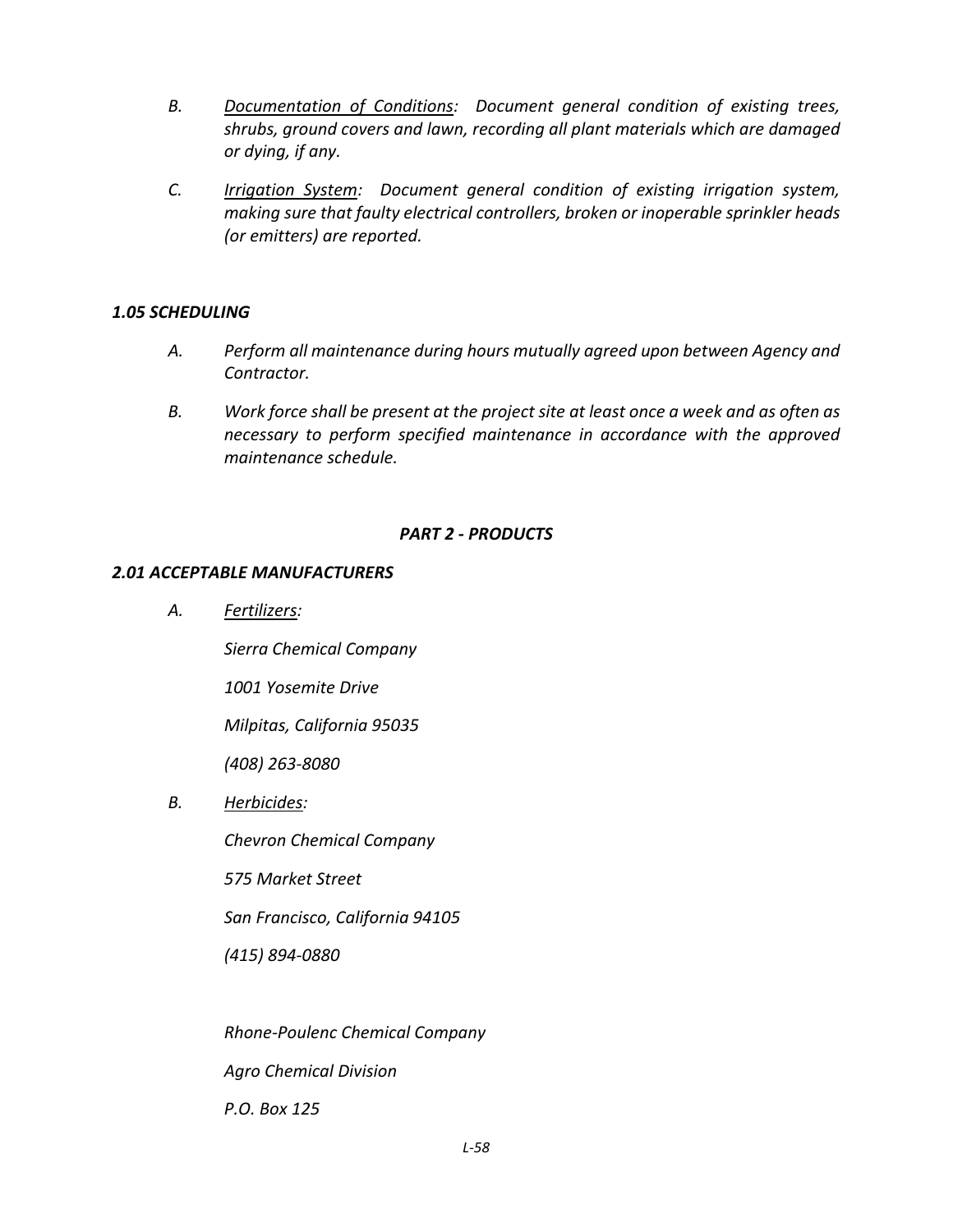*B. <u>Documentation of Conditions</u>: Document general condition of existing trees, shrubs, ground covers and lawn, recording all plant materials which are damaged or dying, if any.*

*C. <u>Irrigation System</u>: Document general condition of existing irrigation system, making sure that faulty electrical controllers, broken or inoperable sprinkler heads (or emitters) are reported.*

### *1.05 SCHEDULING*

*A. Perform all maintenance during hours mutually agreed upon between Agency and Contractor.*

*B. Work force shall be present at the project site at least once a week and as often as necessary to perform specified maintenance in accordance with the approved maintenance schedule.*

## *PART 2 - PRODUCTS*

### *2.01 ACCEPTABLE MANUFACTURERS*

*A. <u>Fertilizers</u>:*

*Sierra Chemical Company*

*1001 Yosemite Drive*

*Milpitas, California 95035*

*(408) 263-8080*

*B. <u>Herbicides</u>:*

*Chevron Chemical Company*

*575 Market Street*

*San Francisco, California 94105*

*(415) 894-0880*

*Rhone-Poulenc Chemical Company*

*Agro Chemical Division*

*P.O. Box 125*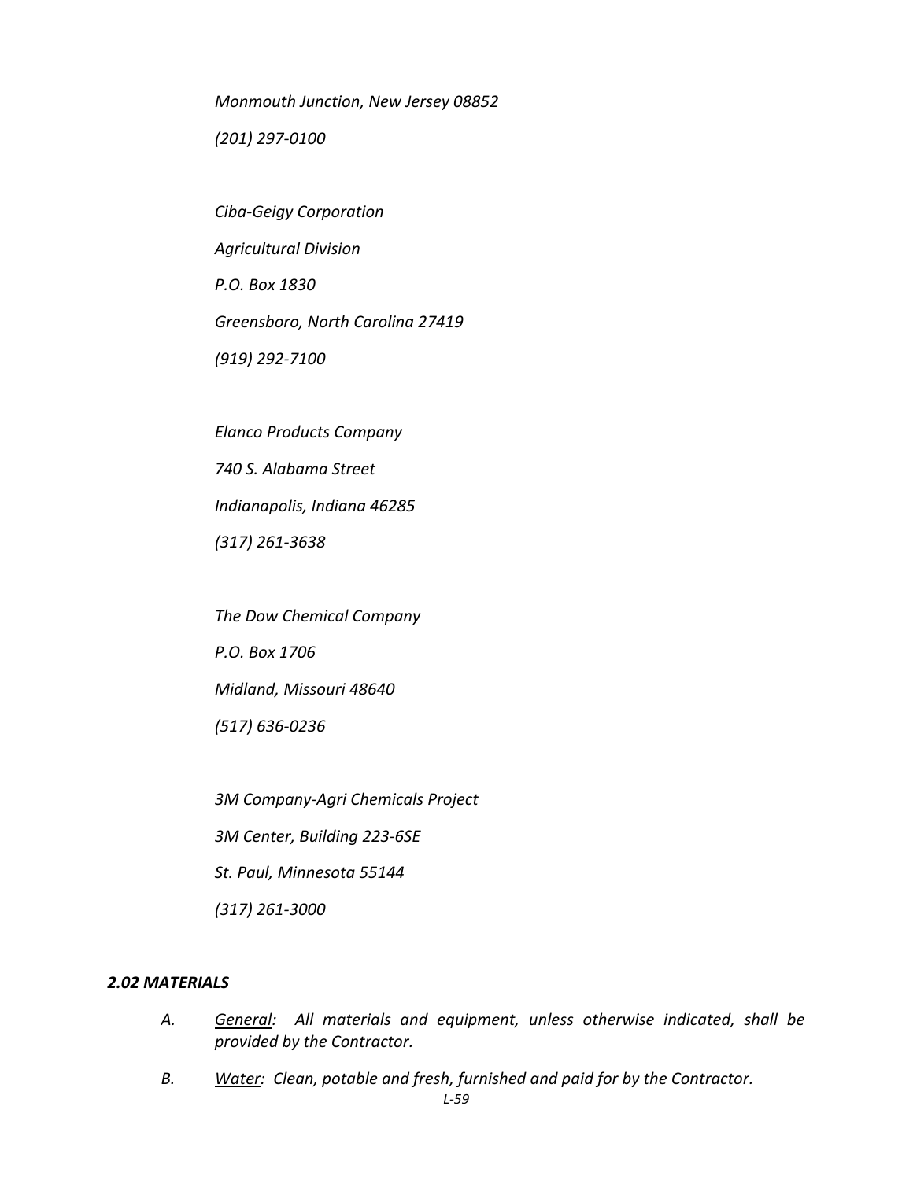*Monmouth Junction, New Jersey 08852*

*(201) 297-0100*

*Ciba-Geigy Corporation*

*Agricultural Division*

*P.O. Box 1830*

*Greensboro, North Carolina 27419*

*(919) 292-7100*

*Elanco Products Company*

*740 S. Alabama Street*

*Indianapolis, Indiana 46285*

*(317) 261-3638*

*The Dow Chemical Company*

*P.O. Box 1706*

*Midland, Missouri 48640*

*(517) 636-0236*

*3M Company-Agri Chemicals Project*

*3M Center, Building 223-6SE*

*St. Paul, Minnesota 55144*

*(317) 261-3000*

### *2.02 MATERIALS*

*A. General: All materials and equipment, unless otherwise indicated, shall be provided by the Contractor.*

*B. Water: Clean, potable and fresh, furnished and paid for by the Contractor.*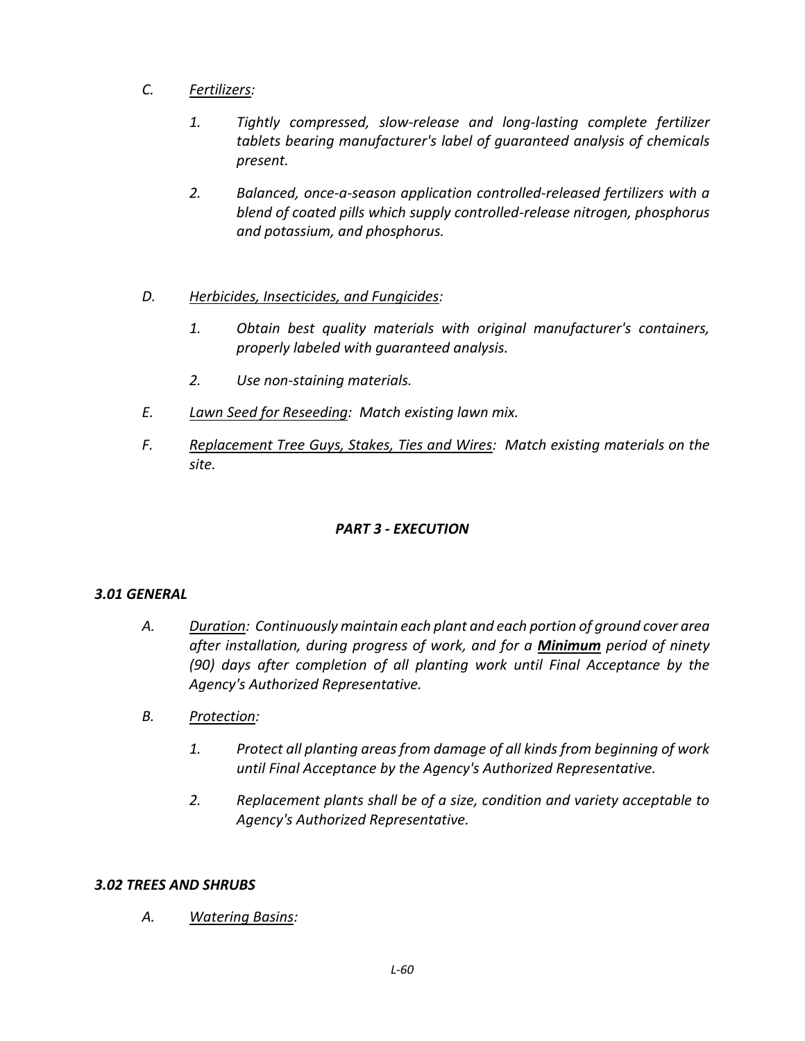*C. Fertilizers:*

*1. Tightly compressed, slow-release and long-lasting complete fertilizer tablets bearing manufacturer's label of guaranteed analysis of chemicals present.*

*2. Balanced, once-a-season application controlled-released fertilizers with a blend of coated pills which supply controlled-release nitrogen, phosphorus and potassium, and phosphorus.*

*D. Herbicides, Insecticides, and Fungicides:*

*1. Obtain best quality materials with original manufacturer's containers, properly labeled with guaranteed analysis.*

*2. Use non-staining materials.*

*E. Lawn Seed for Reseeding: Match existing lawn mix.*

*F. Replacement Tree Guys, Stakes, Ties and Wires: Match existing materials on the site.*

## *PART 3 - EXECUTION*

### *3.01 GENERAL*

*A. Duration: Continuously maintain each plant and each portion of ground cover area after installation, during progress of work, and for a **Minimum** period of ninety (90) days after completion of all planting work until Final Acceptance by the Agency's Authorized Representative.*

*B. Protection:*

*1. Protect all planting areas from damage of all kinds from beginning of work until Final Acceptance by the Agency's Authorized Representative.*

*2. Replacement plants shall be of a size, condition and variety acceptable to Agency's Authorized Representative.*

### *3.02 TREES AND SHRUBS*

*A. Watering Basins:*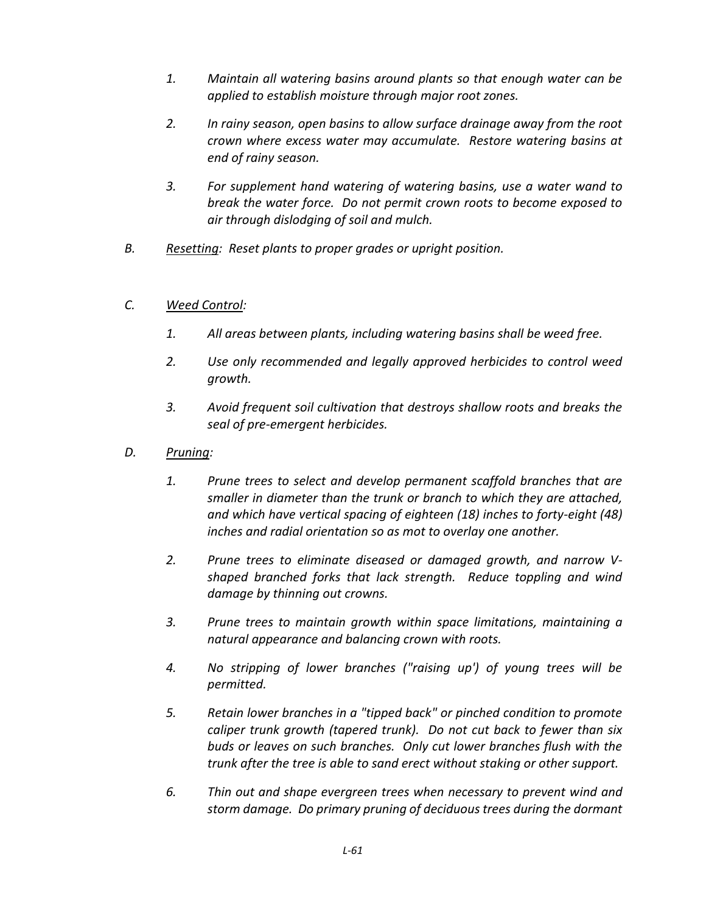1. *Maintain all watering basins around plants so that enough water can be applied to establish moisture through major root zones.*

2. *In rainy season, open basins to allow surface drainage away from the root crown where excess water may accumulate. Restore watering basins at end of rainy season.*

3. *For supplement hand watering of watering basins, use a water wand to break the water force. Do not permit crown roots to become exposed to air through dislodging of soil and mulch.*

*B. <u>Resetting</u>: Reset plants to proper grades or upright position.*

*C. <u>Weed Control</u>:*

1. *All areas between plants, including watering basins shall be weed free.*

2. *Use only recommended and legally approved herbicides to control weed growth.*

3. *Avoid frequent soil cultivation that destroys shallow roots and breaks the seal of pre-emergent herbicides.*

*D. <u>Pruning</u>:*

1. *Prune trees to select and develop permanent scaffold branches that are smaller in diameter than the trunk or branch to which they are attached, and which have vertical spacing of eighteen (18) inches to forty-eight (48) inches and radial orientation so as mot to overlay one another.*

2. *Prune trees to eliminate diseased or damaged growth, and narrow V-shaped branched forks that lack strength. Reduce toppling and wind damage by thinning out crowns.*

3. *Prune trees to maintain growth within space limitations, maintaining a natural appearance and balancing crown with roots.*

4. *No stripping of lower branches ("raising up') of young trees will be permitted.*

5. *Retain lower branches in a "tipped back" or pinched condition to promote caliper trunk growth (tapered trunk). Do not cut back to fewer than six buds or leaves on such branches. Only cut lower branches flush with the trunk after the tree is able to sand erect without staking or other support.*

6. *Thin out and shape evergreen trees when necessary to prevent wind and storm damage. Do primary pruning of deciduous trees during the dormant*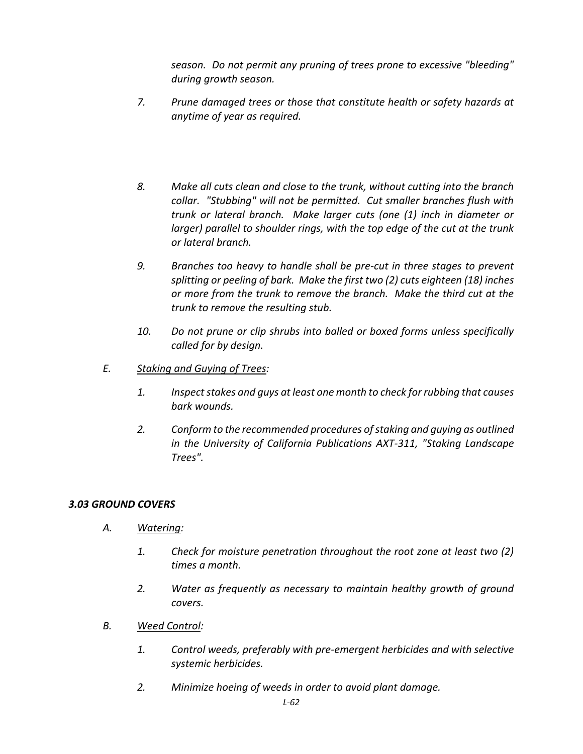*season. Do not permit any pruning of trees prone to excessive "bleeding" during growth season.*

7. *Prune damaged trees or those that constitute health or safety hazards at anytime of year as required.*

8. *Make all cuts clean and close to the trunk, without cutting into the branch collar. "Stubbing" will not be permitted. Cut smaller branches flush with trunk or lateral branch. Make larger cuts (one (1) inch in diameter or larger) parallel to shoulder rings, with the top edge of the cut at the trunk or lateral branch.*

9. *Branches too heavy to handle shall be pre-cut in three stages to prevent splitting or peeling of bark. Make the first two (2) cuts eighteen (18) inches or more from the trunk to remove the branch. Make the third cut at the trunk to remove the resulting stub.*

10. *Do not prune or clip shrubs into balled or boxed forms unless specifically called for by design.*

E. *Staking and Guying of Trees:*

1. *Inspect stakes and guys at least one month to check for rubbing that causes bark wounds.*

2. *Conform to the recommended procedures of staking and guying as outlined in the University of California Publications AXT-311, "Staking Landscape Trees".*

### *3.03 GROUND COVERS*

A. *Watering:*

1. *Check for moisture penetration throughout the root zone at least two (2) times a month.*

2. *Water as frequently as necessary to maintain healthy growth of ground covers.*

B. *Weed Control:*

1. *Control weeds, preferably with pre-emergent herbicides and with selective systemic herbicides.*

2. *Minimize hoeing of weeds in order to avoid plant damage.*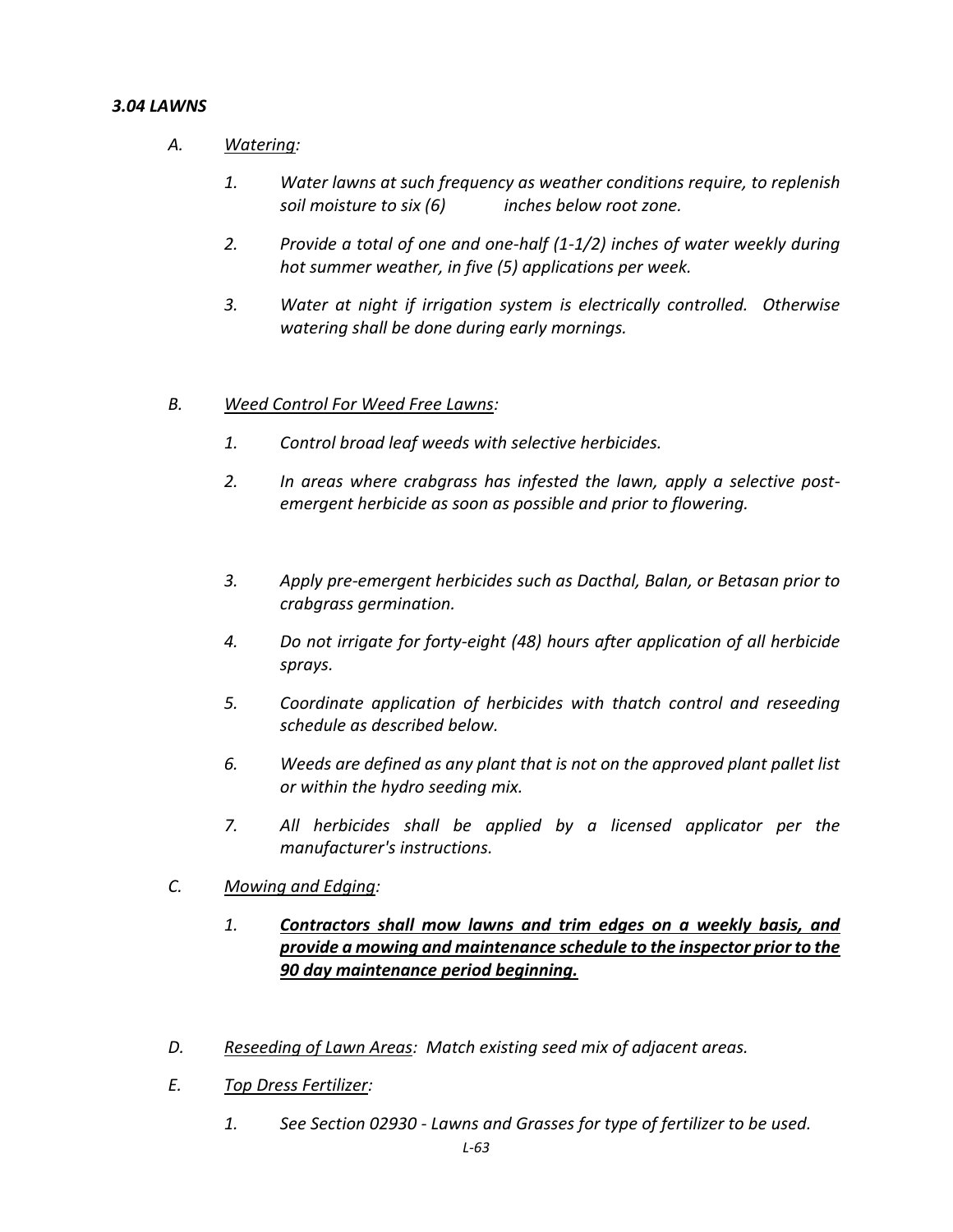### *3.04 LAWNS*

*A. <u>Watering</u>:*

*1. Water lawns at such frequency as weather conditions require, to replenish soil moisture to six (6) inches below root zone.*

*2. Provide a total of one and one-half (1-1/2) inches of water weekly during hot summer weather, in five (5) applications per week.*

*3. Water at night if irrigation system is electrically controlled. Otherwise watering shall be done during early mornings.*

*B. <u>Weed Control For Weed Free Lawns</u>:*

*1. Control broad leaf weeds with selective herbicides.*

*2. In areas where crabgrass has infested the lawn, apply a selective post-emergent herbicide as soon as possible and prior to flowering.*

*3. Apply pre-emergent herbicides such as Dacthal, Balan, or Betasan prior to crabgrass germination.*

*4. Do not irrigate for forty-eight (48) hours after application of all herbicide sprays.*

*5. Coordinate application of herbicides with thatch control and reseeding schedule as described below.*

*6. Weeds are defined as any plant that is not on the approved plant pallet list or within the hydro seeding mix.*

*7. All herbicides shall be applied by a licensed applicator per the manufacturer's instructions.*

*C. <u>Mowing and Edging</u>:*

*1. <u>**Contractors shall mow lawns and trim edges on a weekly basis, and provide a mowing and maintenance schedule to the inspector prior to the 90 day maintenance period beginning.**</u>*

*D. <u>Reseeding of Lawn Areas</u>: Match existing seed mix of adjacent areas.*

*E. <u>Top Dress Fertilizer</u>:*

*1. See Section 02930 - Lawns and Grasses for type of fertilizer to be used.*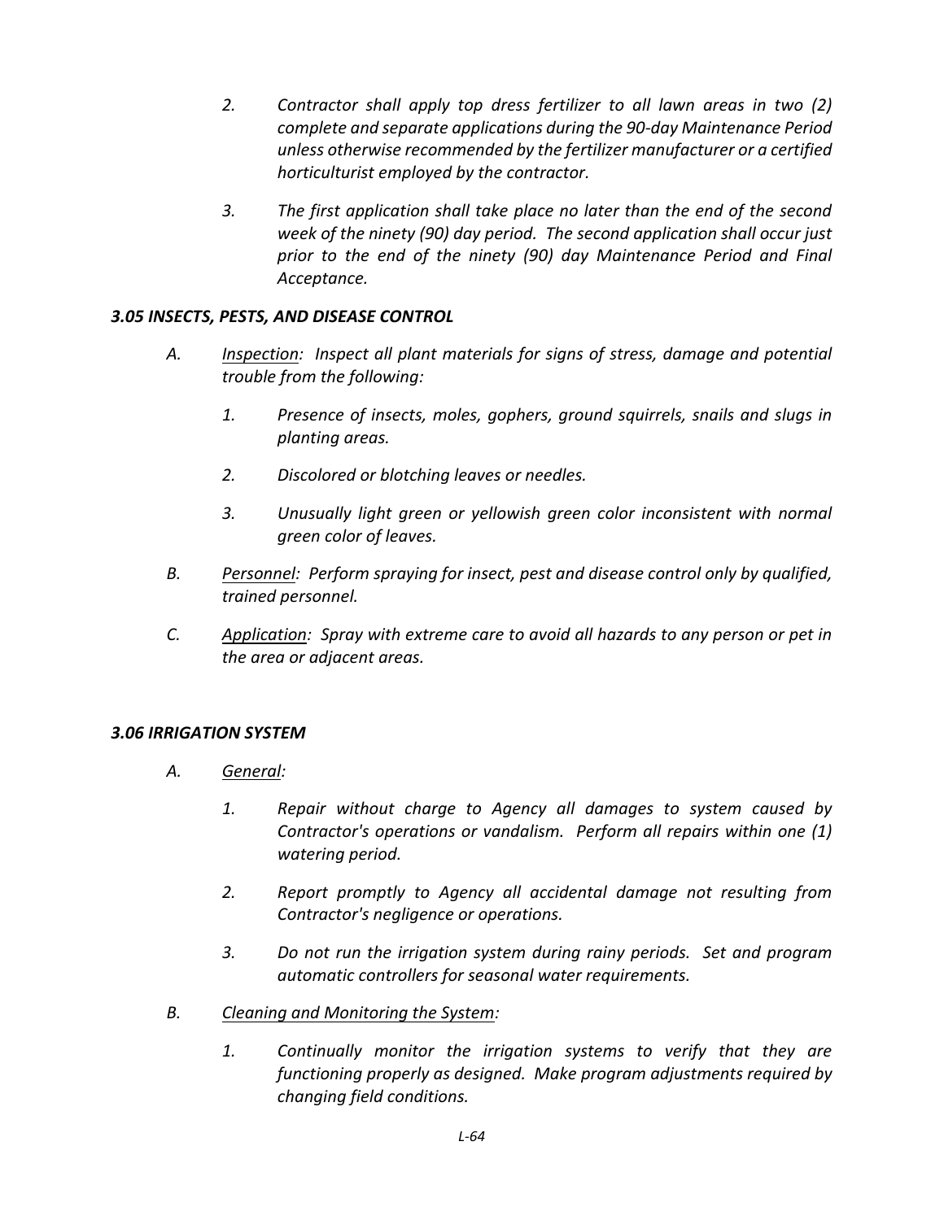2. *Contractor shall apply top dress fertilizer to all lawn areas in two (2) complete and separate applications during the 90-day Maintenance Period unless otherwise recommended by the fertilizer manufacturer or a certified horticulturist employed by the contractor.*

3. *The first application shall take place no later than the end of the second week of the ninety (90) day period. The second application shall occur just prior to the end of the ninety (90) day Maintenance Period and Final Acceptance.*

### *3.05 INSECTS, PESTS, AND DISEASE CONTROL*

A. *Inspection: Inspect all plant materials for signs of stress, damage and potential trouble from the following:*

   1. *Presence of insects, moles, gophers, ground squirrels, snails and slugs in planting areas.*

   2. *Discolored or blotching leaves or needles.*

   3. *Unusually light green or yellowish green color inconsistent with normal green color of leaves.*

B. *Personnel: Perform spraying for insect, pest and disease control only by qualified, trained personnel.*

C. *Application: Spray with extreme care to avoid all hazards to any person or pet in the area or adjacent areas.*

### *3.06 IRRIGATION SYSTEM*

A. *General:*

   1. *Repair without charge to Agency all damages to system caused by Contractor's operations or vandalism. Perform all repairs within one (1) watering period.*

   2. *Report promptly to Agency all accidental damage not resulting from Contractor's negligence or operations.*

   3. *Do not run the irrigation system during rainy periods. Set and program automatic controllers for seasonal water requirements.*

B. *Cleaning and Monitoring the System:*

   1. *Continually monitor the irrigation systems to verify that they are functioning properly as designed. Make program adjustments required by changing field conditions.*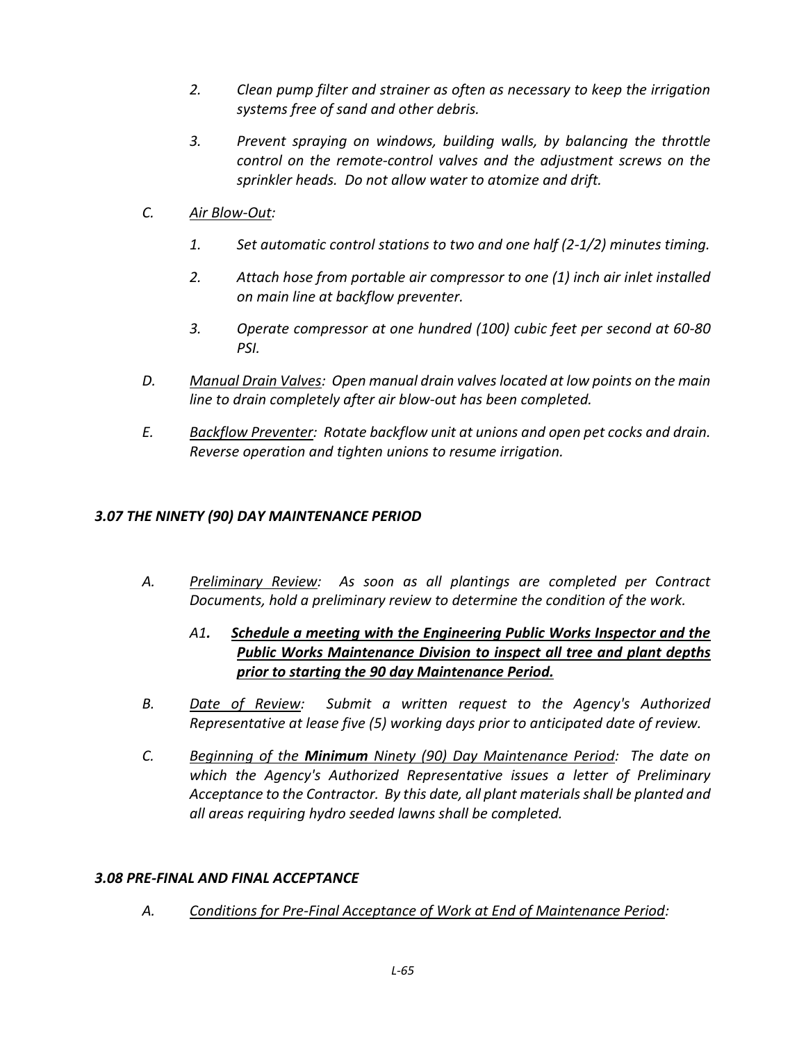2. *Clean pump filter and strainer as often as necessary to keep the irrigation systems free of sand and other debris.*

3. *Prevent spraying on windows, building walls, by balancing the throttle control on the remote-control valves and the adjustment screws on the sprinkler heads. Do not allow water to atomize and drift.*

C. *Air Blow-Out:*

1. *Set automatic control stations to two and one half (2-1/2) minutes timing.*

2. *Attach hose from portable air compressor to one (1) inch air inlet installed on main line at backflow preventer.*

3. *Operate compressor at one hundred (100) cubic feet per second at 60-80 PSI.*

D. *Manual Drain Valves: Open manual drain valves located at low points on the main line to drain completely after air blow-out has been completed.*

E. *Backflow Preventer: Rotate backflow unit at unions and open pet cocks and drain. Reverse operation and tighten unions to resume irrigation.*

### *3.07 THE NINETY (90) DAY MAINTENANCE PERIOD*

A. *Preliminary Review: As soon as all plantings are completed per Contract Documents, hold a preliminary review to determine the condition of the work.*

A1. ***Schedule a meeting with the Engineering Public Works Inspector and the Public Works Maintenance Division to inspect all tree and plant depths prior to starting the 90 day Maintenance Period.***

B. *Date of Review: Submit a written request to the Agency's Authorized Representative at lease five (5) working days prior to anticipated date of review.*

C. *Beginning of the **Minimum** Ninety (90) Day Maintenance Period: The date on which the Agency's Authorized Representative issues a letter of Preliminary Acceptance to the Contractor. By this date, all plant materials shall be planted and all areas requiring hydro seeded lawns shall be completed.*

### *3.08 PRE-FINAL AND FINAL ACCEPTANCE*

A. *Conditions for Pre-Final Acceptance of Work at End of Maintenance Period:*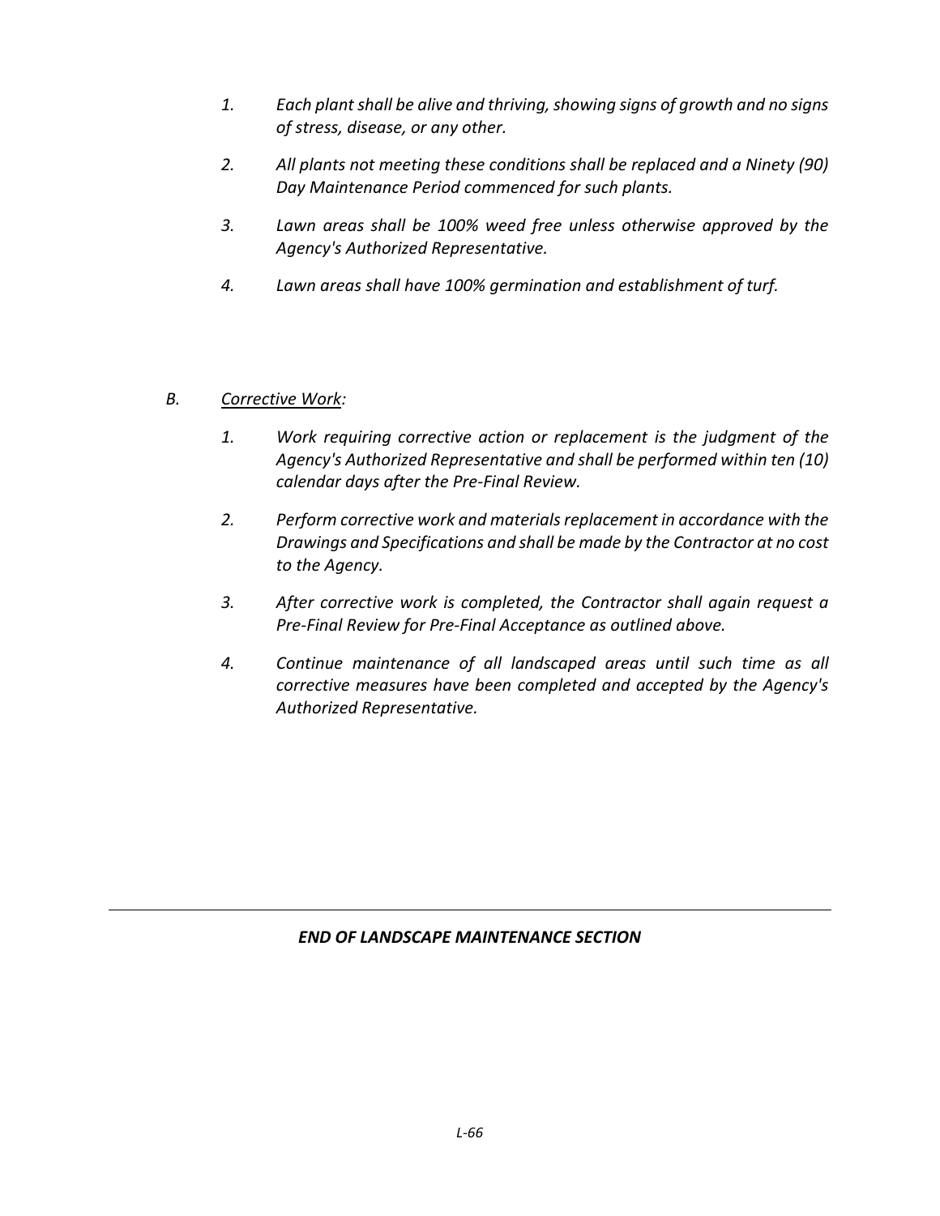1. *Each plant shall be alive and thriving, showing signs of growth and no signs of stress, disease, or any other.*

2. *All plants not meeting these conditions shall be replaced and a Ninety (90) Day Maintenance Period commenced for such plants.*

3. *Lawn areas shall be 100% weed free unless otherwise approved by the Agency's Authorized Representative.*

4. *Lawn areas shall have 100% germination and establishment of turf.*

*B. <u>Corrective Work</u>:*

1. *Work requiring corrective action or replacement is the judgment of the Agency's Authorized Representative and shall be performed within ten (10) calendar days after the Pre-Final Review.*

2. *Perform corrective work and materials replacement in accordance with the Drawings and Specifications and shall be made by the Contractor at no cost to the Agency.*

3. *After corrective work is completed, the Contractor shall again request a Pre-Final Review for Pre-Final Acceptance as outlined above.*

4. *Continue maintenance of all landscaped areas until such time as all corrective measures have been completed and accepted by the Agency's Authorized Representative.*

---

***END OF LANDSCAPE MAINTENANCE SECTION***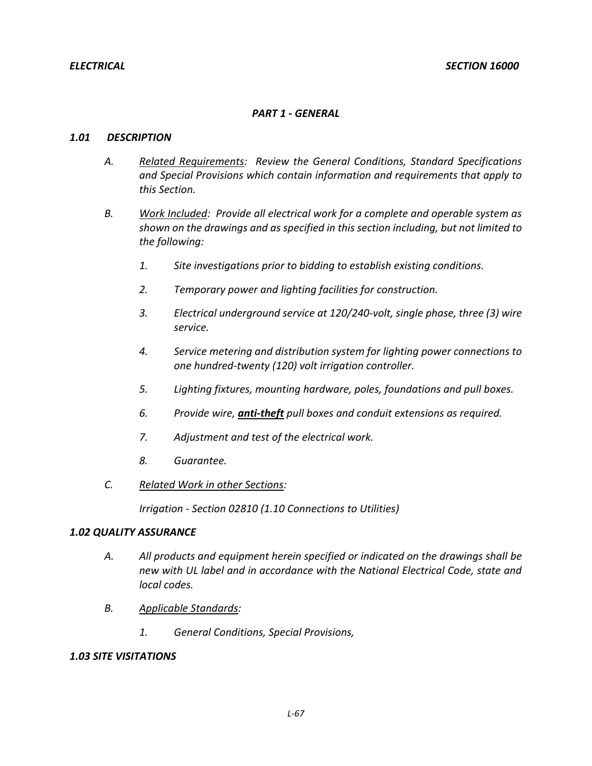*ELECTRICAL* *SECTION 16000*

## *PART 1 - GENERAL*

### *1.01 DESCRIPTION*

*A. Related Requirements: Review the General Conditions, Standard Specifications and Special Provisions which contain information and requirements that apply to this Section.*

*B. Work Included: Provide all electrical work for a complete and operable system as shown on the drawings and as specified in this section including, but not limited to the following:*

*1. Site investigations prior to bidding to establish existing conditions.*

*2. Temporary power and lighting facilities for construction.*

*3. Electrical underground service at 120/240-volt, single phase, three (3) wire service.*

*4. Service metering and distribution system for lighting power connections to one hundred-twenty (120) volt irrigation controller.*

*5. Lighting fixtures, mounting hardware, poles, foundations and pull boxes.*

*6. Provide wire, **anti-theft** pull boxes and conduit extensions as required.*

*7. Adjustment and test of the electrical work.*

*8. Guarantee.*

*C. Related Work in other Sections:*

*Irrigation - Section 02810 (1.10 Connections to Utilities)*

### *1.02 QUALITY ASSURANCE*

*A. All products and equipment herein specified or indicated on the drawings shall be new with UL label and in accordance with the National Electrical Code, state and local codes.*

*B. Applicable Standards:*

*1. General Conditions, Special Provisions,*

### *1.03 SITE VISITATIONS*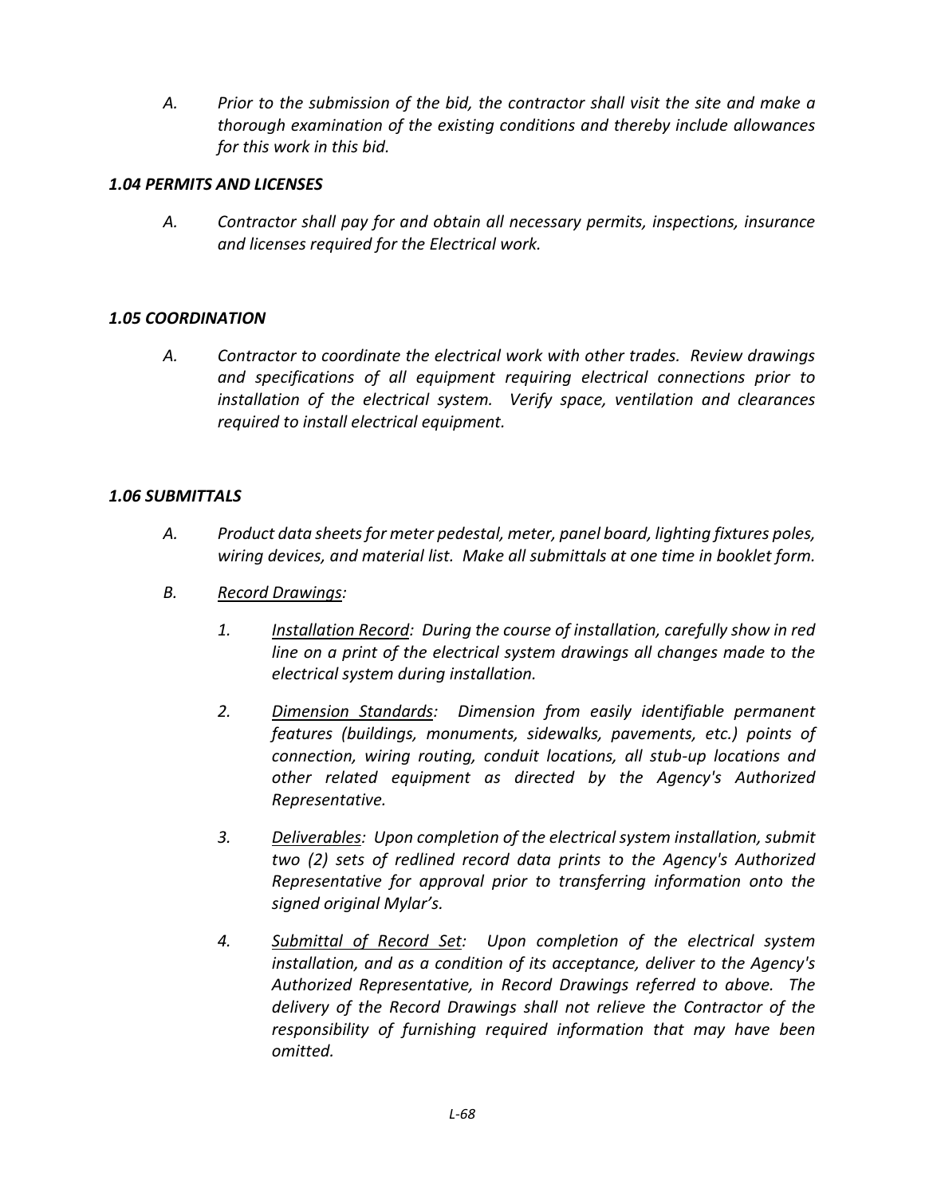*A. Prior to the submission of the bid, the contractor shall visit the site and make a thorough examination of the existing conditions and thereby include allowances for this work in this bid.*

### *1.04 PERMITS AND LICENSES*

*A. Contractor shall pay for and obtain all necessary permits, inspections, insurance and licenses required for the Electrical work.*

### *1.05 COORDINATION*

*A. Contractor to coordinate the electrical work with other trades. Review drawings and specifications of all equipment requiring electrical connections prior to installation of the electrical system. Verify space, ventilation and clearances required to install electrical equipment.*

### *1.06 SUBMITTALS*

*A. Product data sheets for meter pedestal, meter, panel board, lighting fixtures poles, wiring devices, and material list. Make all submittals at one time in booklet form.*

*B. <u>Record Drawings</u>:*

*1. <u>Installation Record</u>: During the course of installation, carefully show in red line on a print of the electrical system drawings all changes made to the electrical system during installation.*

*2. <u>Dimension Standards</u>: Dimension from easily identifiable permanent features (buildings, monuments, sidewalks, pavements, etc.) points of connection, wiring routing, conduit locations, all stub-up locations and other related equipment as directed by the Agency's Authorized Representative.*

*3. <u>Deliverables</u>: Upon completion of the electrical system installation, submit two (2) sets of redlined record data prints to the Agency's Authorized Representative for approval prior to transferring information onto the signed original Mylar's.*

*4. <u>Submittal of Record Set</u>: Upon completion of the electrical system installation, and as a condition of its acceptance, deliver to the Agency's Authorized Representative, in Record Drawings referred to above. The delivery of the Record Drawings shall not relieve the Contractor of the responsibility of furnishing required information that may have been omitted.*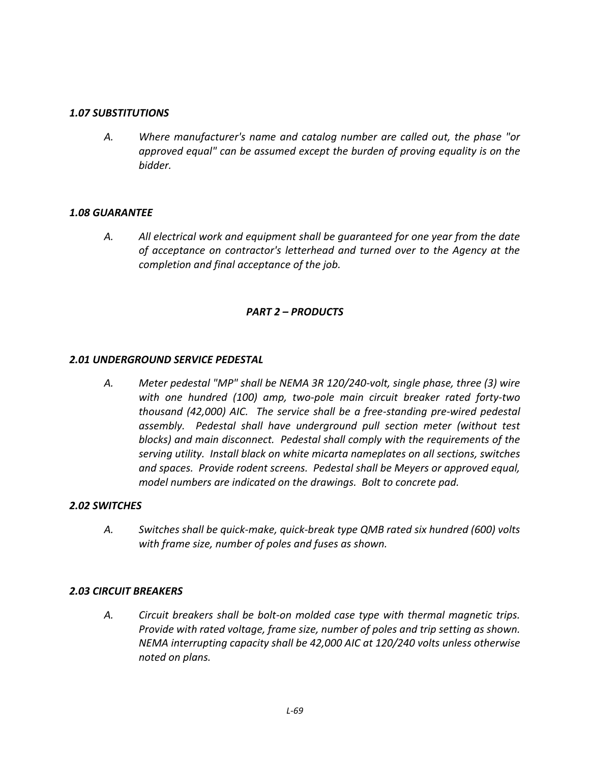### *1.07 SUBSTITUTIONS*

*A. Where manufacturer's name and catalog number are called out, the phase "or approved equal" can be assumed except the burden of proving equality is on the bidder.*

### *1.08 GUARANTEE*

*A. All electrical work and equipment shall be guaranteed for one year from the date of acceptance on contractor's letterhead and turned over to the Agency at the completion and final acceptance of the job.*

## *PART 2 – PRODUCTS*

### *2.01 UNDERGROUND SERVICE PEDESTAL*

*A. Meter pedestal "MP" shall be NEMA 3R 120/240-volt, single phase, three (3) wire with one hundred (100) amp, two-pole main circuit breaker rated forty-two thousand (42,000) AIC. The service shall be a free-standing pre-wired pedestal assembly. Pedestal shall have underground pull section meter (without test blocks) and main disconnect. Pedestal shall comply with the requirements of the serving utility. Install black on white micarta nameplates on all sections, switches and spaces. Provide rodent screens. Pedestal shall be Meyers or approved equal, model numbers are indicated on the drawings. Bolt to concrete pad.*

### *2.02 SWITCHES*

*A. Switches shall be quick-make, quick-break type QMB rated six hundred (600) volts with frame size, number of poles and fuses as shown.*

### *2.03 CIRCUIT BREAKERS*

*A. Circuit breakers shall be bolt-on molded case type with thermal magnetic trips. Provide with rated voltage, frame size, number of poles and trip setting as shown. NEMA interrupting capacity shall be 42,000 AIC at 120/240 volts unless otherwise noted on plans.*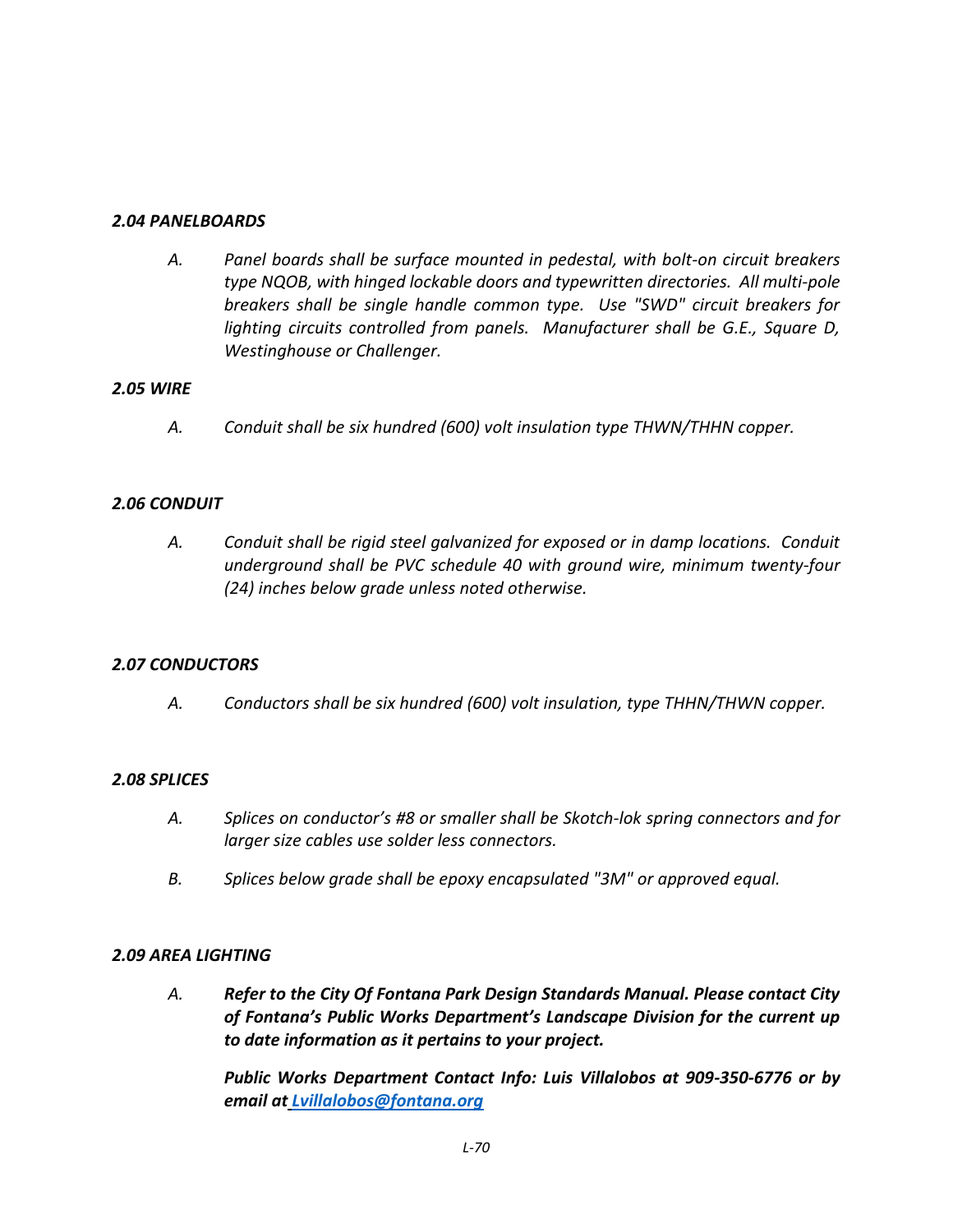### *2.04 PANELBOARDS*

*A. Panel boards shall be surface mounted in pedestal, with bolt-on circuit breakers type NQOB, with hinged lockable doors and typewritten directories. All multi-pole breakers shall be single handle common type. Use "SWD" circuit breakers for lighting circuits controlled from panels. Manufacturer shall be G.E., Square D, Westinghouse or Challenger.*

### *2.05 WIRE*

*A. Conduit shall be six hundred (600) volt insulation type THWN/THHN copper.*

### *2.06 CONDUIT*

*A. Conduit shall be rigid steel galvanized for exposed or in damp locations. Conduit underground shall be PVC schedule 40 with ground wire, minimum twenty-four (24) inches below grade unless noted otherwise.*

### *2.07 CONDUCTORS*

*A. Conductors shall be six hundred (600) volt insulation, type THHN/THWN copper.*

### *2.08 SPLICES*

*A. Splices on conductor's #8 or smaller shall be Skotch-lok spring connectors and for larger size cables use solder less connectors.*

*B. Splices below grade shall be epoxy encapsulated "3M" or approved equal.*

### *2.09 AREA LIGHTING*

***A. Refer to the City Of Fontana Park Design Standards Manual. Please contact City of Fontana's Public Works Department's Landscape Division for the current up to date information as it pertains to your project.***

***Public Works Department Contact Info: Luis Villalobos at 909-350-6776 or by email at Lvillalobos@fontana.org***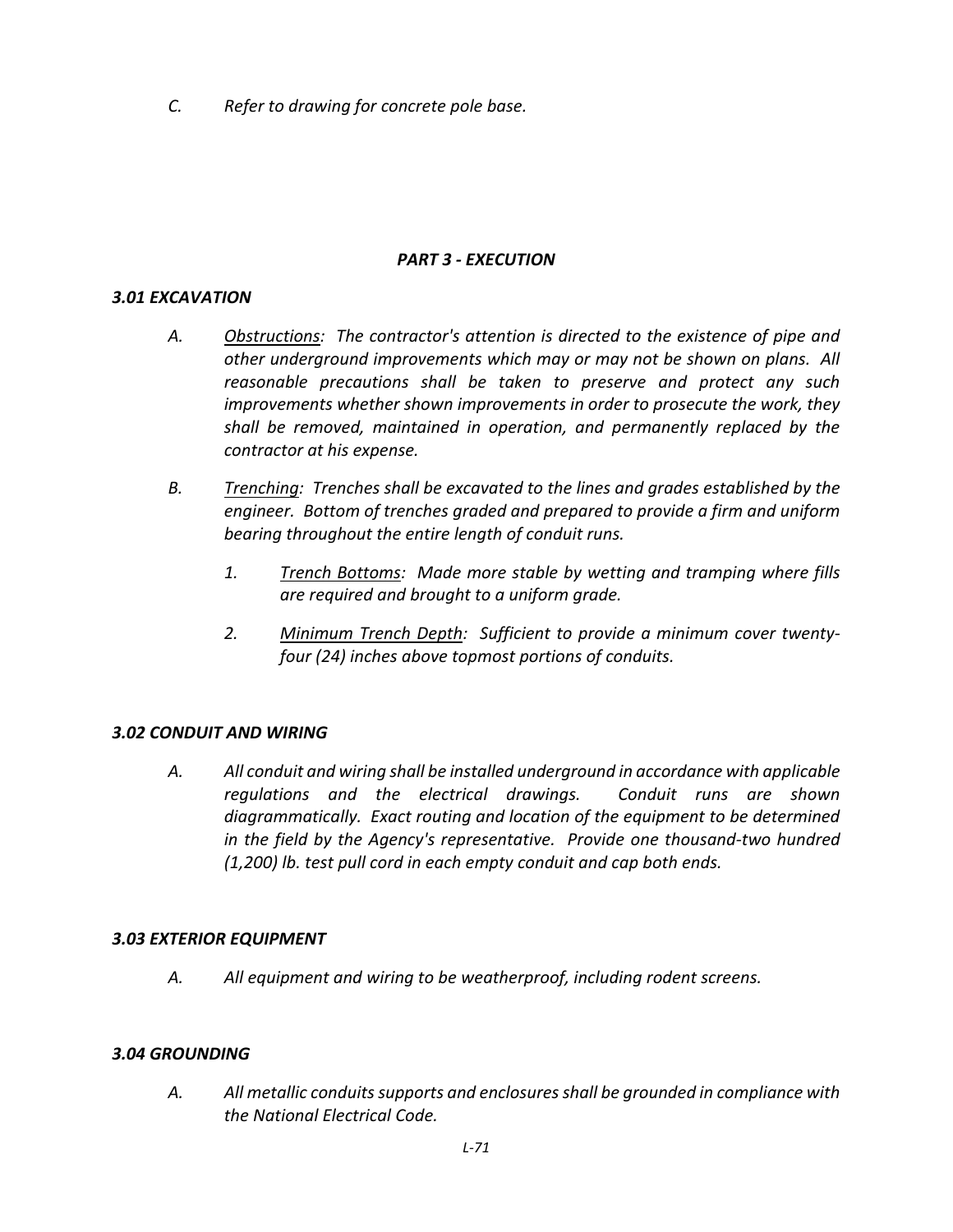*C. Refer to drawing for concrete pole base.*

## *PART 3 - EXECUTION*

### *3.01 EXCAVATION*

*A. Obstructions: The contractor's attention is directed to the existence of pipe and other underground improvements which may or may not be shown on plans. All reasonable precautions shall be taken to preserve and protect any such improvements whether shown improvements in order to prosecute the work, they shall be removed, maintained in operation, and permanently replaced by the contractor at his expense.*

*B. Trenching: Trenches shall be excavated to the lines and grades established by the engineer. Bottom of trenches graded and prepared to provide a firm and uniform bearing throughout the entire length of conduit runs.*

*1. Trench Bottoms: Made more stable by wetting and tramping where fills are required and brought to a uniform grade.*

*2. Minimum Trench Depth: Sufficient to provide a minimum cover twenty-four (24) inches above topmost portions of conduits.*

### *3.02 CONDUIT AND WIRING*

*A. All conduit and wiring shall be installed underground in accordance with applicable regulations and the electrical drawings. Conduit runs are shown diagrammatically. Exact routing and location of the equipment to be determined in the field by the Agency's representative. Provide one thousand-two hundred (1,200) lb. test pull cord in each empty conduit and cap both ends.*

### *3.03 EXTERIOR EQUIPMENT*

*A. All equipment and wiring to be weatherproof, including rodent screens.*

### *3.04 GROUNDING*

*A. All metallic conduits supports and enclosures shall be grounded in compliance with the National Electrical Code.*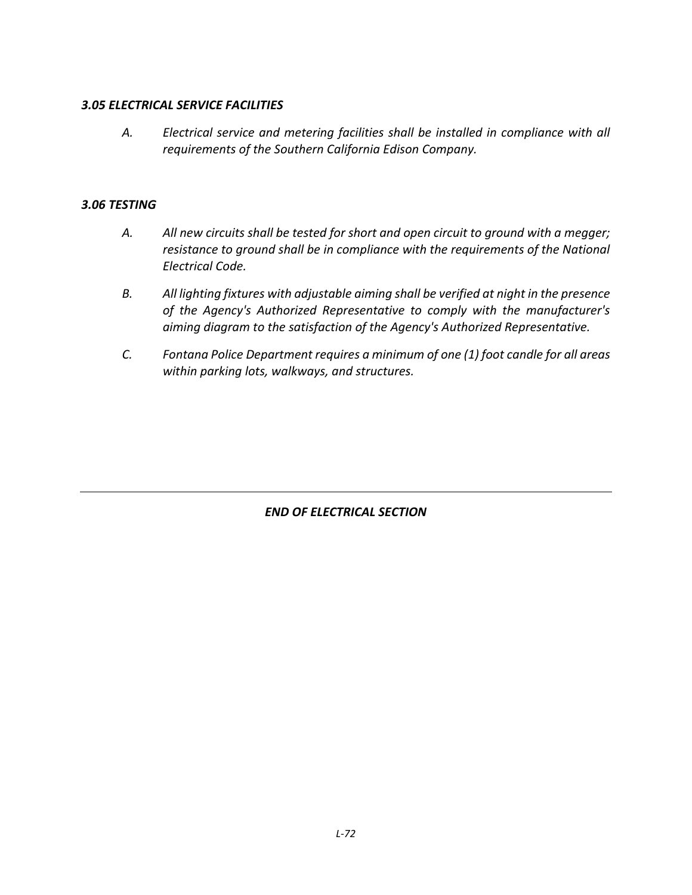### *3.05 ELECTRICAL SERVICE FACILITIES*

*A. Electrical service and metering facilities shall be installed in compliance with all requirements of the Southern California Edison Company.*

### *3.06 TESTING*

*A. All new circuits shall be tested for short and open circuit to ground with a megger; resistance to ground shall be in compliance with the requirements of the National Electrical Code.*

*B. All lighting fixtures with adjustable aiming shall be verified at night in the presence of the Agency's Authorized Representative to comply with the manufacturer's aiming diagram to the satisfaction of the Agency's Authorized Representative.*

*C. Fontana Police Department requires a minimum of one (1) foot candle for all areas within parking lots, walkways, and structures.*

---

***END OF ELECTRICAL SECTION***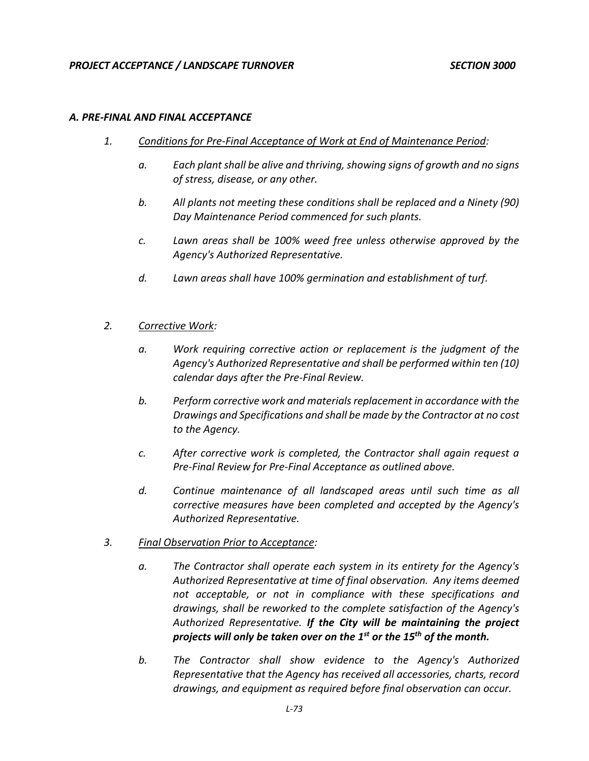## *PROJECT ACCEPTANCE / LANDSCAPE TURNOVER* *SECTION 3000*

### *A. PRE-FINAL AND FINAL ACCEPTANCE*

1. *Conditions for Pre-Final Acceptance of Work at End of Maintenance Period:*

   a. *Each plant shall be alive and thriving, showing signs of growth and no signs of stress, disease, or any other.*

   b. *All plants not meeting these conditions shall be replaced and a Ninety (90) Day Maintenance Period commenced for such plants.*

   c. *Lawn areas shall be 100% weed free unless otherwise approved by the Agency's Authorized Representative.*

   d. *Lawn areas shall have 100% germination and establishment of turf.*

2. *Corrective Work:*

   a. *Work requiring corrective action or replacement is the judgment of the Agency's Authorized Representative and shall be performed within ten (10) calendar days after the Pre-Final Review.*

   b. *Perform corrective work and materials replacement in accordance with the Drawings and Specifications and shall be made by the Contractor at no cost to the Agency.*

   c. *After corrective work is completed, the Contractor shall again request a Pre-Final Review for Pre-Final Acceptance as outlined above.*

   d. *Continue maintenance of all landscaped areas until such time as all corrective measures have been completed and accepted by the Agency's Authorized Representative.*

3. *Final Observation Prior to Acceptance:*

   a. *The Contractor shall operate each system in its entirety for the Agency's Authorized Representative at time of final observation. Any items deemed not acceptable, or not in compliance with these specifications and drawings, shall be reworked to the complete satisfaction of the Agency's Authorized Representative.* ***If the City will be maintaining the project projects will only be taken over on the 1st or the 15th of the month.***

   b. *The Contractor shall show evidence to the Agency's Authorized Representative that the Agency has received all accessories, charts, record drawings, and equipment as required before final observation can occur.*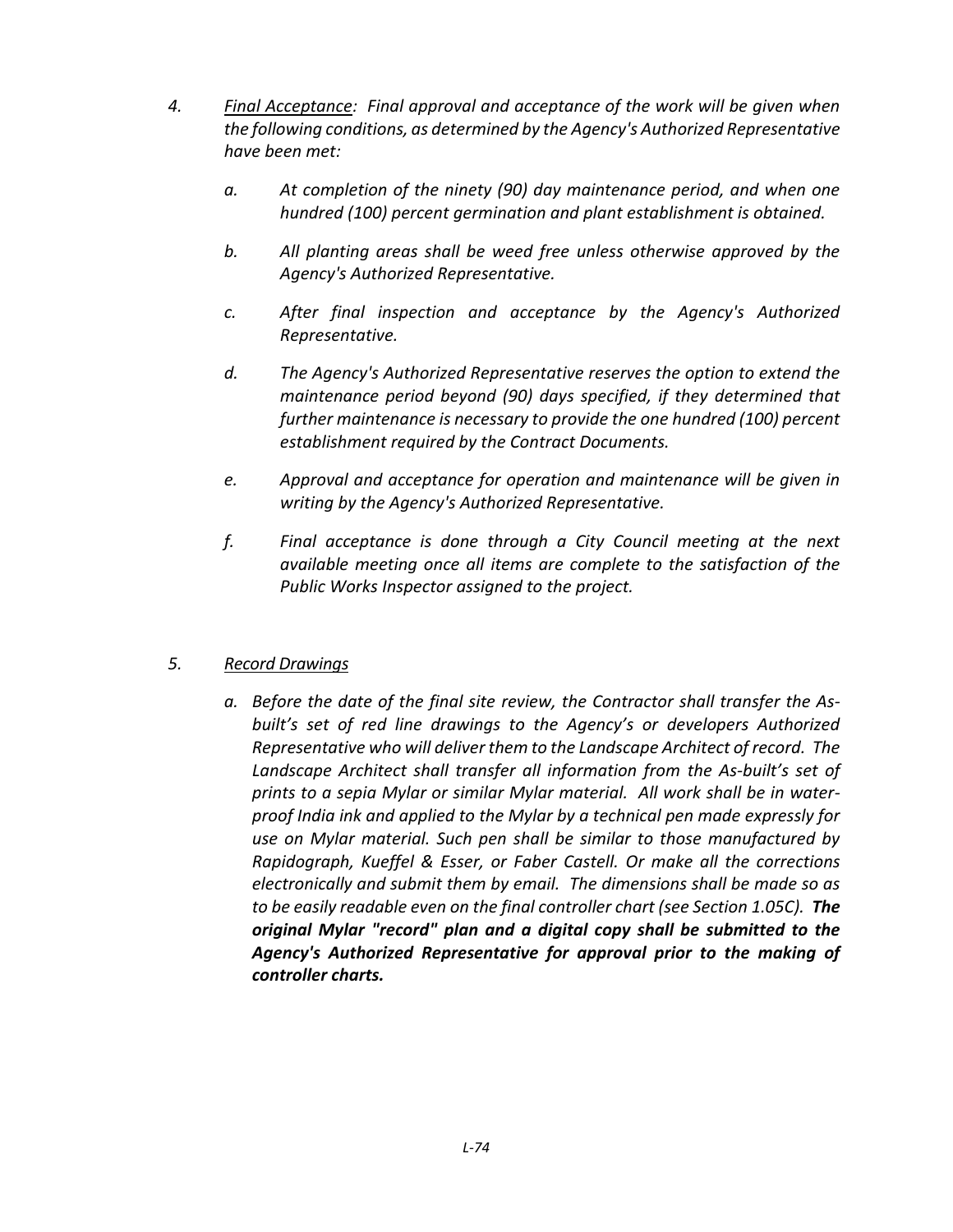4. *<u>Final Acceptance</u>: Final approval and acceptance of the work will be given when the following conditions, as determined by the Agency's Authorized Representative have been met:*

   a. *At completion of the ninety (90) day maintenance period, and when one hundred (100) percent germination and plant establishment is obtained.*

   b. *All planting areas shall be weed free unless otherwise approved by the Agency's Authorized Representative.*

   c. *After final inspection and acceptance by the Agency's Authorized Representative.*

   d. *The Agency's Authorized Representative reserves the option to extend the maintenance period beyond (90) days specified, if they determined that further maintenance is necessary to provide the one hundred (100) percent establishment required by the Contract Documents.*

   e. *Approval and acceptance for operation and maintenance will be given in writing by the Agency's Authorized Representative.*

   f. *Final acceptance is done through a City Council meeting at the next available meeting once all items are complete to the satisfaction of the Public Works Inspector assigned to the project.*

5. *<u>Record Drawings</u>*

   a. *Before the date of the final site review, the Contractor shall transfer the As-built's set of red line drawings to the Agency's or developers Authorized Representative who will deliver them to the Landscape Architect of record. The Landscape Architect shall transfer all information from the As-built's set of prints to a sepia Mylar or similar Mylar material. All work shall be in water-proof India ink and applied to the Mylar by a technical pen made expressly for use on Mylar material. Such pen shall be similar to those manufactured by Rapidograph, Kueffel & Esser, or Faber Castell. Or make all the corrections electronically and submit them by email. The dimensions shall be made so as to be easily readable even on the final controller chart (see Section 1.05C).* ***The original Mylar "record" plan and a digital copy shall be submitted to the Agency's Authorized Representative for approval prior to the making of controller charts.***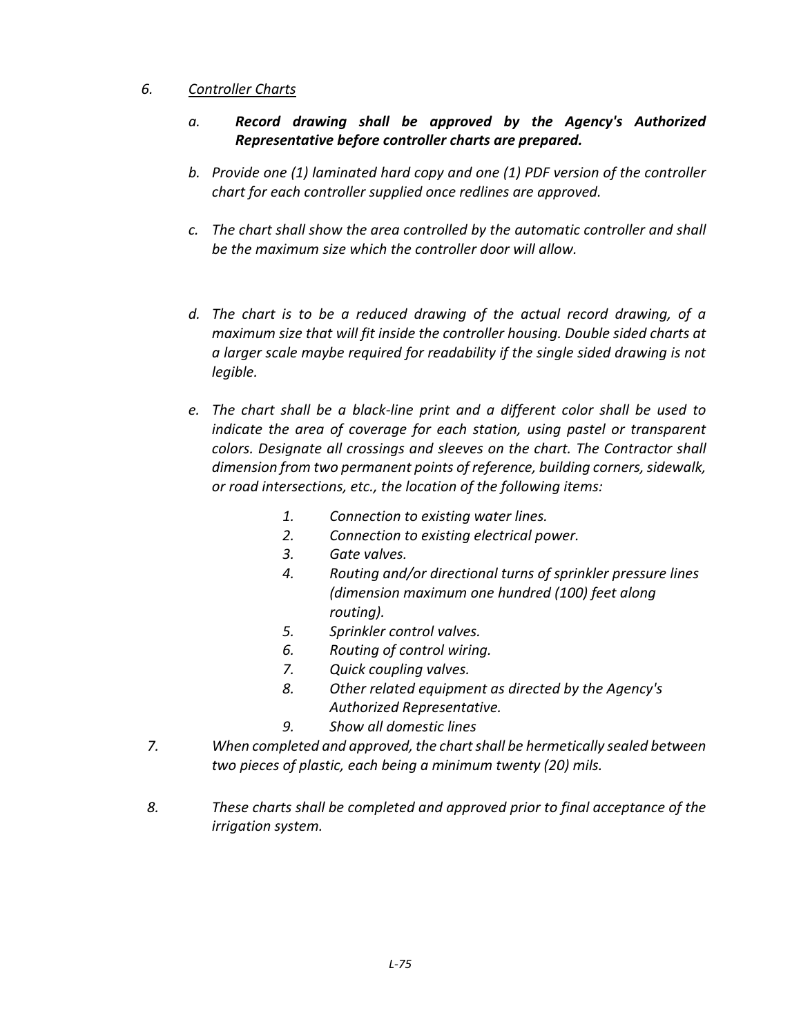6. *Controller Charts*

   a. ***Record drawing shall be approved by the Agency's Authorized Representative before controller charts are prepared.***

   b. *Provide one (1) laminated hard copy and one (1) PDF version of the controller chart for each controller supplied once redlines are approved.*

   c. *The chart shall show the area controlled by the automatic controller and shall be the maximum size which the controller door will allow.*

   d. *The chart is to be a reduced drawing of the actual record drawing, of a maximum size that will fit inside the controller housing. Double sided charts at a larger scale maybe required for readability if the single sided drawing is not legible.*

   e. *The chart shall be a black-line print and a different color shall be used to indicate the area of coverage for each station, using pastel or transparent colors. Designate all crossings and sleeves on the chart. The Contractor shall dimension from two permanent points of reference, building corners, sidewalk, or road intersections, etc., the location of the following items:*

      1. *Connection to existing water lines.*
      2. *Connection to existing electrical power.*
      3. *Gate valves.*
      4. *Routing and/or directional turns of sprinkler pressure lines (dimension maximum one hundred (100) feet along routing).*
      5. *Sprinkler control valves.*
      6. *Routing of control wiring.*
      7. *Quick coupling valves.*
      8. *Other related equipment as directed by the Agency's Authorized Representative.*
      9. *Show all domestic lines*

7. *When completed and approved, the chart shall be hermetically sealed between two pieces of plastic, each being a minimum twenty (20) mils.*

8. *These charts shall be completed and approved prior to final acceptance of the irrigation system.*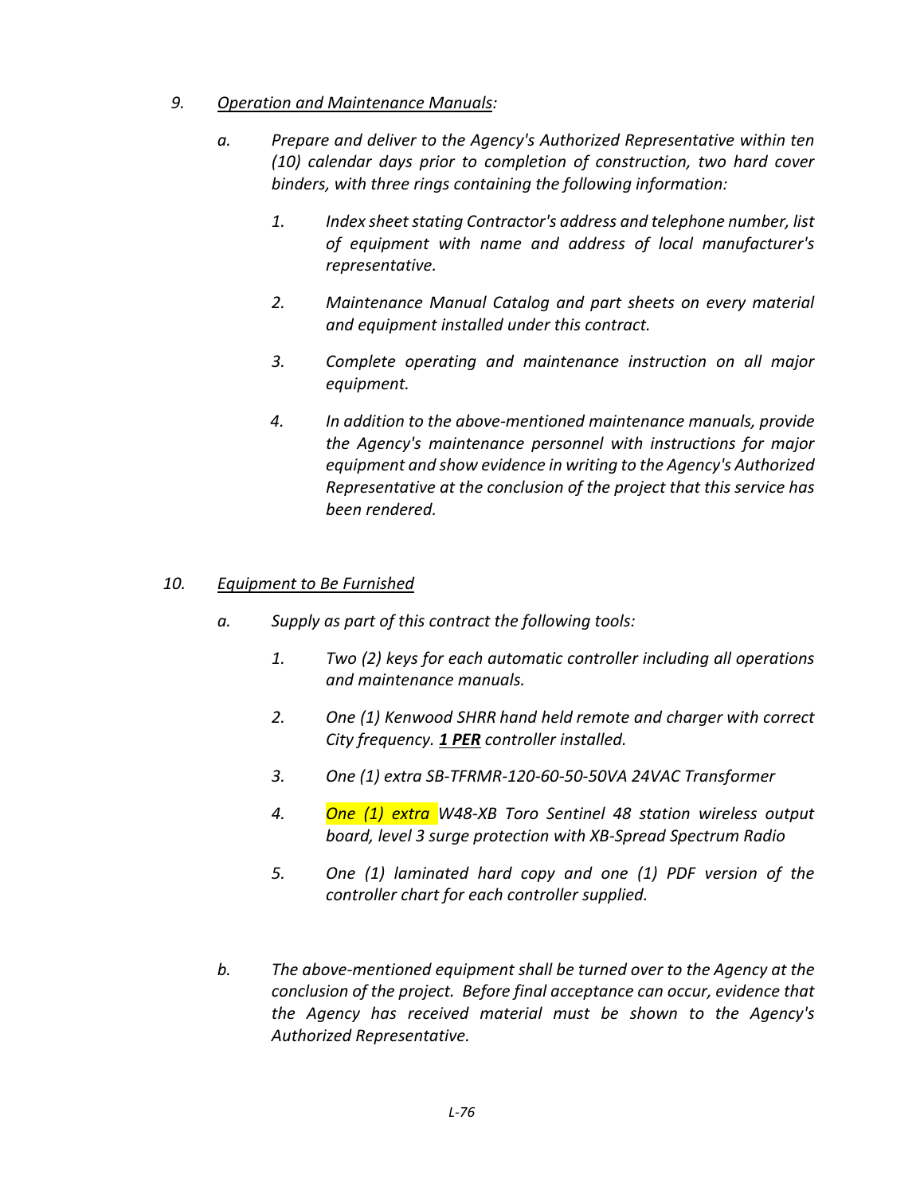9. *Operation and Maintenance Manuals:*

   a. *Prepare and deliver to the Agency's Authorized Representative within ten (10) calendar days prior to completion of construction, two hard cover binders, with three rings containing the following information:*

      1. *Index sheet stating Contractor's address and telephone number, list of equipment with name and address of local manufacturer's representative.*

      2. *Maintenance Manual Catalog and part sheets on every material and equipment installed under this contract.*

      3. *Complete operating and maintenance instruction on all major equipment.*

      4. *In addition to the above-mentioned maintenance manuals, provide the Agency's maintenance personnel with instructions for major equipment and show evidence in writing to the Agency's Authorized Representative at the conclusion of the project that this service has been rendered.*

10. *Equipment to Be Furnished*

    a. *Supply as part of this contract the following tools:*

       1. *Two (2) keys for each automatic controller including all operations and maintenance manuals.*

       2. *One (1) Kenwood SHRR hand held remote and charger with correct City frequency.* ***1 PER*** *controller installed.*

       3. *One (1) extra SB-TFRMR-120-60-50-50VA 24VAC Transformer*

       4. *One (1) extra W48-XB Toro Sentinel 48 station wireless output board, level 3 surge protection with XB-Spread Spectrum Radio*

       5. *One (1) laminated hard copy and one (1) PDF version of the controller chart for each controller supplied.*

    b. *The above-mentioned equipment shall be turned over to the Agency at the conclusion of the project. Before final acceptance can occur, evidence that the Agency has received material must be shown to the Agency's Authorized Representative.*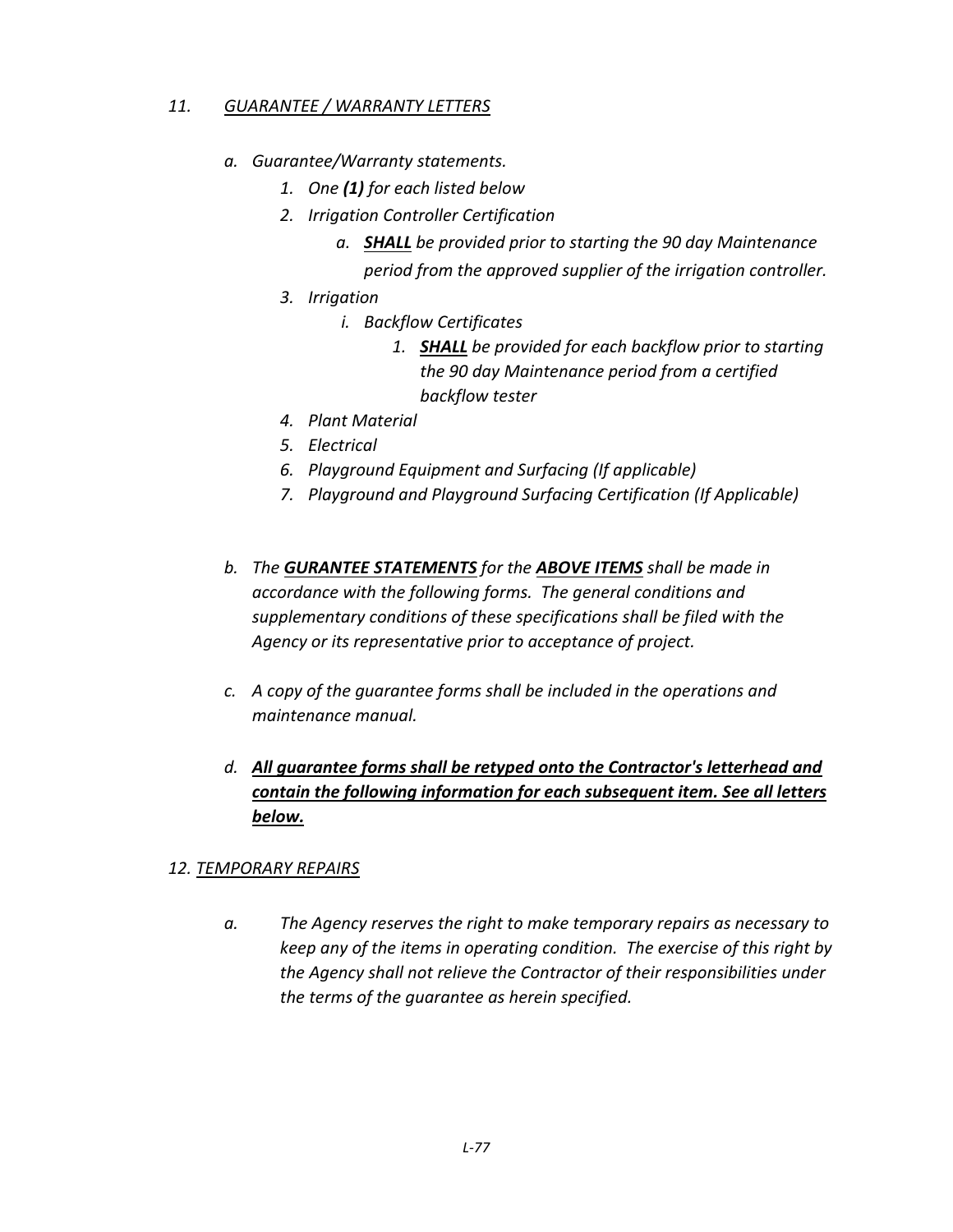*11. <u>GUARANTEE / WARRANTY LETTERS</u>*

*a. Guarantee/Warranty statements.*

   *1. One **(1)** for each listed below*

   *2. Irrigation Controller Certification*

      *a. **<u>SHALL</u>** be provided prior to starting the 90 day Maintenance period from the approved supplier of the irrigation controller.*

   *3. Irrigation*

      *i. Backflow Certificates*

         *1. **<u>SHALL</u>** be provided for each backflow prior to starting the 90 day Maintenance period from a certified backflow tester*

   *4. Plant Material*

   *5. Electrical*

   *6. Playground Equipment and Surfacing (If applicable)*

   *7. Playground and Playground Surfacing Certification (If Applicable)*

*b. The **<u>GURANTEE STATEMENTS</u>** for the **<u>ABOVE ITEMS</u>** shall be made in accordance with the following forms. The general conditions and supplementary conditions of these specifications shall be filed with the Agency or its representative prior to acceptance of project.*

*c. A copy of the guarantee forms shall be included in the operations and maintenance manual.*

*d. **<u>All guarantee forms shall be retyped onto the Contractor's letterhead and contain the following information for each subsequent item. See all letters below.</u>***

*12. <u>TEMPORARY REPAIRS</u>*

*a. The Agency reserves the right to make temporary repairs as necessary to keep any of the items in operating condition. The exercise of this right by the Agency shall not relieve the Contractor of their responsibilities under the terms of the guarantee as herein specified.*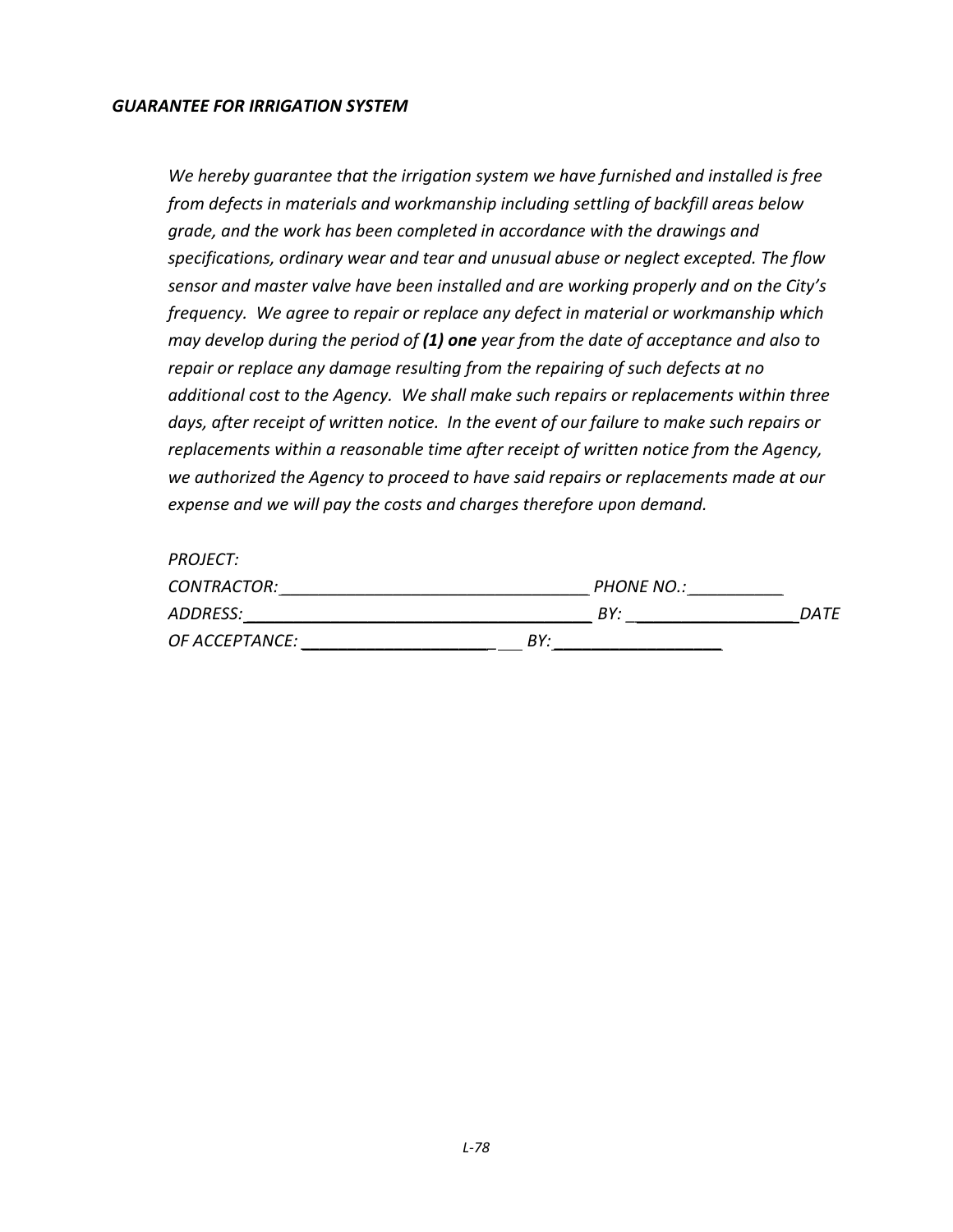***GUARANTEE FOR IRRIGATION SYSTEM***

*We hereby guarantee that the irrigation system we have furnished and installed is free from defects in materials and workmanship including settling of backfill areas below grade, and the work has been completed in accordance with the drawings and specifications, ordinary wear and tear and unusual abuse or neglect excepted. The flow sensor and master valve have been installed and are working properly and on the City's frequency. We agree to repair or replace any defect in material or workmanship which may develop during the period of* ***(1) one*** *year from the date of acceptance and also to repair or replace any damage resulting from the repairing of such defects at no additional cost to the Agency. We shall make such repairs or replacements within three days, after receipt of written notice. In the event of our failure to make such repairs or replacements within a reasonable time after receipt of written notice from the Agency, we authorized the Agency to proceed to have said repairs or replacements made at our expense and we will pay the costs and charges therefore upon demand.*

*PROJECT:*

*CONTRACTOR:*________________________________ *PHONE NO.:*__________

*ADDRESS:*___________________________________ *BY:* __________________ *DATE*

*OF ACCEPTANCE:* ____________________ *BY:*__________________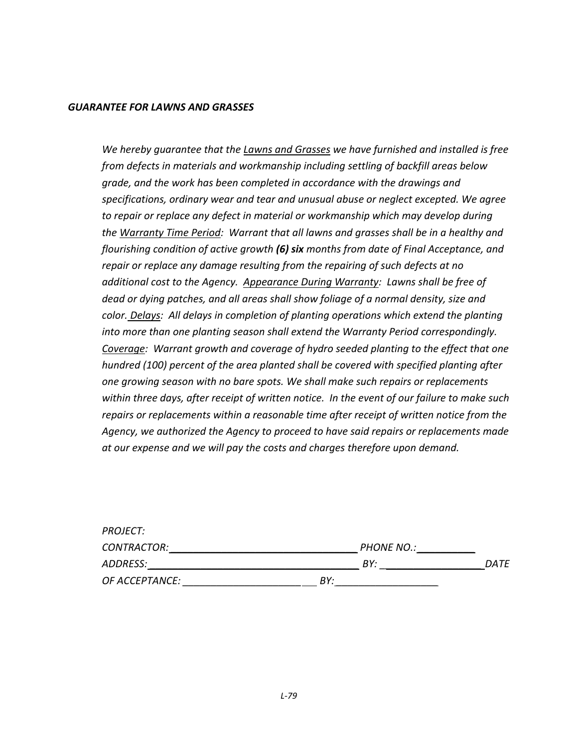***GUARANTEE FOR LAWNS AND GRASSES***

*We hereby guarantee that the <u>Lawns and Grasses</u> we have furnished and installed is free from defects in materials and workmanship including settling of backfill areas below grade, and the work has been completed in accordance with the drawings and specifications, ordinary wear and tear and unusual abuse or neglect excepted. We agree to repair or replace any defect in material or workmanship which may develop during the <u>Warranty Time Period</u>: Warrant that all lawns and grasses shall be in a healthy and flourishing condition of active growth **(6) six** months from date of Final Acceptance, and repair or replace any damage resulting from the repairing of such defects at no additional cost to the Agency. <u>Appearance During Warranty</u>: Lawns shall be free of dead or dying patches, and all areas shall show foliage of a normal density, size and color. <u>Delays</u>: All delays in completion of planting operations which extend the planting into more than one planting season shall extend the Warranty Period correspondingly. <u>Coverage</u>: Warrant growth and coverage of hydro seeded planting to the effect that one hundred (100) percent of the area planted shall be covered with specified planting after one growing season with no bare spots. We shall make such repairs or replacements within three days, after receipt of written notice. In the event of our failure to make such repairs or replacements within a reasonable time after receipt of written notice from the Agency, we authorized the Agency to proceed to have said repairs or replacements made at our expense and we will pay the costs and charges therefore upon demand.*

*PROJECT:*
*CONTRACTOR:* ________________________________ *PHONE NO.:* __________
*ADDRESS:* ___________________________________ *BY:* __________________ *DATE*
*OF ACCEPTANCE:* ________________________ *BY:* __________________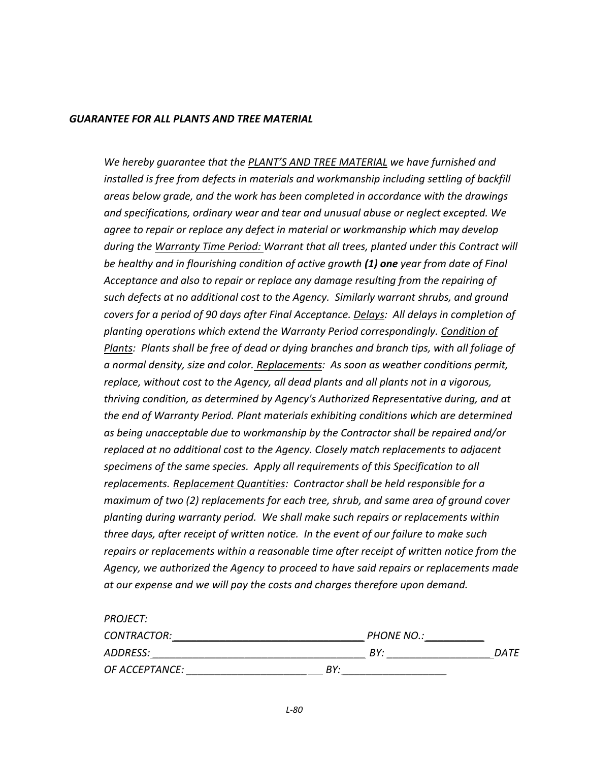***GUARANTEE FOR ALL PLANTS AND TREE MATERIAL***

*We hereby guarantee that the PLANT'S AND TREE MATERIAL we have furnished and installed is free from defects in materials and workmanship including settling of backfill areas below grade, and the work has been completed in accordance with the drawings and specifications, ordinary wear and tear and unusual abuse or neglect excepted. We agree to repair or replace any defect in material or workmanship which may develop during the Warranty Time Period: Warrant that all trees, planted under this Contract will be healthy and in flourishing condition of active growth **(1) one** year from date of Final Acceptance and also to repair or replace any damage resulting from the repairing of such defects at no additional cost to the Agency. Similarly warrant shrubs, and ground covers for a period of 90 days after Final Acceptance. Delays: All delays in completion of planting operations which extend the Warranty Period correspondingly. Condition of Plants: Plants shall be free of dead or dying branches and branch tips, with all foliage of a normal density, size and color. Replacements: As soon as weather conditions permit, replace, without cost to the Agency, all dead plants and all plants not in a vigorous, thriving condition, as determined by Agency's Authorized Representative during, and at the end of Warranty Period. Plant materials exhibiting conditions which are determined as being unacceptable due to workmanship by the Contractor shall be repaired and/or replaced at no additional cost to the Agency. Closely match replacements to adjacent specimens of the same species. Apply all requirements of this Specification to all replacements. Replacement Quantities: Contractor shall be held responsible for a maximum of two (2) replacements for each tree, shrub, and same area of ground cover planting during warranty period. We shall make such repairs or replacements within three days, after receipt of written notice. In the event of our failure to make such repairs or replacements within a reasonable time after receipt of written notice from the Agency, we authorized the Agency to proceed to have said repairs or replacements made at our expense and we will pay the costs and charges therefore upon demand.*

*PROJECT:*

*CONTRACTOR:* ________________________________ *PHONE NO.:* __________

*ADDRESS:* ____________________________________ *BY:* __________________ *DATE OF ACCEPTANCE:* ______________________ *BY:* ___________________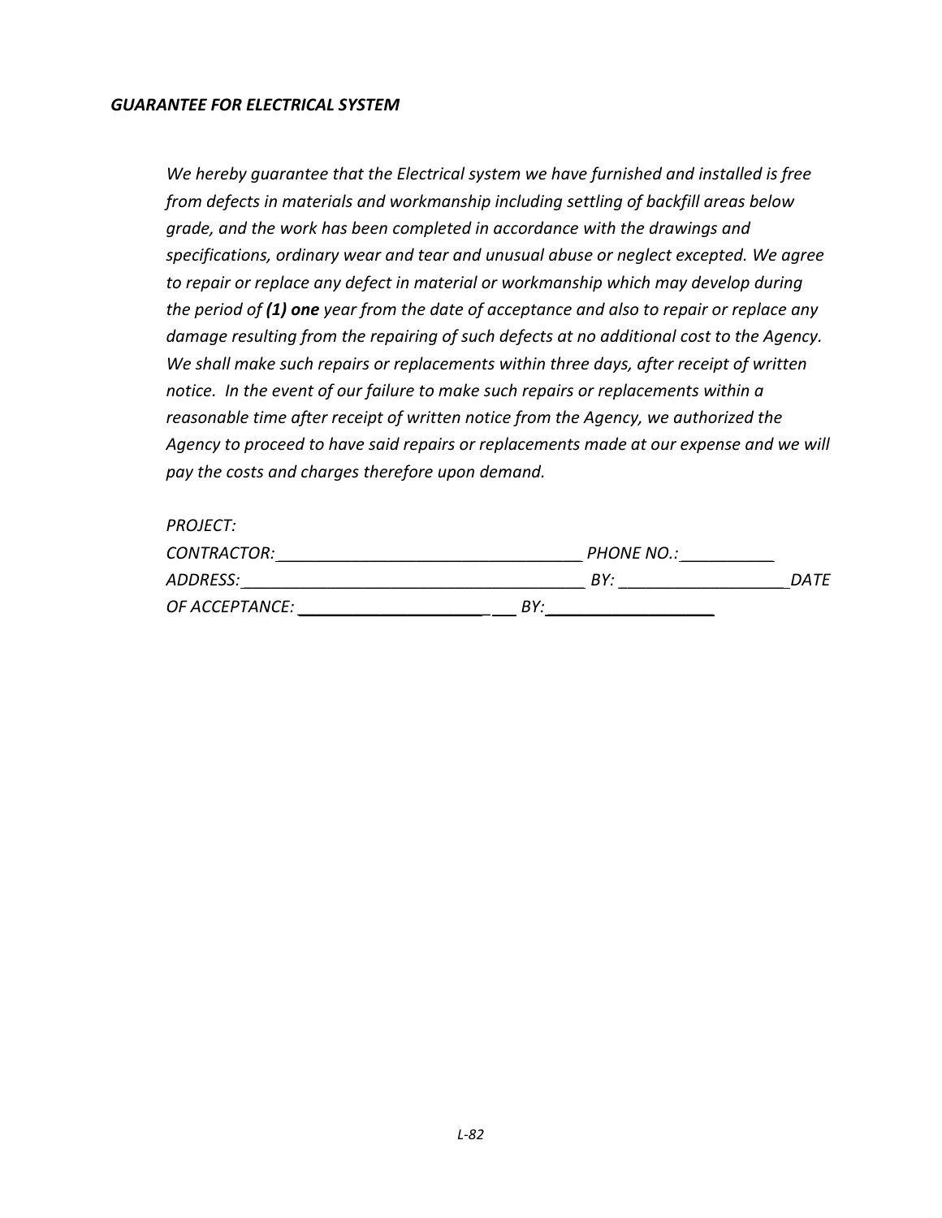***GUARANTEE FOR ELECTRICAL SYSTEM***

*We hereby guarantee that the Electrical system we have furnished and installed is free from defects in materials and workmanship including settling of backfill areas below grade, and the work has been completed in accordance with the drawings and specifications, ordinary wear and tear and unusual abuse or neglect excepted. We agree to repair or replace any defect in material or workmanship which may develop during the period of* ***(1) one*** *year from the date of acceptance and also to repair or replace any damage resulting from the repairing of such defects at no additional cost to the Agency. We shall make such repairs or replacements within three days, after receipt of written notice. In the event of our failure to make such repairs or replacements within a reasonable time after receipt of written notice from the Agency, we authorized the Agency to proceed to have said repairs or replacements made at our expense and we will pay the costs and charges therefore upon demand.*

*PROJECT:*

*CONTRACTOR:__________________________________ PHONE NO.:___________*

*ADDRESS:_____________________________________ BY: ___________________DATE*

*OF ACCEPTANCE: ______________________ BY:___________________*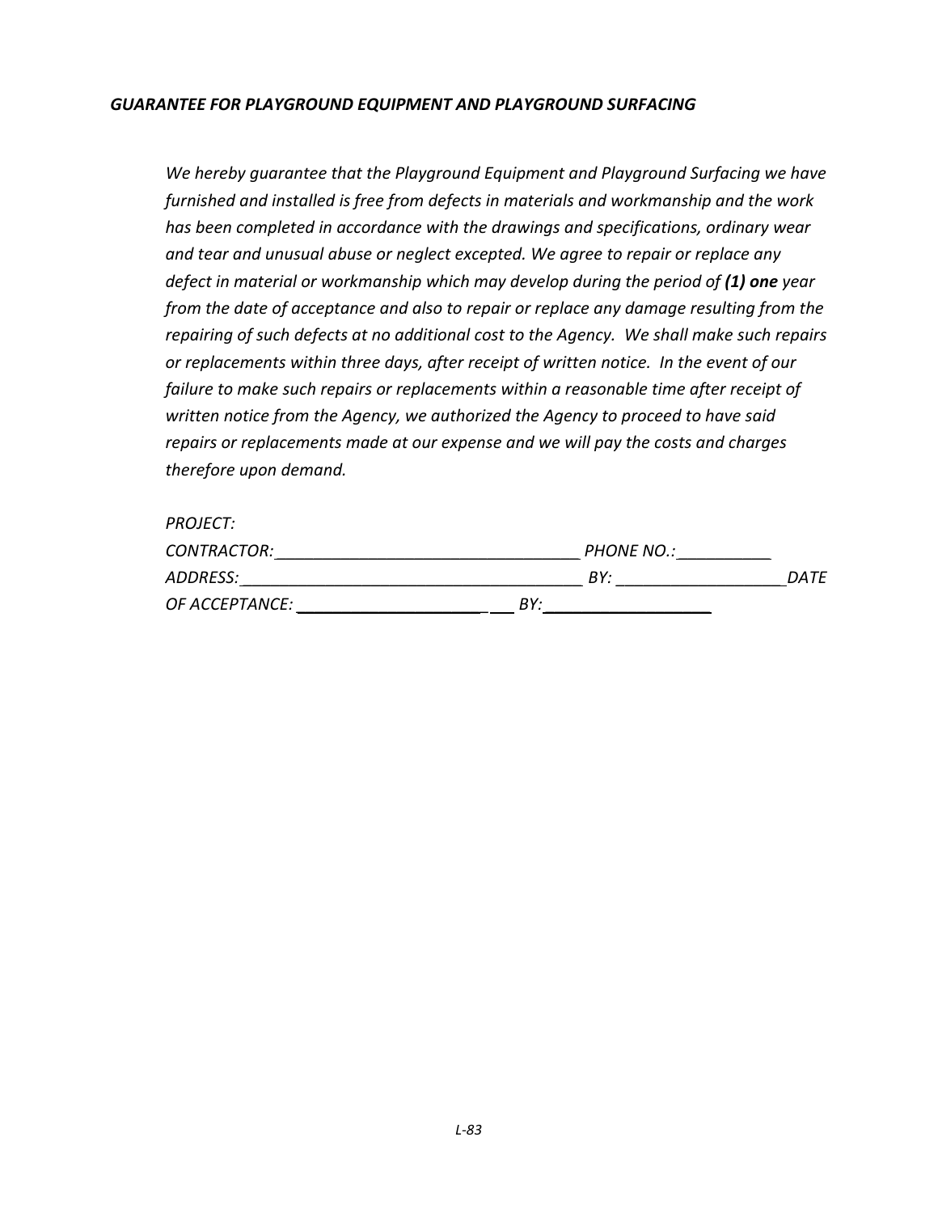### *GUARANTEE FOR PLAYGROUND EQUIPMENT AND PLAYGROUND SURFACING*

*We hereby guarantee that the Playground Equipment and Playground Surfacing we have furnished and installed is free from defects in materials and workmanship and the work has been completed in accordance with the drawings and specifications, ordinary wear and tear and unusual abuse or neglect excepted. We agree to repair or replace any defect in material or workmanship which may develop during the period of* ***(1) one*** *year from the date of acceptance and also to repair or replace any damage resulting from the repairing of such defects at no additional cost to the Agency. We shall make such repairs or replacements within three days, after receipt of written notice. In the event of our failure to make such repairs or replacements within a reasonable time after receipt of written notice from the Agency, we authorized the Agency to proceed to have said repairs or replacements made at our expense and we will pay the costs and charges therefore upon demand.*

*PROJECT:*

*CONTRACTOR:__________________________________ PHONE NO.:__________*

*ADDRESS:____________________________________ BY: __________________DATE*

*OF ACCEPTANCE: ______________________ BY:__________________*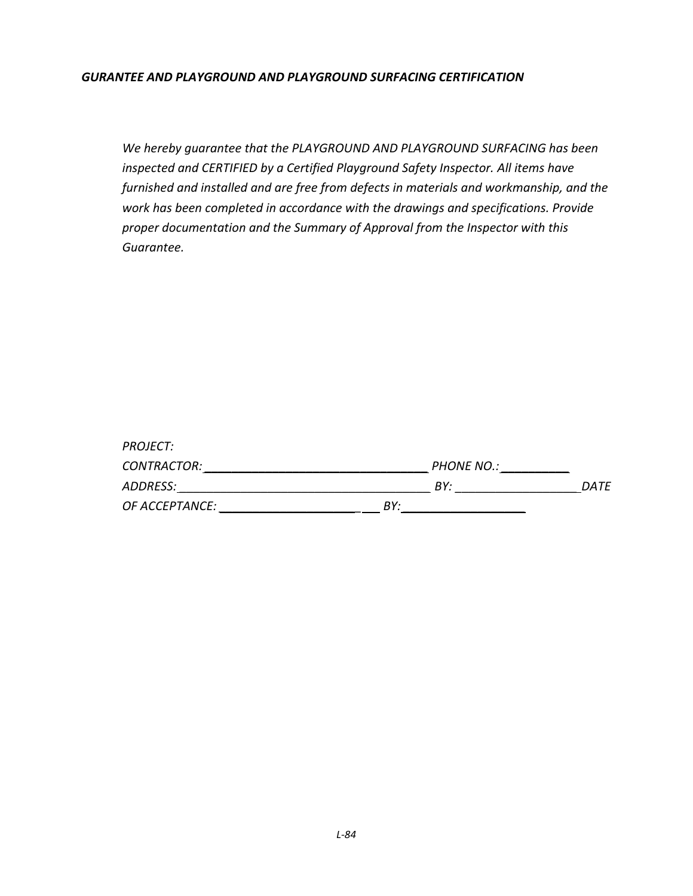***GURANTEE AND PLAYGROUND AND PLAYGROUND SURFACING CERTIFICATION***

*We hereby guarantee that the PLAYGROUND AND PLAYGROUND SURFACING has been inspected and CERTIFIED by a Certified Playground Safety Inspector. All items have furnished and installed and are free from defects in materials and workmanship, and the work has been completed in accordance with the drawings and specifications. Provide proper documentation and the Summary of Approval from the Inspector with this Guarantee.*

*PROJECT:*

*CONTRACTOR:* ________________________________ *PHONE NO.:* __________

*ADDRESS:* ____________________________________ *BY:* __________________ *DATE OF ACCEPTANCE:* ______________________ *BY:* __________________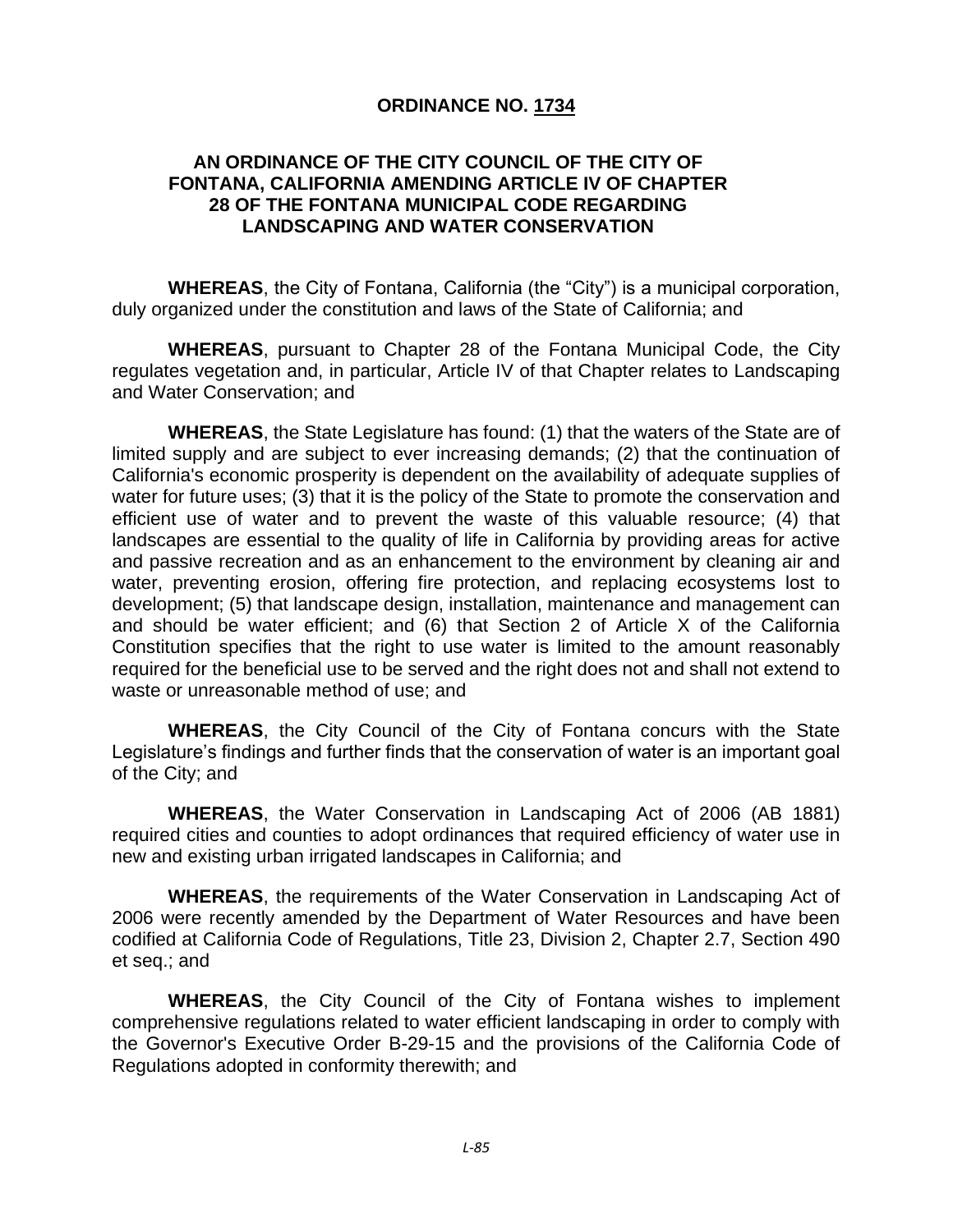**ORDINANCE NO. 1734**

**AN ORDINANCE OF THE CITY COUNCIL OF THE CITY OF FONTANA, CALIFORNIA AMENDING ARTICLE IV OF CHAPTER 28 OF THE FONTANA MUNICIPAL CODE REGARDING LANDSCAPING AND WATER CONSERVATION**

**WHEREAS**, the City of Fontana, California (the "City") is a municipal corporation, duly organized under the constitution and laws of the State of California; and

**WHEREAS**, pursuant to Chapter 28 of the Fontana Municipal Code, the City regulates vegetation and, in particular, Article IV of that Chapter relates to Landscaping and Water Conservation; and

**WHEREAS**, the State Legislature has found: (1) that the waters of the State are of limited supply and are subject to ever increasing demands; (2) that the continuation of California's economic prosperity is dependent on the availability of adequate supplies of water for future uses; (3) that it is the policy of the State to promote the conservation and efficient use of water and to prevent the waste of this valuable resource; (4) that landscapes are essential to the quality of life in California by providing areas for active and passive recreation and as an enhancement to the environment by cleaning air and water, preventing erosion, offering fire protection, and replacing ecosystems lost to development; (5) that landscape design, installation, maintenance and management can and should be water efficient; and (6) that Section 2 of Article X of the California Constitution specifies that the right to use water is limited to the amount reasonably required for the beneficial use to be served and the right does not and shall not extend to waste or unreasonable method of use; and

**WHEREAS**, the City Council of the City of Fontana concurs with the State Legislature's findings and further finds that the conservation of water is an important goal of the City; and

**WHEREAS**, the Water Conservation in Landscaping Act of 2006 (AB 1881) required cities and counties to adopt ordinances that required efficiency of water use in new and existing urban irrigated landscapes in California; and

**WHEREAS**, the requirements of the Water Conservation in Landscaping Act of 2006 were recently amended by the Department of Water Resources and have been codified at California Code of Regulations, Title 23, Division 2, Chapter 2.7, Section 490 et seq.; and

**WHEREAS**, the City Council of the City of Fontana wishes to implement comprehensive regulations related to water efficient landscaping in order to comply with the Governor's Executive Order B-29-15 and the provisions of the California Code of Regulations adopted in conformity therewith; and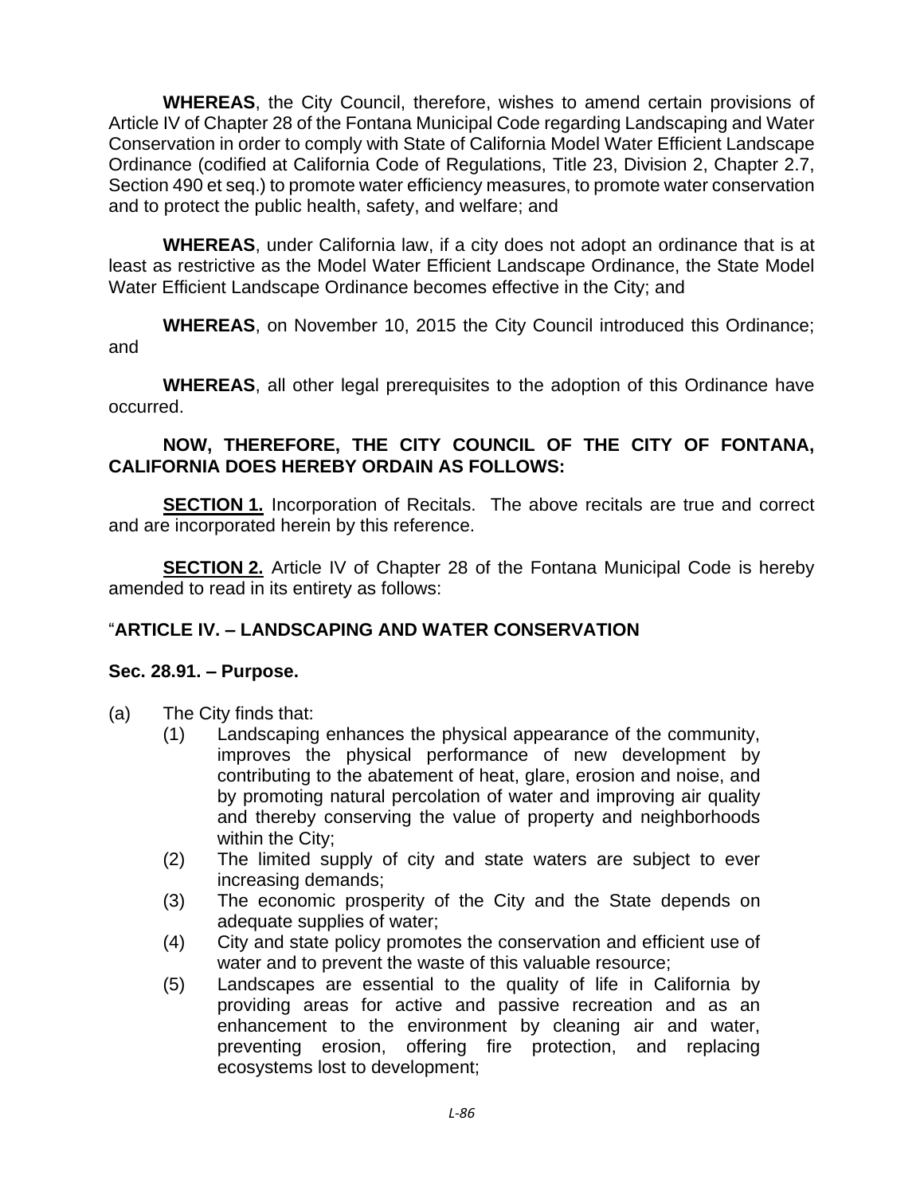**WHEREAS**, the City Council, therefore, wishes to amend certain provisions of Article IV of Chapter 28 of the Fontana Municipal Code regarding Landscaping and Water Conservation in order to comply with State of California Model Water Efficient Landscape Ordinance (codified at California Code of Regulations, Title 23, Division 2, Chapter 2.7, Section 490 et seq.) to promote water efficiency measures, to promote water conservation and to protect the public health, safety, and welfare; and

**WHEREAS**, under California law, if a city does not adopt an ordinance that is at least as restrictive as the Model Water Efficient Landscape Ordinance, the State Model Water Efficient Landscape Ordinance becomes effective in the City; and

**WHEREAS**, on November 10, 2015 the City Council introduced this Ordinance; and

**WHEREAS**, all other legal prerequisites to the adoption of this Ordinance have occurred.

**NOW, THEREFORE, THE CITY COUNCIL OF THE CITY OF FONTANA, CALIFORNIA DOES HEREBY ORDAIN AS FOLLOWS:**

**SECTION 1.** Incorporation of Recitals. The above recitals are true and correct and are incorporated herein by this reference.

**SECTION 2.** Article IV of Chapter 28 of the Fontana Municipal Code is hereby amended to read in its entirety as follows:

"**ARTICLE IV. – LANDSCAPING AND WATER CONSERVATION**

**Sec. 28.91. – Purpose.**

(a) The City finds that:

 (1) Landscaping enhances the physical appearance of the community, improves the physical performance of new development by contributing to the abatement of heat, glare, erosion and noise, and by promoting natural percolation of water and improving air quality and thereby conserving the value of property and neighborhoods within the City;

 (2) The limited supply of city and state waters are subject to ever increasing demands;

 (3) The economic prosperity of the City and the State depends on adequate supplies of water;

 (4) City and state policy promotes the conservation and efficient use of water and to prevent the waste of this valuable resource;

 (5) Landscapes are essential to the quality of life in California by providing areas for active and passive recreation and as an enhancement to the environment by cleaning air and water, preventing erosion, offering fire protection, and replacing ecosystems lost to development;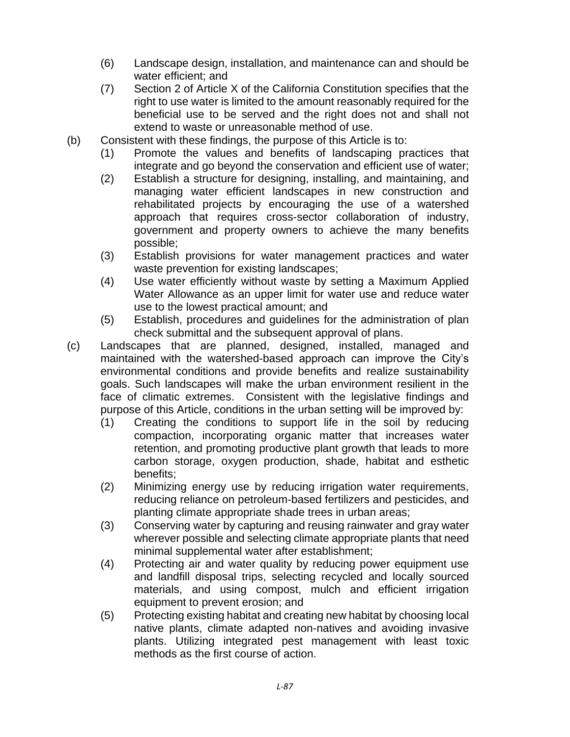(6) Landscape design, installation, and maintenance can and should be water efficient; and

(7) Section 2 of Article X of the California Constitution specifies that the right to use water is limited to the amount reasonably required for the beneficial use to be served and the right does not and shall not extend to waste or unreasonable method of use.

(b) Consistent with these findings, the purpose of this Article is to:

(1) Promote the values and benefits of landscaping practices that integrate and go beyond the conservation and efficient use of water;

(2) Establish a structure for designing, installing, and maintaining, and managing water efficient landscapes in new construction and rehabilitated projects by encouraging the use of a watershed approach that requires cross-sector collaboration of industry, government and property owners to achieve the many benefits possible;

(3) Establish provisions for water management practices and water waste prevention for existing landscapes;

(4) Use water efficiently without waste by setting a Maximum Applied Water Allowance as an upper limit for water use and reduce water use to the lowest practical amount; and

(5) Establish, procedures and guidelines for the administration of plan check submittal and the subsequent approval of plans.

(c) Landscapes that are planned, designed, installed, managed and maintained with the watershed-based approach can improve the City's environmental conditions and provide benefits and realize sustainability goals. Such landscapes will make the urban environment resilient in the face of climatic extremes. Consistent with the legislative findings and purpose of this Article, conditions in the urban setting will be improved by:

(1) Creating the conditions to support life in the soil by reducing compaction, incorporating organic matter that increases water retention, and promoting productive plant growth that leads to more carbon storage, oxygen production, shade, habitat and esthetic benefits;

(2) Minimizing energy use by reducing irrigation water requirements, reducing reliance on petroleum-based fertilizers and pesticides, and planting climate appropriate shade trees in urban areas;

(3) Conserving water by capturing and reusing rainwater and gray water wherever possible and selecting climate appropriate plants that need minimal supplemental water after establishment;

(4) Protecting air and water quality by reducing power equipment use and landfill disposal trips, selecting recycled and locally sourced materials, and using compost, mulch and efficient irrigation equipment to prevent erosion; and

(5) Protecting existing habitat and creating new habitat by choosing local native plants, climate adapted non-natives and avoiding invasive plants. Utilizing integrated pest management with least toxic methods as the first course of action.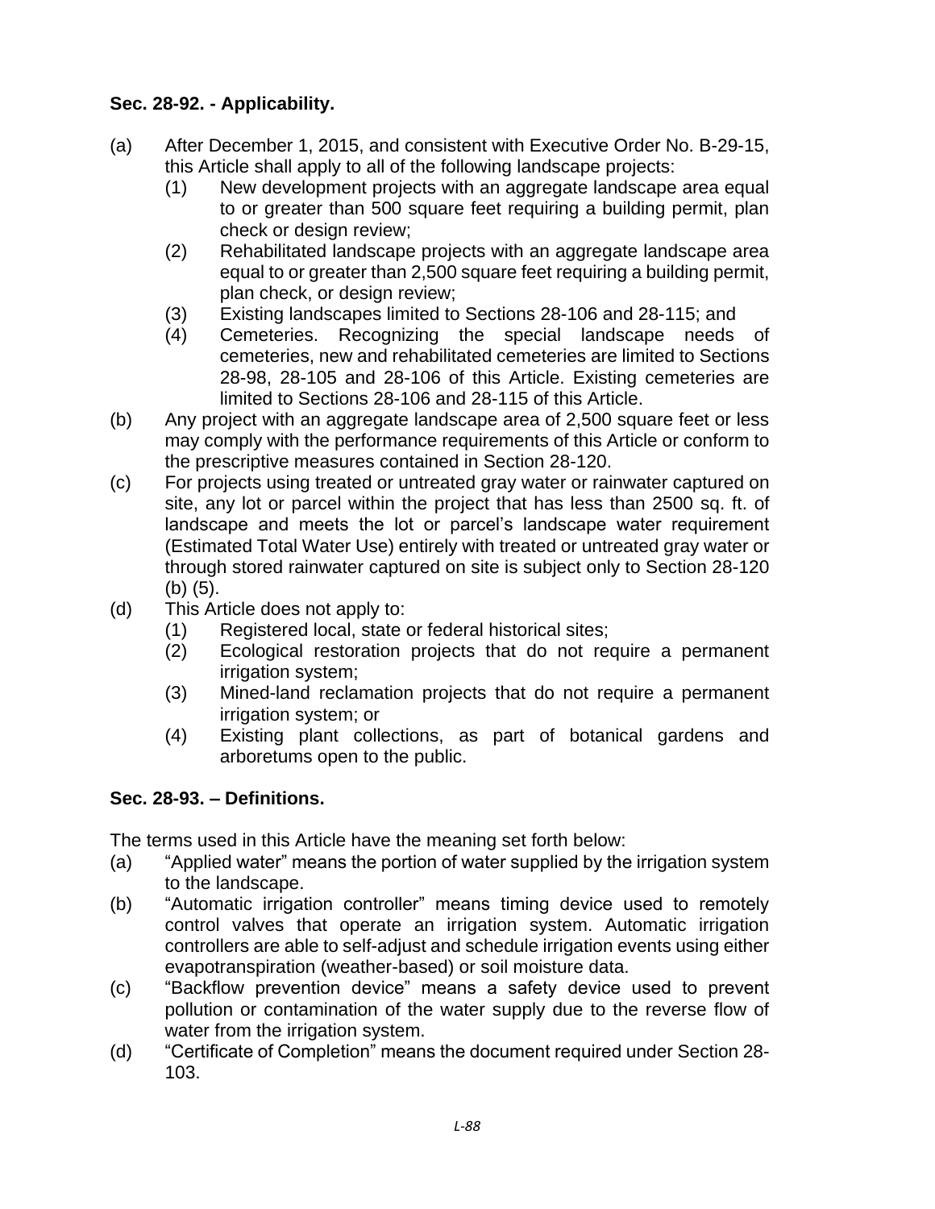**Sec. 28-92. - Applicability.**

(a) After December 1, 2015, and consistent with Executive Order No. B-29-15, this Article shall apply to all of the following landscape projects:

   (1) New development projects with an aggregate landscape area equal to or greater than 500 square feet requiring a building permit, plan check or design review;

   (2) Rehabilitated landscape projects with an aggregate landscape area equal to or greater than 2,500 square feet requiring a building permit, plan check, or design review;

   (3) Existing landscapes limited to Sections 28-106 and 28-115; and

   (4) Cemeteries. Recognizing the special landscape needs of cemeteries, new and rehabilitated cemeteries are limited to Sections 28-98, 28-105 and 28-106 of this Article. Existing cemeteries are limited to Sections 28-106 and 28-115 of this Article.

(b) Any project with an aggregate landscape area of 2,500 square feet or less may comply with the performance requirements of this Article or conform to the prescriptive measures contained in Section 28-120.

(c) For projects using treated or untreated gray water or rainwater captured on site, any lot or parcel within the project that has less than 2500 sq. ft. of landscape and meets the lot or parcel's landscape water requirement (Estimated Total Water Use) entirely with treated or untreated gray water or through stored rainwater captured on site is subject only to Section 28-120 (b) (5).

(d) This Article does not apply to:

   (1) Registered local, state or federal historical sites;

   (2) Ecological restoration projects that do not require a permanent irrigation system;

   (3) Mined-land reclamation projects that do not require a permanent irrigation system; or

   (4) Existing plant collections, as part of botanical gardens and arboretums open to the public.

**Sec. 28-93. – Definitions.**

The terms used in this Article have the meaning set forth below:

(a) "Applied water" means the portion of water supplied by the irrigation system to the landscape.

(b) "Automatic irrigation controller" means timing device used to remotely control valves that operate an irrigation system. Automatic irrigation controllers are able to self-adjust and schedule irrigation events using either evapotranspiration (weather-based) or soil moisture data.

(c) "Backflow prevention device" means a safety device used to prevent pollution or contamination of the water supply due to the reverse flow of water from the irrigation system.

(d) "Certificate of Completion" means the document required under Section 28-103.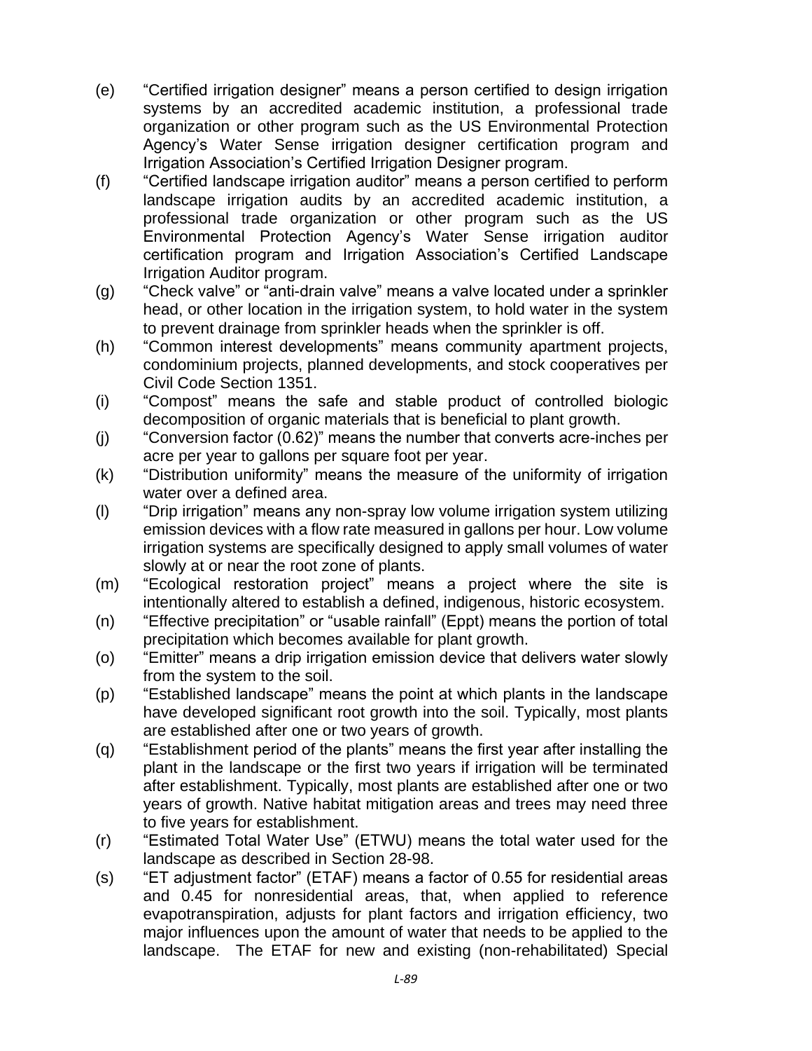(e) "Certified irrigation designer" means a person certified to design irrigation systems by an accredited academic institution, a professional trade organization or other program such as the US Environmental Protection Agency's Water Sense irrigation designer certification program and Irrigation Association's Certified Irrigation Designer program.

(f) "Certified landscape irrigation auditor" means a person certified to perform landscape irrigation audits by an accredited academic institution, a professional trade organization or other program such as the US Environmental Protection Agency's Water Sense irrigation auditor certification program and Irrigation Association's Certified Landscape Irrigation Auditor program.

(g) "Check valve" or "anti-drain valve" means a valve located under a sprinkler head, or other location in the irrigation system, to hold water in the system to prevent drainage from sprinkler heads when the sprinkler is off.

(h) "Common interest developments" means community apartment projects, condominium projects, planned developments, and stock cooperatives per Civil Code Section 1351.

(i) "Compost" means the safe and stable product of controlled biologic decomposition of organic materials that is beneficial to plant growth.

(j) "Conversion factor (0.62)" means the number that converts acre-inches per acre per year to gallons per square foot per year.

(k) "Distribution uniformity" means the measure of the uniformity of irrigation water over a defined area.

(l) "Drip irrigation" means any non-spray low volume irrigation system utilizing emission devices with a flow rate measured in gallons per hour. Low volume irrigation systems are specifically designed to apply small volumes of water slowly at or near the root zone of plants.

(m) "Ecological restoration project" means a project where the site is intentionally altered to establish a defined, indigenous, historic ecosystem.

(n) "Effective precipitation" or "usable rainfall" (Eppt) means the portion of total precipitation which becomes available for plant growth.

(o) "Emitter" means a drip irrigation emission device that delivers water slowly from the system to the soil.

(p) "Established landscape" means the point at which plants in the landscape have developed significant root growth into the soil. Typically, most plants are established after one or two years of growth.

(q) "Establishment period of the plants" means the first year after installing the plant in the landscape or the first two years if irrigation will be terminated after establishment. Typically, most plants are established after one or two years of growth. Native habitat mitigation areas and trees may need three to five years for establishment.

(r) "Estimated Total Water Use" (ETWU) means the total water used for the landscape as described in Section 28-98.

(s) "ET adjustment factor" (ETAF) means a factor of 0.55 for residential areas and 0.45 for nonresidential areas, that, when applied to reference evapotranspiration, adjusts for plant factors and irrigation efficiency, two major influences upon the amount of water that needs to be applied to the landscape. The ETAF for new and existing (non-rehabilitated) Special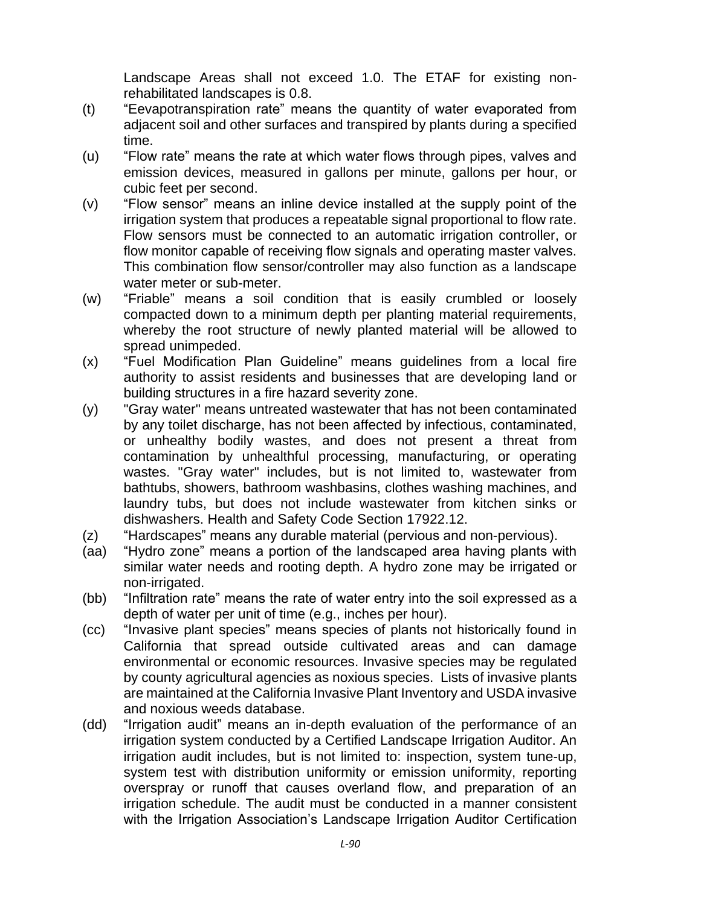Landscape Areas shall not exceed 1.0. The ETAF for existing non-rehabilitated landscapes is 0.8.

(t) "Eevapotranspiration rate" means the quantity of water evaporated from adjacent soil and other surfaces and transpired by plants during a specified time.

(u) "Flow rate" means the rate at which water flows through pipes, valves and emission devices, measured in gallons per minute, gallons per hour, or cubic feet per second.

(v) "Flow sensor" means an inline device installed at the supply point of the irrigation system that produces a repeatable signal proportional to flow rate. Flow sensors must be connected to an automatic irrigation controller, or flow monitor capable of receiving flow signals and operating master valves. This combination flow sensor/controller may also function as a landscape water meter or sub-meter.

(w) "Friable" means a soil condition that is easily crumbled or loosely compacted down to a minimum depth per planting material requirements, whereby the root structure of newly planted material will be allowed to spread unimpeded.

(x) "Fuel Modification Plan Guideline" means guidelines from a local fire authority to assist residents and businesses that are developing land or building structures in a fire hazard severity zone.

(y) "Gray water" means untreated wastewater that has not been contaminated by any toilet discharge, has not been affected by infectious, contaminated, or unhealthy bodily wastes, and does not present a threat from contamination by unhealthful processing, manufacturing, or operating wastes. "Gray water" includes, but is not limited to, wastewater from bathtubs, showers, bathroom washbasins, clothes washing machines, and laundry tubs, but does not include wastewater from kitchen sinks or dishwashers. Health and Safety Code Section 17922.12.

(z) "Hardscapes" means any durable material (pervious and non-pervious).

(aa) "Hydro zone" means a portion of the landscaped area having plants with similar water needs and rooting depth. A hydro zone may be irrigated or non-irrigated.

(bb) "Infiltration rate" means the rate of water entry into the soil expressed as a depth of water per unit of time (e.g., inches per hour).

(cc) "Invasive plant species" means species of plants not historically found in California that spread outside cultivated areas and can damage environmental or economic resources. Invasive species may be regulated by county agricultural agencies as noxious species. Lists of invasive plants are maintained at the California Invasive Plant Inventory and USDA invasive and noxious weeds database.

(dd) "Irrigation audit" means an in-depth evaluation of the performance of an irrigation system conducted by a Certified Landscape Irrigation Auditor. An irrigation audit includes, but is not limited to: inspection, system tune-up, system test with distribution uniformity or emission uniformity, reporting overspray or runoff that causes overland flow, and preparation of an irrigation schedule. The audit must be conducted in a manner consistent with the Irrigation Association's Landscape Irrigation Auditor Certification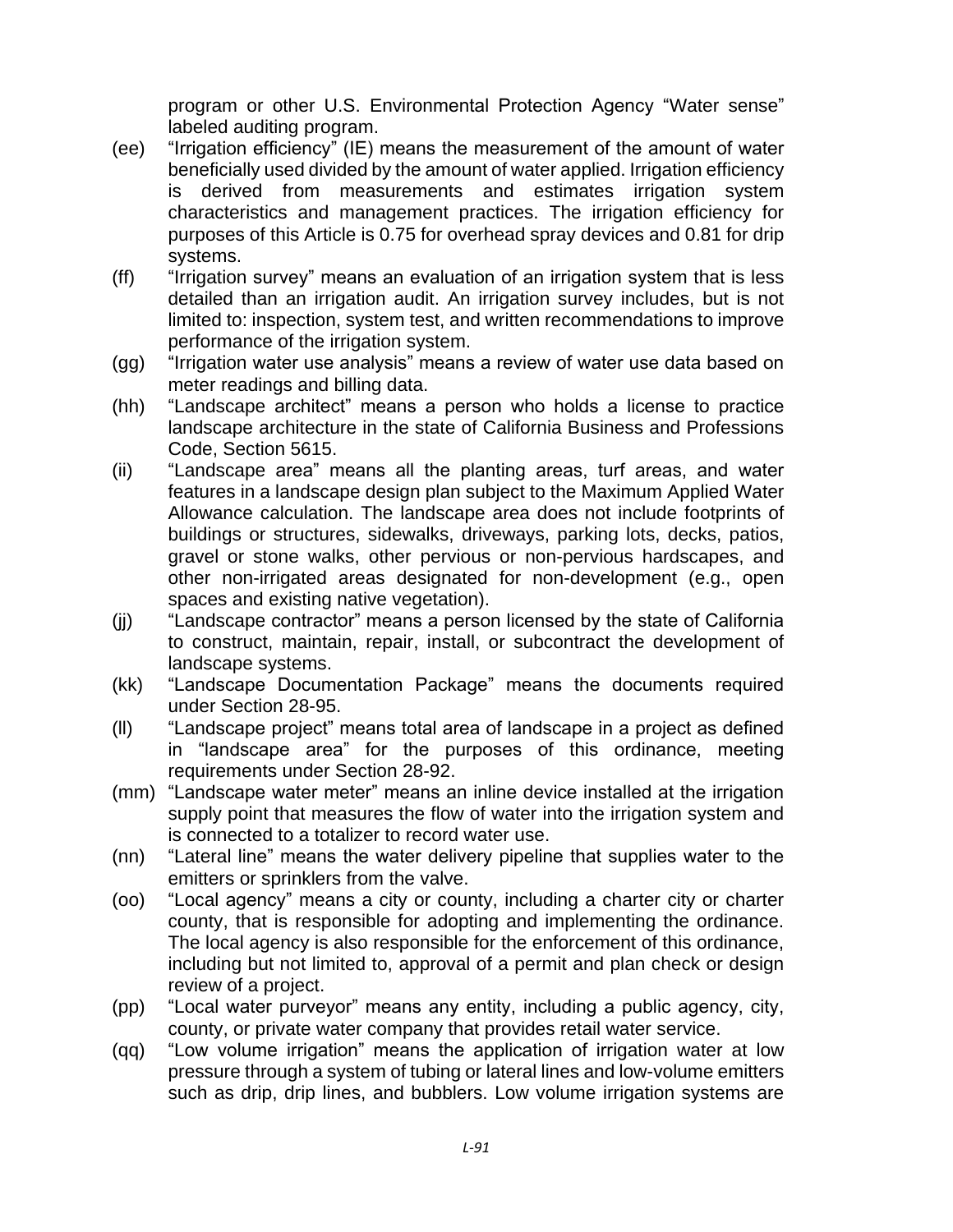program or other U.S. Environmental Protection Agency "Water sense" labeled auditing program.

(ee) "Irrigation efficiency" (IE) means the measurement of the amount of water beneficially used divided by the amount of water applied. Irrigation efficiency is derived from measurements and estimates irrigation system characteristics and management practices. The irrigation efficiency for purposes of this Article is 0.75 for overhead spray devices and 0.81 for drip systems.

(ff) "Irrigation survey" means an evaluation of an irrigation system that is less detailed than an irrigation audit. An irrigation survey includes, but is not limited to: inspection, system test, and written recommendations to improve performance of the irrigation system.

(gg) "Irrigation water use analysis" means a review of water use data based on meter readings and billing data.

(hh) "Landscape architect" means a person who holds a license to practice landscape architecture in the state of California Business and Professions Code, Section 5615.

(ii) "Landscape area" means all the planting areas, turf areas, and water features in a landscape design plan subject to the Maximum Applied Water Allowance calculation. The landscape area does not include footprints of buildings or structures, sidewalks, driveways, parking lots, decks, patios, gravel or stone walks, other pervious or non-pervious hardscapes, and other non-irrigated areas designated for non-development (e.g., open spaces and existing native vegetation).

(jj) "Landscape contractor" means a person licensed by the state of California to construct, maintain, repair, install, or subcontract the development of landscape systems.

(kk) "Landscape Documentation Package" means the documents required under Section 28-95.

(ll) "Landscape project" means total area of landscape in a project as defined in "landscape area" for the purposes of this ordinance, meeting requirements under Section 28-92.

(mm) "Landscape water meter" means an inline device installed at the irrigation supply point that measures the flow of water into the irrigation system and is connected to a totalizer to record water use.

(nn) "Lateral line" means the water delivery pipeline that supplies water to the emitters or sprinklers from the valve.

(oo) "Local agency" means a city or county, including a charter city or charter county, that is responsible for adopting and implementing the ordinance. The local agency is also responsible for the enforcement of this ordinance, including but not limited to, approval of a permit and plan check or design review of a project.

(pp) "Local water purveyor" means any entity, including a public agency, city, county, or private water company that provides retail water service.

(qq) "Low volume irrigation" means the application of irrigation water at low pressure through a system of tubing or lateral lines and low-volume emitters such as drip, drip lines, and bubblers. Low volume irrigation systems are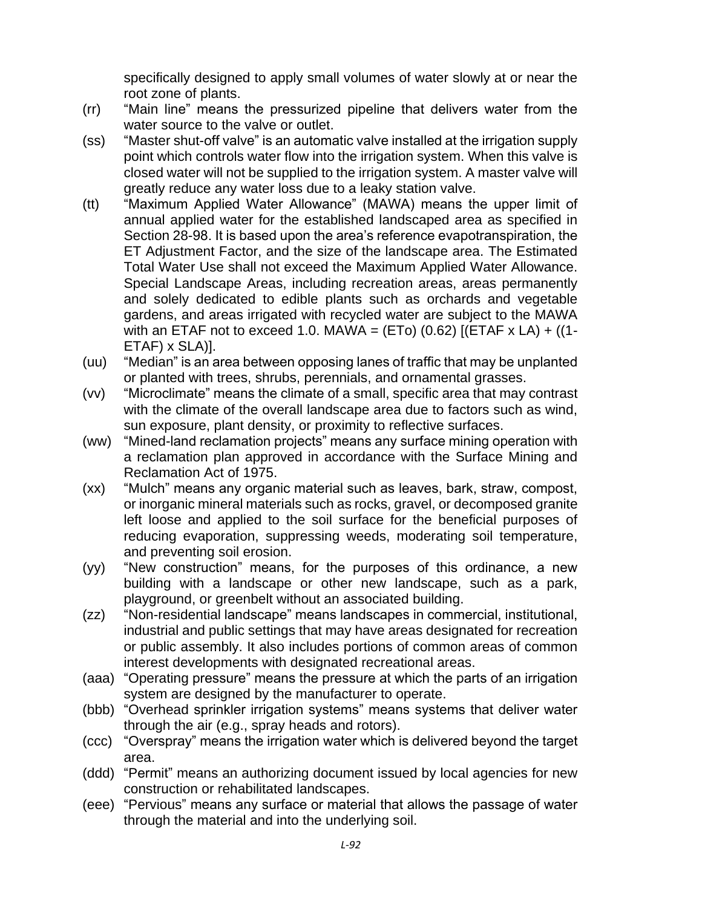specifically designed to apply small volumes of water slowly at or near the root zone of plants.

(rr) "Main line" means the pressurized pipeline that delivers water from the water source to the valve or outlet.

(ss) "Master shut-off valve" is an automatic valve installed at the irrigation supply point which controls water flow into the irrigation system. When this valve is closed water will not be supplied to the irrigation system. A master valve will greatly reduce any water loss due to a leaky station valve.

(tt) "Maximum Applied Water Allowance" (MAWA) means the upper limit of annual applied water for the established landscaped area as specified in Section 28-98. It is based upon the area's reference evapotranspiration, the ET Adjustment Factor, and the size of the landscape area. The Estimated Total Water Use shall not exceed the Maximum Applied Water Allowance. Special Landscape Areas, including recreation areas, areas permanently and solely dedicated to edible plants such as orchards and vegetable gardens, and areas irrigated with recycled water are subject to the MAWA with an ETAF not to exceed 1.0. MAWA = (ETo) (0.62) [(ETAF x LA) + ((1-ETAF) x SLA)].

(uu) "Median" is an area between opposing lanes of traffic that may be unplanted or planted with trees, shrubs, perennials, and ornamental grasses.

(vv) "Microclimate" means the climate of a small, specific area that may contrast with the climate of the overall landscape area due to factors such as wind, sun exposure, plant density, or proximity to reflective surfaces.

(ww) "Mined-land reclamation projects" means any surface mining operation with a reclamation plan approved in accordance with the Surface Mining and Reclamation Act of 1975.

(xx) "Mulch" means any organic material such as leaves, bark, straw, compost, or inorganic mineral materials such as rocks, gravel, or decomposed granite left loose and applied to the soil surface for the beneficial purposes of reducing evaporation, suppressing weeds, moderating soil temperature, and preventing soil erosion.

(yy) "New construction" means, for the purposes of this ordinance, a new building with a landscape or other new landscape, such as a park, playground, or greenbelt without an associated building.

(zz) "Non-residential landscape" means landscapes in commercial, institutional, industrial and public settings that may have areas designated for recreation or public assembly. It also includes portions of common areas of common interest developments with designated recreational areas.

(aaa) "Operating pressure" means the pressure at which the parts of an irrigation system are designed by the manufacturer to operate.

(bbb) "Overhead sprinkler irrigation systems" means systems that deliver water through the air (e.g., spray heads and rotors).

(ccc) "Overspray" means the irrigation water which is delivered beyond the target area.

(ddd) "Permit" means an authorizing document issued by local agencies for new construction or rehabilitated landscapes.

(eee) "Pervious" means any surface or material that allows the passage of water through the material and into the underlying soil.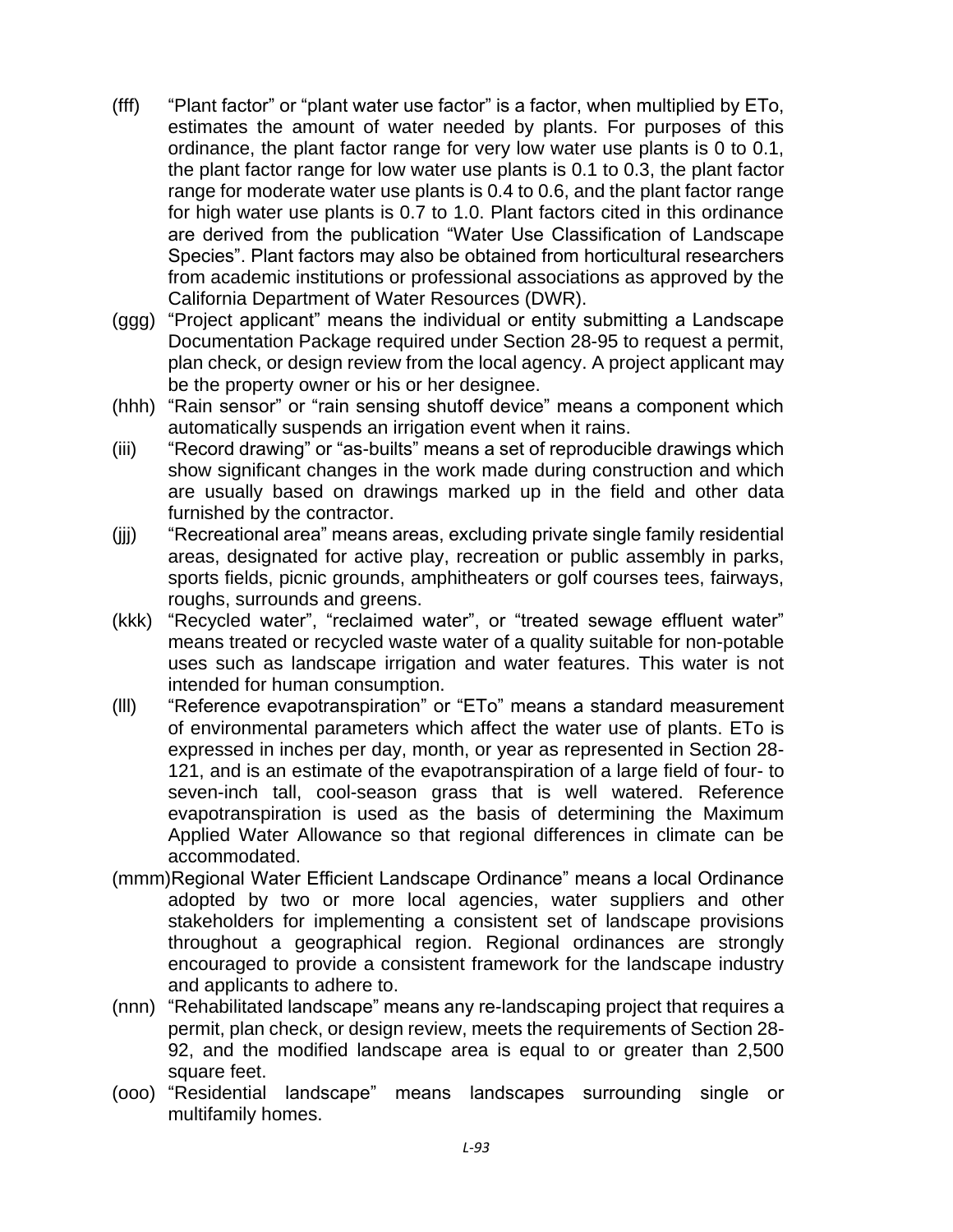(fff) "Plant factor" or "plant water use factor" is a factor, when multiplied by ETo, estimates the amount of water needed by plants. For purposes of this ordinance, the plant factor range for very low water use plants is 0 to 0.1, the plant factor range for low water use plants is 0.1 to 0.3, the plant factor range for moderate water use plants is 0.4 to 0.6, and the plant factor range for high water use plants is 0.7 to 1.0. Plant factors cited in this ordinance are derived from the publication "Water Use Classification of Landscape Species". Plant factors may also be obtained from horticultural researchers from academic institutions or professional associations as approved by the California Department of Water Resources (DWR).

(ggg) "Project applicant" means the individual or entity submitting a Landscape Documentation Package required under Section 28-95 to request a permit, plan check, or design review from the local agency. A project applicant may be the property owner or his or her designee.

(hhh) "Rain sensor" or "rain sensing shutoff device" means a component which automatically suspends an irrigation event when it rains.

(iii) "Record drawing" or "as-builts" means a set of reproducible drawings which show significant changes in the work made during construction and which are usually based on drawings marked up in the field and other data furnished by the contractor.

(jjj) "Recreational area" means areas, excluding private single family residential areas, designated for active play, recreation or public assembly in parks, sports fields, picnic grounds, amphitheaters or golf courses tees, fairways, roughs, surrounds and greens.

(kkk) "Recycled water", "reclaimed water", or "treated sewage effluent water" means treated or recycled waste water of a quality suitable for non-potable uses such as landscape irrigation and water features. This water is not intended for human consumption.

(lll) "Reference evapotranspiration" or "ETo" means a standard measurement of environmental parameters which affect the water use of plants. ETo is expressed in inches per day, month, or year as represented in Section 28-121, and is an estimate of the evapotranspiration of a large field of four- to seven-inch tall, cool-season grass that is well watered. Reference evapotranspiration is used as the basis of determining the Maximum Applied Water Allowance so that regional differences in climate can be accommodated.

(mmm) Regional Water Efficient Landscape Ordinance" means a local Ordinance adopted by two or more local agencies, water suppliers and other stakeholders for implementing a consistent set of landscape provisions throughout a geographical region. Regional ordinances are strongly encouraged to provide a consistent framework for the landscape industry and applicants to adhere to.

(nnn) "Rehabilitated landscape" means any re-landscaping project that requires a permit, plan check, or design review, meets the requirements of Section 28-92, and the modified landscape area is equal to or greater than 2,500 square feet.

(ooo) "Residential landscape" means landscapes surrounding single or multifamily homes.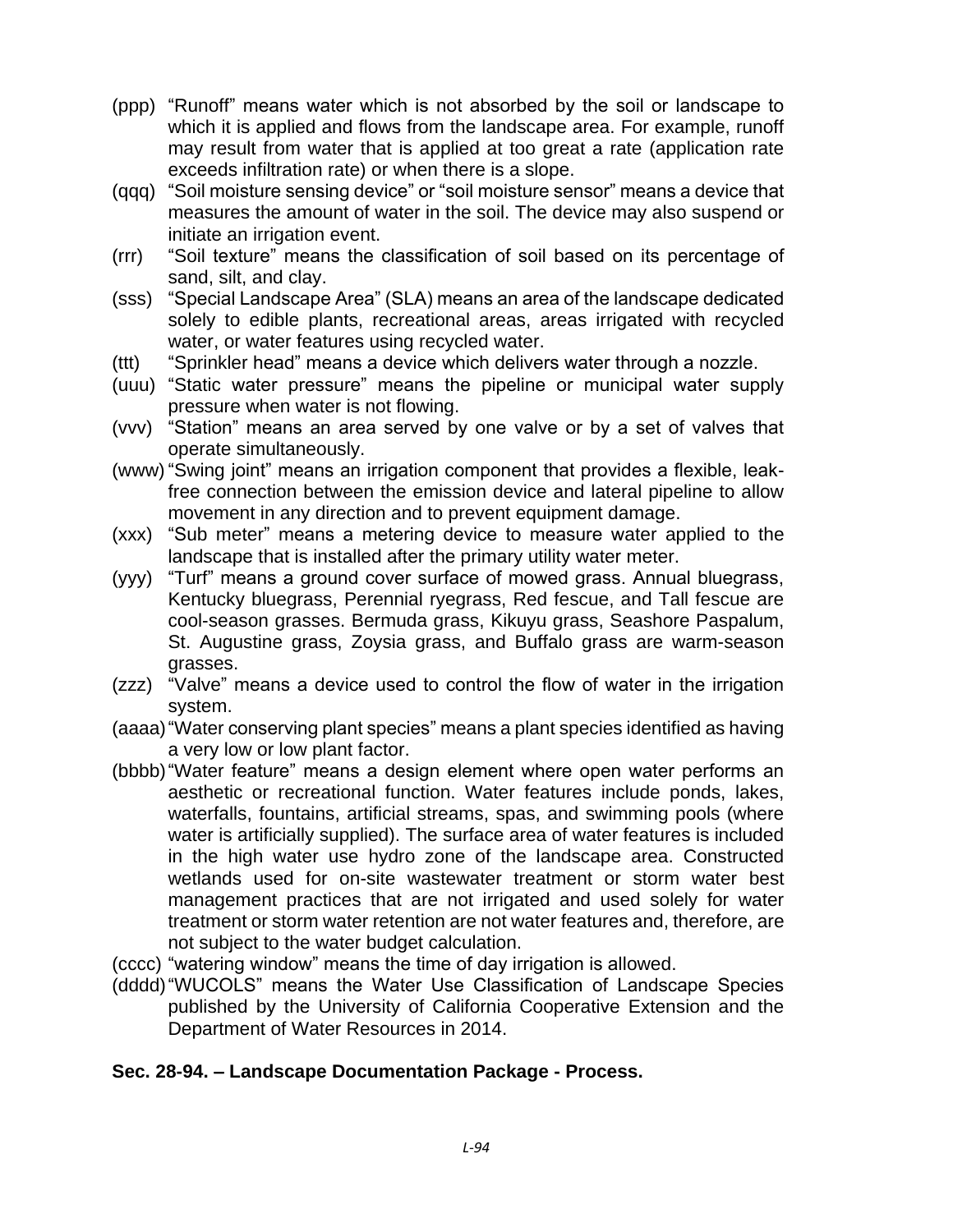(ppp) "Runoff" means water which is not absorbed by the soil or landscape to which it is applied and flows from the landscape area. For example, runoff may result from water that is applied at too great a rate (application rate exceeds infiltration rate) or when there is a slope.

(qqq) "Soil moisture sensing device" or "soil moisture sensor" means a device that measures the amount of water in the soil. The device may also suspend or initiate an irrigation event.

(rrr) "Soil texture" means the classification of soil based on its percentage of sand, silt, and clay.

(sss) "Special Landscape Area" (SLA) means an area of the landscape dedicated solely to edible plants, recreational areas, areas irrigated with recycled water, or water features using recycled water.

(ttt) "Sprinkler head" means a device which delivers water through a nozzle.

(uuu) "Static water pressure" means the pipeline or municipal water supply pressure when water is not flowing.

(vvv) "Station" means an area served by one valve or by a set of valves that operate simultaneously.

(www) "Swing joint" means an irrigation component that provides a flexible, leak-free connection between the emission device and lateral pipeline to allow movement in any direction and to prevent equipment damage.

(xxx) "Sub meter" means a metering device to measure water applied to the landscape that is installed after the primary utility water meter.

(yyy) "Turf" means a ground cover surface of mowed grass. Annual bluegrass, Kentucky bluegrass, Perennial ryegrass, Red fescue, and Tall fescue are cool-season grasses. Bermuda grass, Kikuyu grass, Seashore Paspalum, St. Augustine grass, Zoysia grass, and Buffalo grass are warm-season grasses.

(zzz) "Valve" means a device used to control the flow of water in the irrigation system.

(aaaa) "Water conserving plant species" means a plant species identified as having a very low or low plant factor.

(bbbb) "Water feature" means a design element where open water performs an aesthetic or recreational function. Water features include ponds, lakes, waterfalls, fountains, artificial streams, spas, and swimming pools (where water is artificially supplied). The surface area of water features is included in the high water use hydro zone of the landscape area. Constructed wetlands used for on-site wastewater treatment or storm water best management practices that are not irrigated and used solely for water treatment or storm water retention are not water features and, therefore, are not subject to the water budget calculation.

(cccc) "watering window" means the time of day irrigation is allowed.

(dddd) "WUCOLS" means the Water Use Classification of Landscape Species published by the University of California Cooperative Extension and the Department of Water Resources in 2014.

## Sec. 28-94. – Landscape Documentation Package - Process.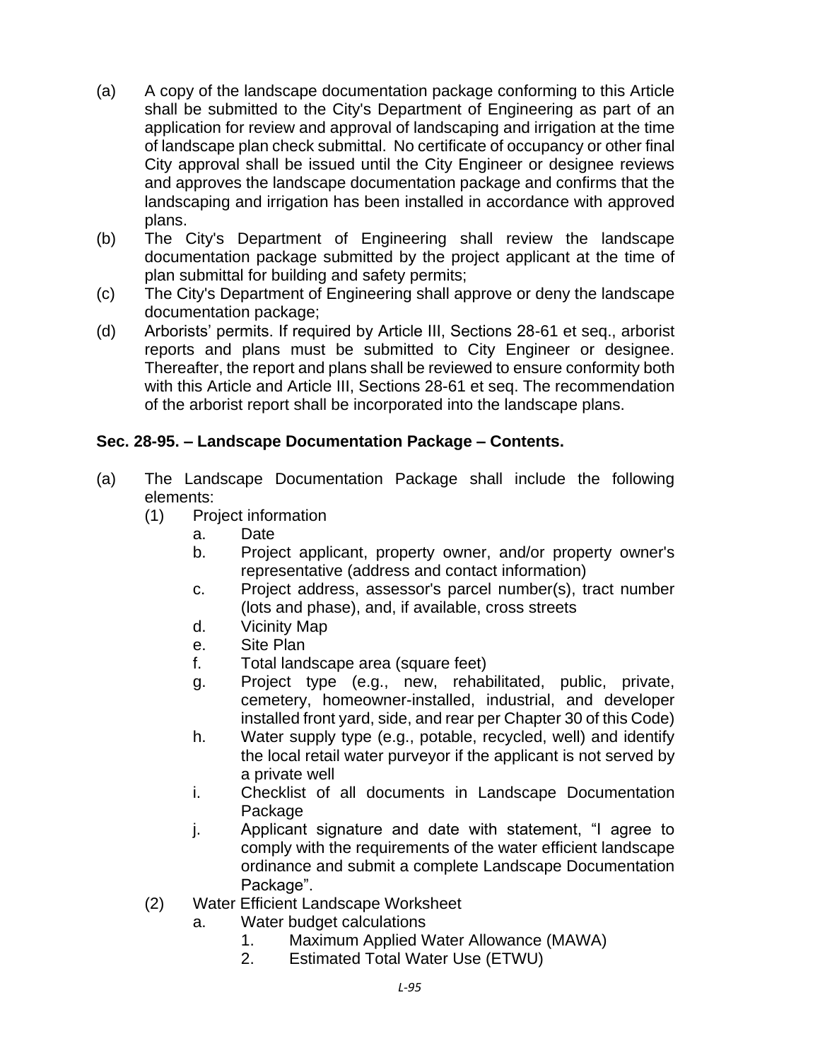(a) A copy of the landscape documentation package conforming to this Article shall be submitted to the City's Department of Engineering as part of an application for review and approval of landscaping and irrigation at the time of landscape plan check submittal. No certificate of occupancy or other final City approval shall be issued until the City Engineer or designee reviews and approves the landscape documentation package and confirms that the landscaping and irrigation has been installed in accordance with approved plans.

(b) The City's Department of Engineering shall review the landscape documentation package submitted by the project applicant at the time of plan submittal for building and safety permits;

(c) The City's Department of Engineering shall approve or deny the landscape documentation package;

(d) Arborists' permits. If required by Article III, Sections 28-61 et seq., arborist reports and plans must be submitted to City Engineer or designee. Thereafter, the report and plans shall be reviewed to ensure conformity both with this Article and Article III, Sections 28-61 et seq. The recommendation of the arborist report shall be incorporated into the landscape plans.

**Sec. 28-95. – Landscape Documentation Package – Contents.**

(a) The Landscape Documentation Package shall include the following elements:

- (1) Project information
  - a. Date
  - b. Project applicant, property owner, and/or property owner's representative (address and contact information)
  - c. Project address, assessor's parcel number(s), tract number (lots and phase), and, if available, cross streets
  - d. Vicinity Map
  - e. Site Plan
  - f. Total landscape area (square feet)
  - g. Project type (e.g., new, rehabilitated, public, private, cemetery, homeowner-installed, industrial, and developer installed front yard, side, and rear per Chapter 30 of this Code)
  - h. Water supply type (e.g., potable, recycled, well) and identify the local retail water purveyor if the applicant is not served by a private well
  - i. Checklist of all documents in Landscape Documentation Package
  - j. Applicant signature and date with statement, "I agree to comply with the requirements of the water efficient landscape ordinance and submit a complete Landscape Documentation Package".
- (2) Water Efficient Landscape Worksheet
  - a. Water budget calculations
    1. Maximum Applied Water Allowance (MAWA)
    2. Estimated Total Water Use (ETWU)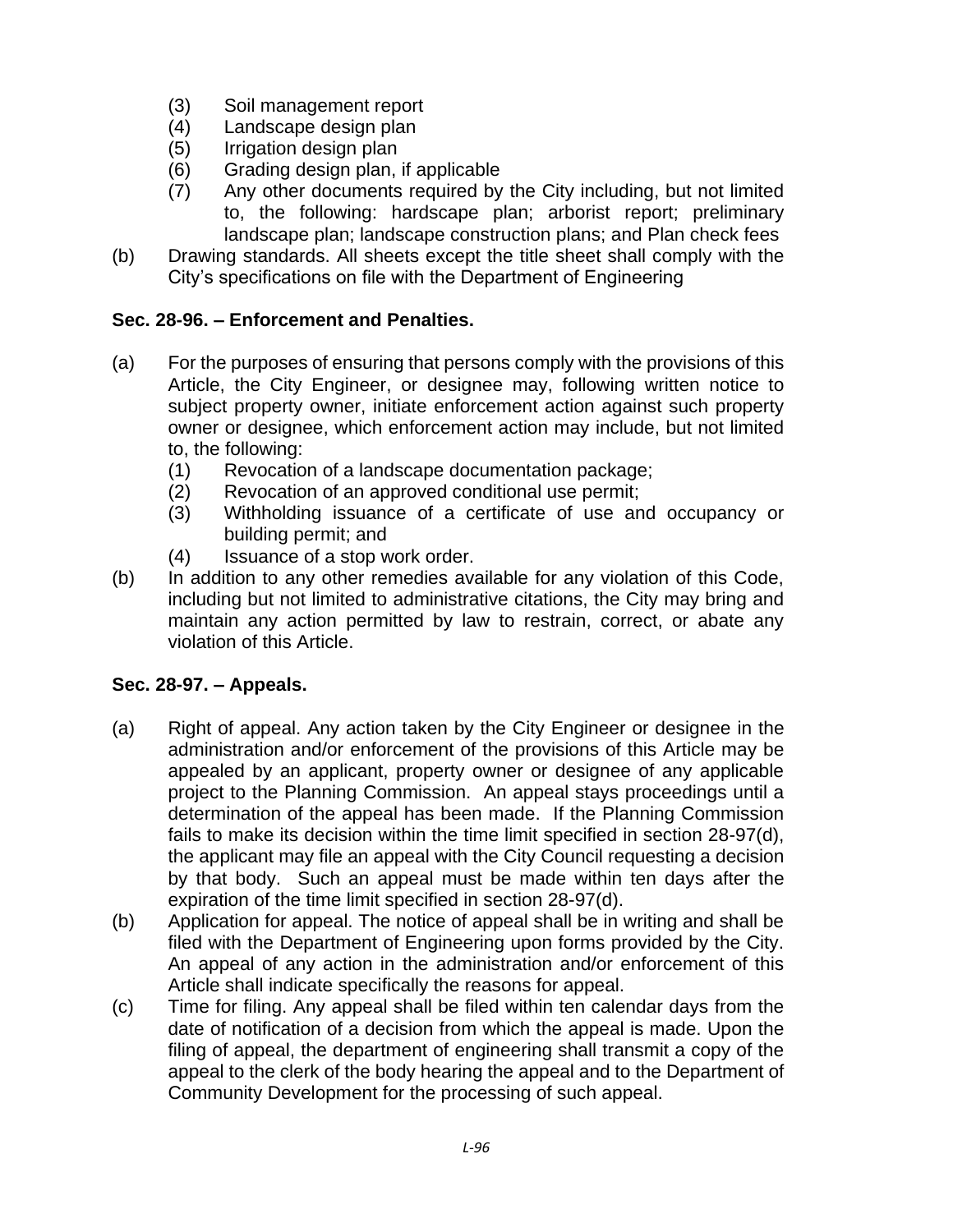(3) Soil management report
(4) Landscape design plan
(5) Irrigation design plan
(6) Grading design plan, if applicable
(7) Any other documents required by the City including, but not limited to, the following: hardscape plan; arborist report; preliminary landscape plan; landscape construction plans; and Plan check fees

(b) Drawing standards. All sheets except the title sheet shall comply with the City's specifications on file with the Department of Engineering

**Sec. 28-96. – Enforcement and Penalties.**

(a) For the purposes of ensuring that persons comply with the provisions of this Article, the City Engineer, or designee may, following written notice to subject property owner, initiate enforcement action against such property owner or designee, which enforcement action may include, but not limited to, the following:
(1) Revocation of a landscape documentation package;
(2) Revocation of an approved conditional use permit;
(3) Withholding issuance of a certificate of use and occupancy or building permit; and
(4) Issuance of a stop work order.

(b) In addition to any other remedies available for any violation of this Code, including but not limited to administrative citations, the City may bring and maintain any action permitted by law to restrain, correct, or abate any violation of this Article.

**Sec. 28-97. – Appeals.**

(a) Right of appeal. Any action taken by the City Engineer or designee in the administration and/or enforcement of the provisions of this Article may be appealed by an applicant, property owner or designee of any applicable project to the Planning Commission. An appeal stays proceedings until a determination of the appeal has been made. If the Planning Commission fails to make its decision within the time limit specified in section 28-97(d), the applicant may file an appeal with the City Council requesting a decision by that body. Such an appeal must be made within ten days after the expiration of the time limit specified in section 28-97(d).

(b) Application for appeal. The notice of appeal shall be in writing and shall be filed with the Department of Engineering upon forms provided by the City. An appeal of any action in the administration and/or enforcement of this Article shall indicate specifically the reasons for appeal.

(c) Time for filing. Any appeal shall be filed within ten calendar days from the date of notification of a decision from which the appeal is made. Upon the filing of appeal, the department of engineering shall transmit a copy of the appeal to the clerk of the body hearing the appeal and to the Department of Community Development for the processing of such appeal.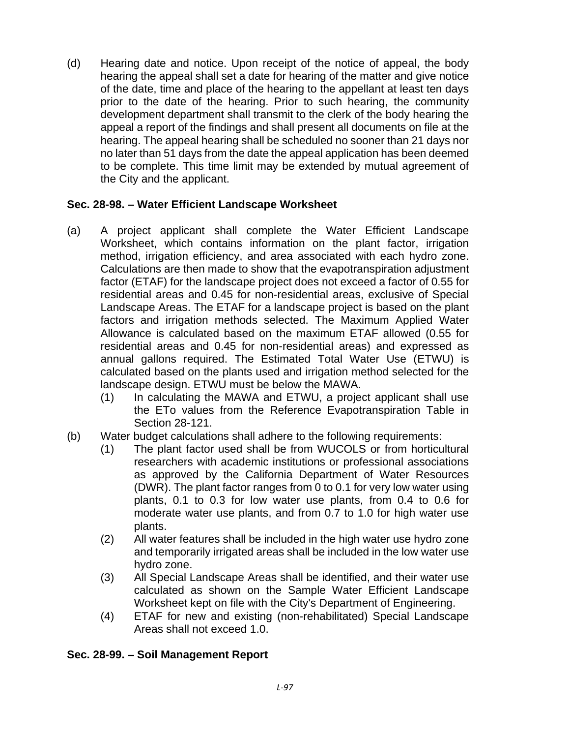(d) Hearing date and notice. Upon receipt of the notice of appeal, the body hearing the appeal shall set a date for hearing of the matter and give notice of the date, time and place of the hearing to the appellant at least ten days prior to the date of the hearing. Prior to such hearing, the community development department shall transmit to the clerk of the body hearing the appeal a report of the findings and shall present all documents on file at the hearing. The appeal hearing shall be scheduled no sooner than 21 days nor no later than 51 days from the date the appeal application has been deemed to be complete. This time limit may be extended by mutual agreement of the City and the applicant.

**Sec. 28-98. – Water Efficient Landscape Worksheet**

(a) A project applicant shall complete the Water Efficient Landscape Worksheet, which contains information on the plant factor, irrigation method, irrigation efficiency, and area associated with each hydro zone. Calculations are then made to show that the evapotranspiration adjustment factor (ETAF) for the landscape project does not exceed a factor of 0.55 for residential areas and 0.45 for non-residential areas, exclusive of Special Landscape Areas. The ETAF for a landscape project is based on the plant factors and irrigation methods selected. The Maximum Applied Water Allowance is calculated based on the maximum ETAF allowed (0.55 for residential areas and 0.45 for non-residential areas) and expressed as annual gallons required. The Estimated Total Water Use (ETWU) is calculated based on the plants used and irrigation method selected for the landscape design. ETWU must be below the MAWA.
   (1) In calculating the MAWA and ETWU, a project applicant shall use the ETo values from the Reference Evapotranspiration Table in Section 28-121.

(b) Water budget calculations shall adhere to the following requirements:
   (1) The plant factor used shall be from WUCOLS or from horticultural researchers with academic institutions or professional associations as approved by the California Department of Water Resources (DWR). The plant factor ranges from 0 to 0.1 for very low water using plants, 0.1 to 0.3 for low water use plants, from 0.4 to 0.6 for moderate water use plants, and from 0.7 to 1.0 for high water use plants.
   (2) All water features shall be included in the high water use hydro zone and temporarily irrigated areas shall be included in the low water use hydro zone.
   (3) All Special Landscape Areas shall be identified, and their water use calculated as shown on the Sample Water Efficient Landscape Worksheet kept on file with the City's Department of Engineering.
   (4) ETAF for new and existing (non-rehabilitated) Special Landscape Areas shall not exceed 1.0.

**Sec. 28-99. – Soil Management Report**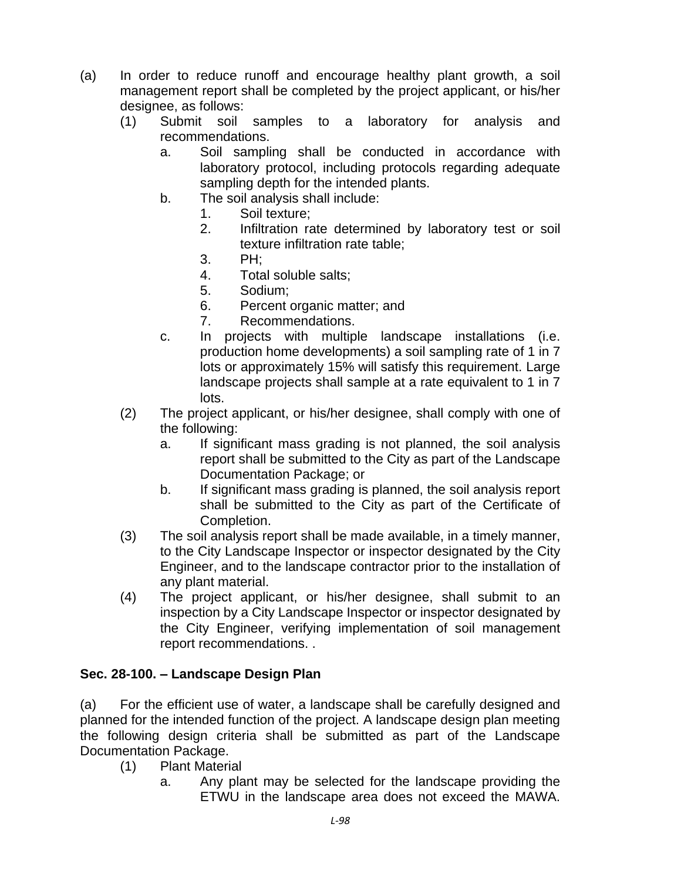(a) In order to reduce runoff and encourage healthy plant growth, a soil management report shall be completed by the project applicant, or his/her designee, as follows:

(1) Submit soil samples to a laboratory for analysis and recommendations.

a. Soil sampling shall be conducted in accordance with laboratory protocol, including protocols regarding adequate sampling depth for the intended plants.

b. The soil analysis shall include:

1. Soil texture;
2. Infiltration rate determined by laboratory test or soil texture infiltration rate table;
3. PH;
4. Total soluble salts;
5. Sodium;
6. Percent organic matter; and
7. Recommendations.

c. In projects with multiple landscape installations (i.e. production home developments) a soil sampling rate of 1 in 7 lots or approximately 15% will satisfy this requirement. Large landscape projects shall sample at a rate equivalent to 1 in 7 lots.

(2) The project applicant, or his/her designee, shall comply with one of the following:

a. If significant mass grading is not planned, the soil analysis report shall be submitted to the City as part of the Landscape Documentation Package; or

b. If significant mass grading is planned, the soil analysis report shall be submitted to the City as part of the Certificate of Completion.

(3) The soil analysis report shall be made available, in a timely manner, to the City Landscape Inspector or inspector designated by the City Engineer, and to the landscape contractor prior to the installation of any plant material.

(4) The project applicant, or his/her designee, shall submit to an inspection by a City Landscape Inspector or inspector designated by the City Engineer, verifying implementation of soil management report recommendations. .

**Sec. 28-100. – Landscape Design Plan**

(a) For the efficient use of water, a landscape shall be carefully designed and planned for the intended function of the project. A landscape design plan meeting the following design criteria shall be submitted as part of the Landscape Documentation Package.

(1) Plant Material

a. Any plant may be selected for the landscape providing the ETWU in the landscape area does not exceed the MAWA.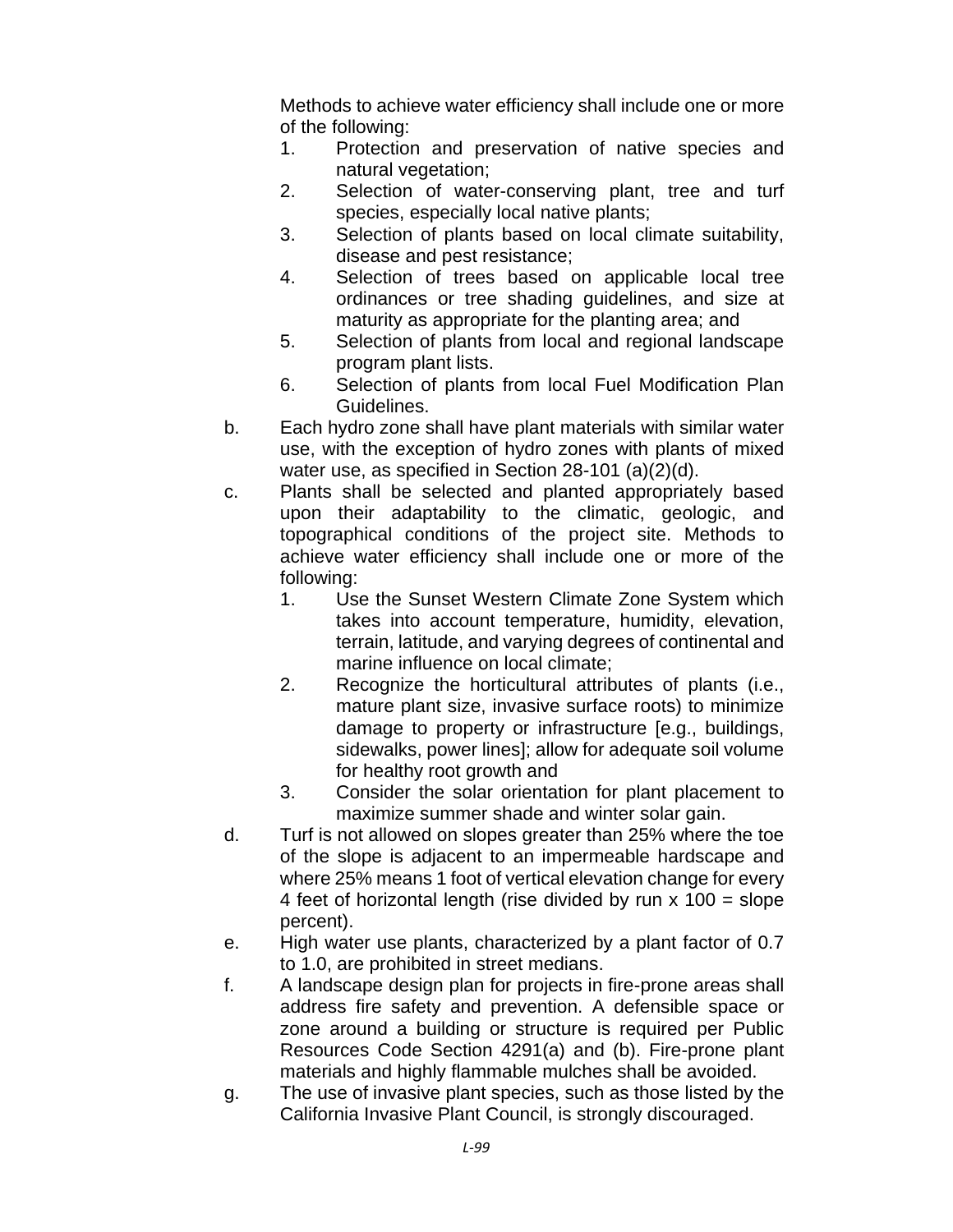Methods to achieve water efficiency shall include one or more of the following:

1. Protection and preservation of native species and natural vegetation;
2. Selection of water-conserving plant, tree and turf species, especially local native plants;
3. Selection of plants based on local climate suitability, disease and pest resistance;
4. Selection of trees based on applicable local tree ordinances or tree shading guidelines, and size at maturity as appropriate for the planting area; and
5. Selection of plants from local and regional landscape program plant lists.
6. Selection of plants from local Fuel Modification Plan Guidelines.

b. Each hydro zone shall have plant materials with similar water use, with the exception of hydro zones with plants of mixed water use, as specified in Section 28-101 (a)(2)(d).

c. Plants shall be selected and planted appropriately based upon their adaptability to the climatic, geologic, and topographical conditions of the project site. Methods to achieve water efficiency shall include one or more of the following:

   1. Use the Sunset Western Climate Zone System which takes into account temperature, humidity, elevation, terrain, latitude, and varying degrees of continental and marine influence on local climate;
   2. Recognize the horticultural attributes of plants (i.e., mature plant size, invasive surface roots) to minimize damage to property or infrastructure [e.g., buildings, sidewalks, power lines]; allow for adequate soil volume for healthy root growth and
   3. Consider the solar orientation for plant placement to maximize summer shade and winter solar gain.

d. Turf is not allowed on slopes greater than 25% where the toe of the slope is adjacent to an impermeable hardscape and where 25% means 1 foot of vertical elevation change for every 4 feet of horizontal length (rise divided by run x 100 = slope percent).

e. High water use plants, characterized by a plant factor of 0.7 to 1.0, are prohibited in street medians.

f. A landscape design plan for projects in fire-prone areas shall address fire safety and prevention. A defensible space or zone around a building or structure is required per Public Resources Code Section 4291(a) and (b). Fire-prone plant materials and highly flammable mulches shall be avoided.

g. The use of invasive plant species, such as those listed by the California Invasive Plant Council, is strongly discouraged.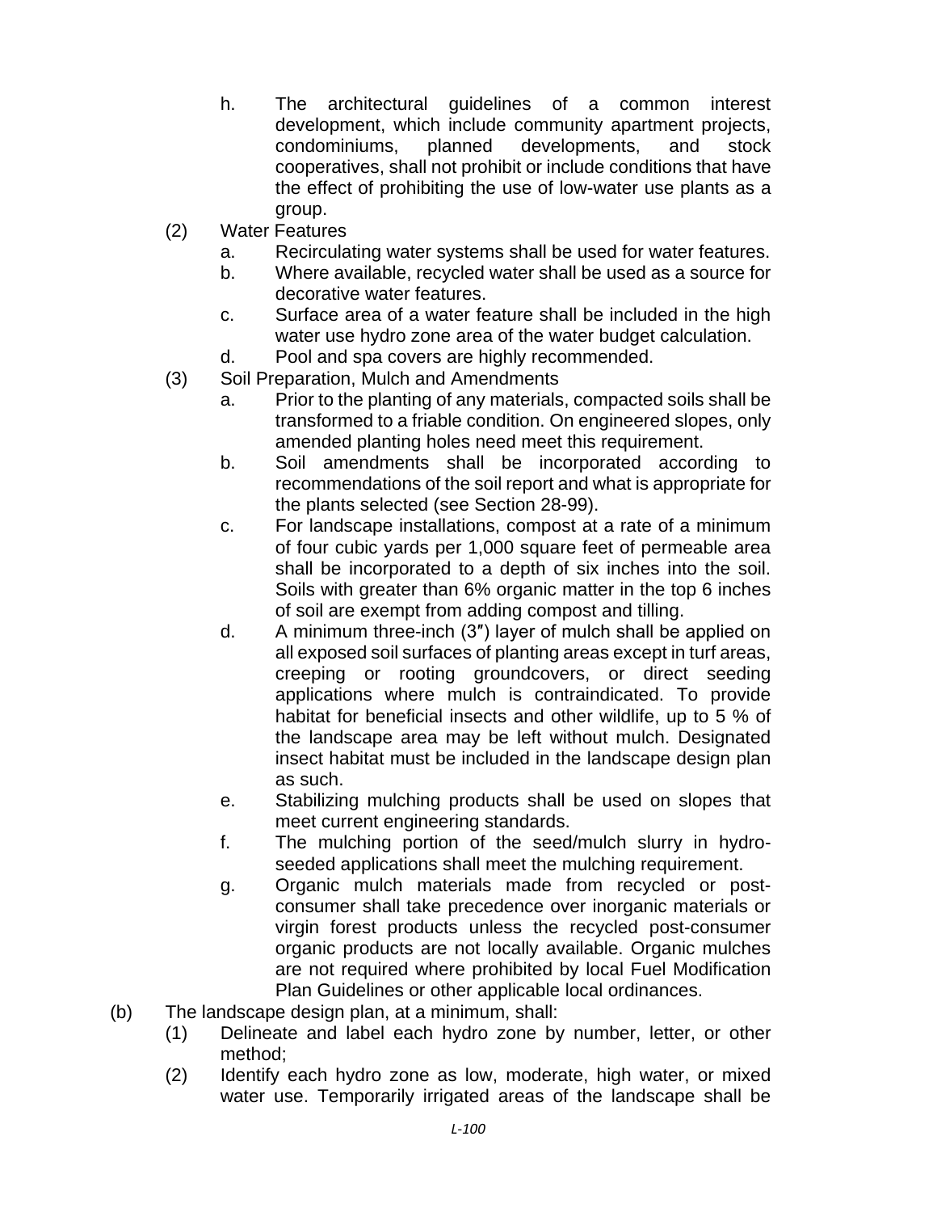h. The architectural guidelines of a common interest development, which include community apartment projects, condominiums, planned developments, and stock cooperatives, shall not prohibit or include conditions that have the effect of prohibiting the use of low-water use plants as a group.

(2) Water Features

a. Recirculating water systems shall be used for water features.

b. Where available, recycled water shall be used as a source for decorative water features.

c. Surface area of a water feature shall be included in the high water use hydro zone area of the water budget calculation.

d. Pool and spa covers are highly recommended.

(3) Soil Preparation, Mulch and Amendments

a. Prior to the planting of any materials, compacted soils shall be transformed to a friable condition. On engineered slopes, only amended planting holes need meet this requirement.

b. Soil amendments shall be incorporated according to recommendations of the soil report and what is appropriate for the plants selected (see Section 28-99).

c. For landscape installations, compost at a rate of a minimum of four cubic yards per 1,000 square feet of permeable area shall be incorporated to a depth of six inches into the soil. Soils with greater than 6% organic matter in the top 6 inches of soil are exempt from adding compost and tilling.

d. A minimum three-inch (3″) layer of mulch shall be applied on all exposed soil surfaces of planting areas except in turf areas, creeping or rooting groundcovers, or direct seeding applications where mulch is contraindicated. To provide habitat for beneficial insects and other wildlife, up to 5 % of the landscape area may be left without mulch. Designated insect habitat must be included in the landscape design plan as such.

e. Stabilizing mulching products shall be used on slopes that meet current engineering standards.

f. The mulching portion of the seed/mulch slurry in hydro-seeded applications shall meet the mulching requirement.

g. Organic mulch materials made from recycled or post-consumer shall take precedence over inorganic materials or virgin forest products unless the recycled post-consumer organic products are not locally available. Organic mulches are not required where prohibited by local Fuel Modification Plan Guidelines or other applicable local ordinances.

(b) The landscape design plan, at a minimum, shall:

(1) Delineate and label each hydro zone by number, letter, or other method;

(2) Identify each hydro zone as low, moderate, high water, or mixed water use. Temporarily irrigated areas of the landscape shall be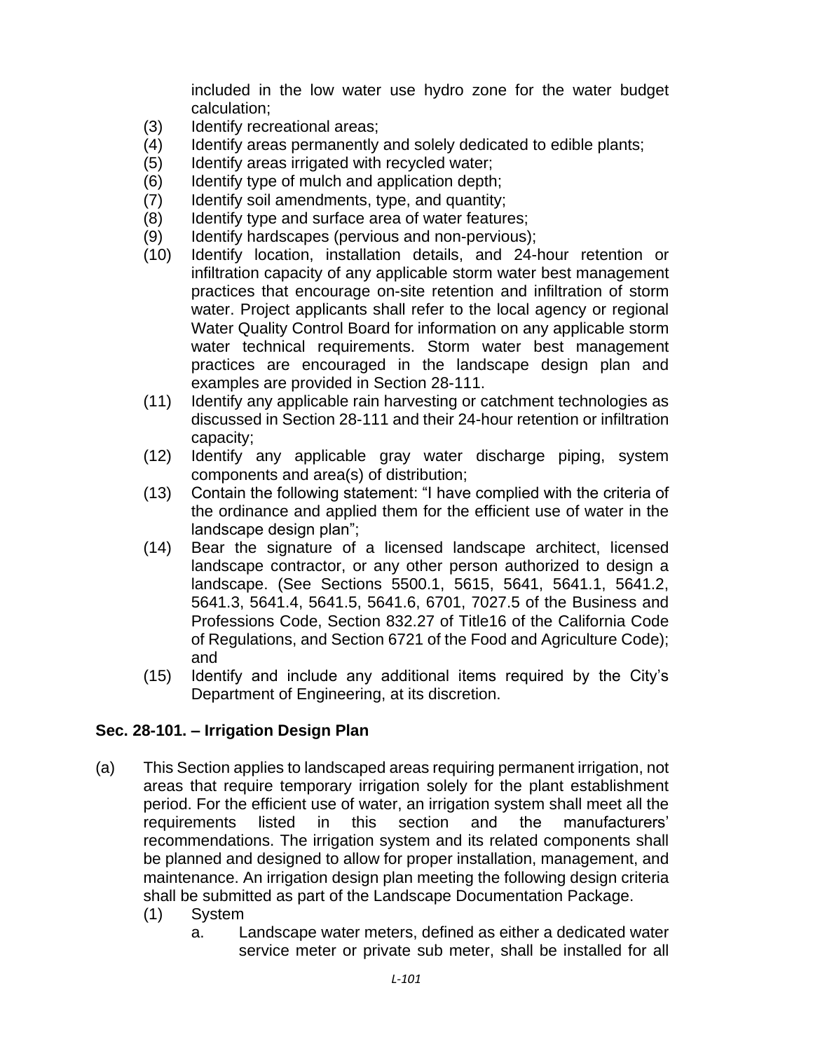included in the low water use hydro zone for the water budget calculation;

(3) Identify recreational areas;

(4) Identify areas permanently and solely dedicated to edible plants;

(5) Identify areas irrigated with recycled water;

(6) Identify type of mulch and application depth;

(7) Identify soil amendments, type, and quantity;

(8) Identify type and surface area of water features;

(9) Identify hardscapes (pervious and non-pervious);

(10) Identify location, installation details, and 24-hour retention or infiltration capacity of any applicable storm water best management practices that encourage on-site retention and infiltration of storm water. Project applicants shall refer to the local agency or regional Water Quality Control Board for information on any applicable storm water technical requirements. Storm water best management practices are encouraged in the landscape design plan and examples are provided in Section 28-111.

(11) Identify any applicable rain harvesting or catchment technologies as discussed in Section 28-111 and their 24-hour retention or infiltration capacity;

(12) Identify any applicable gray water discharge piping, system components and area(s) of distribution;

(13) Contain the following statement: "I have complied with the criteria of the ordinance and applied them for the efficient use of water in the landscape design plan";

(14) Bear the signature of a licensed landscape architect, licensed landscape contractor, or any other person authorized to design a landscape. (See Sections 5500.1, 5615, 5641, 5641.1, 5641.2, 5641.3, 5641.4, 5641.5, 5641.6, 6701, 7027.5 of the Business and Professions Code, Section 832.27 of Title16 of the California Code of Regulations, and Section 6721 of the Food and Agriculture Code); and

(15) Identify and include any additional items required by the City's Department of Engineering, at its discretion.

**Sec. 28-101. – Irrigation Design Plan**

(a) This Section applies to landscaped areas requiring permanent irrigation, not areas that require temporary irrigation solely for the plant establishment period. For the efficient use of water, an irrigation system shall meet all the requirements listed in this section and the manufacturers' recommendations. The irrigation system and its related components shall be planned and designed to allow for proper installation, management, and maintenance. An irrigation design plan meeting the following design criteria shall be submitted as part of the Landscape Documentation Package.

(1) System

a. Landscape water meters, defined as either a dedicated water service meter or private sub meter, shall be installed for all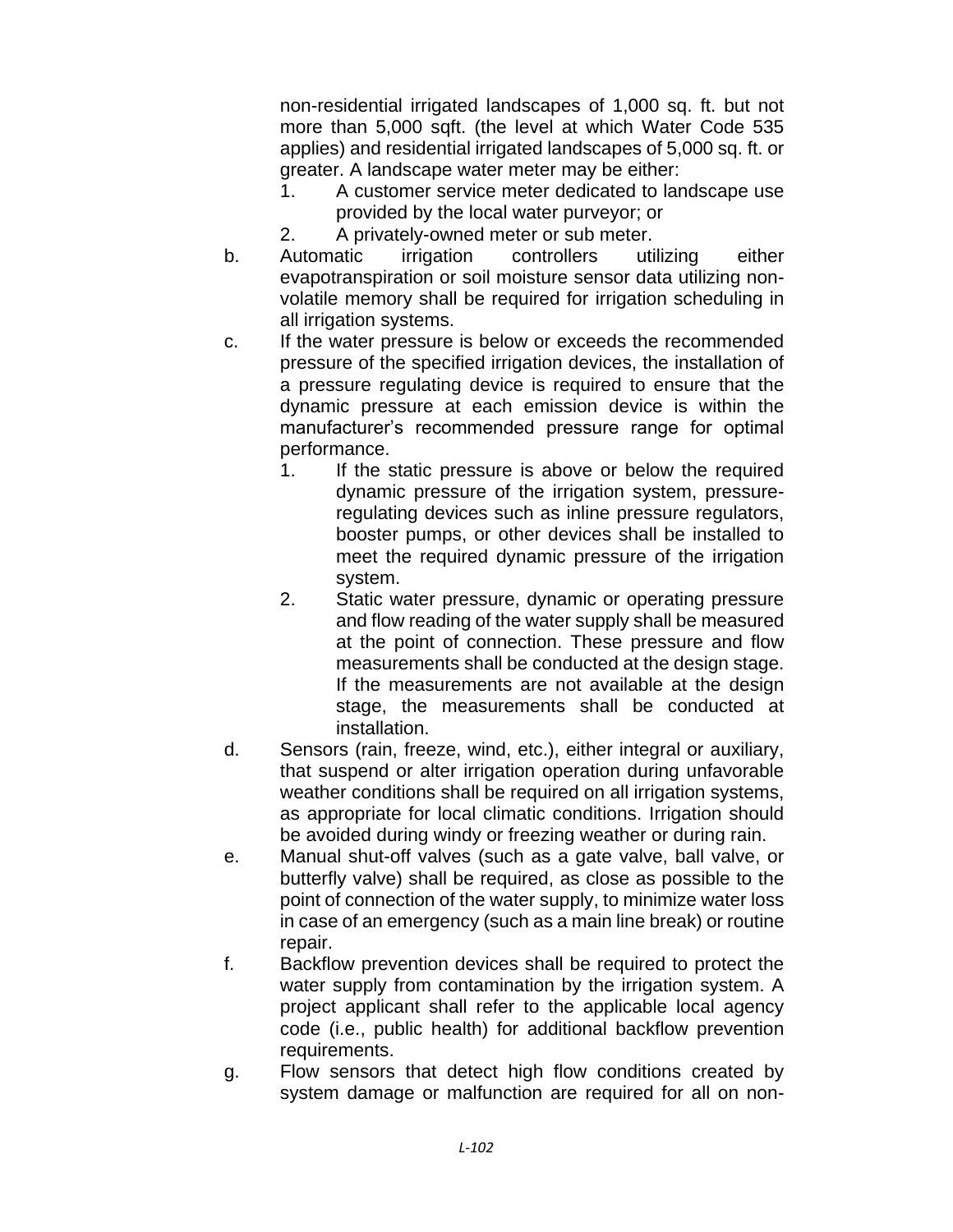non-residential irrigated landscapes of 1,000 sq. ft. but not more than 5,000 sqft. (the level at which Water Code 535 applies) and residential irrigated landscapes of 5,000 sq. ft. or greater. A landscape water meter may be either:

1. A customer service meter dedicated to landscape use provided by the local water purveyor; or
2. A privately-owned meter or sub meter.

b. Automatic irrigation controllers utilizing either evapotranspiration or soil moisture sensor data utilizing non-volatile memory shall be required for irrigation scheduling in all irrigation systems.

c. If the water pressure is below or exceeds the recommended pressure of the specified irrigation devices, the installation of a pressure regulating device is required to ensure that the dynamic pressure at each emission device is within the manufacturer's recommended pressure range for optimal performance.

1. If the static pressure is above or below the required dynamic pressure of the irrigation system, pressure-regulating devices such as inline pressure regulators, booster pumps, or other devices shall be installed to meet the required dynamic pressure of the irrigation system.
2. Static water pressure, dynamic or operating pressure and flow reading of the water supply shall be measured at the point of connection. These pressure and flow measurements shall be conducted at the design stage. If the measurements are not available at the design stage, the measurements shall be conducted at installation.

d. Sensors (rain, freeze, wind, etc.), either integral or auxiliary, that suspend or alter irrigation operation during unfavorable weather conditions shall be required on all irrigation systems, as appropriate for local climatic conditions. Irrigation should be avoided during windy or freezing weather or during rain.

e. Manual shut-off valves (such as a gate valve, ball valve, or butterfly valve) shall be required, as close as possible to the point of connection of the water supply, to minimize water loss in case of an emergency (such as a main line break) or routine repair.

f. Backflow prevention devices shall be required to protect the water supply from contamination by the irrigation system. A project applicant shall refer to the applicable local agency code (i.e., public health) for additional backflow prevention requirements.

g. Flow sensors that detect high flow conditions created by system damage or malfunction are required for all on non-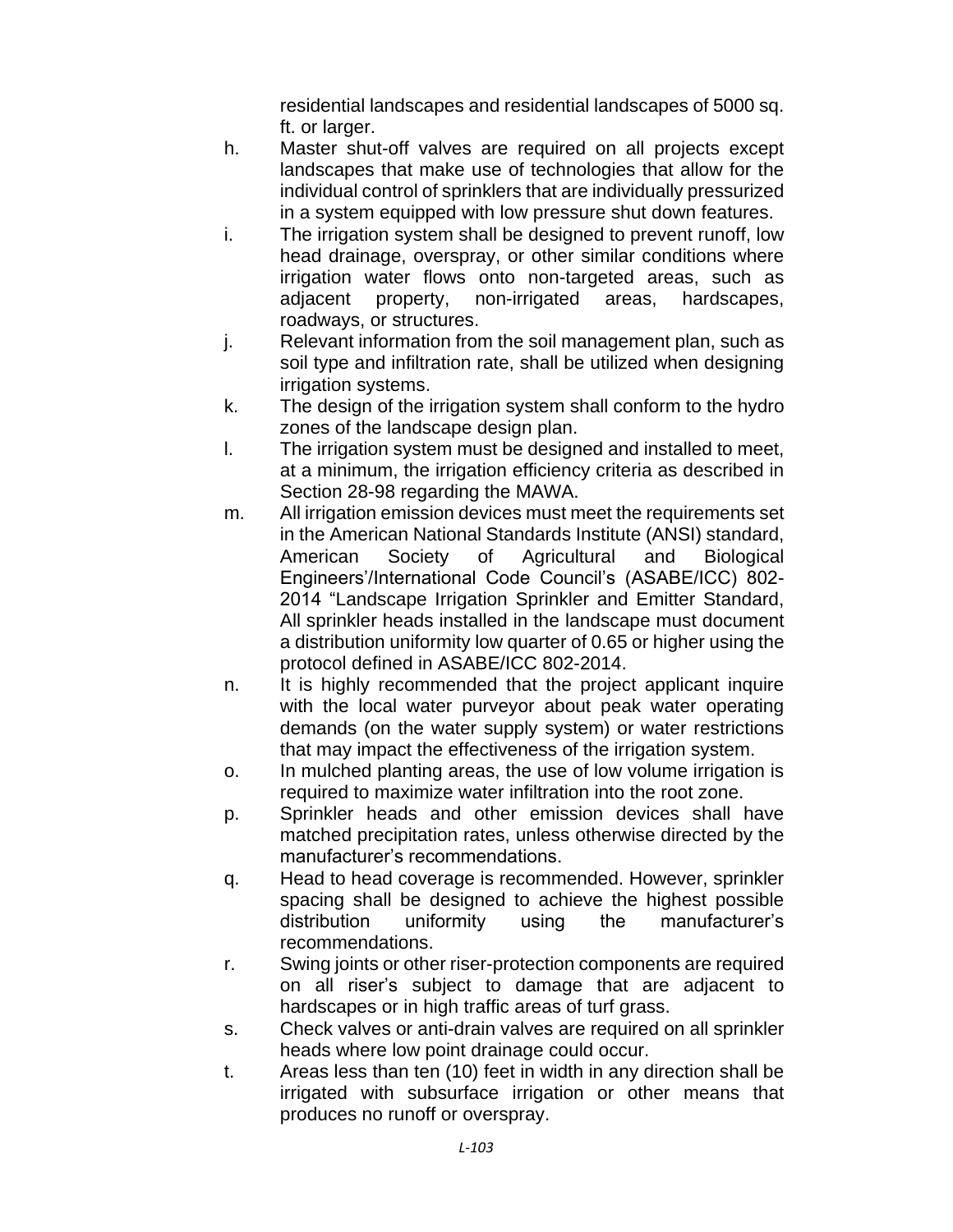residential landscapes and residential landscapes of 5000 sq. ft. or larger.

h. Master shut-off valves are required on all projects except landscapes that make use of technologies that allow for the individual control of sprinklers that are individually pressurized in a system equipped with low pressure shut down features.

i. The irrigation system shall be designed to prevent runoff, low head drainage, overspray, or other similar conditions where irrigation water flows onto non-targeted areas, such as adjacent property, non-irrigated areas, hardscapes, roadways, or structures.

j. Relevant information from the soil management plan, such as soil type and infiltration rate, shall be utilized when designing irrigation systems.

k. The design of the irrigation system shall conform to the hydro zones of the landscape design plan.

l. The irrigation system must be designed and installed to meet, at a minimum, the irrigation efficiency criteria as described in Section 28-98 regarding the MAWA.

m. All irrigation emission devices must meet the requirements set in the American National Standards Institute (ANSI) standard, American Society of Agricultural and Biological Engineers'/International Code Council's (ASABE/ICC) 802-2014 "Landscape Irrigation Sprinkler and Emitter Standard, All sprinkler heads installed in the landscape must document a distribution uniformity low quarter of 0.65 or higher using the protocol defined in ASABE/ICC 802-2014.

n. It is highly recommended that the project applicant inquire with the local water purveyor about peak water operating demands (on the water supply system) or water restrictions that may impact the effectiveness of the irrigation system.

o. In mulched planting areas, the use of low volume irrigation is required to maximize water infiltration into the root zone.

p. Sprinkler heads and other emission devices shall have matched precipitation rates, unless otherwise directed by the manufacturer's recommendations.

q. Head to head coverage is recommended. However, sprinkler spacing shall be designed to achieve the highest possible distribution uniformity using the manufacturer's recommendations.

r. Swing joints or other riser-protection components are required on all riser's subject to damage that are adjacent to hardscapes or in high traffic areas of turf grass.

s. Check valves or anti-drain valves are required on all sprinkler heads where low point drainage could occur.

t. Areas less than ten (10) feet in width in any direction shall be irrigated with subsurface irrigation or other means that produces no runoff or overspray.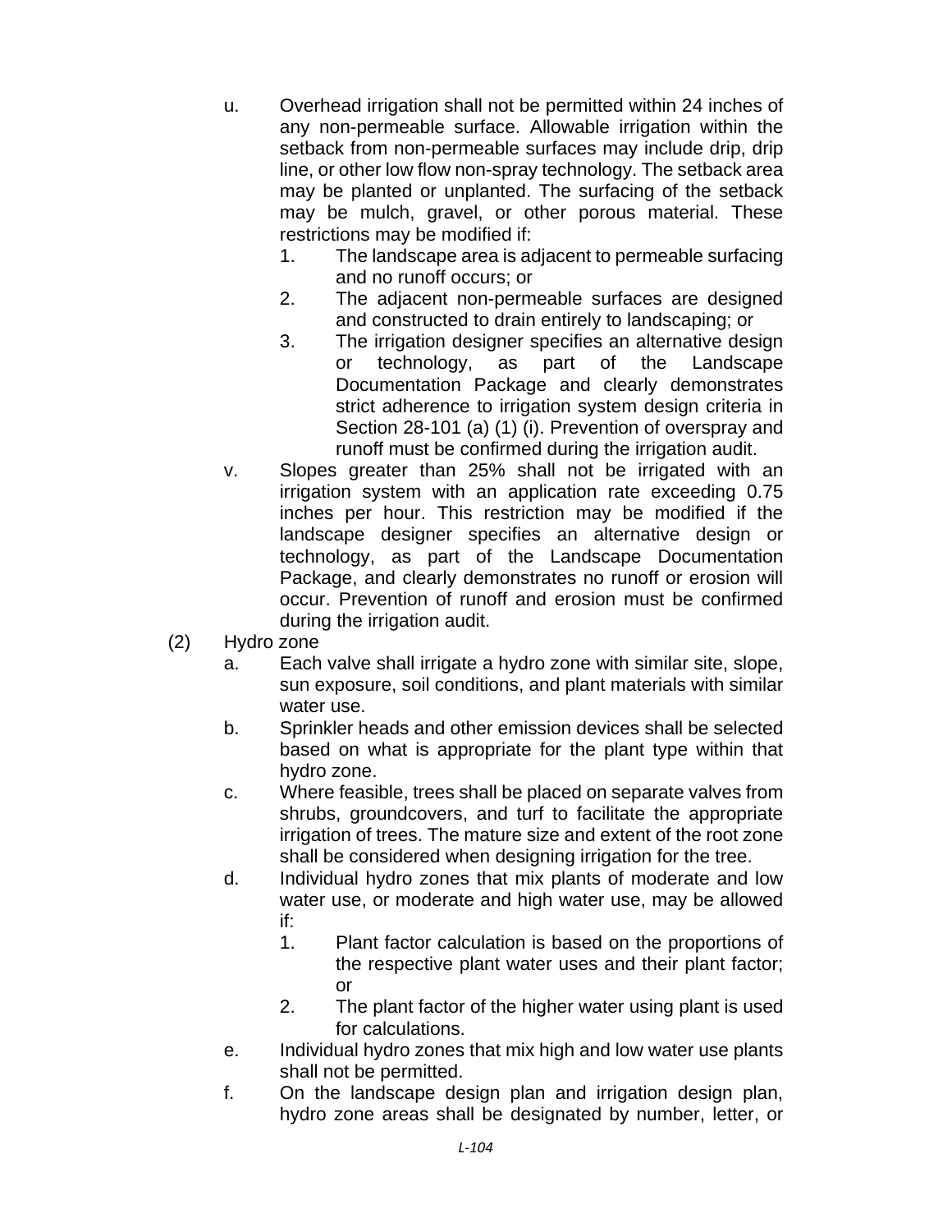u. Overhead irrigation shall not be permitted within 24 inches of any non-permeable surface. Allowable irrigation within the setback from non-permeable surfaces may include drip, drip line, or other low flow non-spray technology. The setback area may be planted or unplanted. The surfacing of the setback may be mulch, gravel, or other porous material. These restrictions may be modified if:

   1. The landscape area is adjacent to permeable surfacing and no runoff occurs; or
   2. The adjacent non-permeable surfaces are designed and constructed to drain entirely to landscaping; or
   3. The irrigation designer specifies an alternative design or technology, as part of the Landscape Documentation Package and clearly demonstrates strict adherence to irrigation system design criteria in Section 28-101 (a) (1) (i). Prevention of overspray and runoff must be confirmed during the irrigation audit.

v. Slopes greater than 25% shall not be irrigated with an irrigation system with an application rate exceeding 0.75 inches per hour. This restriction may be modified if the landscape designer specifies an alternative design or technology, as part of the Landscape Documentation Package, and clearly demonstrates no runoff or erosion will occur. Prevention of runoff and erosion must be confirmed during the irrigation audit.

(2) Hydro zone

a. Each valve shall irrigate a hydro zone with similar site, slope, sun exposure, soil conditions, and plant materials with similar water use.

b. Sprinkler heads and other emission devices shall be selected based on what is appropriate for the plant type within that hydro zone.

c. Where feasible, trees shall be placed on separate valves from shrubs, groundcovers, and turf to facilitate the appropriate irrigation of trees. The mature size and extent of the root zone shall be considered when designing irrigation for the tree.

d. Individual hydro zones that mix plants of moderate and low water use, or moderate and high water use, may be allowed if:

   1. Plant factor calculation is based on the proportions of the respective plant water uses and their plant factor; or
   2. The plant factor of the higher water using plant is used for calculations.

e. Individual hydro zones that mix high and low water use plants shall not be permitted.

f. On the landscape design plan and irrigation design plan, hydro zone areas shall be designated by number, letter, or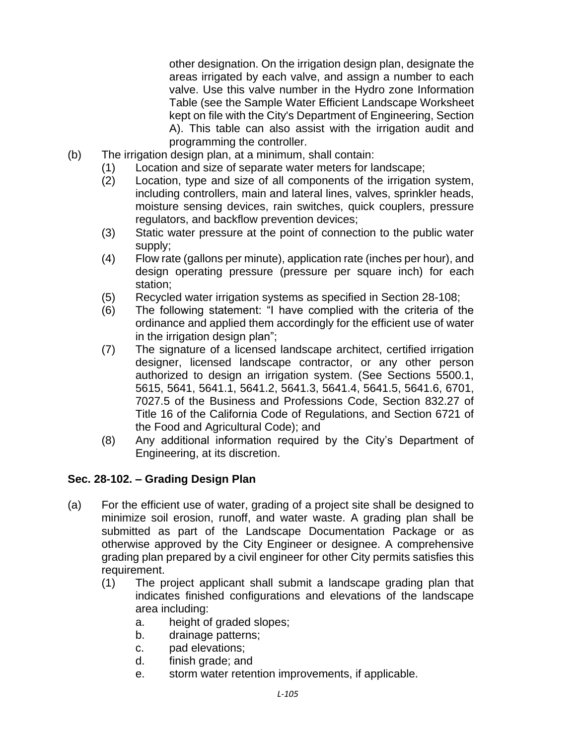other designation. On the irrigation design plan, designate the areas irrigated by each valve, and assign a number to each valve. Use this valve number in the Hydro zone Information Table (see the Sample Water Efficient Landscape Worksheet kept on file with the City's Department of Engineering, Section A). This table can also assist with the irrigation audit and programming the controller.

(b) The irrigation design plan, at a minimum, shall contain:
   (1) Location and size of separate water meters for landscape;
   (2) Location, type and size of all components of the irrigation system, including controllers, main and lateral lines, valves, sprinkler heads, moisture sensing devices, rain switches, quick couplers, pressure regulators, and backflow prevention devices;
   (3) Static water pressure at the point of connection to the public water supply;
   (4) Flow rate (gallons per minute), application rate (inches per hour), and design operating pressure (pressure per square inch) for each station;
   (5) Recycled water irrigation systems as specified in Section 28-108;
   (6) The following statement: "I have complied with the criteria of the ordinance and applied them accordingly for the efficient use of water in the irrigation design plan";
   (7) The signature of a licensed landscape architect, certified irrigation designer, licensed landscape contractor, or any other person authorized to design an irrigation system. (See Sections 5500.1, 5615, 5641, 5641.1, 5641.2, 5641.3, 5641.4, 5641.5, 5641.6, 6701, 7027.5 of the Business and Professions Code, Section 832.27 of Title 16 of the California Code of Regulations, and Section 6721 of the Food and Agricultural Code); and
   (8) Any additional information required by the City's Department of Engineering, at its discretion.

### Sec. 28-102. – Grading Design Plan

(a) For the efficient use of water, grading of a project site shall be designed to minimize soil erosion, runoff, and water waste. A grading plan shall be submitted as part of the Landscape Documentation Package or as otherwise approved by the City Engineer or designee. A comprehensive grading plan prepared by a civil engineer for other City permits satisfies this requirement.
   (1) The project applicant shall submit a landscape grading plan that indicates finished configurations and elevations of the landscape area including:
      a. height of graded slopes;
      b. drainage patterns;
      c. pad elevations;
      d. finish grade; and
      e. storm water retention improvements, if applicable.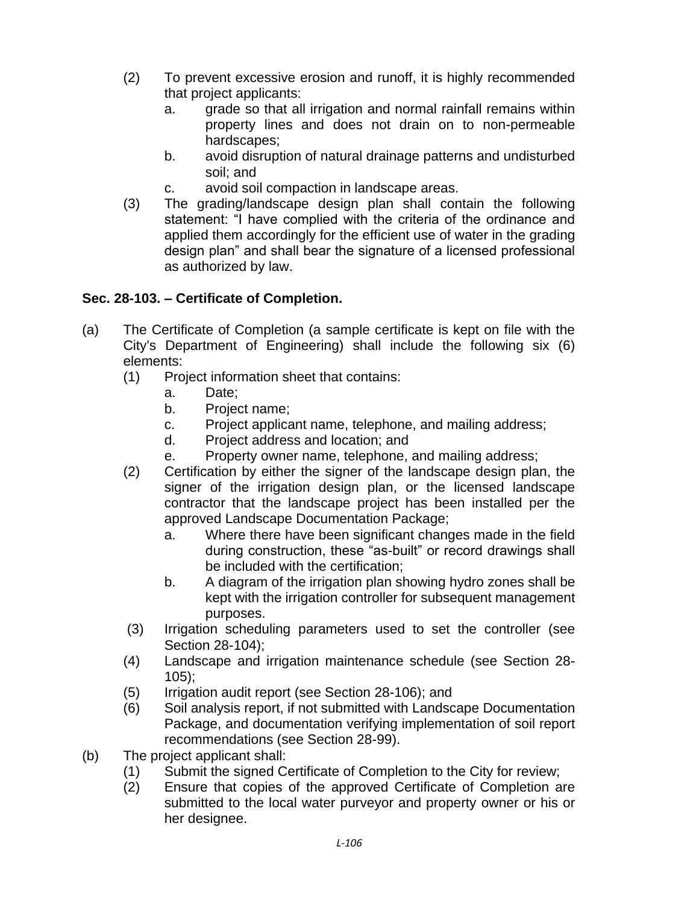(2) To prevent excessive erosion and runoff, it is highly recommended that project applicants:
   a. grade so that all irrigation and normal rainfall remains within property lines and does not drain on to non-permeable hardscapes;
   b. avoid disruption of natural drainage patterns and undisturbed soil; and
   c. avoid soil compaction in landscape areas.

(3) The grading/landscape design plan shall contain the following statement: “I have complied with the criteria of the ordinance and applied them accordingly for the efficient use of water in the grading design plan” and shall bear the signature of a licensed professional as authorized by law.

**Sec. 28-103. – Certificate of Completion.**

(a) The Certificate of Completion (a sample certificate is kept on file with the City's Department of Engineering) shall include the following six (6) elements:
   (1) Project information sheet that contains:
      a. Date;
      b. Project name;
      c. Project applicant name, telephone, and mailing address;
      d. Project address and location; and
      e. Property owner name, telephone, and mailing address;
   (2) Certification by either the signer of the landscape design plan, the signer of the irrigation design plan, or the licensed landscape contractor that the landscape project has been installed per the approved Landscape Documentation Package;
      a. Where there have been significant changes made in the field during construction, these “as-built” or record drawings shall be included with the certification;
      b. A diagram of the irrigation plan showing hydro zones shall be kept with the irrigation controller for subsequent management purposes.
   (3) Irrigation scheduling parameters used to set the controller (see Section 28-104);
   (4) Landscape and irrigation maintenance schedule (see Section 28-105);
   (5) Irrigation audit report (see Section 28-106); and
   (6) Soil analysis report, if not submitted with Landscape Documentation Package, and documentation verifying implementation of soil report recommendations (see Section 28-99).

(b) The project applicant shall:
   (1) Submit the signed Certificate of Completion to the City for review;
   (2) Ensure that copies of the approved Certificate of Completion are submitted to the local water purveyor and property owner or his or her designee.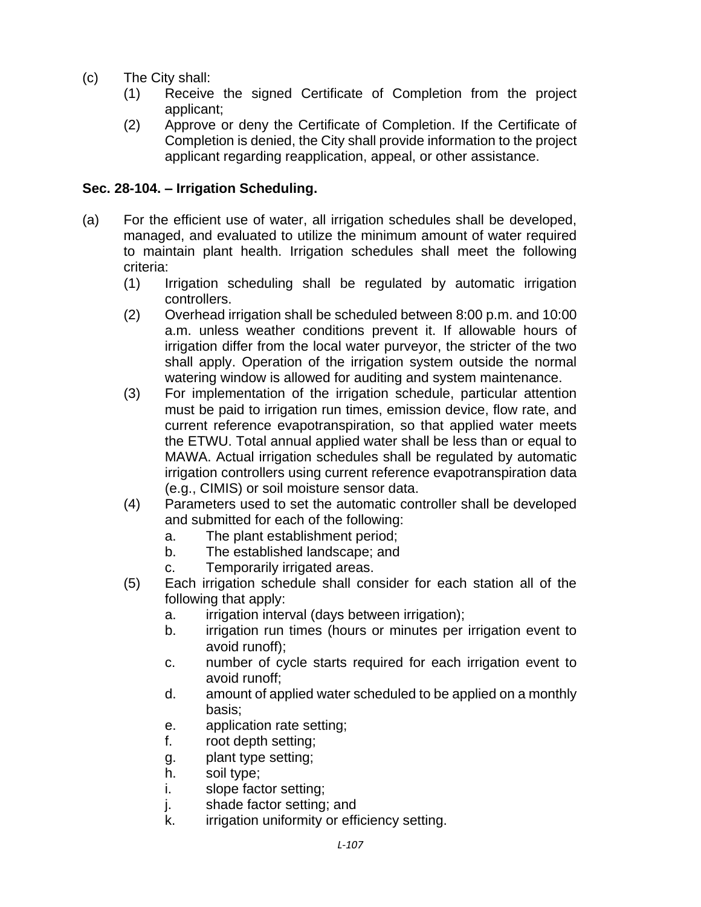(c) The City shall:

  (1) Receive the signed Certificate of Completion from the project applicant;

  (2) Approve or deny the Certificate of Completion. If the Certificate of Completion is denied, the City shall provide information to the project applicant regarding reapplication, appeal, or other assistance.

**Sec. 28-104. – Irrigation Scheduling.**

(a) For the efficient use of water, all irrigation schedules shall be developed, managed, and evaluated to utilize the minimum amount of water required to maintain plant health. Irrigation schedules shall meet the following criteria:

  (1) Irrigation scheduling shall be regulated by automatic irrigation controllers.

  (2) Overhead irrigation shall be scheduled between 8:00 p.m. and 10:00 a.m. unless weather conditions prevent it. If allowable hours of irrigation differ from the local water purveyor, the stricter of the two shall apply. Operation of the irrigation system outside the normal watering window is allowed for auditing and system maintenance.

  (3) For implementation of the irrigation schedule, particular attention must be paid to irrigation run times, emission device, flow rate, and current reference evapotranspiration, so that applied water meets the ETWU. Total annual applied water shall be less than or equal to MAWA. Actual irrigation schedules shall be regulated by automatic irrigation controllers using current reference evapotranspiration data (e.g., CIMIS) or soil moisture sensor data.

  (4) Parameters used to set the automatic controller shall be developed and submitted for each of the following:

    a. The plant establishment period;

    b. The established landscape; and

    c. Temporarily irrigated areas.

  (5) Each irrigation schedule shall consider for each station all of the following that apply:

    a. irrigation interval (days between irrigation);

    b. irrigation run times (hours or minutes per irrigation event to avoid runoff);

    c. number of cycle starts required for each irrigation event to avoid runoff;

    d. amount of applied water scheduled to be applied on a monthly basis;

    e. application rate setting;

    f. root depth setting;

    g. plant type setting;

    h. soil type;

    i. slope factor setting;

    j. shade factor setting; and

    k. irrigation uniformity or efficiency setting.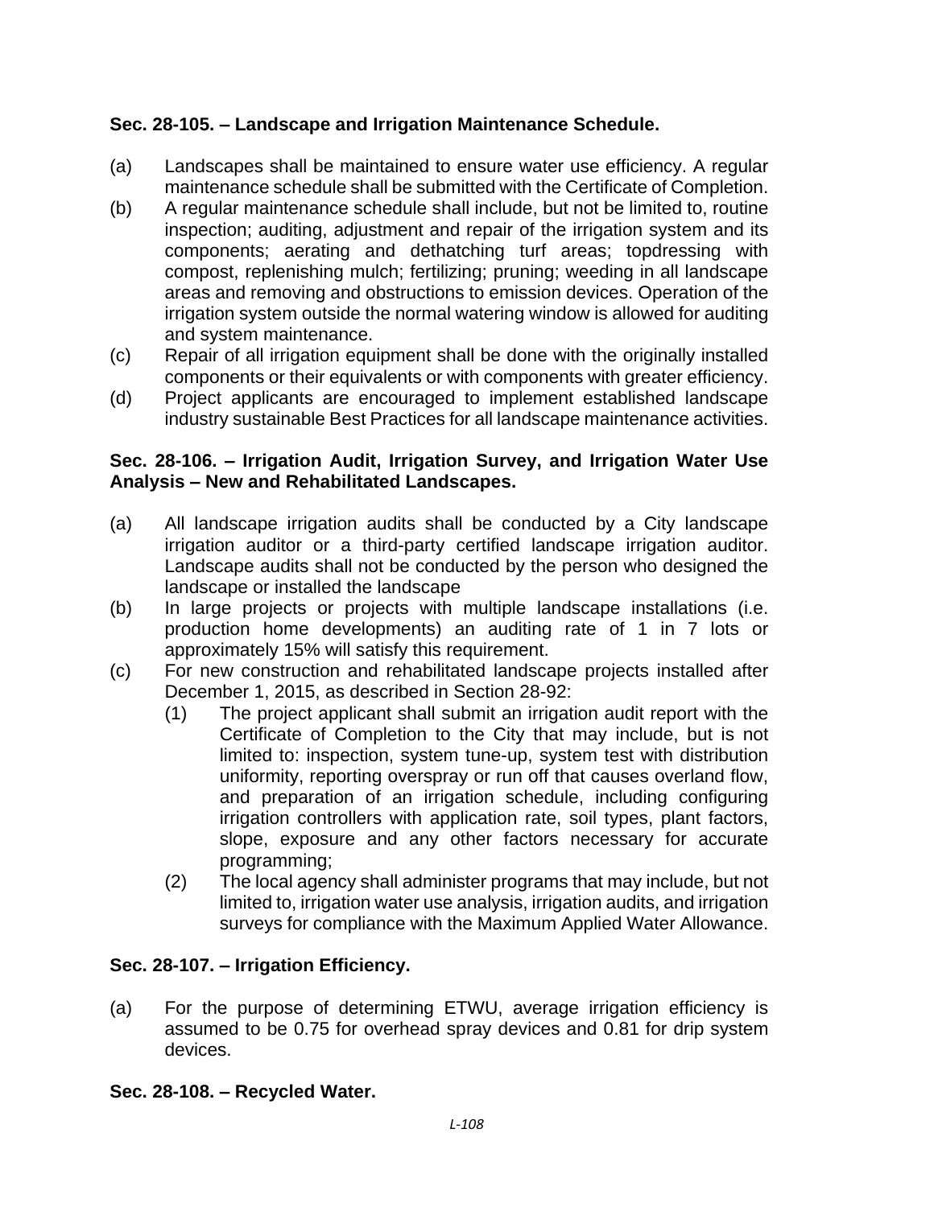**Sec. 28-105. – Landscape and Irrigation Maintenance Schedule.**

(a) Landscapes shall be maintained to ensure water use efficiency. A regular maintenance schedule shall be submitted with the Certificate of Completion.

(b) A regular maintenance schedule shall include, but not be limited to, routine inspection; auditing, adjustment and repair of the irrigation system and its components; aerating and dethatching turf areas; topdressing with compost, replenishing mulch; fertilizing; pruning; weeding in all landscape areas and removing and obstructions to emission devices. Operation of the irrigation system outside the normal watering window is allowed for auditing and system maintenance.

(c) Repair of all irrigation equipment shall be done with the originally installed components or their equivalents or with components with greater efficiency.

(d) Project applicants are encouraged to implement established landscape industry sustainable Best Practices for all landscape maintenance activities.

**Sec. 28-106. – Irrigation Audit, Irrigation Survey, and Irrigation Water Use Analysis – New and Rehabilitated Landscapes.**

(a) All landscape irrigation audits shall be conducted by a City landscape irrigation auditor or a third-party certified landscape irrigation auditor. Landscape audits shall not be conducted by the person who designed the landscape or installed the landscape

(b) In large projects or projects with multiple landscape installations (i.e. production home developments) an auditing rate of 1 in 7 lots or approximately 15% will satisfy this requirement.

(c) For new construction and rehabilitated landscape projects installed after December 1, 2015, as described in Section 28-92:

 (1) The project applicant shall submit an irrigation audit report with the Certificate of Completion to the City that may include, but is not limited to: inspection, system tune-up, system test with distribution uniformity, reporting overspray or run off that causes overland flow, and preparation of an irrigation schedule, including configuring irrigation controllers with application rate, soil types, plant factors, slope, exposure and any other factors necessary for accurate programming;

 (2) The local agency shall administer programs that may include, but not limited to, irrigation water use analysis, irrigation audits, and irrigation surveys for compliance with the Maximum Applied Water Allowance.

**Sec. 28-107. – Irrigation Efficiency.**

(a) For the purpose of determining ETWU, average irrigation efficiency is assumed to be 0.75 for overhead spray devices and 0.81 for drip system devices.

**Sec. 28-108. – Recycled Water.**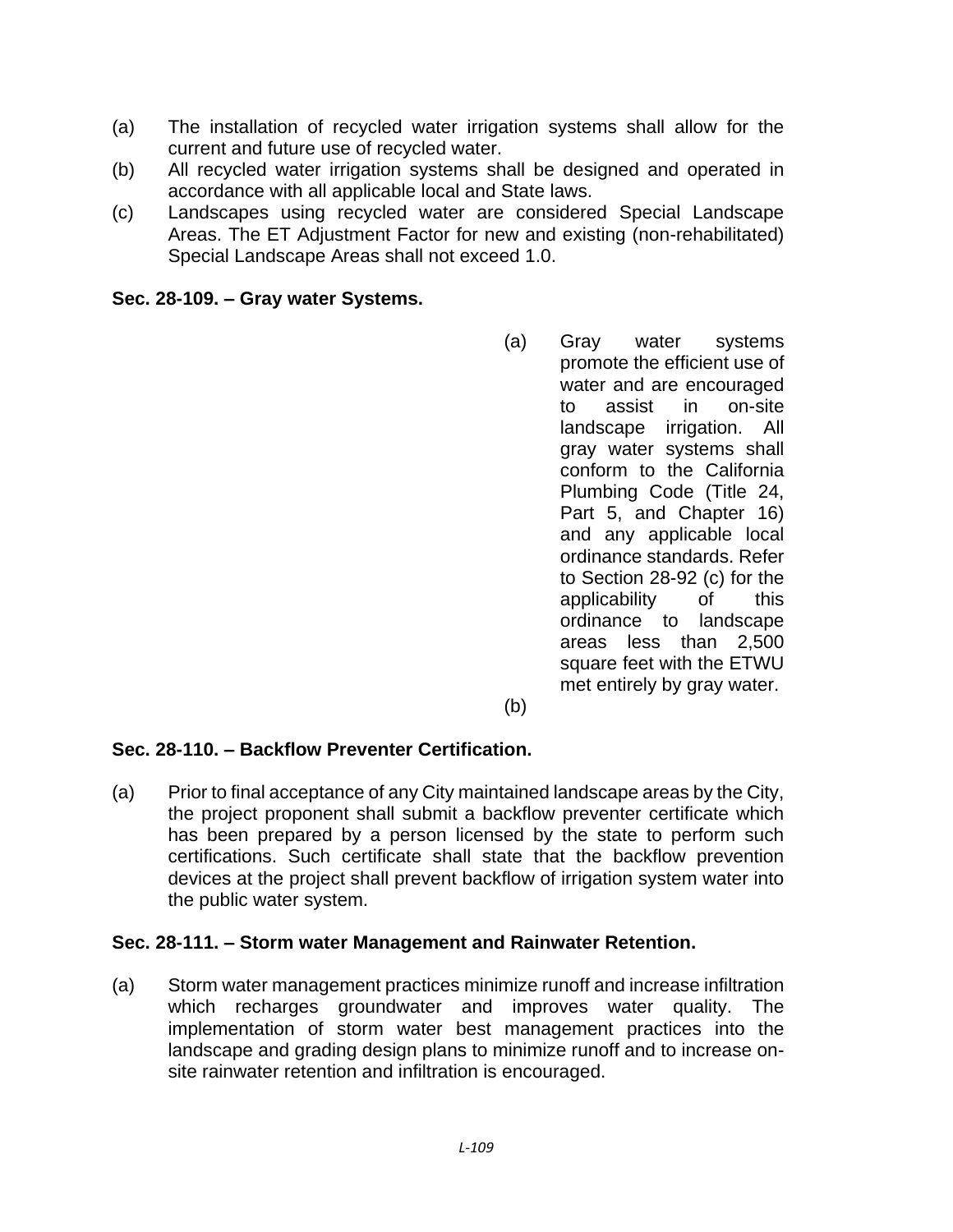(a) The installation of recycled water irrigation systems shall allow for the current and future use of recycled water.

(b) All recycled water irrigation systems shall be designed and operated in accordance with all applicable local and State laws.

(c) Landscapes using recycled water are considered Special Landscape Areas. The ET Adjustment Factor for new and existing (non-rehabilitated) Special Landscape Areas shall not exceed 1.0.

**Sec. 28-109. – Gray water Systems.**

(a) Gray water systems promote the efficient use of water and are encouraged to assist in on-site landscape irrigation. All gray water systems shall conform to the California Plumbing Code (Title 24, Part 5, and Chapter 16) and any applicable local ordinance standards. Refer to Section 28-92 (c) for the applicability of this ordinance to landscape areas less than 2,500 square feet with the ETWU met entirely by gray water.

(b)

**Sec. 28-110. – Backflow Preventer Certification.**

(a) Prior to final acceptance of any City maintained landscape areas by the City, the project proponent shall submit a backflow preventer certificate which has been prepared by a person licensed by the state to perform such certifications. Such certificate shall state that the backflow prevention devices at the project shall prevent backflow of irrigation system water into the public water system.

**Sec. 28-111. – Storm water Management and Rainwater Retention.**

(a) Storm water management practices minimize runoff and increase infiltration which recharges groundwater and improves water quality. The implementation of storm water best management practices into the landscape and grading design plans to minimize runoff and to increase on-site rainwater retention and infiltration is encouraged.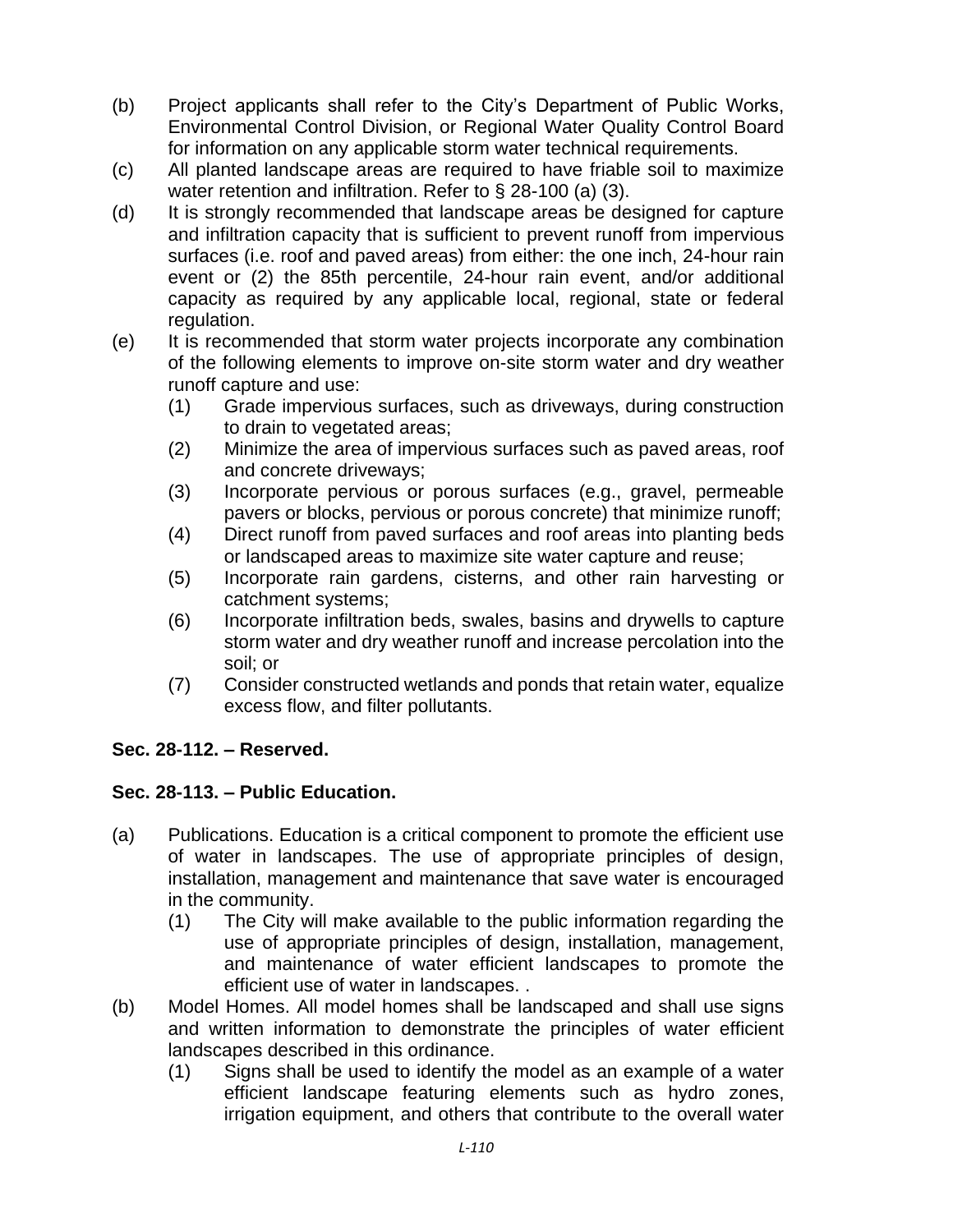(b) Project applicants shall refer to the City's Department of Public Works, Environmental Control Division, or Regional Water Quality Control Board for information on any applicable storm water technical requirements.

(c) All planted landscape areas are required to have friable soil to maximize water retention and infiltration. Refer to § 28-100 (a) (3).

(d) It is strongly recommended that landscape areas be designed for capture and infiltration capacity that is sufficient to prevent runoff from impervious surfaces (i.e. roof and paved areas) from either: the one inch, 24-hour rain event or (2) the 85th percentile, 24-hour rain event, and/or additional capacity as required by any applicable local, regional, state or federal regulation.

(e) It is recommended that storm water projects incorporate any combination of the following elements to improve on-site storm water and dry weather runoff capture and use:

   (1) Grade impervious surfaces, such as driveways, during construction to drain to vegetated areas;

   (2) Minimize the area of impervious surfaces such as paved areas, roof and concrete driveways;

   (3) Incorporate pervious or porous surfaces (e.g., gravel, permeable pavers or blocks, pervious or porous concrete) that minimize runoff;

   (4) Direct runoff from paved surfaces and roof areas into planting beds or landscaped areas to maximize site water capture and reuse;

   (5) Incorporate rain gardens, cisterns, and other rain harvesting or catchment systems;

   (6) Incorporate infiltration beds, swales, basins and drywells to capture storm water and dry weather runoff and increase percolation into the soil; or

   (7) Consider constructed wetlands and ponds that retain water, equalize excess flow, and filter pollutants.

**Sec. 28-112. – Reserved.**

**Sec. 28-113. – Public Education.**

(a) Publications. Education is a critical component to promote the efficient use of water in landscapes. The use of appropriate principles of design, installation, management and maintenance that save water is encouraged in the community.

   (1) The City will make available to the public information regarding the use of appropriate principles of design, installation, management, and maintenance of water efficient landscapes to promote the efficient use of water in landscapes. .

(b) Model Homes. All model homes shall be landscaped and shall use signs and written information to demonstrate the principles of water efficient landscapes described in this ordinance.

   (1) Signs shall be used to identify the model as an example of a water efficient landscape featuring elements such as hydro zones, irrigation equipment, and others that contribute to the overall water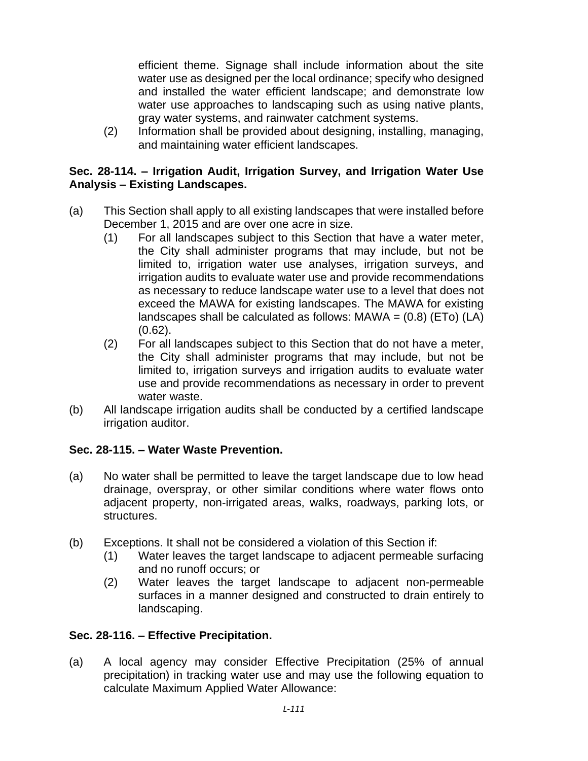efficient theme. Signage shall include information about the site water use as designed per the local ordinance; specify who designed and installed the water efficient landscape; and demonstrate low water use approaches to landscaping such as using native plants, gray water systems, and rainwater catchment systems.

(2) Information shall be provided about designing, installing, managing, and maintaining water efficient landscapes.

**Sec. 28-114. – Irrigation Audit, Irrigation Survey, and Irrigation Water Use Analysis – Existing Landscapes.**

(a) This Section shall apply to all existing landscapes that were installed before December 1, 2015 and are over one acre in size.

(1) For all landscapes subject to this Section that have a water meter, the City shall administer programs that may include, but not be limited to, irrigation water use analyses, irrigation surveys, and irrigation audits to evaluate water use and provide recommendations as necessary to reduce landscape water use to a level that does not exceed the MAWA for existing landscapes. The MAWA for existing landscapes shall be calculated as follows: MAWA = (0.8) (ETo) (LA) (0.62).

(2) For all landscapes subject to this Section that do not have a meter, the City shall administer programs that may include, but not be limited to, irrigation surveys and irrigation audits to evaluate water use and provide recommendations as necessary in order to prevent water waste.

(b) All landscape irrigation audits shall be conducted by a certified landscape irrigation auditor.

**Sec. 28-115. – Water Waste Prevention.**

(a) No water shall be permitted to leave the target landscape due to low head drainage, overspray, or other similar conditions where water flows onto adjacent property, non-irrigated areas, walks, roadways, parking lots, or structures.

(b) Exceptions. It shall not be considered a violation of this Section if:

(1) Water leaves the target landscape to adjacent permeable surfacing and no runoff occurs; or

(2) Water leaves the target landscape to adjacent non-permeable surfaces in a manner designed and constructed to drain entirely to landscaping.

**Sec. 28-116. – Effective Precipitation.**

(a) A local agency may consider Effective Precipitation (25% of annual precipitation) in tracking water use and may use the following equation to calculate Maximum Applied Water Allowance: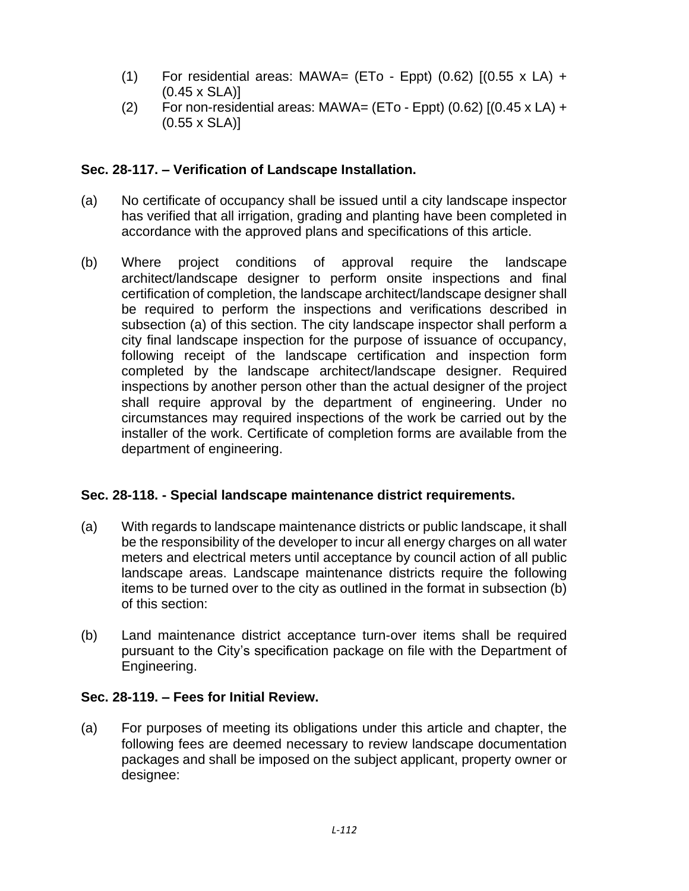(1) For residential areas: $MAWA = (ETo - Eppt)(0.62)[(0.55 \times LA) + (0.45 \times SLA)]$

(2) For non-residential areas: $MAWA = (ETo - Eppt)(0.62)[(0.45 \times LA) + (0.55 \times SLA)]$

### Sec. 28-117. – Verification of Landscape Installation.

(a) No certificate of occupancy shall be issued until a city landscape inspector has verified that all irrigation, grading and planting have been completed in accordance with the approved plans and specifications of this article.

(b) Where project conditions of approval require the landscape architect/landscape designer to perform onsite inspections and final certification of completion, the landscape architect/landscape designer shall be required to perform the inspections and verifications described in subsection (a) of this section. The city landscape inspector shall perform a city final landscape inspection for the purpose of issuance of occupancy, following receipt of the landscape certification and inspection form completed by the landscape architect/landscape designer. Required inspections by another person other than the actual designer of the project shall require approval by the department of engineering. Under no circumstances may required inspections of the work be carried out by the installer of the work. Certificate of completion forms are available from the department of engineering.

### Sec. 28-118. - Special landscape maintenance district requirements.

(a) With regards to landscape maintenance districts or public landscape, it shall be the responsibility of the developer to incur all energy charges on all water meters and electrical meters until acceptance by council action of all public landscape areas. Landscape maintenance districts require the following items to be turned over to the city as outlined in the format in subsection (b) of this section:

(b) Land maintenance district acceptance turn-over items shall be required pursuant to the City's specification package on file with the Department of Engineering.

### Sec. 28-119. – Fees for Initial Review.

(a) For purposes of meeting its obligations under this article and chapter, the following fees are deemed necessary to review landscape documentation packages and shall be imposed on the subject applicant, property owner or designee: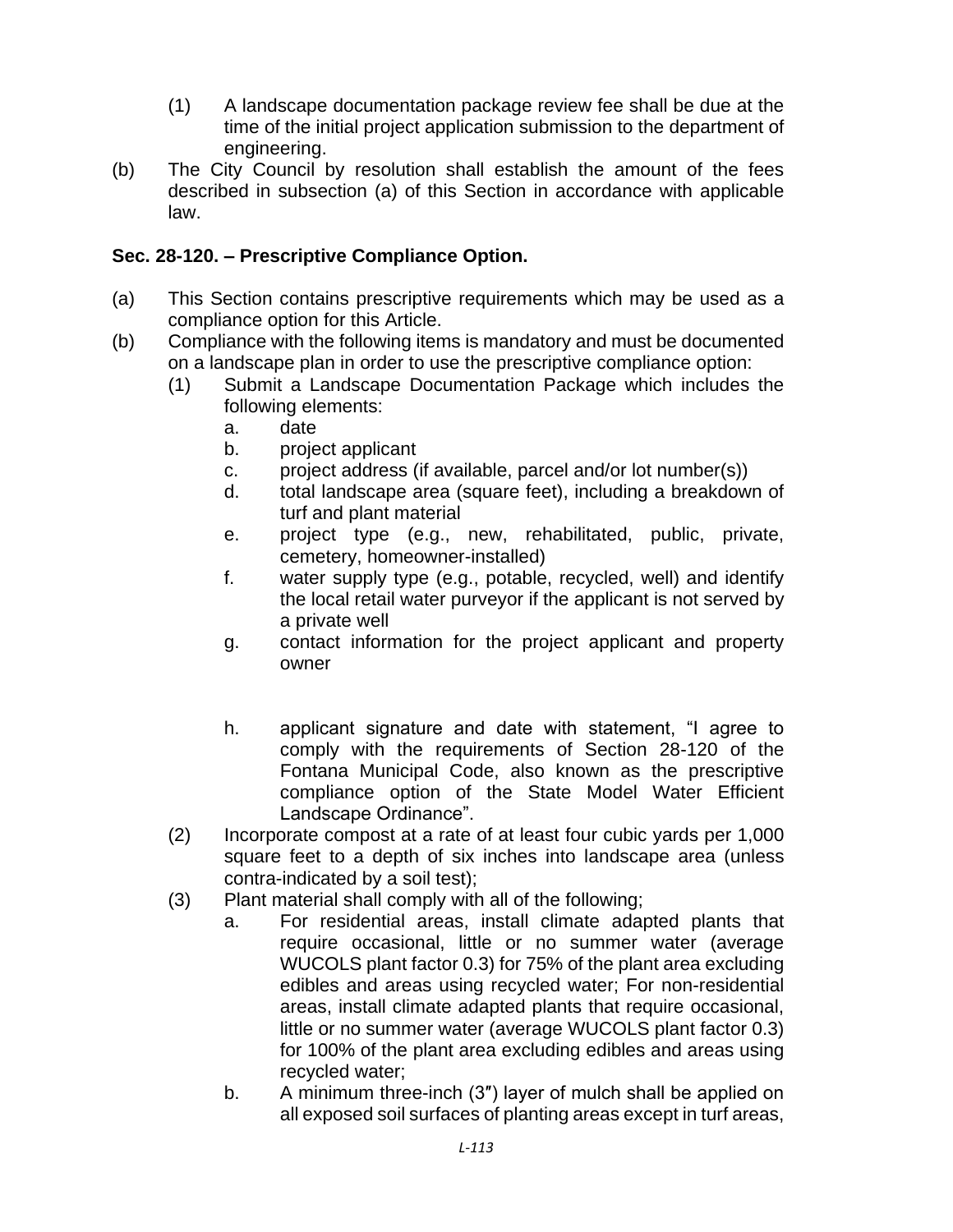(1) A landscape documentation package review fee shall be due at the time of the initial project application submission to the department of engineering.

(b) The City Council by resolution shall establish the amount of the fees described in subsection (a) of this Section in accordance with applicable law.

**Sec. 28-120. – Prescriptive Compliance Option.**

(a) This Section contains prescriptive requirements which may be used as a compliance option for this Article.

(b) Compliance with the following items is mandatory and must be documented on a landscape plan in order to use the prescriptive compliance option:

(1) Submit a Landscape Documentation Package which includes the following elements:

a. date

b. project applicant

c. project address (if available, parcel and/or lot number(s))

d. total landscape area (square feet), including a breakdown of turf and plant material

e. project type (e.g., new, rehabilitated, public, private, cemetery, homeowner-installed)

f. water supply type (e.g., potable, recycled, well) and identify the local retail water purveyor if the applicant is not served by a private well

g. contact information for the project applicant and property owner

h. applicant signature and date with statement, "I agree to comply with the requirements of Section 28-120 of the Fontana Municipal Code, also known as the prescriptive compliance option of the State Model Water Efficient Landscape Ordinance".

(2) Incorporate compost at a rate of at least four cubic yards per 1,000 square feet to a depth of six inches into landscape area (unless contra-indicated by a soil test);

(3) Plant material shall comply with all of the following;

a. For residential areas, install climate adapted plants that require occasional, little or no summer water (average WUCOLS plant factor 0.3) for 75% of the plant area excluding edibles and areas using recycled water; For non-residential areas, install climate adapted plants that require occasional, little or no summer water (average WUCOLS plant factor 0.3) for 100% of the plant area excluding edibles and areas using recycled water;

b. A minimum three-inch (3″) layer of mulch shall be applied on all exposed soil surfaces of planting areas except in turf areas,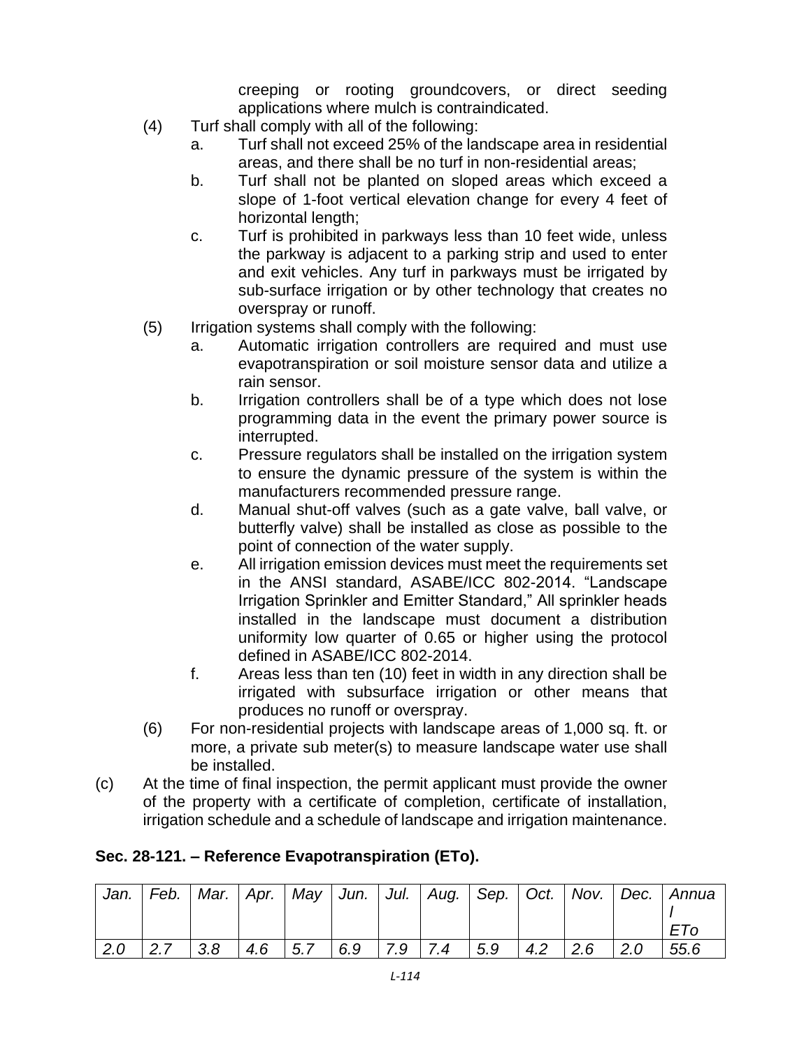creeping or rooting groundcovers, or direct seeding applications where mulch is contraindicated.

(4) Turf shall comply with all of the following:

a. Turf shall not exceed 25% of the landscape area in residential areas, and there shall be no turf in non-residential areas;

b. Turf shall not be planted on sloped areas which exceed a slope of 1-foot vertical elevation change for every 4 feet of horizontal length;

c. Turf is prohibited in parkways less than 10 feet wide, unless the parkway is adjacent to a parking strip and used to enter and exit vehicles. Any turf in parkways must be irrigated by sub-surface irrigation or by other technology that creates no overspray or runoff.

(5) Irrigation systems shall comply with the following:

a. Automatic irrigation controllers are required and must use evapotranspiration or soil moisture sensor data and utilize a rain sensor.

b. Irrigation controllers shall be of a type which does not lose programming data in the event the primary power source is interrupted.

c. Pressure regulators shall be installed on the irrigation system to ensure the dynamic pressure of the system is within the manufacturers recommended pressure range.

d. Manual shut-off valves (such as a gate valve, ball valve, or butterfly valve) shall be installed as close as possible to the point of connection of the water supply.

e. All irrigation emission devices must meet the requirements set in the ANSI standard, ASABE/ICC 802-2014. "Landscape Irrigation Sprinkler and Emitter Standard," All sprinkler heads installed in the landscape must document a distribution uniformity low quarter of 0.65 or higher using the protocol defined in ASABE/ICC 802-2014.

f. Areas less than ten (10) feet in width in any direction shall be irrigated with subsurface irrigation or other means that produces no runoff or overspray.

(6) For non-residential projects with landscape areas of 1,000 sq. ft. or more, a private sub meter(s) to measure landscape water use shall be installed.

(c) At the time of final inspection, the permit applicant must provide the owner of the property with a certificate of completion, certificate of installation, irrigation schedule and a schedule of landscape and irrigation maintenance.

**Sec. 28-121. – Reference Evapotranspiration (ETo).**

| *Jan.* | *Feb.* | *Mar.* | *Apr.* | *May* | *Jun.* | *Jul.* | *Aug.* | *Sep.* | *Oct.* | *Nov.* | *Dec.* | *Annual ETo* |
|---|---|---|---|---|---|---|---|---|---|---|---|---|
| *2.0* | *2.7* | *3.8* | *4.6* | *5.7* | *6.9* | *7.9* | *7.4* | *5.9* | *4.2* | *2.6* | *2.0* | *55.6* |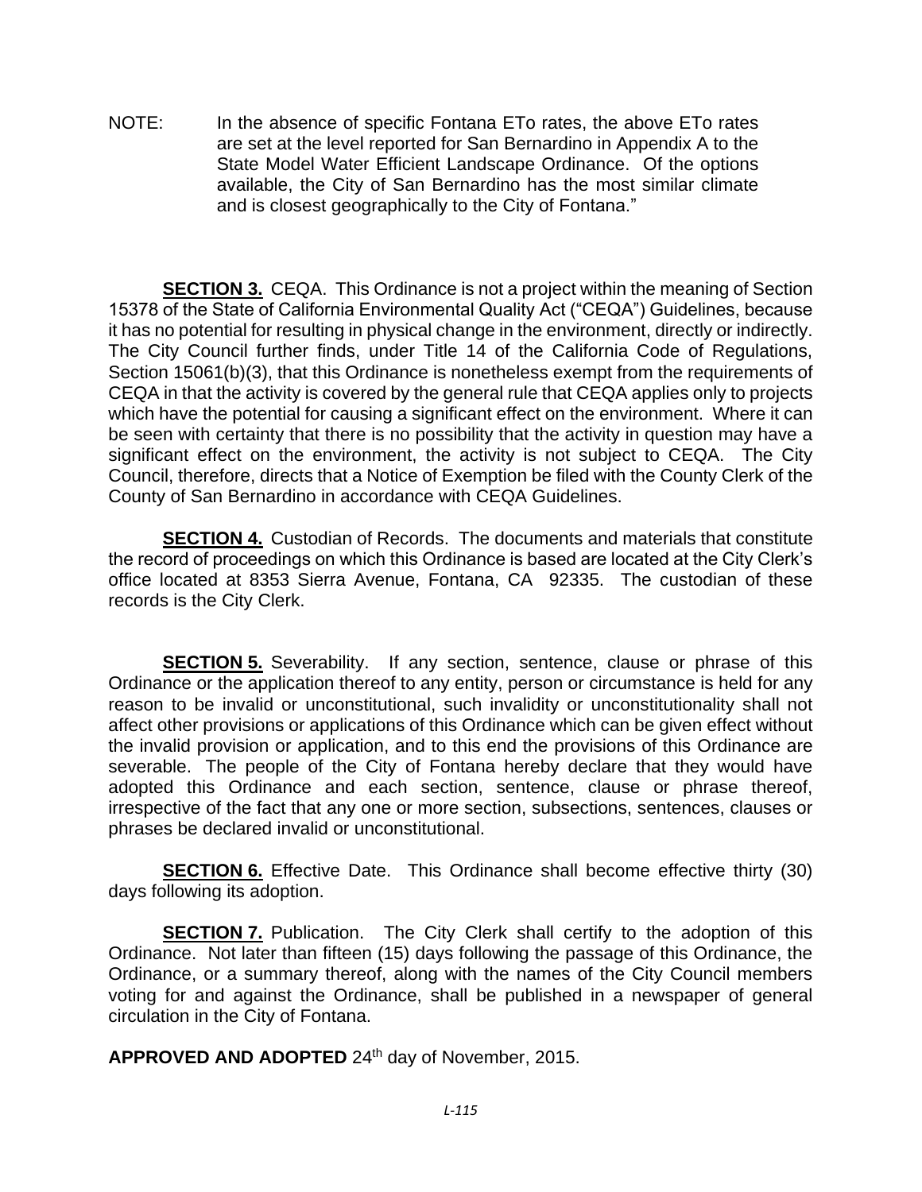NOTE: In the absence of specific Fontana ETo rates, the above ETo rates are set at the level reported for San Bernardino in Appendix A to the State Model Water Efficient Landscape Ordinance. Of the options available, the City of San Bernardino has the most similar climate and is closest geographically to the City of Fontana."

**SECTION 3.** CEQA. This Ordinance is not a project within the meaning of Section 15378 of the State of California Environmental Quality Act ("CEQA") Guidelines, because it has no potential for resulting in physical change in the environment, directly or indirectly. The City Council further finds, under Title 14 of the California Code of Regulations, Section 15061(b)(3), that this Ordinance is nonetheless exempt from the requirements of CEQA in that the activity is covered by the general rule that CEQA applies only to projects which have the potential for causing a significant effect on the environment. Where it can be seen with certainty that there is no possibility that the activity in question may have a significant effect on the environment, the activity is not subject to CEQA. The City Council, therefore, directs that a Notice of Exemption be filed with the County Clerk of the County of San Bernardino in accordance with CEQA Guidelines.

**SECTION 4.** Custodian of Records. The documents and materials that constitute the record of proceedings on which this Ordinance is based are located at the City Clerk's office located at 8353 Sierra Avenue, Fontana, CA 92335. The custodian of these records is the City Clerk.

**SECTION 5.** Severability. If any section, sentence, clause or phrase of this Ordinance or the application thereof to any entity, person or circumstance is held for any reason to be invalid or unconstitutional, such invalidity or unconstitutionality shall not affect other provisions or applications of this Ordinance which can be given effect without the invalid provision or application, and to this end the provisions of this Ordinance are severable. The people of the City of Fontana hereby declare that they would have adopted this Ordinance and each section, sentence, clause or phrase thereof, irrespective of the fact that any one or more section, subsections, sentences, clauses or phrases be declared invalid or unconstitutional.

**SECTION 6.** Effective Date. This Ordinance shall become effective thirty (30) days following its adoption.

**SECTION 7.** Publication. The City Clerk shall certify to the adoption of this Ordinance. Not later than fifteen (15) days following the passage of this Ordinance, the Ordinance, or a summary thereof, along with the names of the City Council members voting for and against the Ordinance, shall be published in a newspaper of general circulation in the City of Fontana.

**APPROVED AND ADOPTED** 24th day of November, 2015.